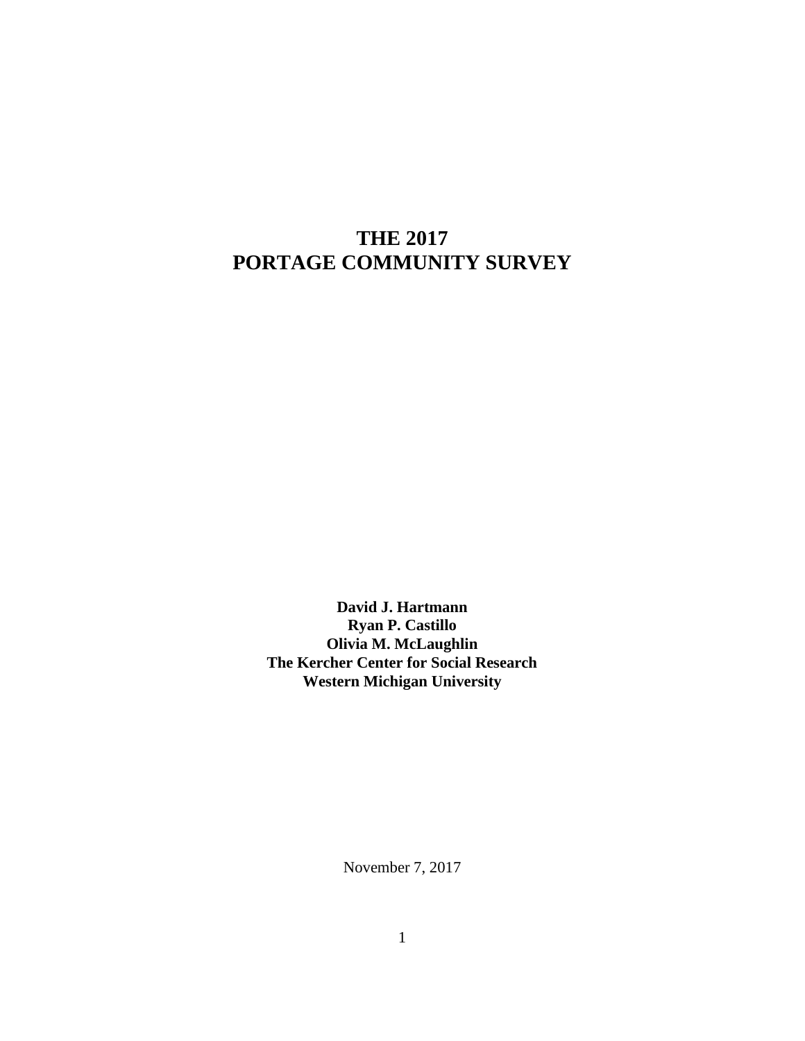# THE 2017
# PORTAGE COMMUNITY SURVEY

**David J. Hartmann**
**Ryan P. Castillo**
**Olivia M. McLaughlin**
**The Kercher Center for Social Research**
**Western Michigan University**

November 7, 2017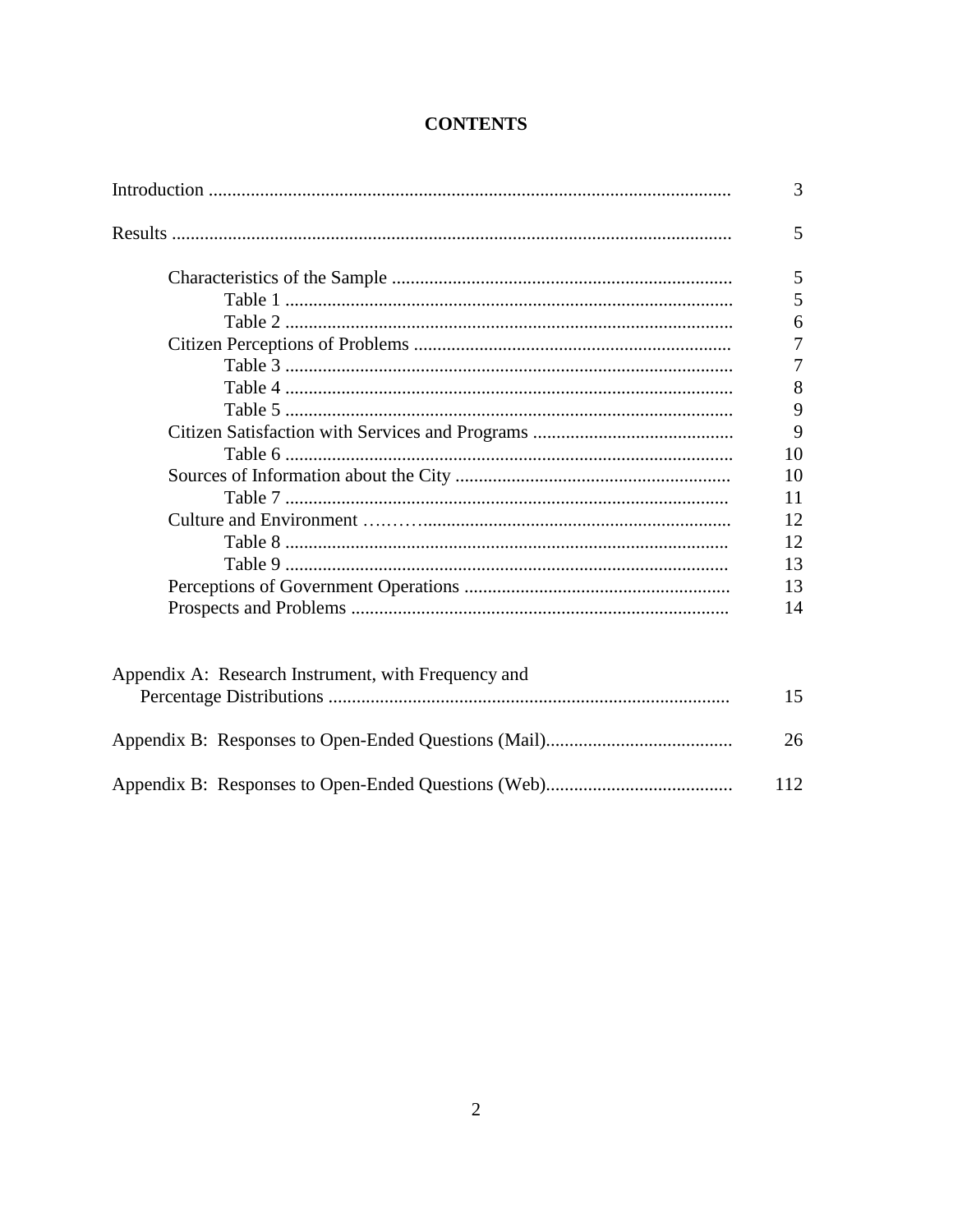# CONTENTS

| | |
|---|---|
| Introduction | 3 |
| Results | 5 |
| Characteristics of the Sample | 5 |
| Table 1 | 5 |
| Table 2 | 6 |
| Citizen Perceptions of Problems | 7 |
| Table 3 | 7 |
| Table 4 | 8 |
| Table 5 | 9 |
| Citizen Satisfaction with Services and Programs | 9 |
| Table 6 | 10 |
| Sources of Information about the City | 10 |
| Table 7 | 11 |
| Culture and Environment | 12 |
| Table 8 | 12 |
| Table 9 | 13 |
| Perceptions of Government Operations | 13 |
| Prospects and Problems | 14 |
| Appendix A: Research Instrument, with Frequency and Percentage Distributions | 15 |
| Appendix B: Responses to Open-Ended Questions (Mail) | 26 |
| Appendix B: Responses to Open-Ended Questions (Web) | 112 |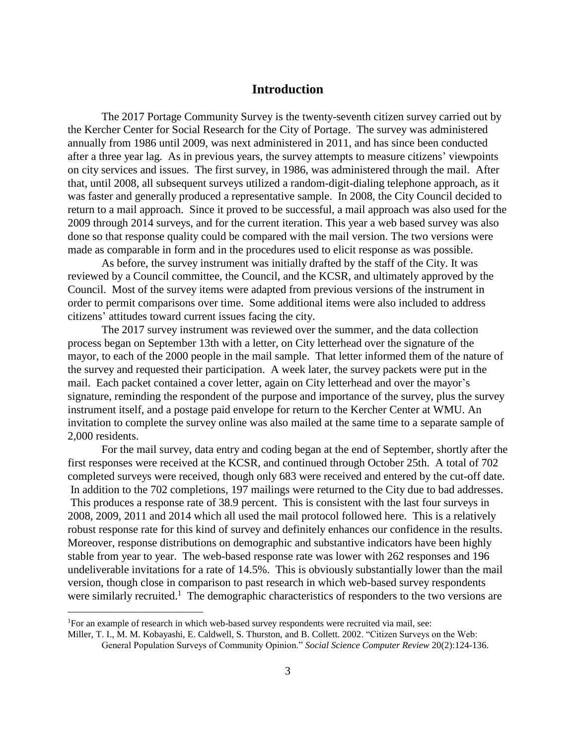# Introduction

The 2017 Portage Community Survey is the twenty-seventh citizen survey carried out by the Kercher Center for Social Research for the City of Portage. The survey was administered annually from 1986 until 2009, was next administered in 2011, and has since been conducted after a three year lag. As in previous years, the survey attempts to measure citizens' viewpoints on city services and issues. The first survey, in 1986, was administered through the mail. After that, until 2008, all subsequent surveys utilized a random-digit-dialing telephone approach, as it was faster and generally produced a representative sample. In 2008, the City Council decided to return to a mail approach. Since it proved to be successful, a mail approach was also used for the 2009 through 2014 surveys, and for the current iteration. This year a web based survey was also done so that response quality could be compared with the mail version. The two versions were made as comparable in form and in the procedures used to elicit response as was possible.

As before, the survey instrument was initially drafted by the staff of the City. It was reviewed by a Council committee, the Council, and the KCSR, and ultimately approved by the Council. Most of the survey items were adapted from previous versions of the instrument in order to permit comparisons over time. Some additional items were also included to address citizens' attitudes toward current issues facing the city.

The 2017 survey instrument was reviewed over the summer, and the data collection process began on September 13th with a letter, on City letterhead over the signature of the mayor, to each of the 2000 people in the mail sample. That letter informed them of the nature of the survey and requested their participation. A week later, the survey packets were put in the mail. Each packet contained a cover letter, again on City letterhead and over the mayor's signature, reminding the respondent of the purpose and importance of the survey, plus the survey instrument itself, and a postage paid envelope for return to the Kercher Center at WMU. An invitation to complete the survey online was also mailed at the same time to a separate sample of 2,000 residents.

For the mail survey, data entry and coding began at the end of September, shortly after the first responses were received at the KCSR, and continued through October 25th. A total of 702 completed surveys were received, though only 683 were received and entered by the cut-off date. In addition to the 702 completions, 197 mailings were returned to the City due to bad addresses. This produces a response rate of 38.9 percent. This is consistent with the last four surveys in 2008, 2009, 2011 and 2014 which all used the mail protocol followed here. This is a relatively robust response rate for this kind of survey and definitely enhances our confidence in the results. Moreover, response distributions on demographic and substantive indicators have been highly stable from year to year. The web-based response rate was lower with 262 responses and 196 undeliverable invitations for a rate of 14.5%. This is obviously substantially lower than the mail version, though close in comparison to past research in which web-based survey respondents were similarly recruited.[1] The demographic characteristics of responders to the two versions are

[1]For an example of research in which web-based survey respondents were recruited via mail, see: Miller, T. I., M. M. Kobayashi, E. Caldwell, S. Thurston, and B. Collett. 2002. "Citizen Surveys on the Web: General Population Surveys of Community Opinion." *Social Science Computer Review* 20(2):124-136.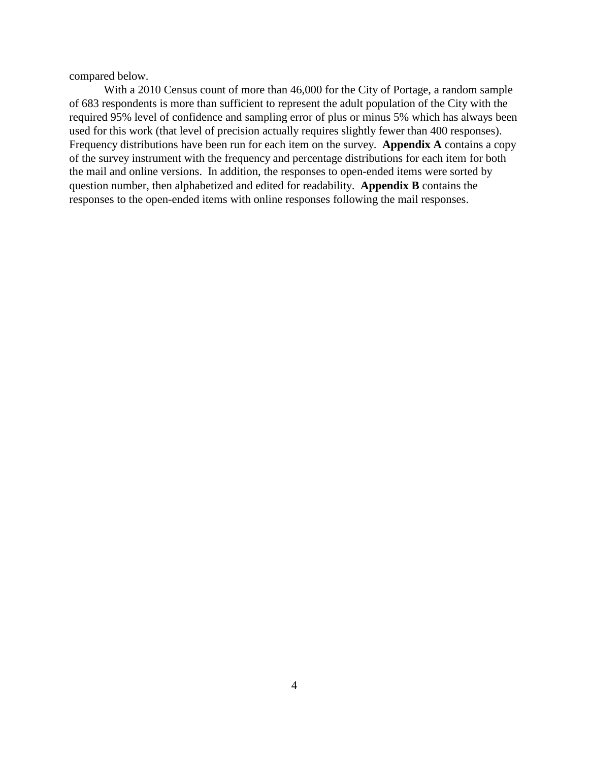compared below.

With a 2010 Census count of more than 46,000 for the City of Portage, a random sample of 683 respondents is more than sufficient to represent the adult population of the City with the required 95% level of confidence and sampling error of plus or minus 5% which has always been used for this work (that level of precision actually requires slightly fewer than 400 responses). Frequency distributions have been run for each item on the survey. **Appendix A** contains a copy of the survey instrument with the frequency and percentage distributions for each item for both the mail and online versions. In addition, the responses to open-ended items were sorted by question number, then alphabetized and edited for readability. **Appendix B** contains the responses to the open-ended items with online responses following the mail responses.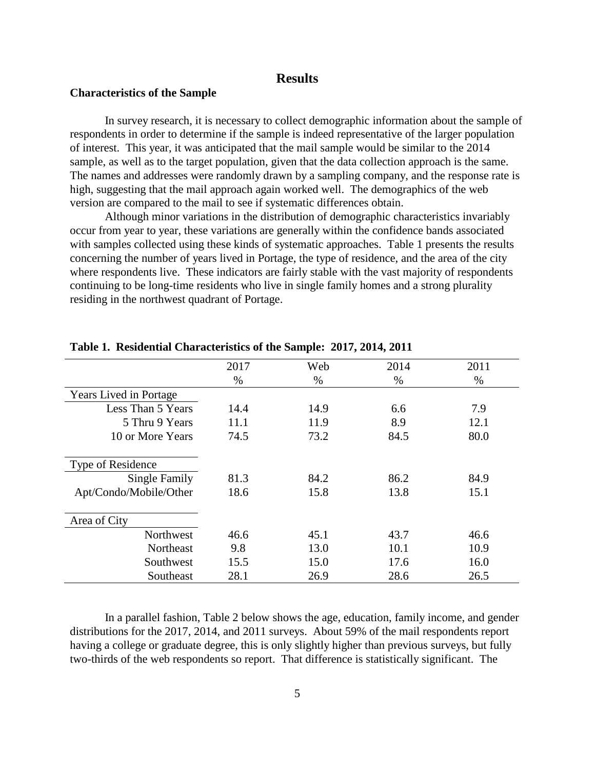# Results

## Characteristics of the Sample

In survey research, it is necessary to collect demographic information about the sample of respondents in order to determine if the sample is indeed representative of the larger population of interest. This year, it was anticipated that the mail sample would be similar to the 2014 sample, as well as to the target population, given that the data collection approach is the same. The names and addresses were randomly drawn by a sampling company, and the response rate is high, suggesting that the mail approach again worked well. The demographics of the web version are compared to the mail to see if systematic differences obtain.

Although minor variations in the distribution of demographic characteristics invariably occur from year to year, these variations are generally within the confidence bands associated with samples collected using these kinds of systematic approaches. Table 1 presents the results concerning the number of years lived in Portage, the type of residence, and the area of the city where respondents live. These indicators are fairly stable with the vast majority of respondents continuing to be long-time residents who live in single family homes and a strong plurality residing in the northwest quadrant of Portage.

**Table 1. Residential Characteristics of the Sample: 2017, 2014, 2011**

| | 2017 | Web | 2014 | 2011 |
|---|---|---|---|---|
| | % | % | % | % |
| Years Lived in Portage | | | | |
| Less Than 5 Years | 14.4 | 14.9 | 6.6 | 7.9 |
| 5 Thru 9 Years | 11.1 | 11.9 | 8.9 | 12.1 |
| 10 or More Years | 74.5 | 73.2 | 84.5 | 80.0 |
| Type of Residence | | | | |
| Single Family | 81.3 | 84.2 | 86.2 | 84.9 |
| Apt/Condo/Mobile/Other | 18.6 | 15.8 | 13.8 | 15.1 |
| Area of City | | | | |
| Northwest | 46.6 | 45.1 | 43.7 | 46.6 |
| Northeast | 9.8 | 13.0 | 10.1 | 10.9 |
| Southwest | 15.5 | 15.0 | 17.6 | 16.0 |
| Southeast | 28.1 | 26.9 | 28.6 | 26.5 |

In a parallel fashion, Table 2 below shows the age, education, family income, and gender distributions for the 2017, 2014, and 2011 surveys. About 59% of the mail respondents report having a college or graduate degree, this is only slightly higher than previous surveys, but fully two-thirds of the web respondents so report. That difference is statistically significant. The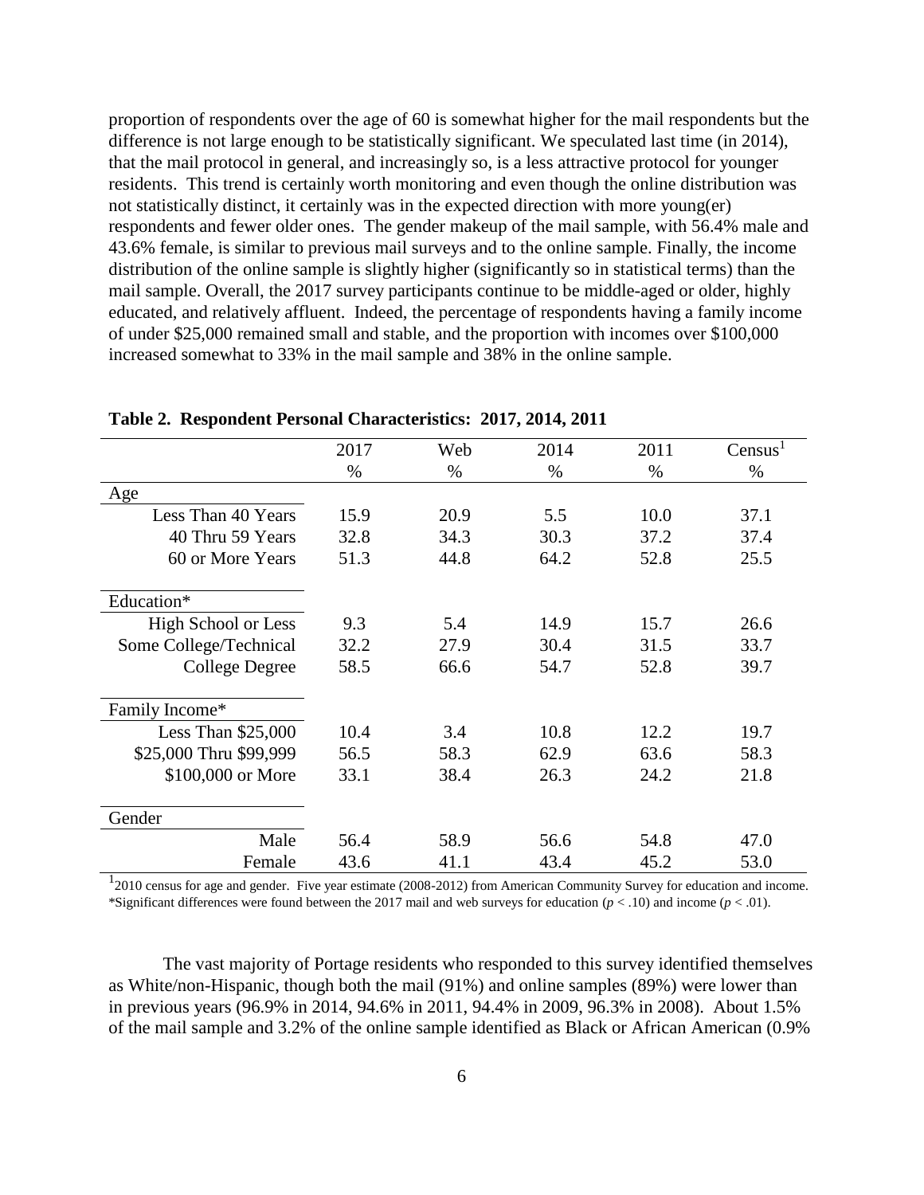proportion of respondents over the age of 60 is somewhat higher for the mail respondents but the difference is not large enough to be statistically significant. We speculated last time (in 2014), that the mail protocol in general, and increasingly so, is a less attractive protocol for younger residents. This trend is certainly worth monitoring and even though the online distribution was not statistically distinct, it certainly was in the expected direction with more young(er) respondents and fewer older ones. The gender makeup of the mail sample, with 56.4% male and 43.6% female, is similar to previous mail surveys and to the online sample. Finally, the income distribution of the online sample is slightly higher (significantly so in statistical terms) than the mail sample. Overall, the 2017 survey participants continue to be middle-aged or older, highly educated, and relatively affluent. Indeed, the percentage of respondents having a family income of under $25,000 remained small and stable, and the proportion with incomes over $100,000 increased somewhat to 33% in the mail sample and 38% in the online sample.

**Table 2. Respondent Personal Characteristics: 2017, 2014, 2011**

| | 2017 | Web | 2014 | 2011 | Census[1] |
|---|---|---|---|---|---|
| | % | % | % | % | % |
| Age | | | | | |
| Less Than 40 Years | 15.9 | 20.9 | 5.5 | 10.0 | 37.1 |
| 40 Thru 59 Years | 32.8 | 34.3 | 30.3 | 37.2 | 37.4 |
| 60 or More Years | 51.3 | 44.8 | 64.2 | 52.8 | 25.5 |
| Education* | | | | | |
| High School or Less | 9.3 | 5.4 | 14.9 | 15.7 | 26.6 |
| Some College/Technical | 32.2 | 27.9 | 30.4 | 31.5 | 33.7 |
| College Degree | 58.5 | 66.6 | 54.7 | 52.8 | 39.7 |
| Family Income* | | | | | |
| Less Than $25,000 | 10.4 | 3.4 | 10.8 | 12.2 | 19.7 |
| $25,000 Thru $99,999 | 56.5 | 58.3 | 62.9 | 63.6 | 58.3 |
| $100,000 or More | 33.1 | 38.4 | 26.3 | 24.2 | 21.8 |
| Gender | | | | | |
| Male | 56.4 | 58.9 | 56.6 | 54.8 | 47.0 |
| Female | 43.6 | 41.1 | 43.4 | 45.2 | 53.0 |

[1]2010 census for age and gender. Five year estimate (2008-2012) from American Community Survey for education and income.
*Significant differences were found between the 2017 mail and web surveys for education ($p < .10$) and income ($p < .01$).

The vast majority of Portage residents who responded to this survey identified themselves as White/non-Hispanic, though both the mail (91%) and online samples (89%) were lower than in previous years (96.9% in 2014, 94.6% in 2011, 94.4% in 2009, 96.3% in 2008). About 1.5% of the mail sample and 3.2% of the online sample identified as Black or African American (0.9%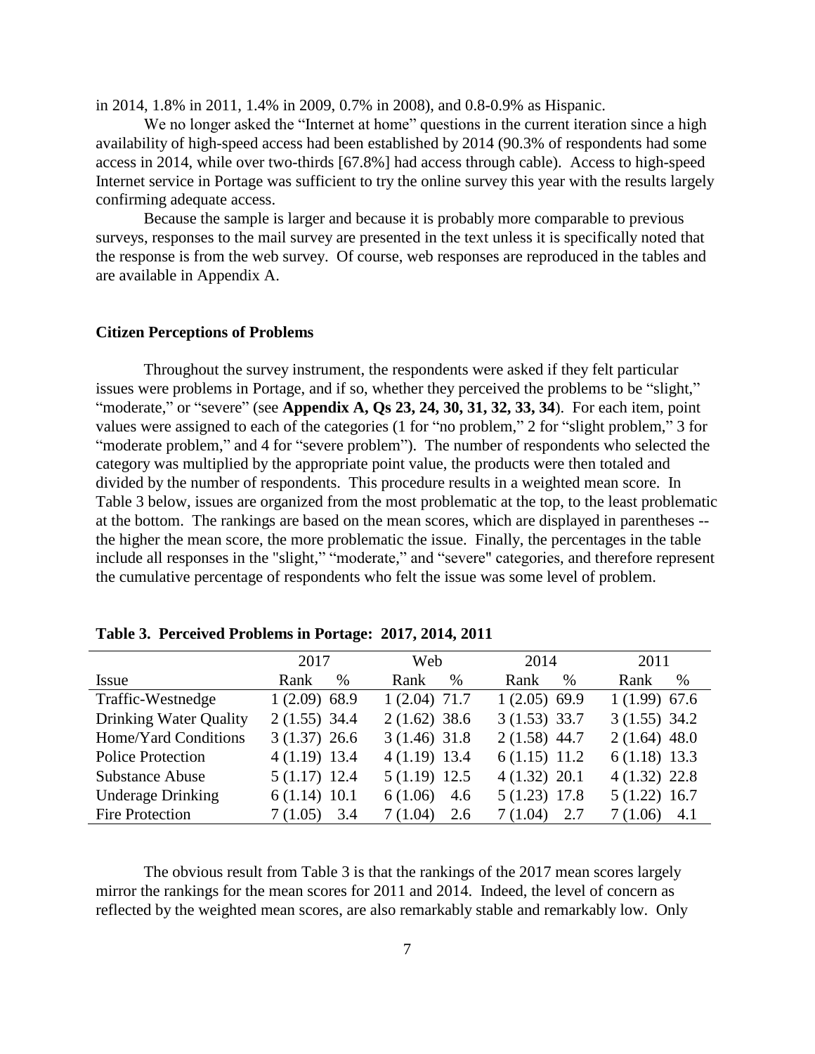in 2014, 1.8% in 2011, 1.4% in 2009, 0.7% in 2008), and 0.8-0.9% as Hispanic.

We no longer asked the "Internet at home" questions in the current iteration since a high availability of high-speed access had been established by 2014 (90.3% of respondents had some access in 2014, while over two-thirds [67.8%] had access through cable). Access to high-speed Internet service in Portage was sufficient to try the online survey this year with the results largely confirming adequate access.

Because the sample is larger and because it is probably more comparable to previous surveys, responses to the mail survey are presented in the text unless it is specifically noted that the response is from the web survey. Of course, web responses are reproduced in the tables and are available in Appendix A.

## Citizen Perceptions of Problems

Throughout the survey instrument, the respondents were asked if they felt particular issues were problems in Portage, and if so, whether they perceived the problems to be "slight," "moderate," or "severe" (see **Appendix A, Qs 23, 24, 30, 31, 32, 33, 34**). For each item, point values were assigned to each of the categories (1 for "no problem," 2 for "slight problem," 3 for "moderate problem," and 4 for "severe problem"). The number of respondents who selected the category was multiplied by the appropriate point value, the products were then totaled and divided by the number of respondents. This procedure results in a weighted mean score. In Table 3 below, issues are organized from the most problematic at the top, to the least problematic at the bottom. The rankings are based on the mean scores, which are displayed in parentheses -- the higher the mean score, the more problematic the issue. Finally, the percentages in the table include all responses in the "slight," "moderate," and "severe" categories, and therefore represent the cumulative percentage of respondents who felt the issue was some level of problem.

**Table 3. Perceived Problems in Portage: 2017, 2014, 2011**

| | 2017 | | Web | | 2014 | | 2011 | |
|---|---|---|---|---|---|---|---|---|
| Issue | Rank | % | Rank | % | Rank | % | Rank | % |
| Traffic-Westnedge | 1 (2.09) | 68.9 | 1 (2.04) | 71.7 | 1 (2.05) | 69.9 | 1 (1.99) | 67.6 |
| Drinking Water Quality | 2 (1.55) | 34.4 | 2 (1.62) | 38.6 | 3 (1.53) | 33.7 | 3 (1.55) | 34.2 |
| Home/Yard Conditions | 3 (1.37) | 26.6 | 3 (1.46) | 31.8 | 2 (1.58) | 44.7 | 2 (1.64) | 48.0 |
| Police Protection | 4 (1.19) | 13.4 | 4 (1.19) | 13.4 | 6 (1.15) | 11.2 | 6 (1.18) | 13.3 |
| Substance Abuse | 5 (1.17) | 12.4 | 5 (1.19) | 12.5 | 4 (1.32) | 20.1 | 4 (1.32) | 22.8 |
| Underage Drinking | 6 (1.14) | 10.1 | 6 (1.06) | 4.6 | 5 (1.23) | 17.8 | 5 (1.22) | 16.7 |
| Fire Protection | 7 (1.05) | 3.4 | 7 (1.04) | 2.6 | 7 (1.04) | 2.7 | 7 (1.06) | 4.1 |

The obvious result from Table 3 is that the rankings of the 2017 mean scores largely mirror the rankings for the mean scores for 2011 and 2014. Indeed, the level of concern as reflected by the weighted mean scores, are also remarkably stable and remarkably low. Only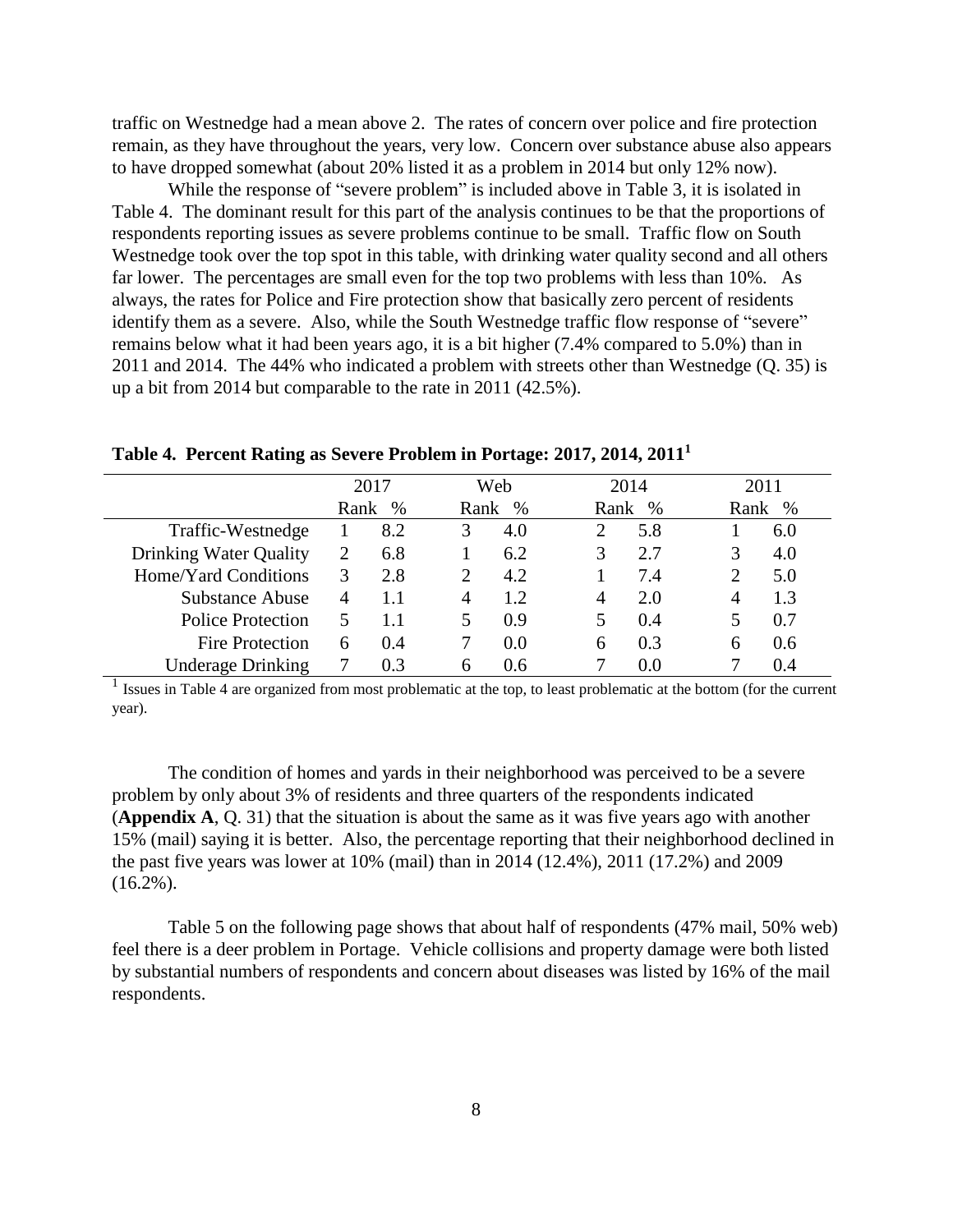traffic on Westnedge had a mean above 2. The rates of concern over police and fire protection remain, as they have throughout the years, very low. Concern over substance abuse also appears to have dropped somewhat (about 20% listed it as a problem in 2014 but only 12% now).

While the response of "severe problem" is included above in Table 3, it is isolated in Table 4. The dominant result for this part of the analysis continues to be that the proportions of respondents reporting issues as severe problems continue to be small. Traffic flow on South Westnedge took over the top spot in this table, with drinking water quality second and all others far lower. The percentages are small even for the top two problems with less than 10%. As always, the rates for Police and Fire protection show that basically zero percent of residents identify them as a severe. Also, while the South Westnedge traffic flow response of "severe" remains below what it had been years ago, it is a bit higher (7.4% compared to 5.0%) than in 2011 and 2014. The 44% who indicated a problem with streets other than Westnedge (Q. 35) is up a bit from 2014 but comparable to the rate in 2011 (42.5%).

**Table 4. Percent Rating as Severe Problem in Portage: 2017, 2014, 2011[1]**

| | 2017 | | Web | | 2014 | | 2011 | |
|---|---|---|---|---|---|---|---|---|
| | Rank | % | Rank | % | Rank | % | Rank | % |
| Traffic-Westnedge | 1 | 8.2 | 3 | 4.0 | 2 | 5.8 | 1 | 6.0 |
| Drinking Water Quality | 2 | 6.8 | 1 | 6.2 | 3 | 2.7 | 3 | 4.0 |
| Home/Yard Conditions | 3 | 2.8 | 2 | 4.2 | 1 | 7.4 | 2 | 5.0 |
| Substance Abuse | 4 | 1.1 | 4 | 1.2 | 4 | 2.0 | 4 | 1.3 |
| Police Protection | 5 | 1.1 | 5 | 0.9 | 5 | 0.4 | 5 | 0.7 |
| Fire Protection | 6 | 0.4 | 7 | 0.0 | 6 | 0.3 | 6 | 0.6 |
| Underage Drinking | 7 | 0.3 | 6 | 0.6 | 7 | 0.0 | 7 | 0.4 |

[1] Issues in Table 4 are organized from most problematic at the top, to least problematic at the bottom (for the current year).

The condition of homes and yards in their neighborhood was perceived to be a severe problem by only about 3% of residents and three quarters of the respondents indicated (**Appendix A**, Q. 31) that the situation is about the same as it was five years ago with another 15% (mail) saying it is better. Also, the percentage reporting that their neighborhood declined in the past five years was lower at 10% (mail) than in 2014 (12.4%), 2011 (17.2%) and 2009 (16.2%).

Table 5 on the following page shows that about half of respondents (47% mail, 50% web) feel there is a deer problem in Portage. Vehicle collisions and property damage were both listed by substantial numbers of respondents and concern about diseases was listed by 16% of the mail respondents.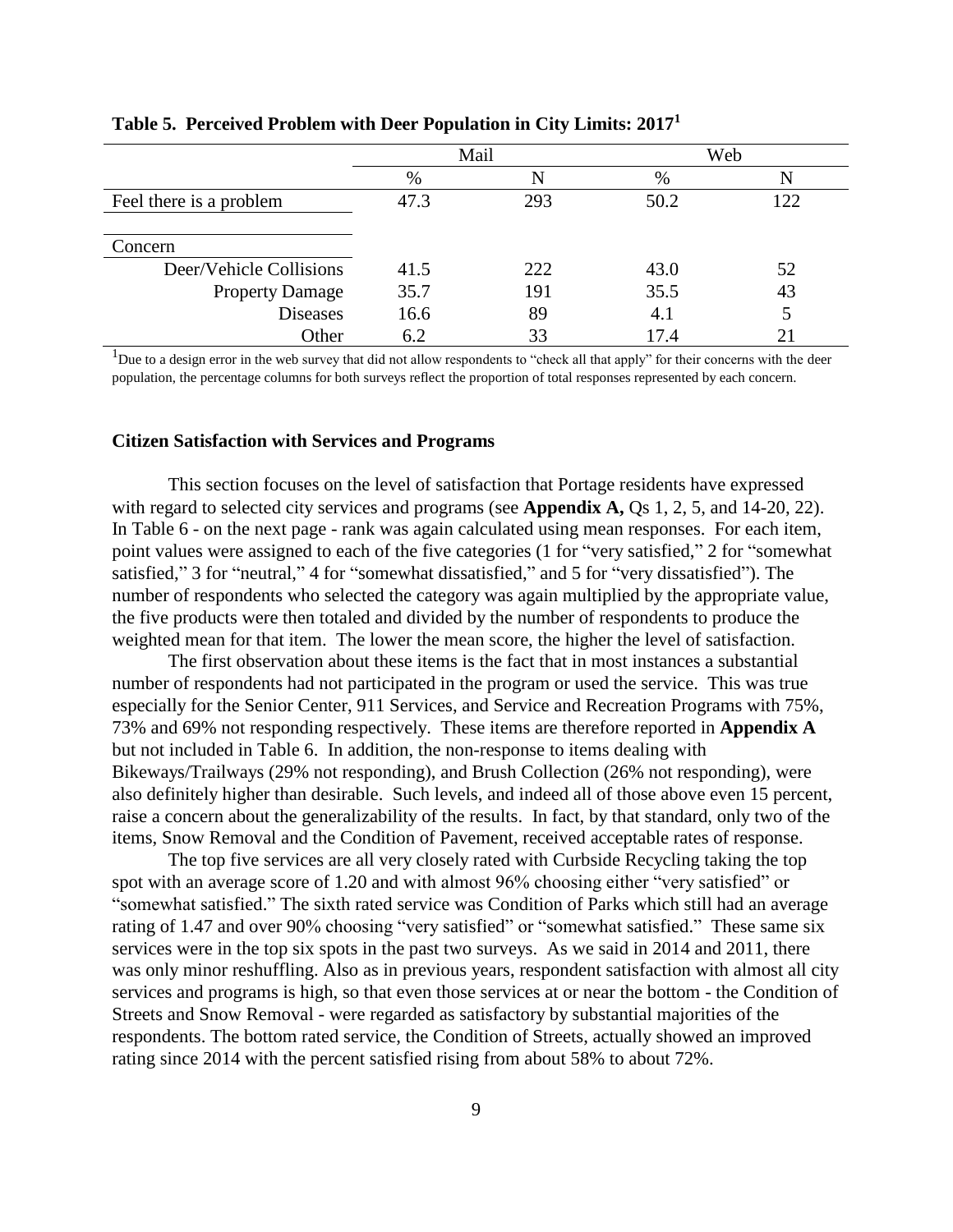**Table 5. Perceived Problem with Deer Population in City Limits: 2017[1]**

| | Mail | | Web | |
|---|---|---|---|---|
| | % | N | % | N |
| Feel there is a problem | 47.3 | 293 | 50.2 | 122 |
| | | | | |
| Concern | | | | |
| Deer/Vehicle Collisions | 41.5 | 222 | 43.0 | 52 |
| Property Damage | 35.7 | 191 | 35.5 | 43 |
| Diseases | 16.6 | 89 | 4.1 | 5 |
| Other | 6.2 | 33 | 17.4 | 21 |

[1]Due to a design error in the web survey that did not allow respondents to "check all that apply" for their concerns with the deer population, the percentage columns for both surveys reflect the proportion of total responses represented by each concern.

### Citizen Satisfaction with Services and Programs

This section focuses on the level of satisfaction that Portage residents have expressed with regard to selected city services and programs (see **Appendix A,** Qs 1, 2, 5, and 14-20, 22). In Table 6 - on the next page - rank was again calculated using mean responses. For each item, point values were assigned to each of the five categories (1 for "very satisfied," 2 for "somewhat satisfied," 3 for "neutral," 4 for "somewhat dissatisfied," and 5 for "very dissatisfied"). The number of respondents who selected the category was again multiplied by the appropriate value, the five products were then totaled and divided by the number of respondents to produce the weighted mean for that item. The lower the mean score, the higher the level of satisfaction.

The first observation about these items is the fact that in most instances a substantial number of respondents had not participated in the program or used the service. This was true especially for the Senior Center, 911 Services, and Service and Recreation Programs with 75%, 73% and 69% not responding respectively. These items are therefore reported in **Appendix A** but not included in Table 6. In addition, the non-response to items dealing with Bikeways/Trailways (29% not responding), and Brush Collection (26% not responding), were also definitely higher than desirable. Such levels, and indeed all of those above even 15 percent, raise a concern about the generalizability of the results. In fact, by that standard, only two of the items, Snow Removal and the Condition of Pavement, received acceptable rates of response.

The top five services are all very closely rated with Curbside Recycling taking the top spot with an average score of 1.20 and with almost 96% choosing either "very satisfied" or "somewhat satisfied." The sixth rated service was Condition of Parks which still had an average rating of 1.47 and over 90% choosing "very satisfied" or "somewhat satisfied." These same six services were in the top six spots in the past two surveys. As we said in 2014 and 2011, there was only minor reshuffling. Also as in previous years, respondent satisfaction with almost all city services and programs is high, so that even those services at or near the bottom - the Condition of Streets and Snow Removal - were regarded as satisfactory by substantial majorities of the respondents. The bottom rated service, the Condition of Streets, actually showed an improved rating since 2014 with the percent satisfied rising from about 58% to about 72%.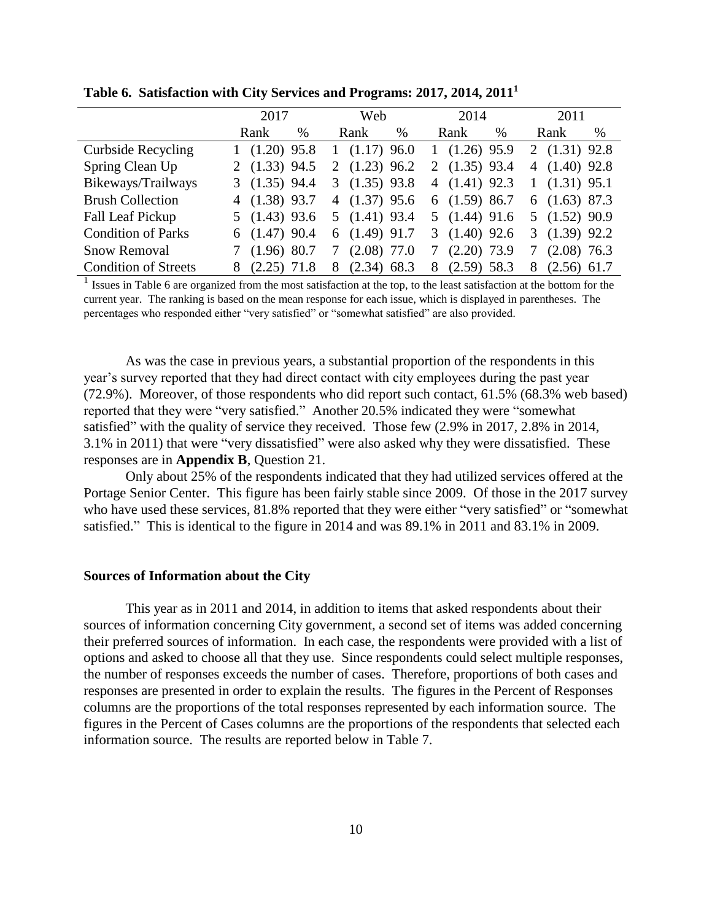**Table 6. Satisfaction with City Services and Programs: 2017, 2014, 2011[1]**

| | 2017 | | Web | | 2014 | | 2011 | |
|---|---|---|---|---|---|---|---|---|
| | Rank | % | Rank | % | Rank | % | Rank | % |
| Curbside Recycling | 1 (1.20) | 95.8 | 1 (1.17) | 96.0 | 1 (1.26) | 95.9 | 2 (1.31) | 92.8 |
| Spring Clean Up | 2 (1.33) | 94.5 | 2 (1.23) | 96.2 | 2 (1.35) | 93.4 | 4 (1.40) | 92.8 |
| Bikeways/Trailways | 3 (1.35) | 94.4 | 3 (1.35) | 93.8 | 4 (1.41) | 92.3 | 1 (1.31) | 95.1 |
| Brush Collection | 4 (1.38) | 93.7 | 4 (1.37) | 95.6 | 6 (1.59) | 86.7 | 6 (1.63) | 87.3 |
| Fall Leaf Pickup | 5 (1.43) | 93.6 | 5 (1.41) | 93.4 | 5 (1.44) | 91.6 | 5 (1.52) | 90.9 |
| Condition of Parks | 6 (1.47) | 90.4 | 6 (1.49) | 91.7 | 3 (1.40) | 92.6 | 3 (1.39) | 92.2 |
| Snow Removal | 7 (1.96) | 80.7 | 7 (2.08) | 77.0 | 7 (2.20) | 73.9 | 7 (2.08) | 76.3 |
| Condition of Streets | 8 (2.25) | 71.8 | 8 (2.34) | 68.3 | 8 (2.59) | 58.3 | 8 (2.56) | 61.7 |

[1] Issues in Table 6 are organized from the most satisfaction at the top, to the least satisfaction at the bottom for the current year. The ranking is based on the mean response for each issue, which is displayed in parentheses. The percentages who responded either "very satisfied" or "somewhat satisfied" are also provided.

As was the case in previous years, a substantial proportion of the respondents in this year's survey reported that they had direct contact with city employees during the past year (72.9%). Moreover, of those respondents who did report such contact, 61.5% (68.3% web based) reported that they were "very satisfied." Another 20.5% indicated they were "somewhat satisfied" with the quality of service they received. Those few (2.9% in 2017, 2.8% in 2014, 3.1% in 2011) that were "very dissatisfied" were also asked why they were dissatisfied. These responses are in **Appendix B**, Question 21.

Only about 25% of the respondents indicated that they had utilized services offered at the Portage Senior Center. This figure has been fairly stable since 2009. Of those in the 2017 survey who have used these services, 81.8% reported that they were either "very satisfied" or "somewhat satisfied." This is identical to the figure in 2014 and was 89.1% in 2011 and 83.1% in 2009.

## Sources of Information about the City

This year as in 2011 and 2014, in addition to items that asked respondents about their sources of information concerning City government, a second set of items was added concerning their preferred sources of information. In each case, the respondents were provided with a list of options and asked to choose all that they use. Since respondents could select multiple responses, the number of responses exceeds the number of cases. Therefore, proportions of both cases and responses are presented in order to explain the results. The figures in the Percent of Responses columns are the proportions of the total responses represented by each information source. The figures in the Percent of Cases columns are the proportions of the respondents that selected each information source. The results are reported below in Table 7.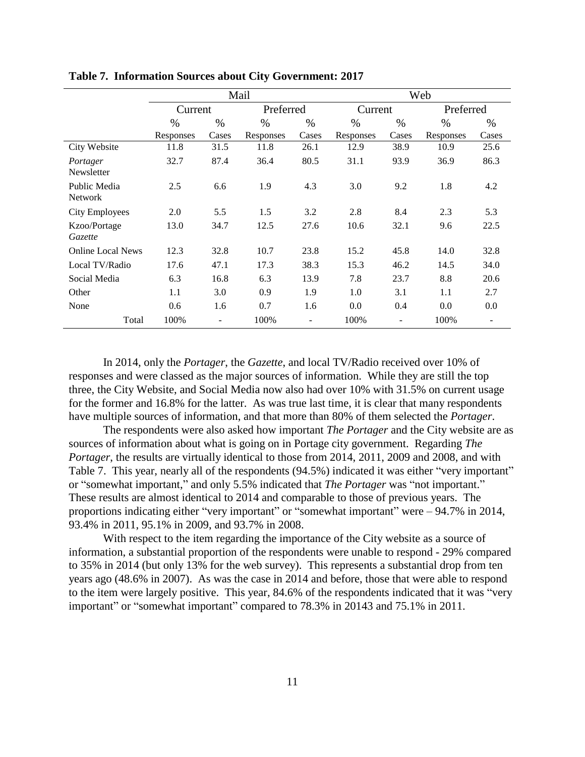**Table 7. Information Sources about City Government: 2017**

| | Mail | | | | Web | | | |
|---|---|---|---|---|---|---|---|---|
| | Current | | Preferred | | Current | | Preferred | |
| | % Responses | % Cases | % Responses | % Cases | % Responses | % Cases | % Responses | % Cases |
| City Website | 11.8 | 31.5 | 11.8 | 26.1 | 12.9 | 38.9 | 10.9 | 25.6 |
| *Portager* Newsletter | 32.7 | 87.4 | 36.4 | 80.5 | 31.1 | 93.9 | 36.9 | 86.3 |
| Public Media Network | 2.5 | 6.6 | 1.9 | 4.3 | 3.0 | 9.2 | 1.8 | 4.2 |
| City Employees | 2.0 | 5.5 | 1.5 | 3.2 | 2.8 | 8.4 | 2.3 | 5.3 |
| Kzoo/Portage *Gazette* | 13.0 | 34.7 | 12.5 | 27.6 | 10.6 | 32.1 | 9.6 | 22.5 |
| Online Local News | 12.3 | 32.8 | 10.7 | 23.8 | 15.2 | 45.8 | 14.0 | 32.8 |
| Local TV/Radio | 17.6 | 47.1 | 17.3 | 38.3 | 15.3 | 46.2 | 14.5 | 34.0 |
| Social Media | 6.3 | 16.8 | 6.3 | 13.9 | 7.8 | 23.7 | 8.8 | 20.6 |
| Other | 1.1 | 3.0 | 0.9 | 1.9 | 1.0 | 3.1 | 1.1 | 2.7 |
| None | 0.6 | 1.6 | 0.7 | 1.6 | 0.0 | 0.4 | 0.0 | 0.0 |
| Total | 100% | - | 100% | - | 100% | - | 100% | - |

In 2014, only the *Portager*, the *Gazette*, and local TV/Radio received over 10% of responses and were classed as the major sources of information. While they are still the top three, the City Website, and Social Media now also had over 10% with 31.5% on current usage for the former and 16.8% for the latter. As was true last time, it is clear that many respondents have multiple sources of information, and that more than 80% of them selected the *Portager*.

The respondents were also asked how important *The Portager* and the City website are as sources of information about what is going on in Portage city government. Regarding *The Portager*, the results are virtually identical to those from 2014, 2011, 2009 and 2008, and with Table 7. This year, nearly all of the respondents (94.5%) indicated it was either "very important" or "somewhat important," and only 5.5% indicated that *The Portager* was "not important." These results are almost identical to 2014 and comparable to those of previous years. The proportions indicating either "very important" or "somewhat important" were – 94.7% in 2014, 93.4% in 2011, 95.1% in 2009, and 93.7% in 2008.

With respect to the item regarding the importance of the City website as a source of information, a substantial proportion of the respondents were unable to respond - 29% compared to 35% in 2014 (but only 13% for the web survey). This represents a substantial drop from ten years ago (48.6% in 2007). As was the case in 2014 and before, those that were able to respond to the item were largely positive. This year, 84.6% of the respondents indicated that it was "very important" or "somewhat important" compared to 78.3% in 20143 and 75.1% in 2011.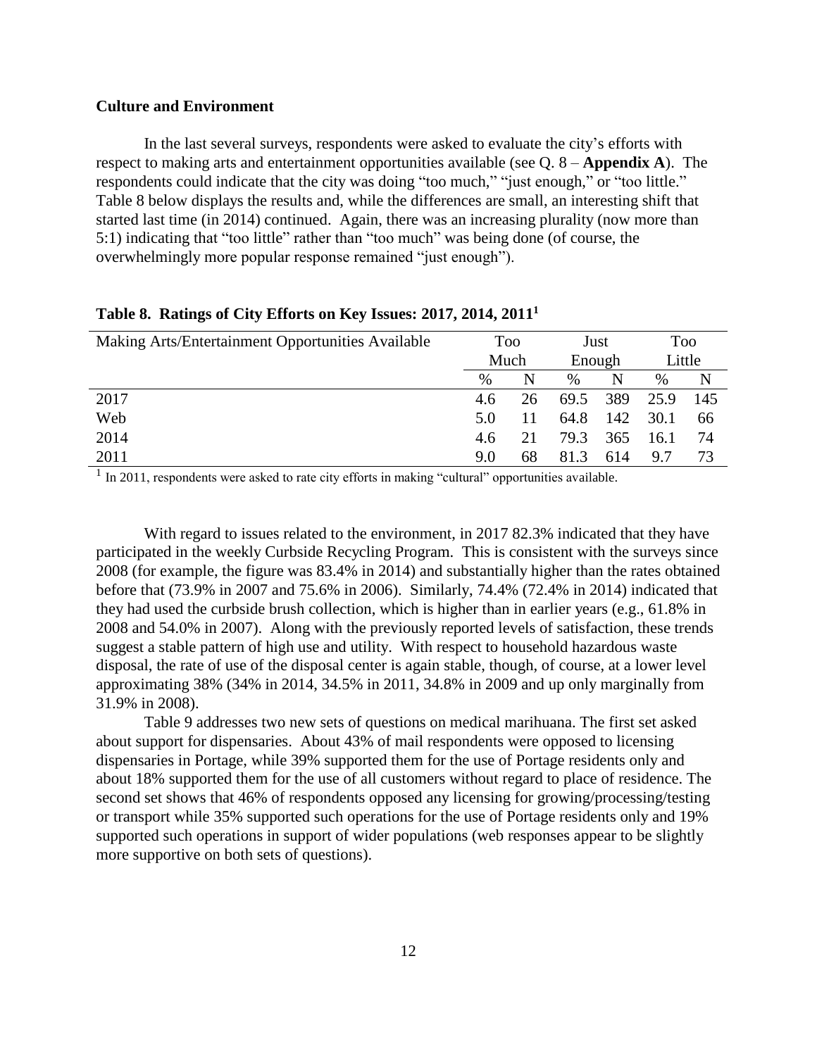**Culture and Environment**

In the last several surveys, respondents were asked to evaluate the city's efforts with respect to making arts and entertainment opportunities available (see Q. 8 – **Appendix A**). The respondents could indicate that the city was doing "too much," "just enough," or "too little." Table 8 below displays the results and, while the differences are small, an interesting shift that started last time (in 2014) continued. Again, there was an increasing plurality (now more than 5:1) indicating that "too little" rather than "too much" was being done (of course, the overwhelmingly more popular response remained "just enough").

**Table 8. Ratings of City Efforts on Key Issues: 2017, 2014, 2011[1]**

| Making Arts/Entertainment Opportunities Available | Too Much | | Just Enough | | Too Little | |
|---|---|---|---|---|---|---|
| | % | N | % | N | % | N |
| 2017 | 4.6 | 26 | 69.5 | 389 | 25.9 | 145 |
| Web | 5.0 | 11 | 64.8 | 142 | 30.1 | 66 |
| 2014 | 4.6 | 21 | 79.3 | 365 | 16.1 | 74 |
| 2011 | 9.0 | 68 | 81.3 | 614 | 9.7 | 73 |

[1] In 2011, respondents were asked to rate city efforts in making "cultural" opportunities available.

With regard to issues related to the environment, in 2017 82.3% indicated that they have participated in the weekly Curbside Recycling Program. This is consistent with the surveys since 2008 (for example, the figure was 83.4% in 2014) and substantially higher than the rates obtained before that (73.9% in 2007 and 75.6% in 2006). Similarly, 74.4% (72.4% in 2014) indicated that they had used the curbside brush collection, which is higher than in earlier years (e.g., 61.8% in 2008 and 54.0% in 2007). Along with the previously reported levels of satisfaction, these trends suggest a stable pattern of high use and utility. With respect to household hazardous waste disposal, the rate of use of the disposal center is again stable, though, of course, at a lower level approximating 38% (34% in 2014, 34.5% in 2011, 34.8% in 2009 and up only marginally from 31.9% in 2008).

Table 9 addresses two new sets of questions on medical marihuana. The first set asked about support for dispensaries. About 43% of mail respondents were opposed to licensing dispensaries in Portage, while 39% supported them for the use of Portage residents only and about 18% supported them for the use of all customers without regard to place of residence. The second set shows that 46% of respondents opposed any licensing for growing/processing/testing or transport while 35% supported such operations for the use of Portage residents only and 19% supported such operations in support of wider populations (web responses appear to be slightly more supportive on both sets of questions).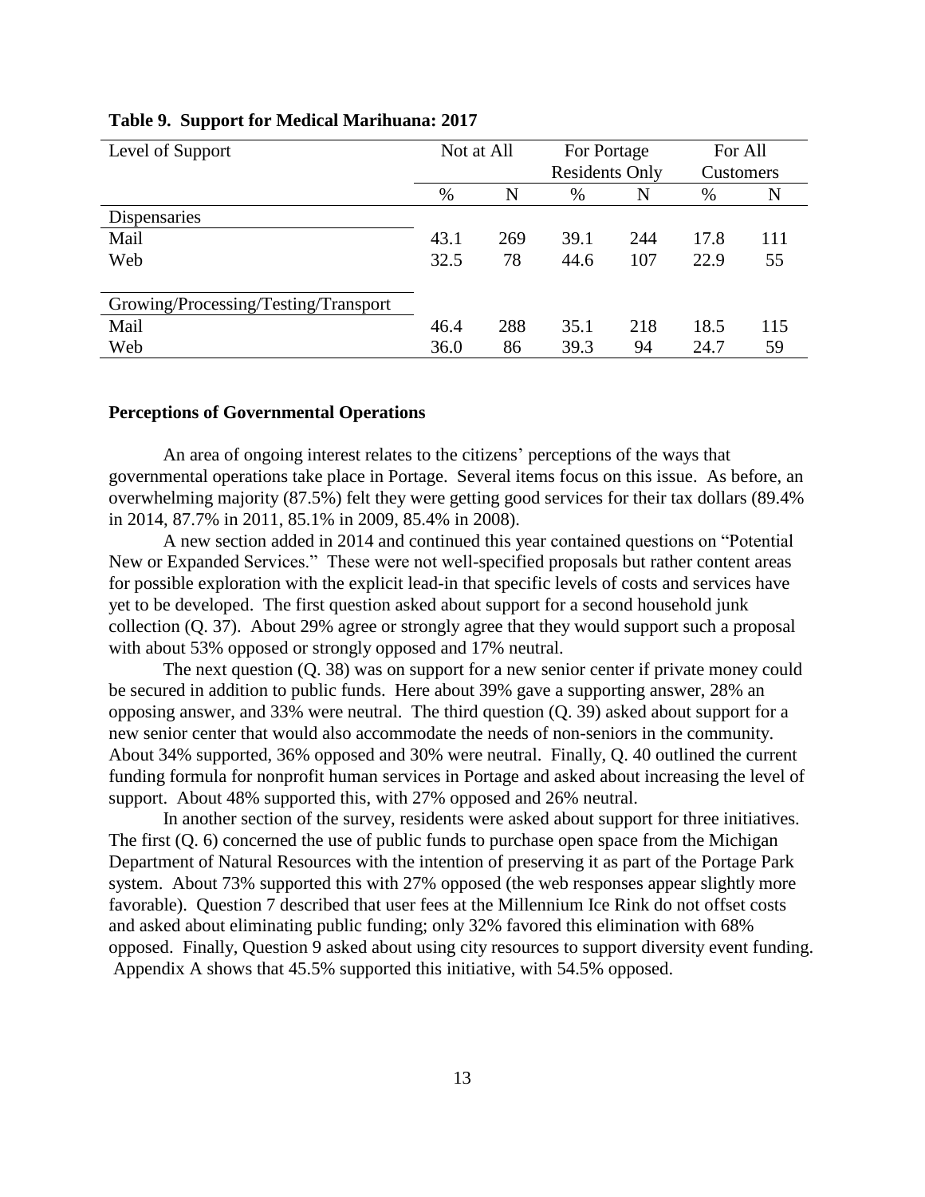**Table 9. Support for Medical Marihuana: 2017**

| Level of Support | Not at All | | For Portage Residents Only | | For All Customers | |
|---|---|---|---|---|---|---|
| | % | N | % | N | % | N |
| Dispensaries | | | | | | |
| Mail | 43.1 | 269 | 39.1 | 244 | 17.8 | 111 |
| Web | 32.5 | 78 | 44.6 | 107 | 22.9 | 55 |
| Growing/Processing/Testing/Transport | | | | | | |
| Mail | 46.4 | 288 | 35.1 | 218 | 18.5 | 115 |
| Web | 36.0 | 86 | 39.3 | 94 | 24.7 | 59 |

**Perceptions of Governmental Operations**

An area of ongoing interest relates to the citizens' perceptions of the ways that governmental operations take place in Portage. Several items focus on this issue. As before, an overwhelming majority (87.5%) felt they were getting good services for their tax dollars (89.4% in 2014, 87.7% in 2011, 85.1% in 2009, 85.4% in 2008).

A new section added in 2014 and continued this year contained questions on "Potential New or Expanded Services." These were not well-specified proposals but rather content areas for possible exploration with the explicit lead-in that specific levels of costs and services have yet to be developed. The first question asked about support for a second household junk collection (Q. 37). About 29% agree or strongly agree that they would support such a proposal with about 53% opposed or strongly opposed and 17% neutral.

The next question (Q. 38) was on support for a new senior center if private money could be secured in addition to public funds. Here about 39% gave a supporting answer, 28% an opposing answer, and 33% were neutral. The third question (Q. 39) asked about support for a new senior center that would also accommodate the needs of non-seniors in the community. About 34% supported, 36% opposed and 30% were neutral. Finally, Q. 40 outlined the current funding formula for nonprofit human services in Portage and asked about increasing the level of support. About 48% supported this, with 27% opposed and 26% neutral.

In another section of the survey, residents were asked about support for three initiatives. The first (Q. 6) concerned the use of public funds to purchase open space from the Michigan Department of Natural Resources with the intention of preserving it as part of the Portage Park system. About 73% supported this with 27% opposed (the web responses appear slightly more favorable). Question 7 described that user fees at the Millennium Ice Rink do not offset costs and asked about eliminating public funding; only 32% favored this elimination with 68% opposed. Finally, Question 9 asked about using city resources to support diversity event funding. Appendix A shows that 45.5% supported this initiative, with 54.5% opposed.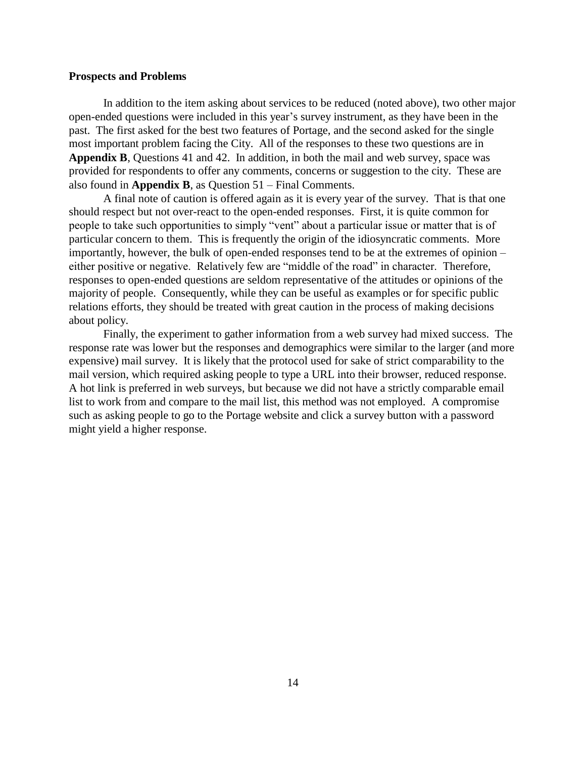**Prospects and Problems**

In addition to the item asking about services to be reduced (noted above), two other major open-ended questions were included in this year's survey instrument, as they have been in the past. The first asked for the best two features of Portage, and the second asked for the single most important problem facing the City. All of the responses to these two questions are in **Appendix B**, Questions 41 and 42. In addition, in both the mail and web survey, space was provided for respondents to offer any comments, concerns or suggestion to the city. These are also found in **Appendix B**, as Question 51 – Final Comments.

A final note of caution is offered again as it is every year of the survey. That is that one should respect but not over-react to the open-ended responses. First, it is quite common for people to take such opportunities to simply "vent" about a particular issue or matter that is of particular concern to them. This is frequently the origin of the idiosyncratic comments. More importantly, however, the bulk of open-ended responses tend to be at the extremes of opinion – either positive or negative. Relatively few are "middle of the road" in character. Therefore, responses to open-ended questions are seldom representative of the attitudes or opinions of the majority of people. Consequently, while they can be useful as examples or for specific public relations efforts, they should be treated with great caution in the process of making decisions about policy.

Finally, the experiment to gather information from a web survey had mixed success. The response rate was lower but the responses and demographics were similar to the larger (and more expensive) mail survey. It is likely that the protocol used for sake of strict comparability to the mail version, which required asking people to type a URL into their browser, reduced response. A hot link is preferred in web surveys, but because we did not have a strictly comparable email list to work from and compare to the mail list, this method was not employed. A compromise such as asking people to go to the Portage website and click a survey button with a password might yield a higher response.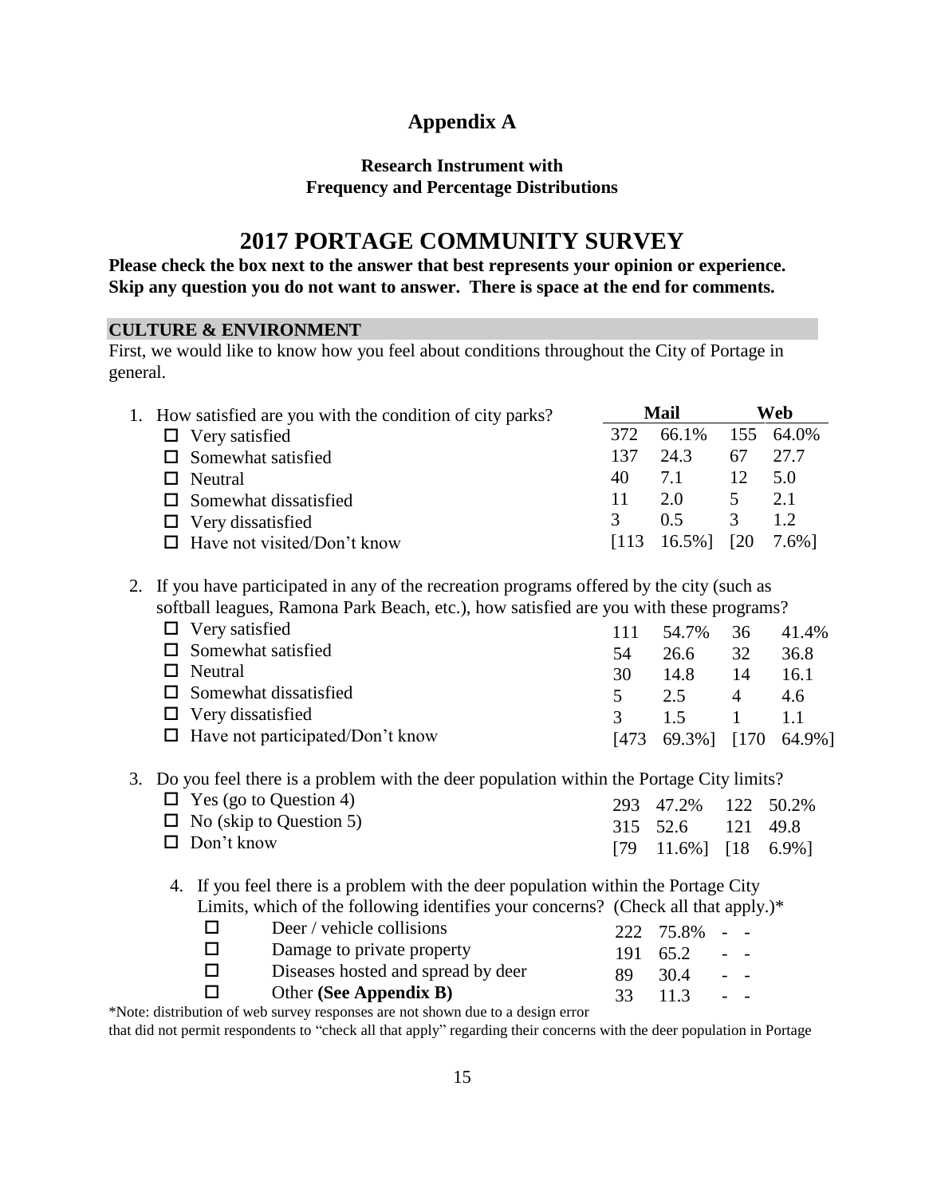# Appendix A

### Research Instrument with Frequency and Percentage Distributions

## 2017 PORTAGE COMMUNITY SURVEY

**Please check the box next to the answer that best represents your opinion or experience. Skip any question you do not want to answer. There is space at the end for comments.**

### CULTURE & ENVIRONMENT

First, we would like to know how you feel about conditions throughout the City of Portage in general.

1. How satisfied are you with the condition of city parks?

| | Mail | | Web | |
|---|---|---|---|---|
| ☐ Very satisfied | 372 | 66.1% | 155 | 64.0% |
| ☐ Somewhat satisfied | 137 | 24.3 | 67 | 27.7 |
| ☐ Neutral | 40 | 7.1 | 12 | 5.0 |
| ☐ Somewhat dissatisfied | 11 | 2.0 | 5 | 2.1 |
| ☐ Very dissatisfied | 3 | 0.5 | 3 | 1.2 |
| ☐ Have not visited/Don't know | [113 | 16.5%] | [20 | 7.6%] |

2. If you have participated in any of the recreation programs offered by the city (such as softball leagues, Ramona Park Beach, etc.), how satisfied are you with these programs?

| | Mail | | Web | |
|---|---|---|---|---|
| ☐ Very satisfied | 111 | 54.7% | 36 | 41.4% |
| ☐ Somewhat satisfied | 54 | 26.6 | 32 | 36.8 |
| ☐ Neutral | 30 | 14.8 | 14 | 16.1 |
| ☐ Somewhat dissatisfied | 5 | 2.5 | 4 | 4.6 |
| ☐ Very dissatisfied | 3 | 1.5 | 1 | 1.1 |
| ☐ Have not participated/Don't know | [473 | 69.3%] | [170 | 64.9%] |

3. Do you feel there is a problem with the deer population within the Portage City limits?

| | Mail | | Web | |
|---|---|---|---|---|
| ☐ Yes (go to Question 4) | 293 | 47.2% | 122 | 50.2% |
| ☐ No (skip to Question 5) | 315 | 52.6 | 121 | 49.8 |
| ☐ Don't know | [79 | 11.6%] | [18 | 6.9%] |

4. If you feel there is a problem with the deer population within the Portage City Limits, which of the following identifies your concerns? (Check all that apply.)*

| | Mail | | Web | |
|---|---|---|---|---|
| ☐ Deer / vehicle collisions | 222 | 75.8% | - | - |
| ☐ Damage to private property | 191 | 65.2 | - | - |
| ☐ Diseases hosted and spread by deer | 89 | 30.4 | - | - |
| ☐ Other **(See Appendix B)** | 33 | 11.3 | - | - |

*Note: distribution of web survey responses are not shown due to a design error that did not permit respondents to "check all that apply" regarding their concerns with the deer population in Portage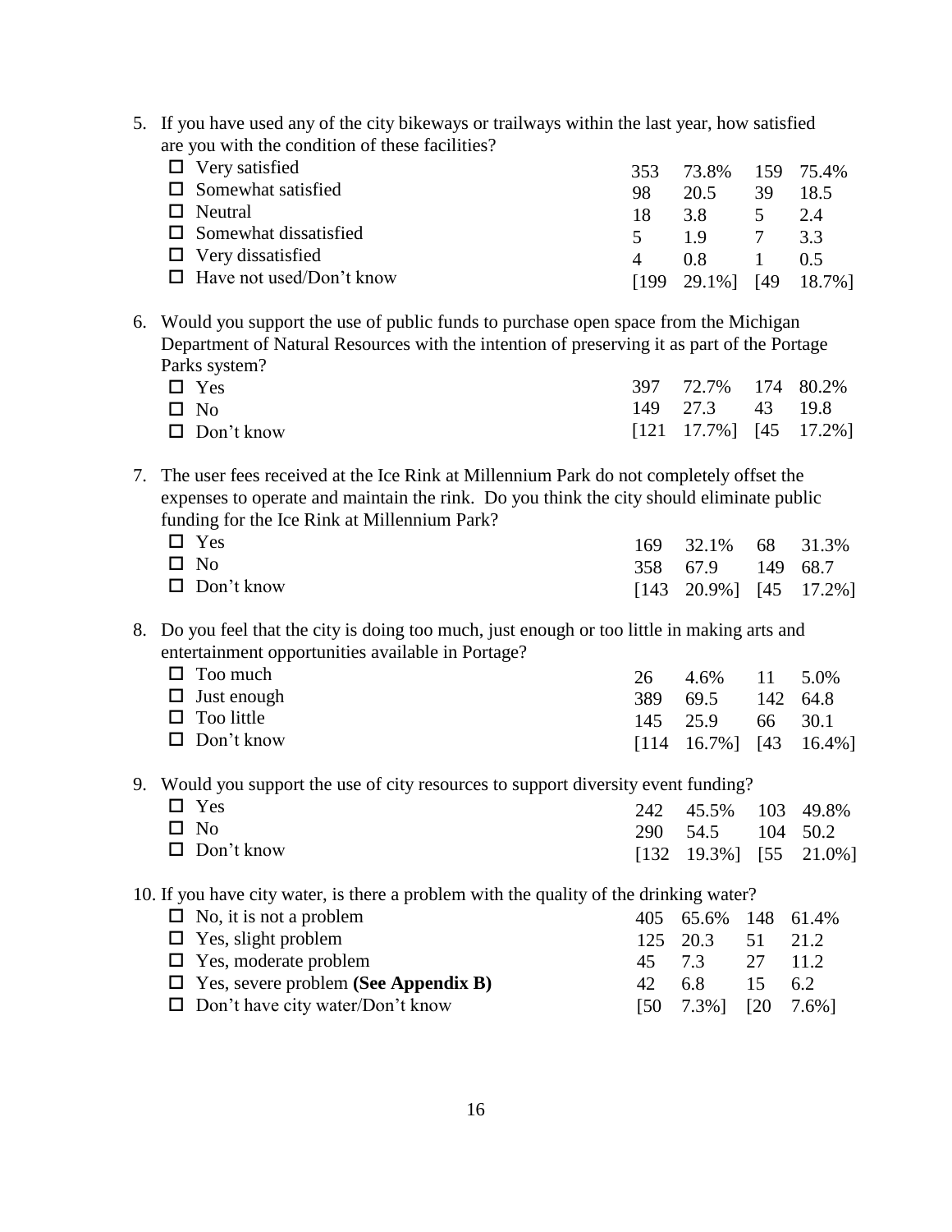5. If you have used any of the city bikeways or trailways within the last year, how satisfied are you with the condition of these facilities?

| | | | | |
|---|---|---|---|---|
| ☐ Very satisfied | 353 | 73.8% | 159 | 75.4% |
| ☐ Somewhat satisfied | 98 | 20.5 | 39 | 18.5 |
| ☐ Neutral | 18 | 3.8 | 5 | 2.4 |
| ☐ Somewhat dissatisfied | 5 | 1.9 | 7 | 3.3 |
| ☐ Very dissatisfied | 4 | 0.8 | 1 | 0.5 |
| ☐ Have not used/Don't know | [199 | 29.1%] | [49 | 18.7%] |

6. Would you support the use of public funds to purchase open space from the Michigan Department of Natural Resources with the intention of preserving it as part of the Portage Parks system?

| | | | | |
|---|---|---|---|---|
| ☐ Yes | 397 | 72.7% | 174 | 80.2% |
| ☐ No | 149 | 27.3 | 43 | 19.8 |
| ☐ Don't know | [121 | 17.7%] | [45 | 17.2%] |

7. The user fees received at the Ice Rink at Millennium Park do not completely offset the expenses to operate and maintain the rink. Do you think the city should eliminate public funding for the Ice Rink at Millennium Park?

| | | | | |
|---|---|---|---|---|
| ☐ Yes | 169 | 32.1% | 68 | 31.3% |
| ☐ No | 358 | 67.9 | 149 | 68.7 |
| ☐ Don't know | [143 | 20.9%] | [45 | 17.2%] |

8. Do you feel that the city is doing too much, just enough or too little in making arts and entertainment opportunities available in Portage?

| | | | | |
|---|---|---|---|---|
| ☐ Too much | 26 | 4.6% | 11 | 5.0% |
| ☐ Just enough | 389 | 69.5 | 142 | 64.8 |
| ☐ Too little | 145 | 25.9 | 66 | 30.1 |
| ☐ Don't know | [114 | 16.7%] | [43 | 16.4%] |

9. Would you support the use of city resources to support diversity event funding?

| | | | | |
|---|---|---|---|---|
| ☐ Yes | 242 | 45.5% | 103 | 49.8% |
| ☐ No | 290 | 54.5 | 104 | 50.2 |
| ☐ Don't know | [132 | 19.3%] | [55 | 21.0%] |

10. If you have city water, is there a problem with the quality of the drinking water?

| | | | | |
|---|---|---|---|---|
| ☐ No, it is not a problem | 405 | 65.6% | 148 | 61.4% |
| ☐ Yes, slight problem | 125 | 20.3 | 51 | 21.2 |
| ☐ Yes, moderate problem | 45 | 7.3 | 27 | 11.2 |
| ☐ Yes, severe problem **(See Appendix B)** | 42 | 6.8 | 15 | 6.2 |
| ☐ Don't have city water/Don't know | [50 | 7.3%] | [20 | 7.6%] |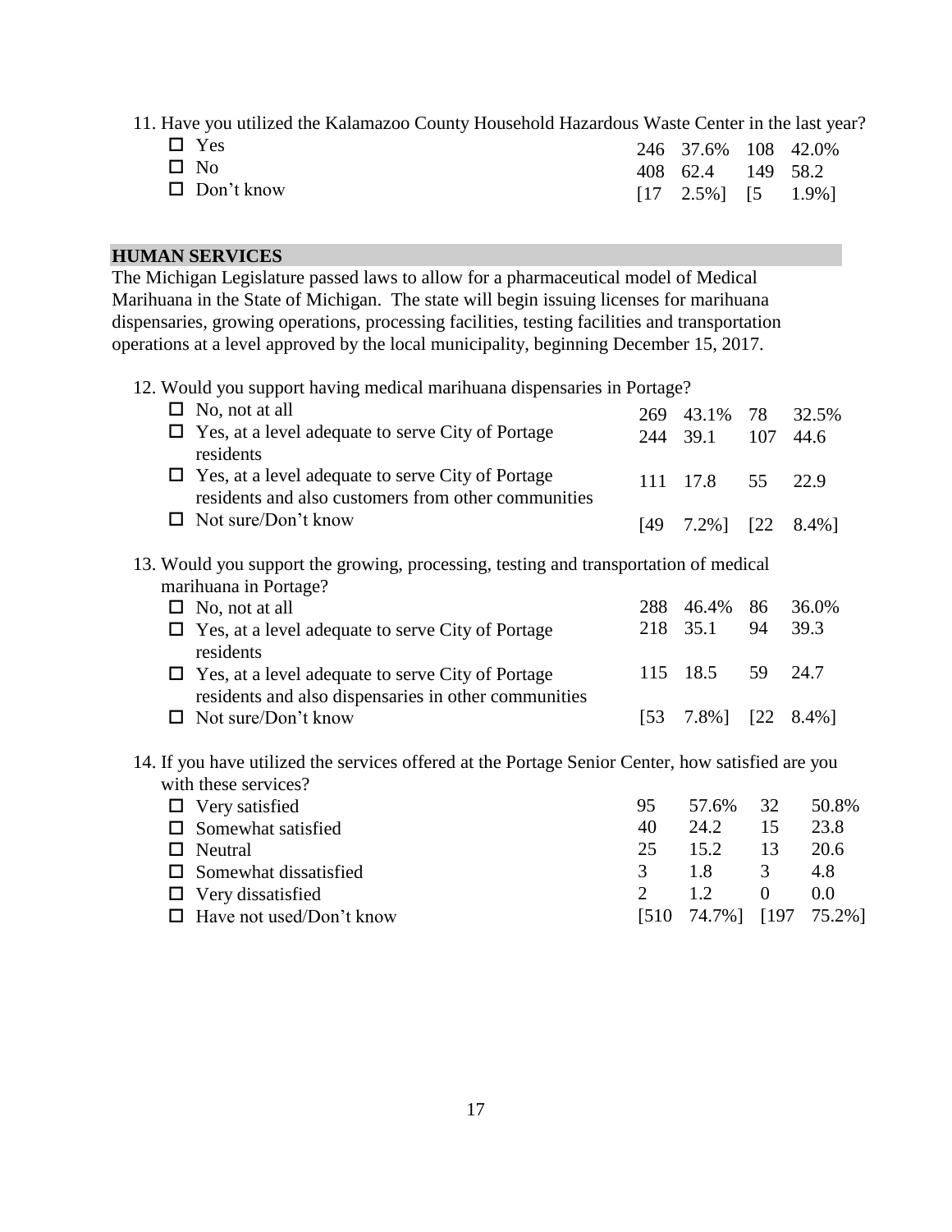11. Have you utilized the Kalamazoo County Household Hazardous Waste Center in the last year?

| | | | | |
|---|---|---|---|---|
| ☐ Yes | 246 | 37.6% | 108 | 42.0% |
| ☐ No | 408 | 62.4 | 149 | 58.2 |
| ☐ Don't know | [17 | 2.5%] | [5 | 1.9%] |

## HUMAN SERVICES

The Michigan Legislature passed laws to allow for a pharmaceutical model of Medical Marihuana in the State of Michigan. The state will begin issuing licenses for marihuana dispensaries, growing operations, processing facilities, testing facilities and transportation operations at a level approved by the local municipality, beginning December 15, 2017.

12. Would you support having medical marihuana dispensaries in Portage?

| | | | | |
|---|---|---|---|---|
| ☐ No, not at all | 269 | 43.1% | 78 | 32.5% |
| ☐ Yes, at a level adequate to serve City of Portage residents | 244 | 39.1 | 107 | 44.6 |
| ☐ Yes, at a level adequate to serve City of Portage residents and also customers from other communities | 111 | 17.8 | 55 | 22.9 |
| ☐ Not sure/Don't know | [49 | 7.2%] | [22 | 8.4%] |

13. Would you support the growing, processing, testing and transportation of medical marihuana in Portage?

| | | | | |
|---|---|---|---|---|
| ☐ No, not at all | 288 | 46.4% | 86 | 36.0% |
| ☐ Yes, at a level adequate to serve City of Portage residents | 218 | 35.1 | 94 | 39.3 |
| ☐ Yes, at a level adequate to serve City of Portage residents and also dispensaries in other communities | 115 | 18.5 | 59 | 24.7 |
| ☐ Not sure/Don't know | [53 | 7.8%] | [22 | 8.4%] |

14. If you have utilized the services offered at the Portage Senior Center, how satisfied are you with these services?

| | | | | |
|---|---|---|---|---|
| ☐ Very satisfied | 95 | 57.6% | 32 | 50.8% |
| ☐ Somewhat satisfied | 40 | 24.2 | 15 | 23.8 |
| ☐ Neutral | 25 | 15.2 | 13 | 20.6 |
| ☐ Somewhat dissatisfied | 3 | 1.8 | 3 | 4.8 |
| ☐ Very dissatisfied | 2 | 1.2 | 0 | 0.0 |
| ☐ Have not used/Don't know | [510 | 74.7%] | [197 | 75.2%] |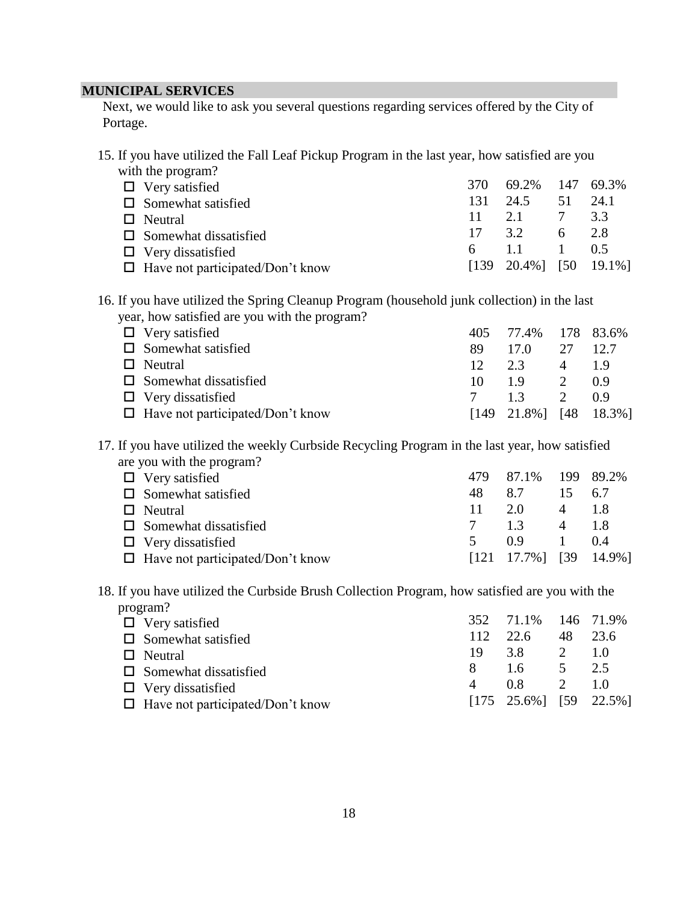## MUNICIPAL SERVICES

Next, we would like to ask you several questions regarding services offered by the City of Portage.

15. If you have utilized the Fall Leaf Pickup Program in the last year, how satisfied are you with the program?

| | | | | |
|---|---|---|---|---|
| ☐ Very satisfied | 370 | 69.2% | 147 | 69.3% |
| ☐ Somewhat satisfied | 131 | 24.5 | 51 | 24.1 |
| ☐ Neutral | 11 | 2.1 | 7 | 3.3 |
| ☐ Somewhat dissatisfied | 17 | 3.2 | 6 | 2.8 |
| ☐ Very dissatisfied | 6 | 1.1 | 1 | 0.5 |
| ☐ Have not participated/Don't know | [139 | 20.4%] | [50 | 19.1%] |

16. If you have utilized the Spring Cleanup Program (household junk collection) in the last year, how satisfied are you with the program?

| | | | | |
|---|---|---|---|---|
| ☐ Very satisfied | 405 | 77.4% | 178 | 83.6% |
| ☐ Somewhat satisfied | 89 | 17.0 | 27 | 12.7 |
| ☐ Neutral | 12 | 2.3 | 4 | 1.9 |
| ☐ Somewhat dissatisfied | 10 | 1.9 | 2 | 0.9 |
| ☐ Very dissatisfied | 7 | 1.3 | 2 | 0.9 |
| ☐ Have not participated/Don't know | [149 | 21.8%] | [48 | 18.3%] |

17. If you have utilized the weekly Curbside Recycling Program in the last year, how satisfied are you with the program?

| | | | | |
|---|---|---|---|---|
| ☐ Very satisfied | 479 | 87.1% | 199 | 89.2% |
| ☐ Somewhat satisfied | 48 | 8.7 | 15 | 6.7 |
| ☐ Neutral | 11 | 2.0 | 4 | 1.8 |
| ☐ Somewhat dissatisfied | 7 | 1.3 | 4 | 1.8 |
| ☐ Very dissatisfied | 5 | 0.9 | 1 | 0.4 |
| ☐ Have not participated/Don't know | [121 | 17.7%] | [39 | 14.9%] |

18. If you have utilized the Curbside Brush Collection Program, how satisfied are you with the program?

| | | | | |
|---|---|---|---|---|
| ☐ Very satisfied | 352 | 71.1% | 146 | 71.9% |
| ☐ Somewhat satisfied | 112 | 22.6 | 48 | 23.6 |
| ☐ Neutral | 19 | 3.8 | 2 | 1.0 |
| ☐ Somewhat dissatisfied | 8 | 1.6 | 5 | 2.5 |
| ☐ Very dissatisfied | 4 | 0.8 | 2 | 1.0 |
| ☐ Have not participated/Don't know | [175 | 25.6%] | [59 | 22.5%] |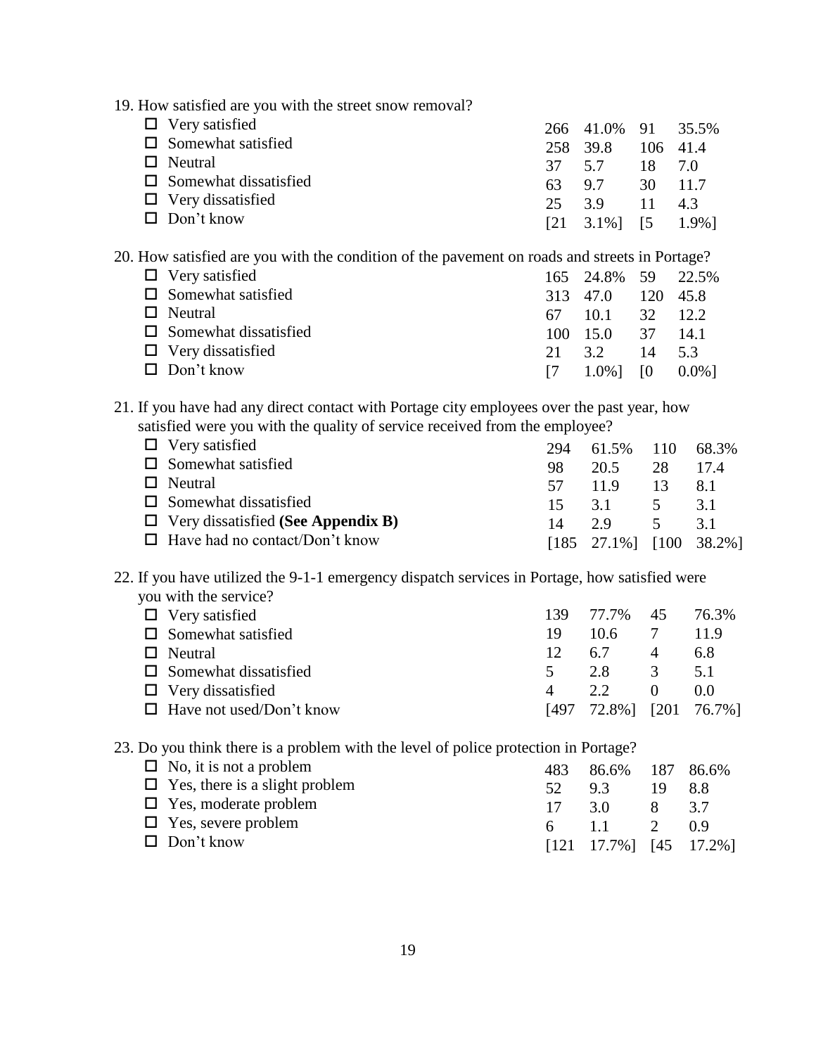19. How satisfied are you with the street snow removal?

| | | | | |
|---|---|---|---|---|
| ☐ Very satisfied | 266 | 41.0% | 91 | 35.5% |
| ☐ Somewhat satisfied | 258 | 39.8 | 106 | 41.4 |
| ☐ Neutral | 37 | 5.7 | 18 | 7.0 |
| ☐ Somewhat dissatisfied | 63 | 9.7 | 30 | 11.7 |
| ☐ Very dissatisfied | 25 | 3.9 | 11 | 4.3 |
| ☐ Don't know | [21 | 3.1%] | [5 | 1.9%] |

20. How satisfied are you with the condition of the pavement on roads and streets in Portage?

| | | | | |
|---|---|---|---|---|
| ☐ Very satisfied | 165 | 24.8% | 59 | 22.5% |
| ☐ Somewhat satisfied | 313 | 47.0 | 120 | 45.8 |
| ☐ Neutral | 67 | 10.1 | 32 | 12.2 |
| ☐ Somewhat dissatisfied | 100 | 15.0 | 37 | 14.1 |
| ☐ Very dissatisfied | 21 | 3.2 | 14 | 5.3 |
| ☐ Don't know | [7 | 1.0%] | [0 | 0.0%] |

21. If you have had any direct contact with Portage city employees over the past year, how satisfied were you with the quality of service received from the employee?

| | | | | |
|---|---|---|---|---|
| ☐ Very satisfied | 294 | 61.5% | 110 | 68.3% |
| ☐ Somewhat satisfied | 98 | 20.5 | 28 | 17.4 |
| ☐ Neutral | 57 | 11.9 | 13 | 8.1 |
| ☐ Somewhat dissatisfied | 15 | 3.1 | 5 | 3.1 |
| ☐ Very dissatisfied **(See Appendix B)** | 14 | 2.9 | 5 | 3.1 |
| ☐ Have had no contact/Don't know | [185 | 27.1%] | [100 | 38.2%] |

22. If you have utilized the 9-1-1 emergency dispatch services in Portage, how satisfied were you with the service?

| | | | | |
|---|---|---|---|---|
| ☐ Very satisfied | 139 | 77.7% | 45 | 76.3% |
| ☐ Somewhat satisfied | 19 | 10.6 | 7 | 11.9 |
| ☐ Neutral | 12 | 6.7 | 4 | 6.8 |
| ☐ Somewhat dissatisfied | 5 | 2.8 | 3 | 5.1 |
| ☐ Very dissatisfied | 4 | 2.2 | 0 | 0.0 |
| ☐ Have not used/Don't know | [497 | 72.8%] | [201 | 76.7%] |

23. Do you think there is a problem with the level of police protection in Portage?

| | | | | |
|---|---|---|---|---|
| ☐ No, it is not a problem | 483 | 86.6% | 187 | 86.6% |
| ☐ Yes, there is a slight problem | 52 | 9.3 | 19 | 8.8 |
| ☐ Yes, moderate problem | 17 | 3.0 | 8 | 3.7 |
| ☐ Yes, severe problem | 6 | 1.1 | 2 | 0.9 |
| ☐ Don't know | [121 | 17.7%] | [45 | 17.2%] |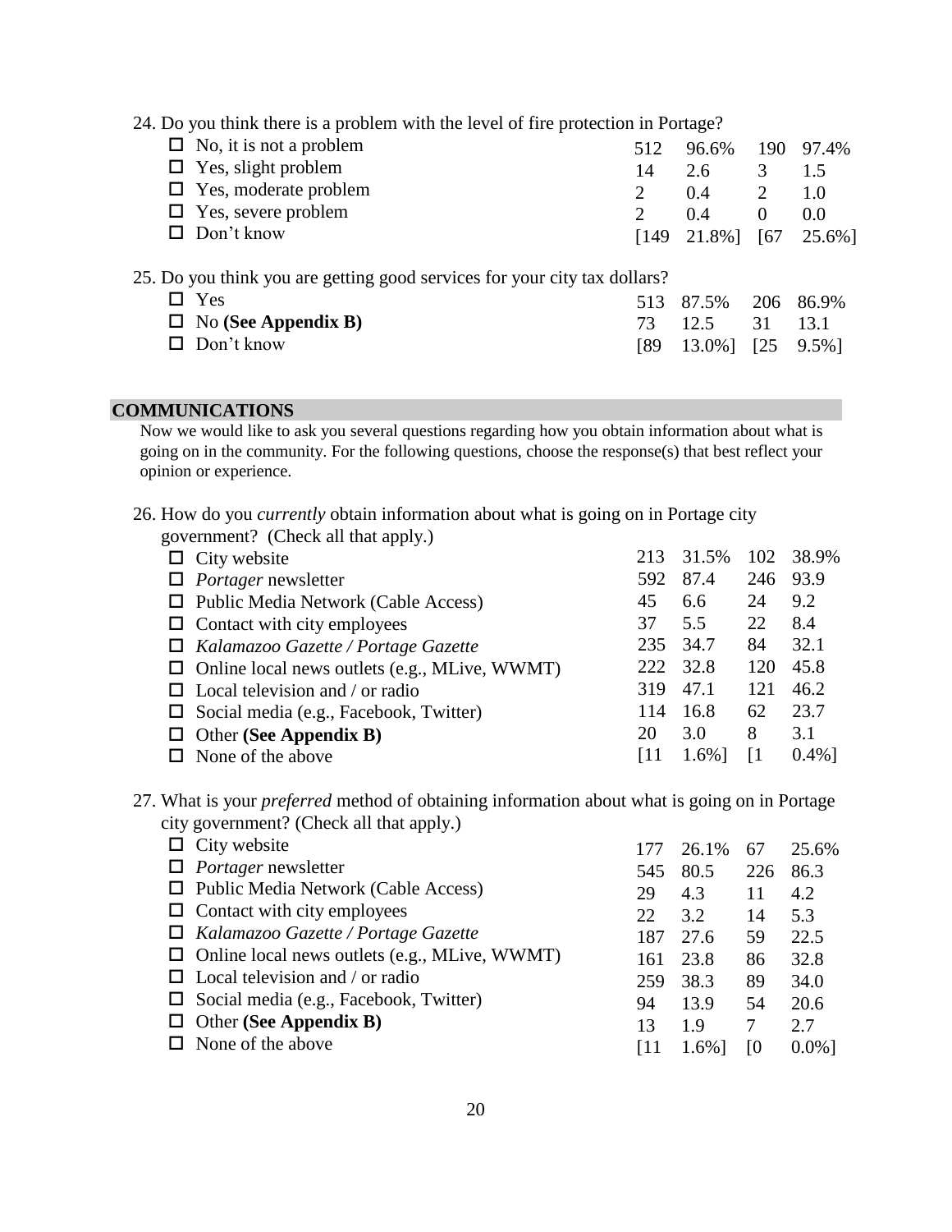24. Do you think there is a problem with the level of fire protection in Portage?

| | | | | |
|---|---|---|---|---|
| □ No, it is not a problem | 512 | 96.6% | 190 | 97.4% |
| □ Yes, slight problem | 14 | 2.6 | 3 | 1.5 |
| □ Yes, moderate problem | 2 | 0.4 | 2 | 1.0 |
| □ Yes, severe problem | 2 | 0.4 | 0 | 0.0 |
| □ Don't know | [149 | 21.8%] | [67 | 25.6%] |

25. Do you think you are getting good services for your city tax dollars?

| | | | | |
|---|---|---|---|---|
| □ Yes | 513 | 87.5% | 206 | 86.9% |
| □ No **(See Appendix B)** | 73 | 12.5 | 31 | 13.1 |
| □ Don't know | [89 | 13.0%] | [25 | 9.5%] |

## COMMUNICATIONS

Now we would like to ask you several questions regarding how you obtain information about what is going on in the community. For the following questions, choose the response(s) that best reflect your opinion or experience.

26. How do you *currently* obtain information about what is going on in Portage city government? (Check all that apply.)

| | | | | |
|---|---|---|---|---|
| □ City website | 213 | 31.5% | 102 | 38.9% |
| □ *Portager* newsletter | 592 | 87.4 | 246 | 93.9 |
| □ Public Media Network (Cable Access) | 45 | 6.6 | 24 | 9.2 |
| □ Contact with city employees | 37 | 5.5 | 22 | 8.4 |
| □ *Kalamazoo Gazette / Portage Gazette* | 235 | 34.7 | 84 | 32.1 |
| □ Online local news outlets (e.g., MLive, WWMT) | 222 | 32.8 | 120 | 45.8 |
| □ Local television and / or radio | 319 | 47.1 | 121 | 46.2 |
| □ Social media (e.g., Facebook, Twitter) | 114 | 16.8 | 62 | 23.7 |
| □ Other **(See Appendix B)** | 20 | 3.0 | 8 | 3.1 |
| □ None of the above | [11 | 1.6%] | [1 | 0.4%] |

27. What is your *preferred* method of obtaining information about what is going on in Portage city government? (Check all that apply.)

| | | | | |
|---|---|---|---|---|
| □ City website | 177 | 26.1% | 67 | 25.6% |
| □ *Portager* newsletter | 545 | 80.5 | 226 | 86.3 |
| □ Public Media Network (Cable Access) | 29 | 4.3 | 11 | 4.2 |
| □ Contact with city employees | 22 | 3.2 | 14 | 5.3 |
| □ *Kalamazoo Gazette / Portage Gazette* | 187 | 27.6 | 59 | 22.5 |
| □ Online local news outlets (e.g., MLive, WWMT) | 161 | 23.8 | 86 | 32.8 |
| □ Local television and / or radio | 259 | 38.3 | 89 | 34.0 |
| □ Social media (e.g., Facebook, Twitter) | 94 | 13.9 | 54 | 20.6 |
| □ Other **(See Appendix B)** | 13 | 1.9 | 7 | 2.7 |
| □ None of the above | [11 | 1.6%] | [0 | 0.0%] |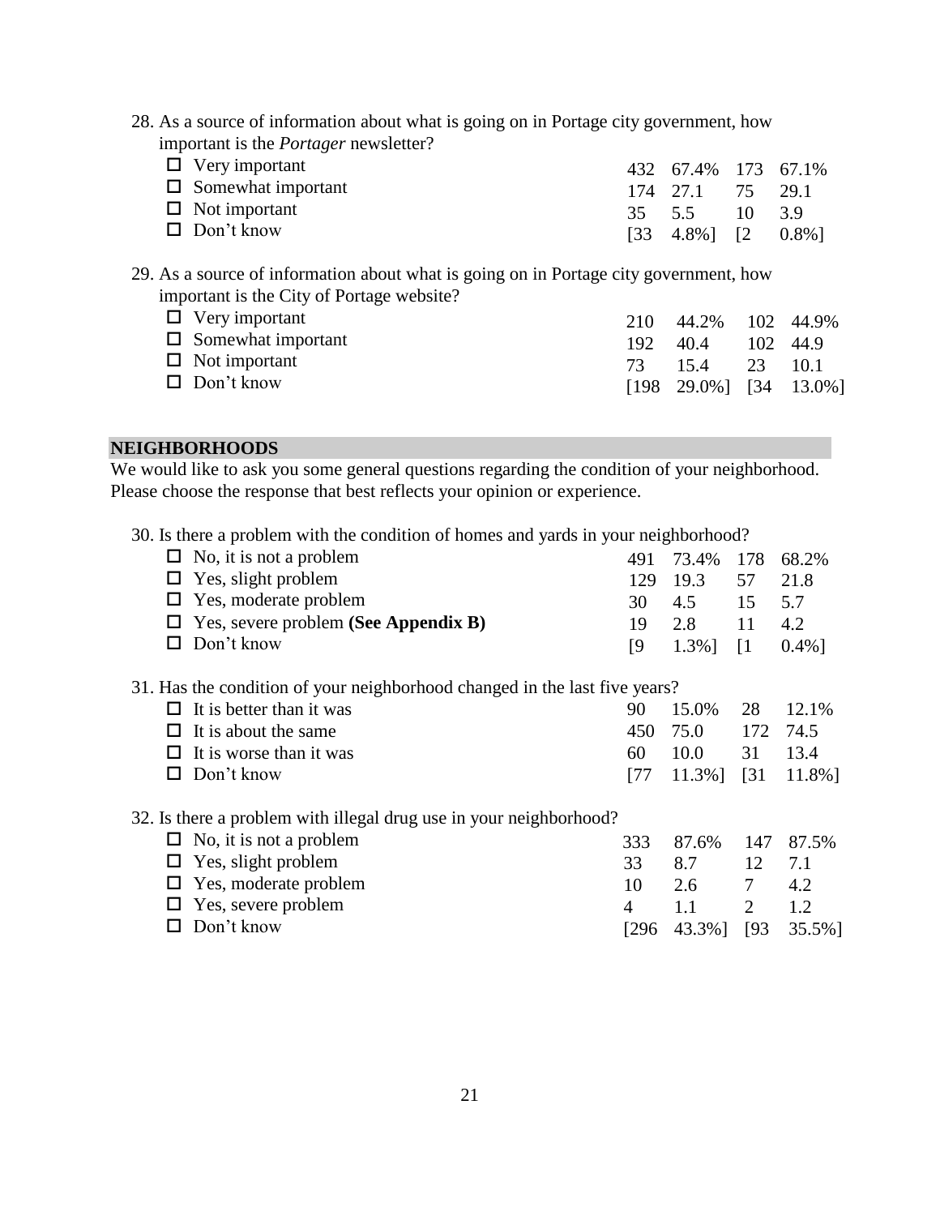28. As a source of information about what is going on in Portage city government, how important is the *Portager* newsletter?

| | | | | |
|---|---|---|---|---|
| ☐ Very important | 432 | 67.4% | 173 | 67.1% |
| ☐ Somewhat important | 174 | 27.1 | 75 | 29.1 |
| ☐ Not important | 35 | 5.5 | 10 | 3.9 |
| ☐ Don't know | [33 | 4.8%] | [2 | 0.8%] |

29. As a source of information about what is going on in Portage city government, how important is the City of Portage website?

| | | | | |
|---|---|---|---|---|
| ☐ Very important | 210 | 44.2% | 102 | 44.9% |
| ☐ Somewhat important | 192 | 40.4 | 102 | 44.9 |
| ☐ Not important | 73 | 15.4 | 23 | 10.1 |
| ☐ Don't know | [198 | 29.0%] | [34 | 13.0%] |

## NEIGHBORHOODS

We would like to ask you some general questions regarding the condition of your neighborhood. Please choose the response that best reflects your opinion or experience.

30. Is there a problem with the condition of homes and yards in your neighborhood?

| | | | | |
|---|---|---|---|---|
| ☐ No, it is not a problem | 491 | 73.4% | 178 | 68.2% |
| ☐ Yes, slight problem | 129 | 19.3 | 57 | 21.8 |
| ☐ Yes, moderate problem | 30 | 4.5 | 15 | 5.7 |
| ☐ Yes, severe problem **(See Appendix B)** | 19 | 2.8 | 11 | 4.2 |
| ☐ Don't know | [9 | 1.3%] | [1 | 0.4%] |

31. Has the condition of your neighborhood changed in the last five years?

| | | | | |
|---|---|---|---|---|
| ☐ It is better than it was | 90 | 15.0% | 28 | 12.1% |
| ☐ It is about the same | 450 | 75.0 | 172 | 74.5 |
| ☐ It is worse than it was | 60 | 10.0 | 31 | 13.4 |
| ☐ Don't know | [77 | 11.3%] | [31 | 11.8%] |

32. Is there a problem with illegal drug use in your neighborhood?

| | | | | |
|---|---|---|---|---|
| ☐ No, it is not a problem | 333 | 87.6% | 147 | 87.5% |
| ☐ Yes, slight problem | 33 | 8.7 | 12 | 7.1 |
| ☐ Yes, moderate problem | 10 | 2.6 | 7 | 4.2 |
| ☐ Yes, severe problem | 4 | 1.1 | 2 | 1.2 |
| ☐ Don't know | [296 | 43.3%] | [93 | 35.5%] |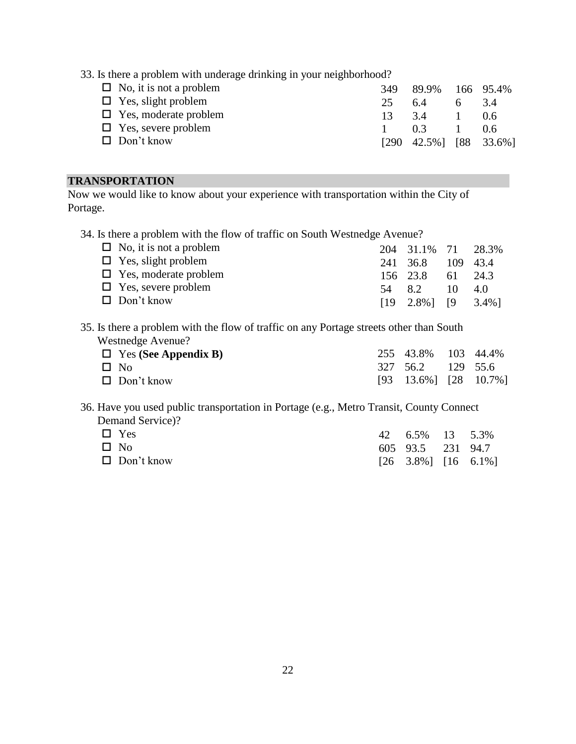33. Is there a problem with underage drinking in your neighborhood?

| | | | | |
|---|---|---|---|---|
| ☐ No, it is not a problem | 349 | 89.9% | 166 | 95.4% |
| ☐ Yes, slight problem | 25 | 6.4 | 6 | 3.4 |
| ☐ Yes, moderate problem | 13 | 3.4 | 1 | 0.6 |
| ☐ Yes, severe problem | 1 | 0.3 | 1 | 0.6 |
| ☐ Don't know | [290 | 42.5%] | [88 | 33.6%] |

## TRANSPORTATION

Now we would like to know about your experience with transportation within the City of Portage.

34. Is there a problem with the flow of traffic on South Westnedge Avenue?

| | | | | |
|---|---|---|---|---|
| ☐ No, it is not a problem | 204 | 31.1% | 71 | 28.3% |
| ☐ Yes, slight problem | 241 | 36.8 | 109 | 43.4 |
| ☐ Yes, moderate problem | 156 | 23.8 | 61 | 24.3 |
| ☐ Yes, severe problem | 54 | 8.2 | 10 | 4.0 |
| ☐ Don't know | [19 | 2.8%] | [9 | 3.4%] |

35. Is there a problem with the flow of traffic on any Portage streets other than South Westnedge Avenue?

| | | | | |
|---|---|---|---|---|
| ☐ Yes **(See Appendix B)** | 255 | 43.8% | 103 | 44.4% |
| ☐ No | 327 | 56.2 | 129 | 55.6 |
| ☐ Don't know | [93 | 13.6%] | [28 | 10.7%] |

36. Have you used public transportation in Portage (e.g., Metro Transit, County Connect Demand Service)?

| | | | | |
|---|---|---|---|---|
| ☐ Yes | 42 | 6.5% | 13 | 5.3% |
| ☐ No | 605 | 93.5 | 231 | 94.7 |
| ☐ Don't know | [26 | 3.8%] | [16 | 6.1%] |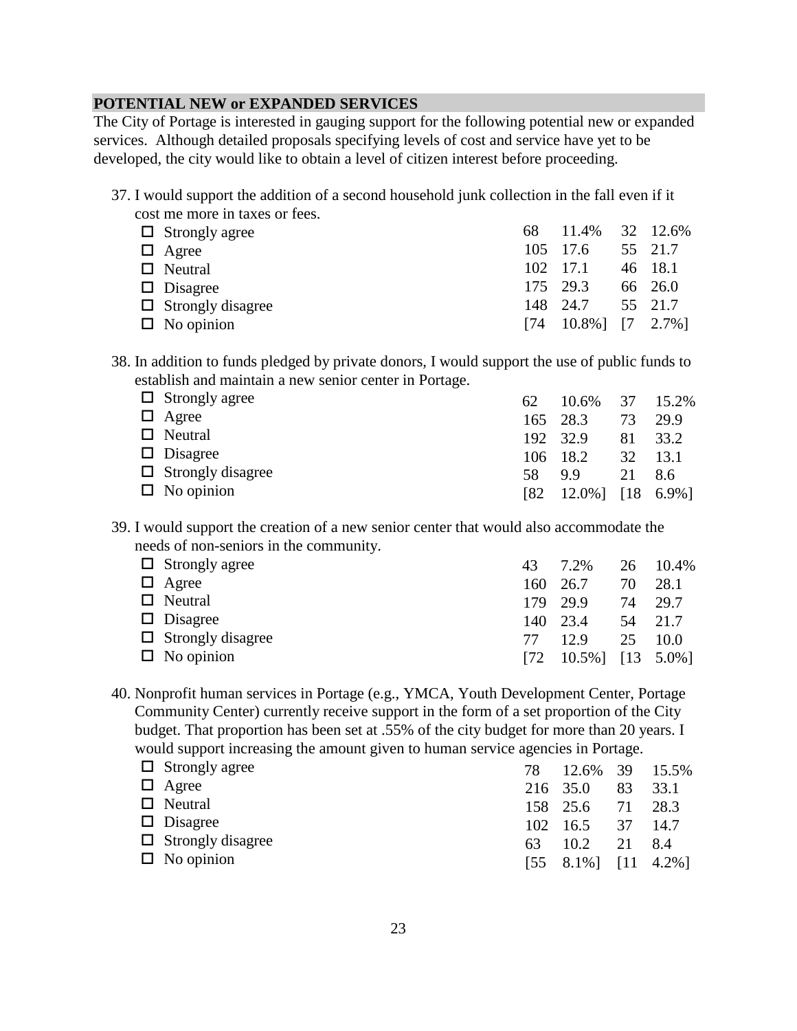## POTENTIAL NEW or EXPANDED SERVICES

The City of Portage is interested in gauging support for the following potential new or expanded services. Although detailed proposals specifying levels of cost and service have yet to be developed, the city would like to obtain a level of citizen interest before proceeding.

37. I would support the addition of a second household junk collection in the fall even if it cost me more in taxes or fees.

| | | | | |
|---|---|---|---|---|
| ☐ Strongly agree | 68 | 11.4% | 32 | 12.6% |
| ☐ Agree | 105 | 17.6 | 55 | 21.7 |
| ☐ Neutral | 102 | 17.1 | 46 | 18.1 |
| ☐ Disagree | 175 | 29.3 | 66 | 26.0 |
| ☐ Strongly disagree | 148 | 24.7 | 55 | 21.7 |
| ☐ No opinion | [74 | 10.8%] | [7 | 2.7%] |

38. In addition to funds pledged by private donors, I would support the use of public funds to establish and maintain a new senior center in Portage.

| | | | | |
|---|---|---|---|---|
| ☐ Strongly agree | 62 | 10.6% | 37 | 15.2% |
| ☐ Agree | 165 | 28.3 | 73 | 29.9 |
| ☐ Neutral | 192 | 32.9 | 81 | 33.2 |
| ☐ Disagree | 106 | 18.2 | 32 | 13.1 |
| ☐ Strongly disagree | 58 | 9.9 | 21 | 8.6 |
| ☐ No opinion | [82 | 12.0%] | [18 | 6.9%] |

39. I would support the creation of a new senior center that would also accommodate the needs of non-seniors in the community.

| | | | | |
|---|---|---|---|---|
| ☐ Strongly agree | 43 | 7.2% | 26 | 10.4% |
| ☐ Agree | 160 | 26.7 | 70 | 28.1 |
| ☐ Neutral | 179 | 29.9 | 74 | 29.7 |
| ☐ Disagree | 140 | 23.4 | 54 | 21.7 |
| ☐ Strongly disagree | 77 | 12.9 | 25 | 10.0 |
| ☐ No opinion | [72 | 10.5%] | [13 | 5.0%] |

40. Nonprofit human services in Portage (e.g., YMCA, Youth Development Center, Portage Community Center) currently receive support in the form of a set proportion of the City budget. That proportion has been set at .55% of the city budget for more than 20 years. I would support increasing the amount given to human service agencies in Portage.

| | | | | |
|---|---|---|---|---|
| ☐ Strongly agree | 78 | 12.6% | 39 | 15.5% |
| ☐ Agree | 216 | 35.0 | 83 | 33.1 |
| ☐ Neutral | 158 | 25.6 | 71 | 28.3 |
| ☐ Disagree | 102 | 16.5 | 37 | 14.7 |
| ☐ Strongly disagree | 63 | 10.2 | 21 | 8.4 |
| ☐ No opinion | [55 | 8.1%] | [11 | 4.2%] |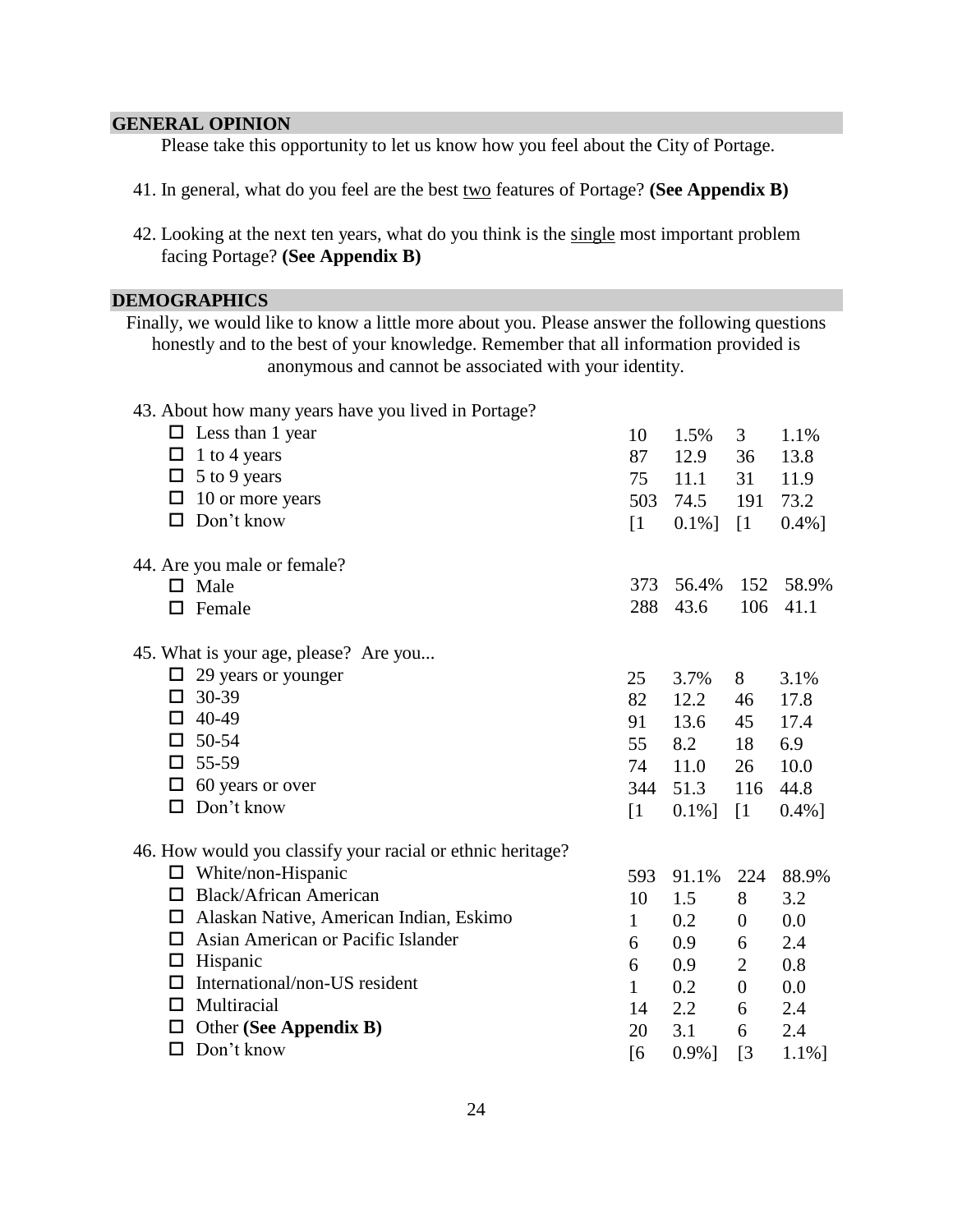## GENERAL OPINION

Please take this opportunity to let us know how you feel about the City of Portage.

41. In general, what do you feel are the best two features of Portage? **(See Appendix B)**

42. Looking at the next ten years, what do you think is the single most important problem facing Portage? **(See Appendix B)**

## DEMOGRAPHICS

Finally, we would like to know a little more about you. Please answer the following questions honestly and to the best of your knowledge. Remember that all information provided is anonymous and cannot be associated with your identity.

43. About how many years have you lived in Portage?

| | | | | |
|---|---|---|---|---|
| ☐ Less than 1 year | 10 | 1.5% | 3 | 1.1% |
| ☐ 1 to 4 years | 87 | 12.9 | 36 | 13.8 |
| ☐ 5 to 9 years | 75 | 11.1 | 31 | 11.9 |
| ☐ 10 or more years | 503 | 74.5 | 191 | 73.2 |
| ☐ Don't know | [1 | 0.1%] | [1 | 0.4%] |

44. Are you male or female?

| | | | | |
|---|---|---|---|---|
| ☐ Male | 373 | 56.4% | 152 | 58.9% |
| ☐ Female | 288 | 43.6 | 106 | 41.1 |

45. What is your age, please? Are you...

| | | | | |
|---|---|---|---|---|
| ☐ 29 years or younger | 25 | 3.7% | 8 | 3.1% |
| ☐ 30-39 | 82 | 12.2 | 46 | 17.8 |
| ☐ 40-49 | 91 | 13.6 | 45 | 17.4 |
| ☐ 50-54 | 55 | 8.2 | 18 | 6.9 |
| ☐ 55-59 | 74 | 11.0 | 26 | 10.0 |
| ☐ 60 years or over | 344 | 51.3 | 116 | 44.8 |
| ☐ Don't know | [1 | 0.1%] | [1 | 0.4%] |

46. How would you classify your racial or ethnic heritage?

| | | | | |
|---|---|---|---|---|
| ☐ White/non-Hispanic | 593 | 91.1% | 224 | 88.9% |
| ☐ Black/African American | 10 | 1.5 | 8 | 3.2 |
| ☐ Alaskan Native, American Indian, Eskimo | 1 | 0.2 | 0 | 0.0 |
| ☐ Asian American or Pacific Islander | 6 | 0.9 | 6 | 2.4 |
| ☐ Hispanic | 6 | 0.9 | 2 | 0.8 |
| ☐ International/non-US resident | 1 | 0.2 | 0 | 0.0 |
| ☐ Multiracial | 14 | 2.2 | 6 | 2.4 |
| ☐ Other **(See Appendix B)** | 20 | 3.1 | 6 | 2.4 |
| ☐ Don't know | [6 | 0.9%] | [3 | 1.1%] |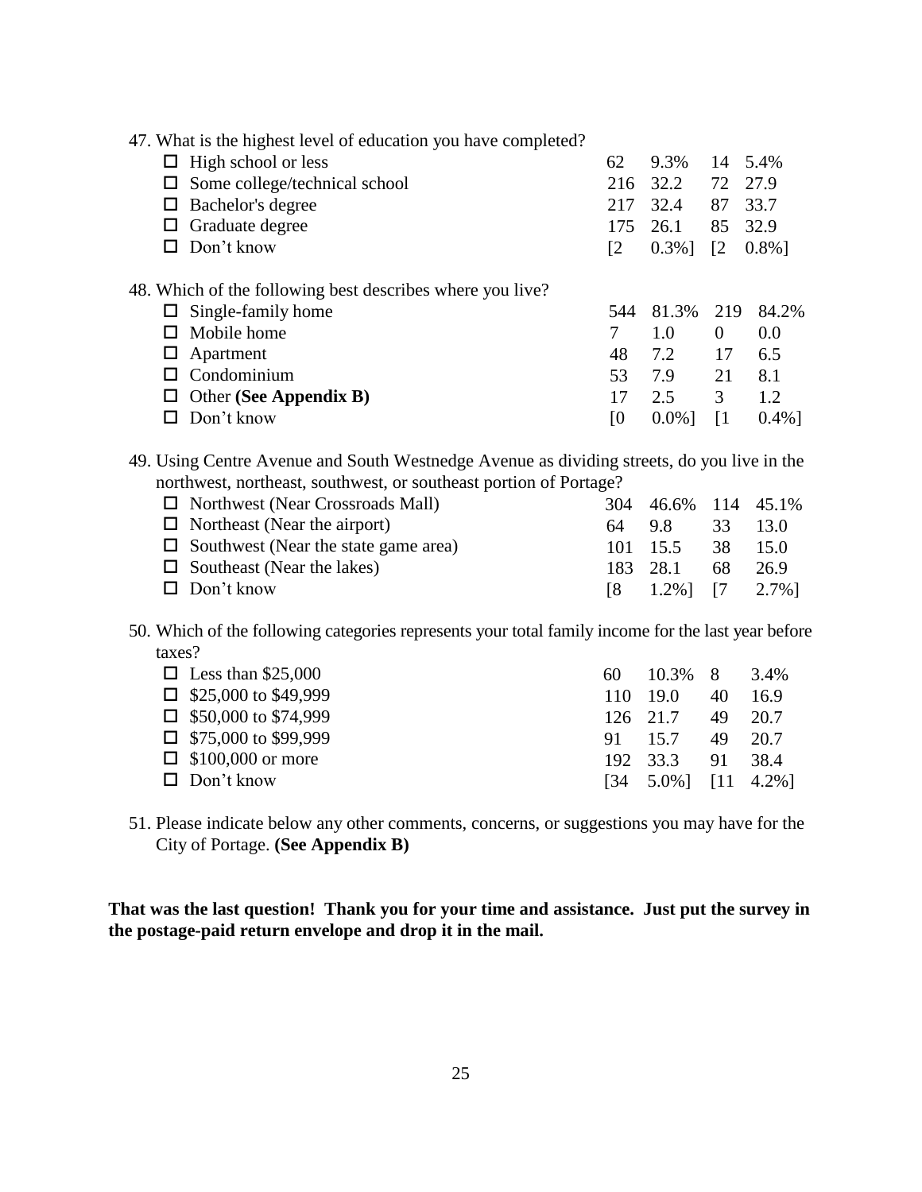47. What is the highest level of education you have completed?

| | | | | |
|---|---|---|---|---|
| ☐ High school or less | 62 | 9.3% | 14 | 5.4% |
| ☐ Some college/technical school | 216 | 32.2 | 72 | 27.9 |
| ☐ Bachelor's degree | 217 | 32.4 | 87 | 33.7 |
| ☐ Graduate degree | 175 | 26.1 | 85 | 32.9 |
| ☐ Don't know | [2 | 0.3%] | [2 | 0.8%] |

48. Which of the following best describes where you live?

| | | | | |
|---|---|---|---|---|
| ☐ Single-family home | 544 | 81.3% | 219 | 84.2% |
| ☐ Mobile home | 7 | 1.0 | 0 | 0.0 |
| ☐ Apartment | 48 | 7.2 | 17 | 6.5 |
| ☐ Condominium | 53 | 7.9 | 21 | 8.1 |
| ☐ Other **(See Appendix B)** | 17 | 2.5 | 3 | 1.2 |
| ☐ Don't know | [0 | 0.0%] | [1 | 0.4%] |

49. Using Centre Avenue and South Westnedge Avenue as dividing streets, do you live in the northwest, northeast, southwest, or southeast portion of Portage?

| | | | | |
|---|---|---|---|---|
| ☐ Northwest (Near Crossroads Mall) | 304 | 46.6% | 114 | 45.1% |
| ☐ Northeast (Near the airport) | 64 | 9.8 | 33 | 13.0 |
| ☐ Southwest (Near the state game area) | 101 | 15.5 | 38 | 15.0 |
| ☐ Southeast (Near the lakes) | 183 | 28.1 | 68 | 26.9 |
| ☐ Don't know | [8 | 1.2%] | [7 | 2.7%] |

50. Which of the following categories represents your total family income for the last year before taxes?

| | | | | |
|---|---|---|---|---|
| ☐ Less than $25,000 | 60 | 10.3% | 8 | 3.4% |
| ☐ $25,000 to $49,999 | 110 | 19.0 | 40 | 16.9 |
| ☐ $50,000 to $74,999 | 126 | 21.7 | 49 | 20.7 |
| ☐ $75,000 to $99,999 | 91 | 15.7 | 49 | 20.7 |
| ☐ $100,000 or more | 192 | 33.3 | 91 | 38.4 |
| ☐ Don't know | [34 | 5.0%] | [11 | 4.2%] |

51. Please indicate below any other comments, concerns, or suggestions you may have for the City of Portage. **(See Appendix B)**

**That was the last question! Thank you for your time and assistance. Just put the survey in the postage-paid return envelope and drop it in the mail.**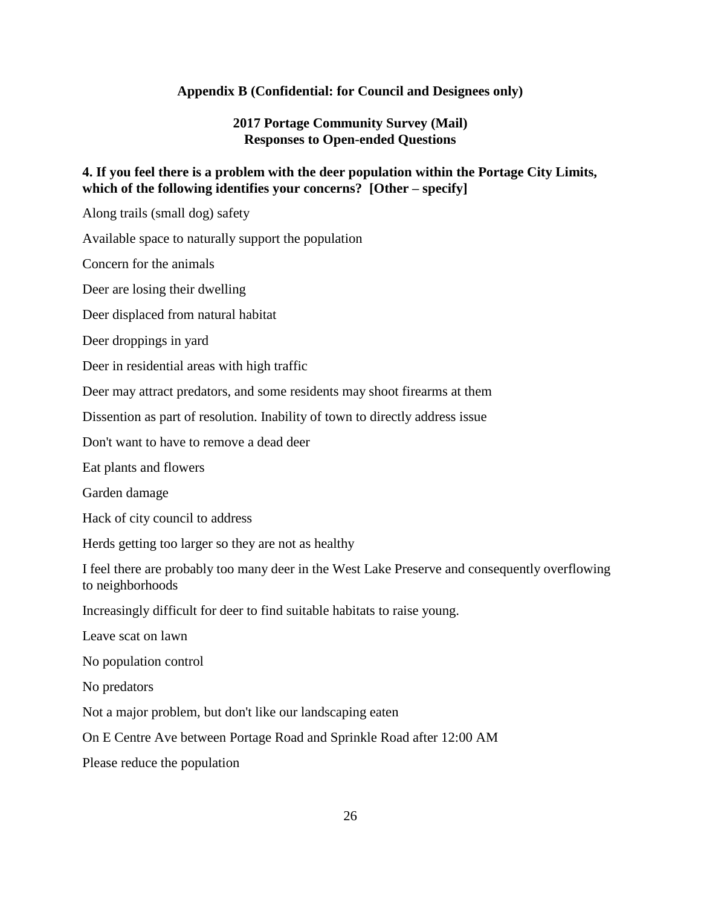**Appendix B (Confidential: for Council and Designees only)**

**2017 Portage Community Survey (Mail)**
**Responses to Open-ended Questions**

**4. If you feel there is a problem with the deer population within the Portage City Limits, which of the following identifies your concerns? [Other – specify]**

Along trails (small dog) safety

Available space to naturally support the population

Concern for the animals

Deer are losing their dwelling

Deer displaced from natural habitat

Deer droppings in yard

Deer in residential areas with high traffic

Deer may attract predators, and some residents may shoot firearms at them

Dissention as part of resolution. Inability of town to directly address issue

Don't want to have to remove a dead deer

Eat plants and flowers

Garden damage

Hack of city council to address

Herds getting too larger so they are not as healthy

I feel there are probably too many deer in the West Lake Preserve and consequently overflowing to neighborhoods

Increasingly difficult for deer to find suitable habitats to raise young.

Leave scat on lawn

No population control

No predators

Not a major problem, but don't like our landscaping eaten

On E Centre Ave between Portage Road and Sprinkle Road after 12:00 AM

Please reduce the population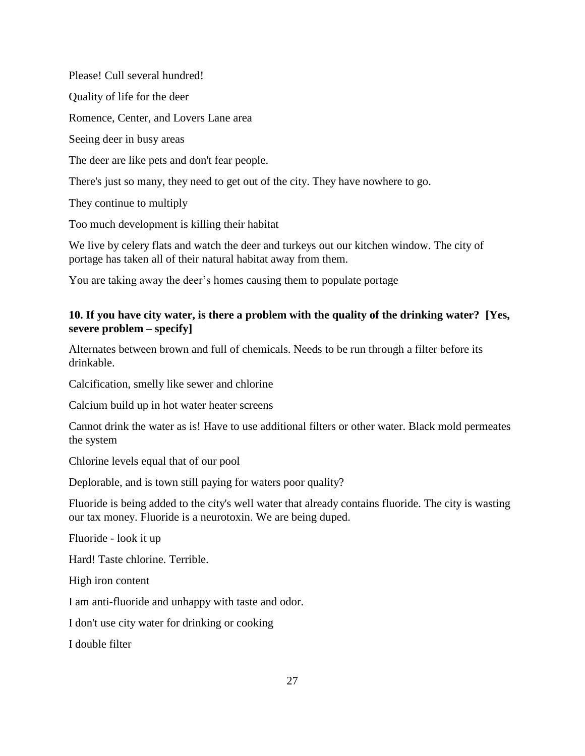Please! Cull several hundred!

Quality of life for the deer

Romence, Center, and Lovers Lane area

Seeing deer in busy areas

The deer are like pets and don't fear people.

There's just so many, they need to get out of the city. They have nowhere to go.

They continue to multiply

Too much development is killing their habitat

We live by celery flats and watch the deer and turkeys out our kitchen window. The city of portage has taken all of their natural habitat away from them.

You are taking away the deer's homes causing them to populate portage

**10. If you have city water, is there a problem with the quality of the drinking water? [Yes, severe problem – specify]**

Alternates between brown and full of chemicals. Needs to be run through a filter before its drinkable.

Calcification, smelly like sewer and chlorine

Calcium build up in hot water heater screens

Cannot drink the water as is! Have to use additional filters or other water. Black mold permeates the system

Chlorine levels equal that of our pool

Deplorable, and is town still paying for waters poor quality?

Fluoride is being added to the city's well water that already contains fluoride. The city is wasting our tax money. Fluoride is a neurotoxin. We are being duped.

Fluoride - look it up

Hard! Taste chlorine. Terrible.

High iron content

I am anti-fluoride and unhappy with taste and odor.

I don't use city water for drinking or cooking

I double filter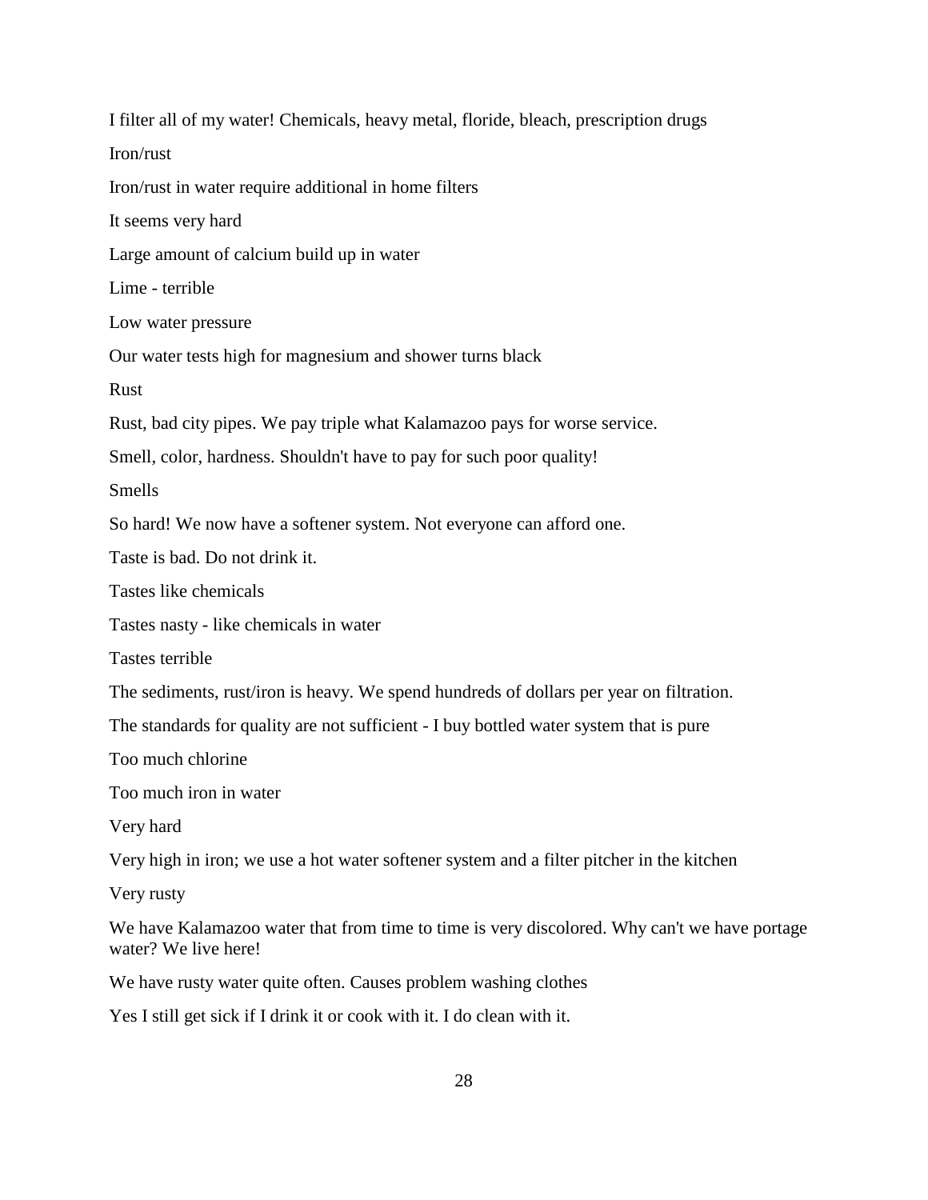I filter all of my water! Chemicals, heavy metal, floride, bleach, prescription drugs

Iron/rust

Iron/rust in water require additional in home filters

It seems very hard

Large amount of calcium build up in water

Lime - terrible

Low water pressure

Our water tests high for magnesium and shower turns black

Rust

Rust, bad city pipes. We pay triple what Kalamazoo pays for worse service.

Smell, color, hardness. Shouldn't have to pay for such poor quality!

Smells

So hard! We now have a softener system. Not everyone can afford one.

Taste is bad. Do not drink it.

Tastes like chemicals

Tastes nasty - like chemicals in water

Tastes terrible

The sediments, rust/iron is heavy. We spend hundreds of dollars per year on filtration.

The standards for quality are not sufficient - I buy bottled water system that is pure

Too much chlorine

Too much iron in water

Very hard

Very high in iron; we use a hot water softener system and a filter pitcher in the kitchen

Very rusty

We have Kalamazoo water that from time to time is very discolored. Why can't we have portage water? We live here!

We have rusty water quite often. Causes problem washing clothes

Yes I still get sick if I drink it or cook with it. I do clean with it.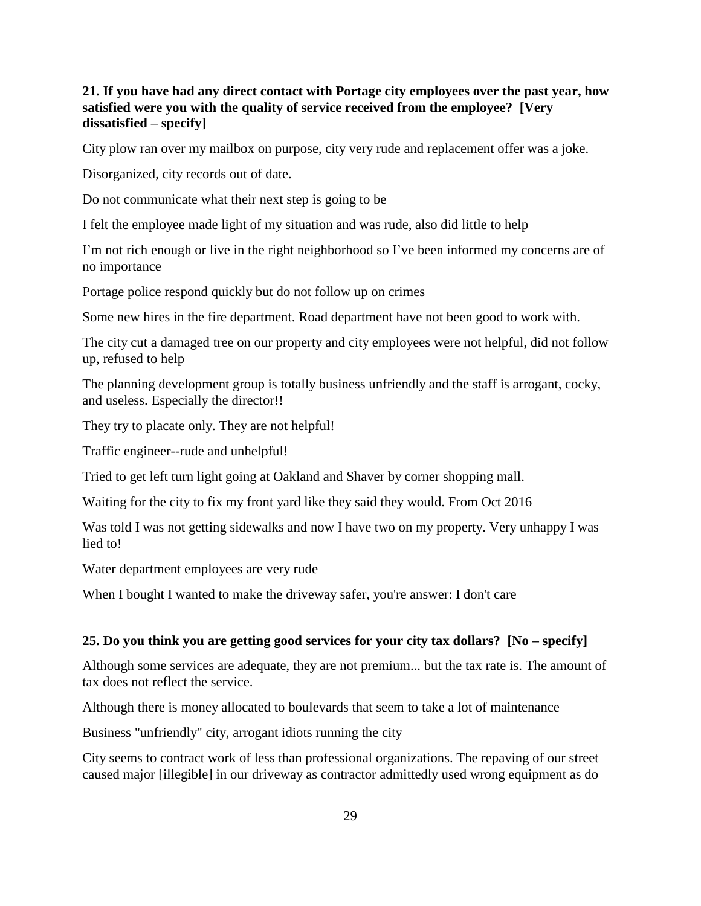**21. If you have had any direct contact with Portage city employees over the past year, how satisfied were you with the quality of service received from the employee? [Very dissatisfied – specify]**

City plow ran over my mailbox on purpose, city very rude and replacement offer was a joke.

Disorganized, city records out of date.

Do not communicate what their next step is going to be

I felt the employee made light of my situation and was rude, also did little to help

I'm not rich enough or live in the right neighborhood so I've been informed my concerns are of no importance

Portage police respond quickly but do not follow up on crimes

Some new hires in the fire department. Road department have not been good to work with.

The city cut a damaged tree on our property and city employees were not helpful, did not follow up, refused to help

The planning development group is totally business unfriendly and the staff is arrogant, cocky, and useless. Especially the director!!

They try to placate only. They are not helpful!

Traffic engineer--rude and unhelpful!

Tried to get left turn light going at Oakland and Shaver by corner shopping mall.

Waiting for the city to fix my front yard like they said they would. From Oct 2016

Was told I was not getting sidewalks and now I have two on my property. Very unhappy I was lied to!

Water department employees are very rude

When I bought I wanted to make the driveway safer, you're answer: I don't care

**25. Do you think you are getting good services for your city tax dollars? [No – specify]**

Although some services are adequate, they are not premium... but the tax rate is. The amount of tax does not reflect the service.

Although there is money allocated to boulevards that seem to take a lot of maintenance

Business "unfriendly" city, arrogant idiots running the city

City seems to contract work of less than professional organizations. The repaving of our street caused major [illegible] in our driveway as contractor admittedly used wrong equipment as do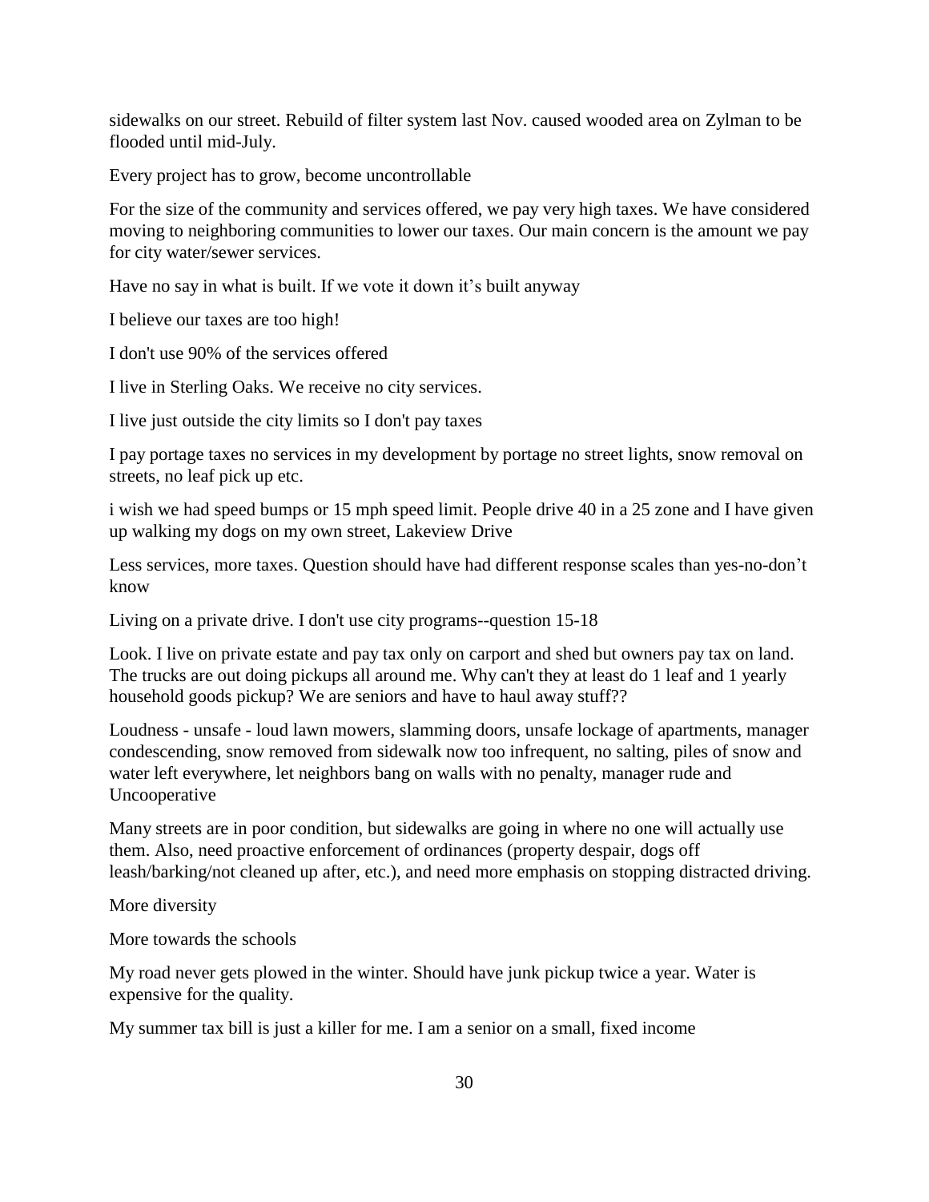sidewalks on our street. Rebuild of filter system last Nov. caused wooded area on Zylman to be flooded until mid-July.

Every project has to grow, become uncontrollable

For the size of the community and services offered, we pay very high taxes. We have considered moving to neighboring communities to lower our taxes. Our main concern is the amount we pay for city water/sewer services.

Have no say in what is built. If we vote it down it's built anyway

I believe our taxes are too high!

I don't use 90% of the services offered

I live in Sterling Oaks. We receive no city services.

I live just outside the city limits so I don't pay taxes

I pay portage taxes no services in my development by portage no street lights, snow removal on streets, no leaf pick up etc.

i wish we had speed bumps or 15 mph speed limit. People drive 40 in a 25 zone and I have given up walking my dogs on my own street, Lakeview Drive

Less services, more taxes. Question should have had different response scales than yes-no-don't know

Living on a private drive. I don't use city programs--question 15-18

Look. I live on private estate and pay tax only on carport and shed but owners pay tax on land. The trucks are out doing pickups all around me. Why can't they at least do 1 leaf and 1 yearly household goods pickup? We are seniors and have to haul away stuff??

Loudness - unsafe - loud lawn mowers, slamming doors, unsafe lockage of apartments, manager condescending, snow removed from sidewalk now too infrequent, no salting, piles of snow and water left everywhere, let neighbors bang on walls with no penalty, manager rude and Uncooperative

Many streets are in poor condition, but sidewalks are going in where no one will actually use them. Also, need proactive enforcement of ordinances (property despair, dogs off leash/barking/not cleaned up after, etc.), and need more emphasis on stopping distracted driving.

More diversity

More towards the schools

My road never gets plowed in the winter. Should have junk pickup twice a year. Water is expensive for the quality.

My summer tax bill is just a killer for me. I am a senior on a small, fixed income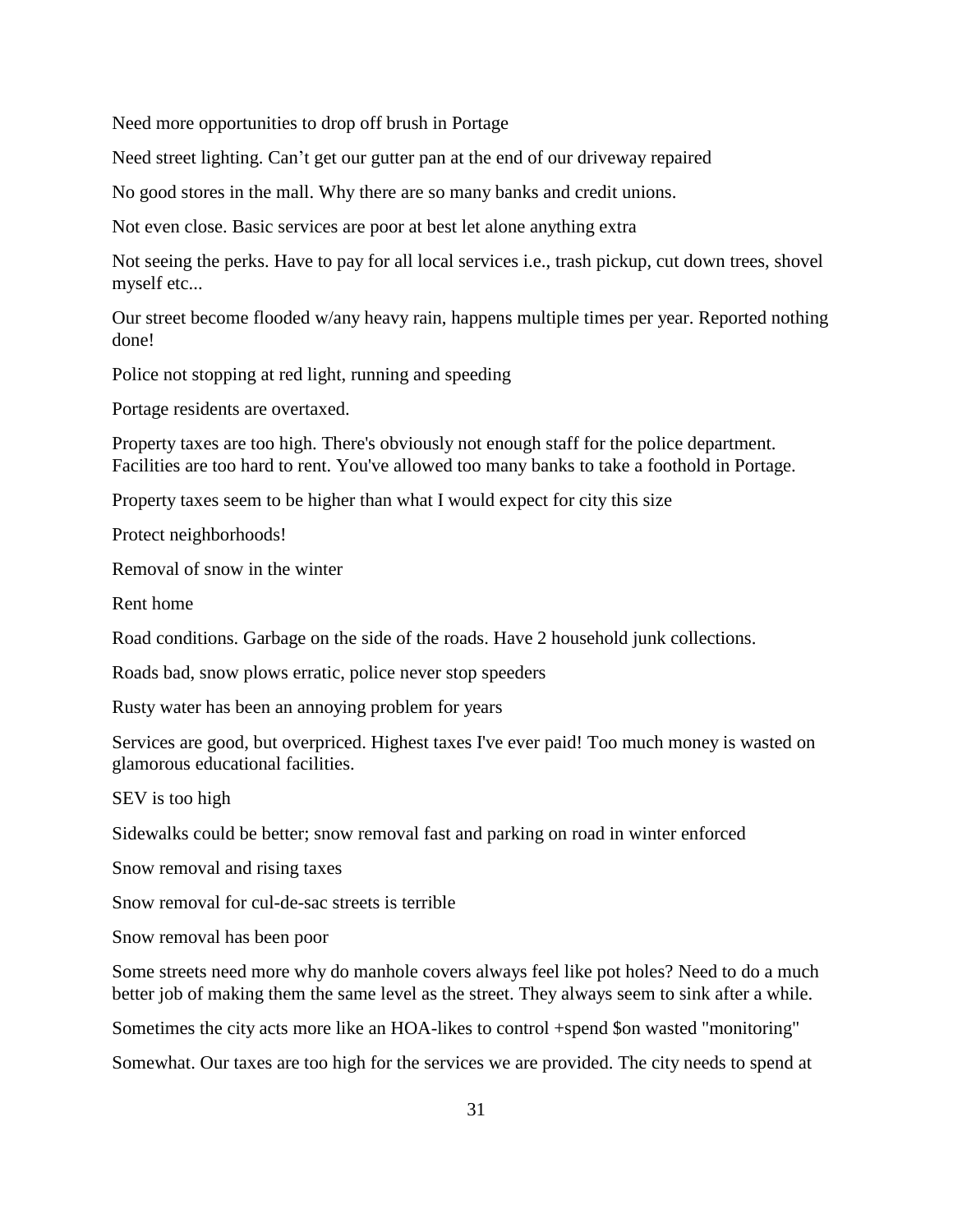Need more opportunities to drop off brush in Portage

Need street lighting. Can't get our gutter pan at the end of our driveway repaired

No good stores in the mall. Why there are so many banks and credit unions.

Not even close. Basic services are poor at best let alone anything extra

Not seeing the perks. Have to pay for all local services i.e., trash pickup, cut down trees, shovel myself etc...

Our street become flooded w/any heavy rain, happens multiple times per year. Reported nothing done!

Police not stopping at red light, running and speeding

Portage residents are overtaxed.

Property taxes are too high. There's obviously not enough staff for the police department. Facilities are too hard to rent. You've allowed too many banks to take a foothold in Portage.

Property taxes seem to be higher than what I would expect for city this size

Protect neighborhoods!

Removal of snow in the winter

Rent home

Road conditions. Garbage on the side of the roads. Have 2 household junk collections.

Roads bad, snow plows erratic, police never stop speeders

Rusty water has been an annoying problem for years

Services are good, but overpriced. Highest taxes I've ever paid! Too much money is wasted on glamorous educational facilities.

SEV is too high

Sidewalks could be better; snow removal fast and parking on road in winter enforced

Snow removal and rising taxes

Snow removal for cul-de-sac streets is terrible

Snow removal has been poor

Some streets need more why do manhole covers always feel like pot holes? Need to do a much better job of making them the same level as the street. They always seem to sink after a while.

Sometimes the city acts more like an HOA-likes to control +spend $on wasted "monitoring"

Somewhat. Our taxes are too high for the services we are provided. The city needs to spend at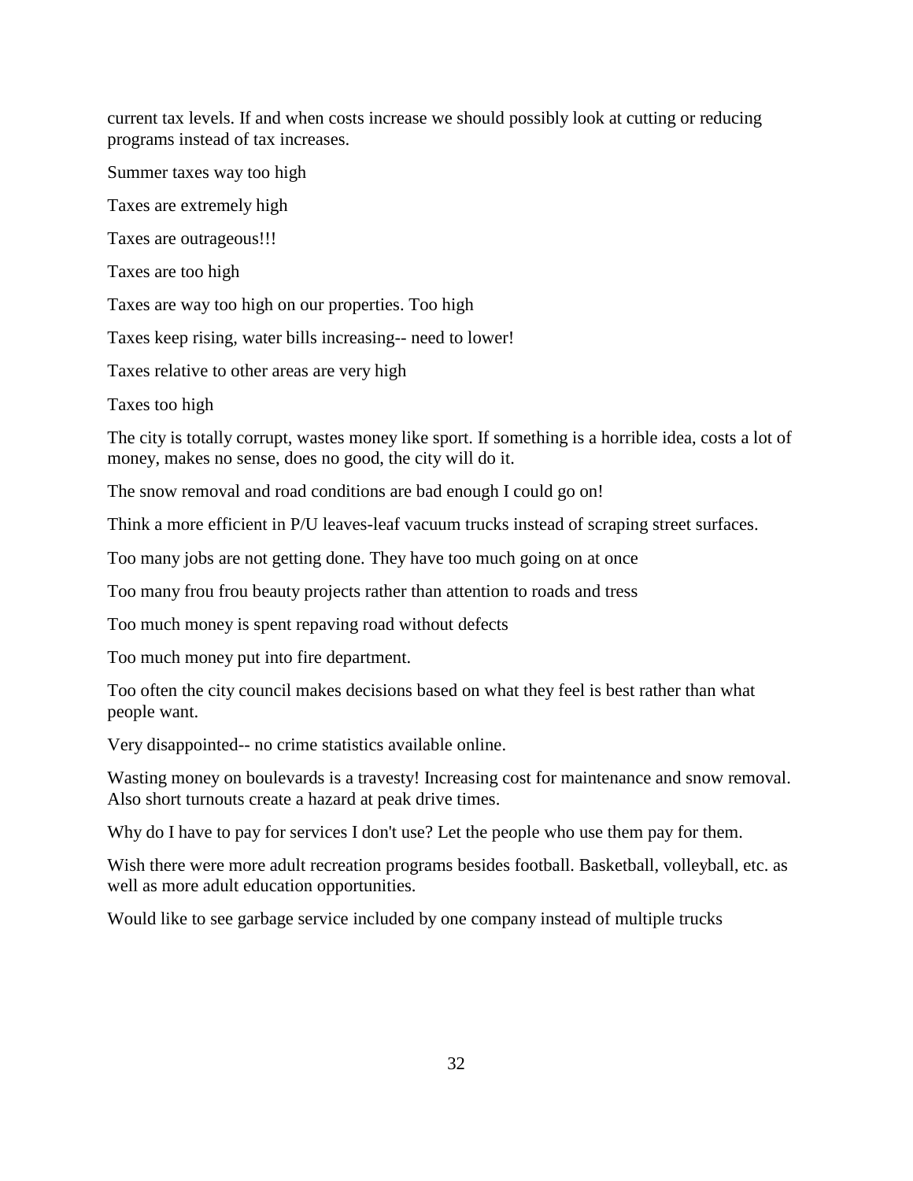current tax levels. If and when costs increase we should possibly look at cutting or reducing programs instead of tax increases.

Summer taxes way too high

Taxes are extremely high

Taxes are outrageous!!!

Taxes are too high

Taxes are way too high on our properties. Too high

Taxes keep rising, water bills increasing-- need to lower!

Taxes relative to other areas are very high

Taxes too high

The city is totally corrupt, wastes money like sport. If something is a horrible idea, costs a lot of money, makes no sense, does no good, the city will do it.

The snow removal and road conditions are bad enough I could go on!

Think a more efficient in P/U leaves-leaf vacuum trucks instead of scraping street surfaces.

Too many jobs are not getting done. They have too much going on at once

Too many frou frou beauty projects rather than attention to roads and tress

Too much money is spent repaving road without defects

Too much money put into fire department.

Too often the city council makes decisions based on what they feel is best rather than what people want.

Very disappointed-- no crime statistics available online.

Wasting money on boulevards is a travesty! Increasing cost for maintenance and snow removal. Also short turnouts create a hazard at peak drive times.

Why do I have to pay for services I don't use? Let the people who use them pay for them.

Wish there were more adult recreation programs besides football. Basketball, volleyball, etc. as well as more adult education opportunities.

Would like to see garbage service included by one company instead of multiple trucks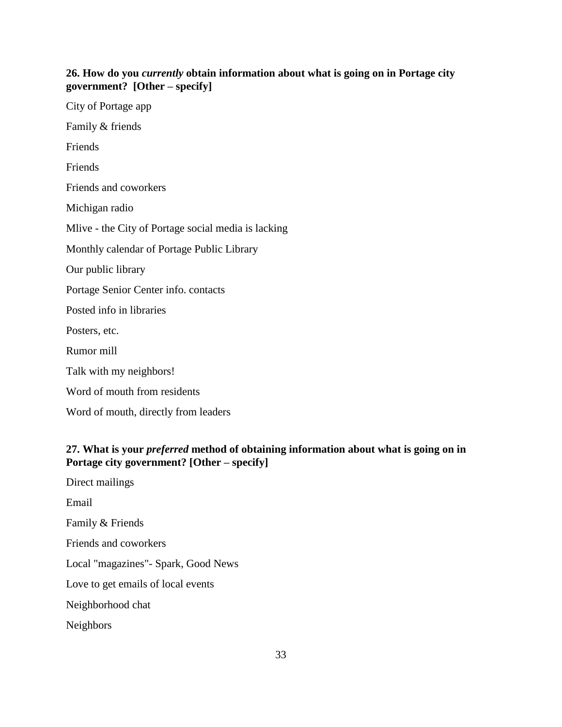**26. How do you *currently* obtain information about what is going on in Portage city government? [Other – specify]**

City of Portage app

Family & friends

Friends

Friends

Friends and coworkers

Michigan radio

Mlive - the City of Portage social media is lacking

Monthly calendar of Portage Public Library

Our public library

Portage Senior Center info. contacts

Posted info in libraries

Posters, etc.

Rumor mill

Talk with my neighbors!

Word of mouth from residents

Word of mouth, directly from leaders

**27. What is your *preferred* method of obtaining information about what is going on in Portage city government? [Other – specify]**

Direct mailings

Email

Family & Friends

Friends and coworkers

Local "magazines"- Spark, Good News

Love to get emails of local events

Neighborhood chat

Neighbors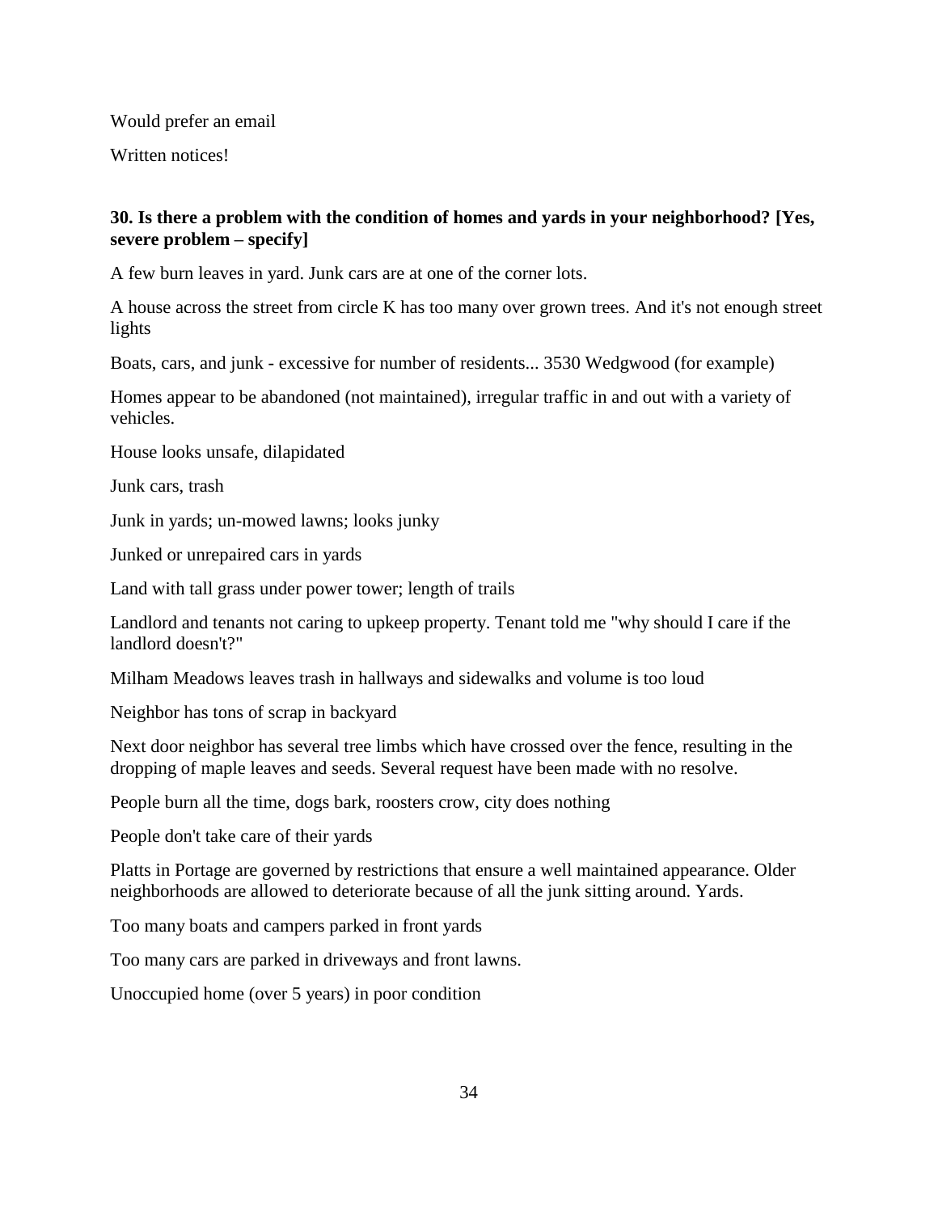Would prefer an email

Written notices!

**30. Is there a problem with the condition of homes and yards in your neighborhood? [Yes, severe problem – specify]**

A few burn leaves in yard. Junk cars are at one of the corner lots.

A house across the street from circle K has too many over grown trees. And it's not enough street lights

Boats, cars, and junk - excessive for number of residents... 3530 Wedgwood (for example)

Homes appear to be abandoned (not maintained), irregular traffic in and out with a variety of vehicles.

House looks unsafe, dilapidated

Junk cars, trash

Junk in yards; un-mowed lawns; looks junky

Junked or unrepaired cars in yards

Land with tall grass under power tower; length of trails

Landlord and tenants not caring to upkeep property. Tenant told me "why should I care if the landlord doesn't?"

Milham Meadows leaves trash in hallways and sidewalks and volume is too loud

Neighbor has tons of scrap in backyard

Next door neighbor has several tree limbs which have crossed over the fence, resulting in the dropping of maple leaves and seeds. Several request have been made with no resolve.

People burn all the time, dogs bark, roosters crow, city does nothing

People don't take care of their yards

Platts in Portage are governed by restrictions that ensure a well maintained appearance. Older neighborhoods are allowed to deteriorate because of all the junk sitting around. Yards.

Too many boats and campers parked in front yards

Too many cars are parked in driveways and front lawns.

Unoccupied home (over 5 years) in poor condition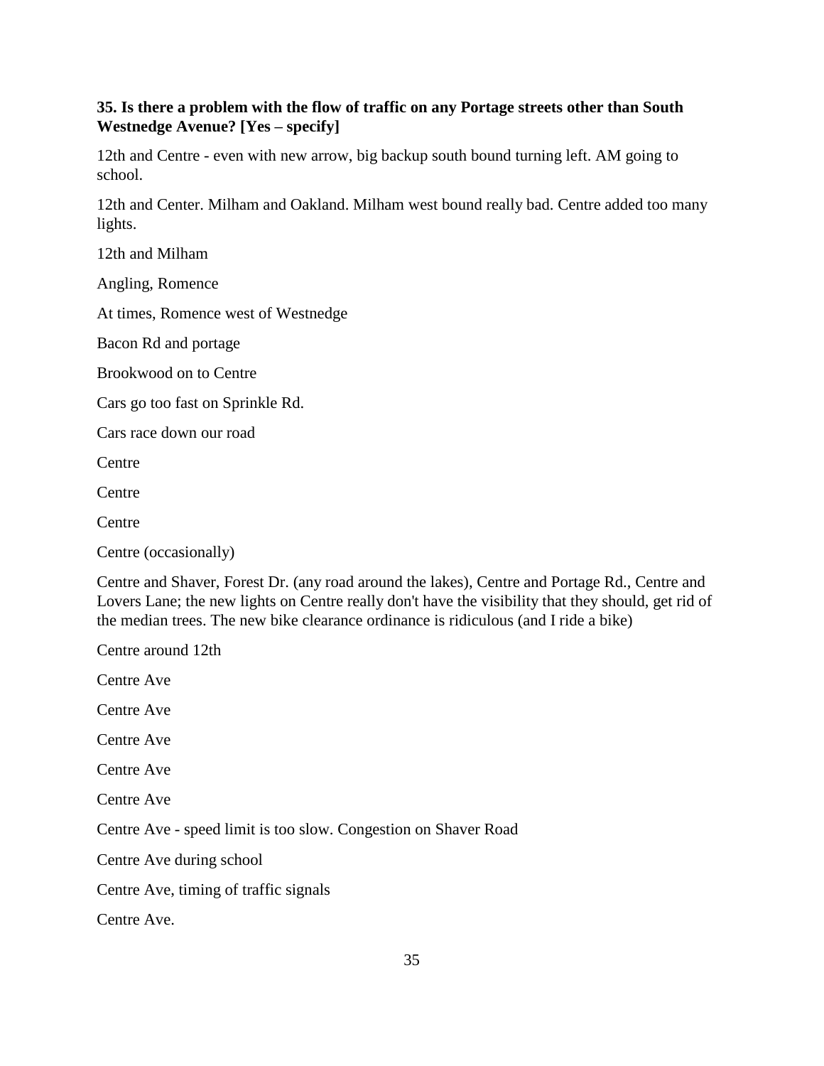**35. Is there a problem with the flow of traffic on any Portage streets other than South Westnedge Avenue? [Yes – specify]**

12th and Centre - even with new arrow, big backup south bound turning left. AM going to school.

12th and Center. Milham and Oakland. Milham west bound really bad. Centre added too many lights.

12th and Milham

Angling, Romence

At times, Romence west of Westnedge

Bacon Rd and portage

Brookwood on to Centre

Cars go too fast on Sprinkle Rd.

Cars race down our road

Centre

Centre

Centre

Centre (occasionally)

Centre and Shaver, Forest Dr. (any road around the lakes), Centre and Portage Rd., Centre and Lovers Lane; the new lights on Centre really don't have the visibility that they should, get rid of the median trees. The new bike clearance ordinance is ridiculous (and I ride a bike)

Centre around 12th

Centre Ave

Centre Ave

Centre Ave

Centre Ave

Centre Ave

Centre Ave - speed limit is too slow. Congestion on Shaver Road

Centre Ave during school

Centre Ave, timing of traffic signals

Centre Ave.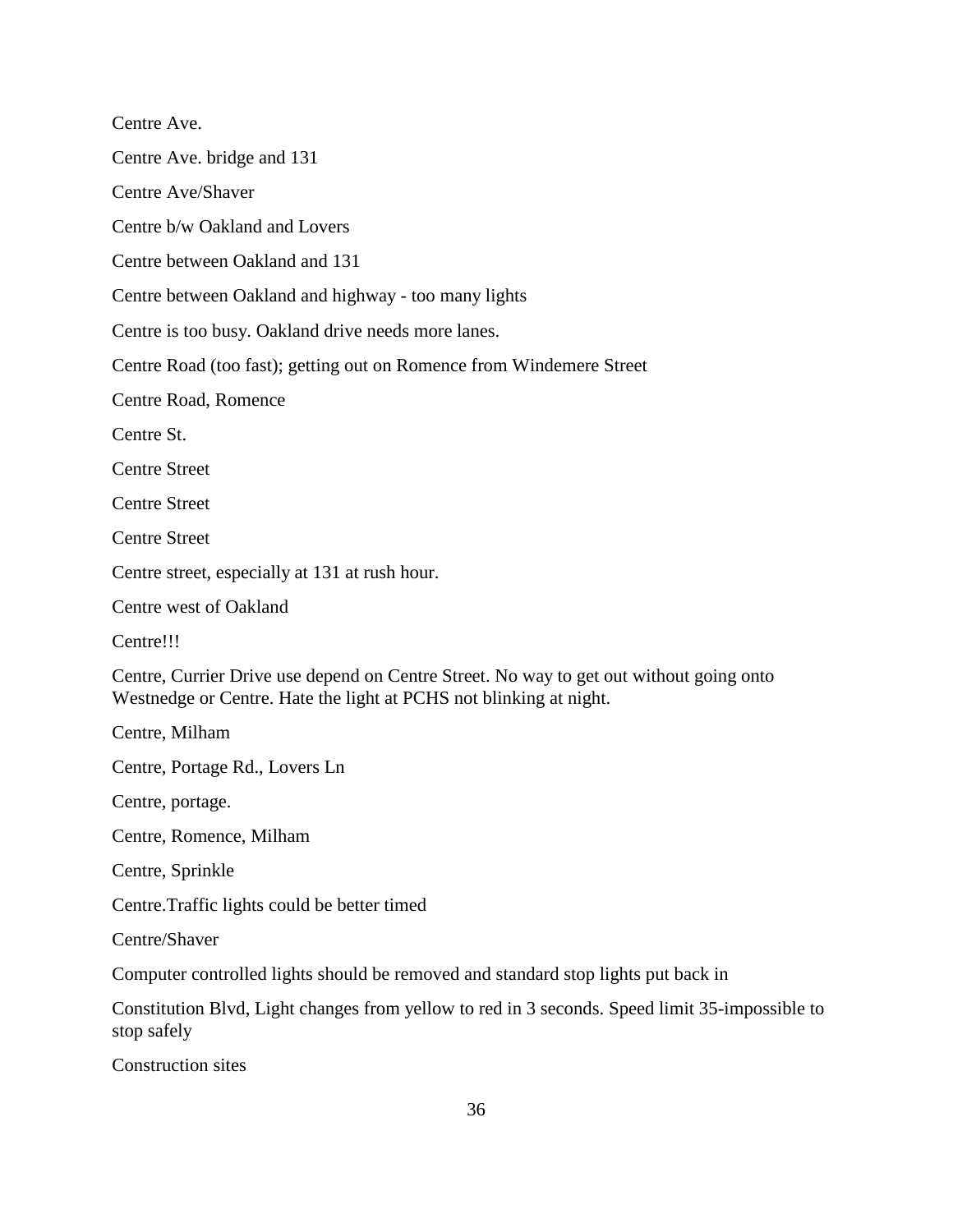Centre Ave.

Centre Ave. bridge and 131

Centre Ave/Shaver

Centre b/w Oakland and Lovers

Centre between Oakland and 131

Centre between Oakland and highway - too many lights

Centre is too busy. Oakland drive needs more lanes.

Centre Road (too fast); getting out on Romence from Windemere Street

Centre Road, Romence

Centre St.

Centre Street

Centre Street

Centre Street

Centre street, especially at 131 at rush hour.

Centre west of Oakland

Centre!!!

Centre, Currier Drive use depend on Centre Street. No way to get out without going onto Westnedge or Centre. Hate the light at PCHS not blinking at night.

Centre, Milham

Centre, Portage Rd., Lovers Ln

Centre, portage.

Centre, Romence, Milham

Centre, Sprinkle

Centre.Traffic lights could be better timed

Centre/Shaver

Computer controlled lights should be removed and standard stop lights put back in

Constitution Blvd, Light changes from yellow to red in 3 seconds. Speed limit 35-impossible to stop safely

Construction sites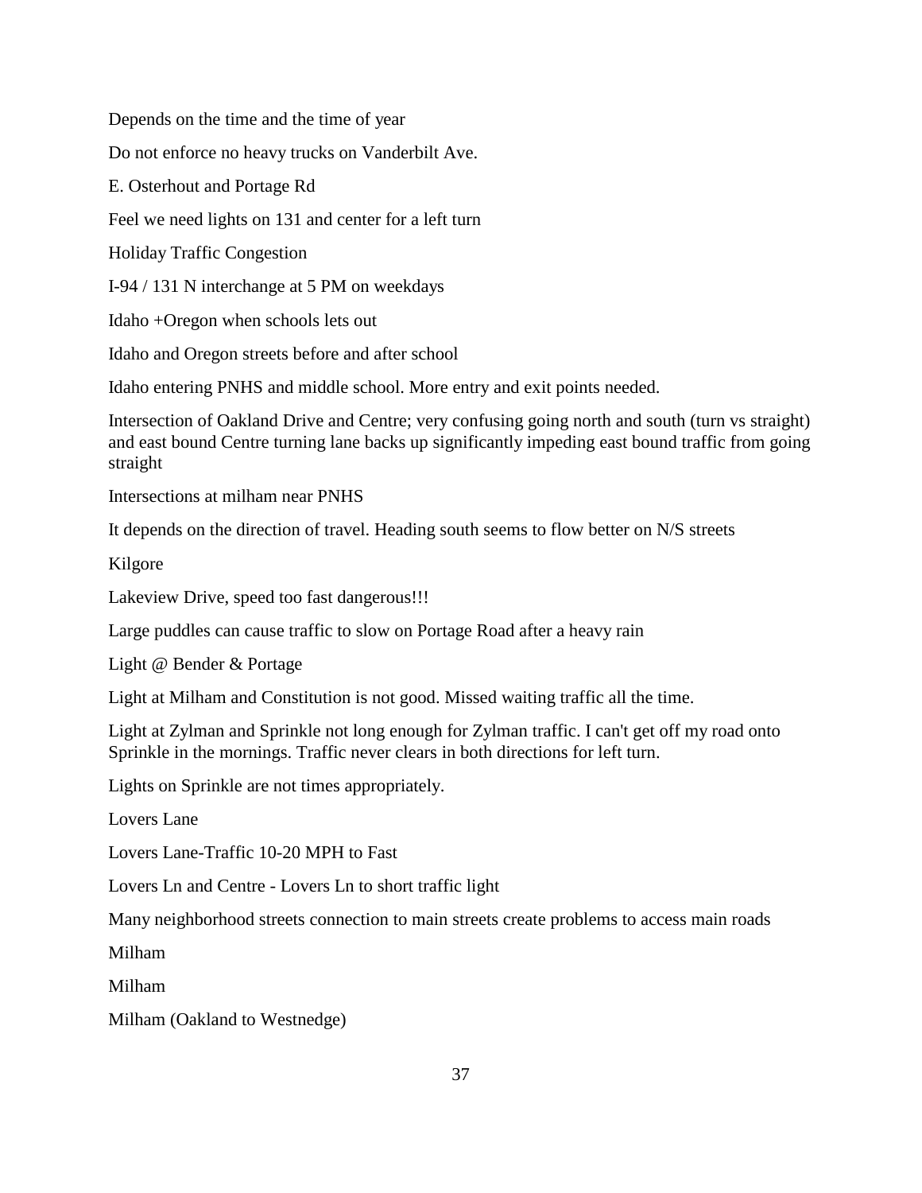Depends on the time and the time of year

Do not enforce no heavy trucks on Vanderbilt Ave.

E. Osterhout and Portage Rd

Feel we need lights on 131 and center for a left turn

Holiday Traffic Congestion

I-94 / 131 N interchange at 5 PM on weekdays

Idaho +Oregon when schools lets out

Idaho and Oregon streets before and after school

Idaho entering PNHS and middle school. More entry and exit points needed.

Intersection of Oakland Drive and Centre; very confusing going north and south (turn vs straight) and east bound Centre turning lane backs up significantly impeding east bound traffic from going straight

Intersections at milham near PNHS

It depends on the direction of travel. Heading south seems to flow better on N/S streets

Kilgore

Lakeview Drive, speed too fast dangerous!!!

Large puddles can cause traffic to slow on Portage Road after a heavy rain

Light @ Bender & Portage

Light at Milham and Constitution is not good. Missed waiting traffic all the time.

Light at Zylman and Sprinkle not long enough for Zylman traffic. I can't get off my road onto Sprinkle in the mornings. Traffic never clears in both directions for left turn.

Lights on Sprinkle are not times appropriately.

Lovers Lane

Lovers Lane-Traffic 10-20 MPH to Fast

Lovers Ln and Centre - Lovers Ln to short traffic light

Many neighborhood streets connection to main streets create problems to access main roads

Milham

Milham

Milham (Oakland to Westnedge)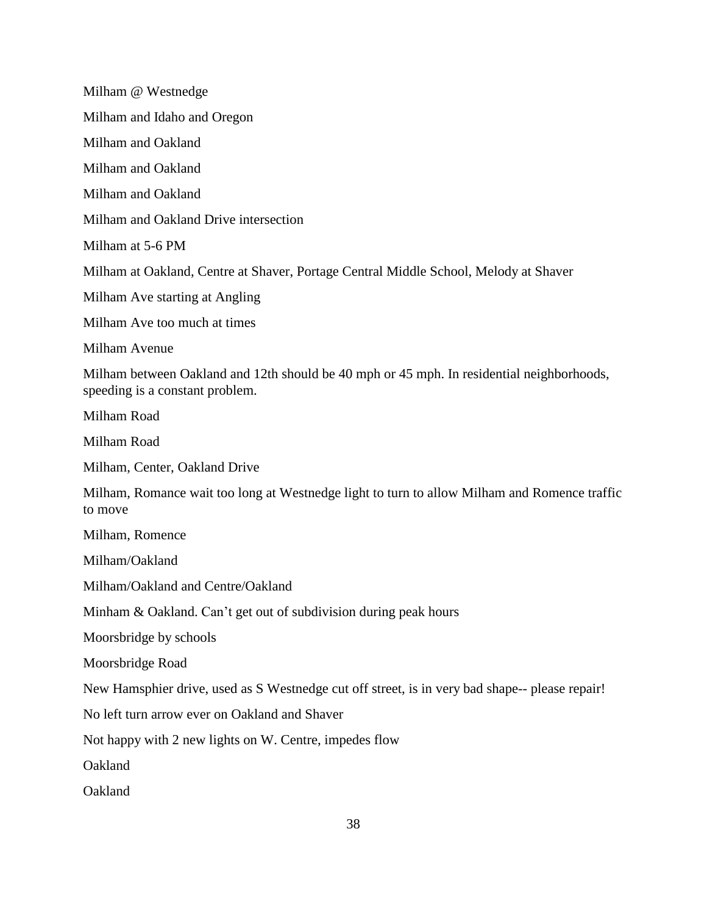Milham @ Westnedge

Milham and Idaho and Oregon

Milham and Oakland

Milham and Oakland

Milham and Oakland

Milham and Oakland Drive intersection

Milham at 5-6 PM

Milham at Oakland, Centre at Shaver, Portage Central Middle School, Melody at Shaver

Milham Ave starting at Angling

Milham Ave too much at times

Milham Avenue

Milham between Oakland and 12th should be 40 mph or 45 mph. In residential neighborhoods, speeding is a constant problem.

Milham Road

Milham Road

Milham, Center, Oakland Drive

Milham, Romance wait too long at Westnedge light to turn to allow Milham and Romence traffic to move

Milham, Romence

Milham/Oakland

Milham/Oakland and Centre/Oakland

Minham & Oakland. Can't get out of subdivision during peak hours

Moorsbridge by schools

Moorsbridge Road

New Hamsphier drive, used as S Westnedge cut off street, is in very bad shape-- please repair!

No left turn arrow ever on Oakland and Shaver

Not happy with 2 new lights on W. Centre, impedes flow

Oakland

Oakland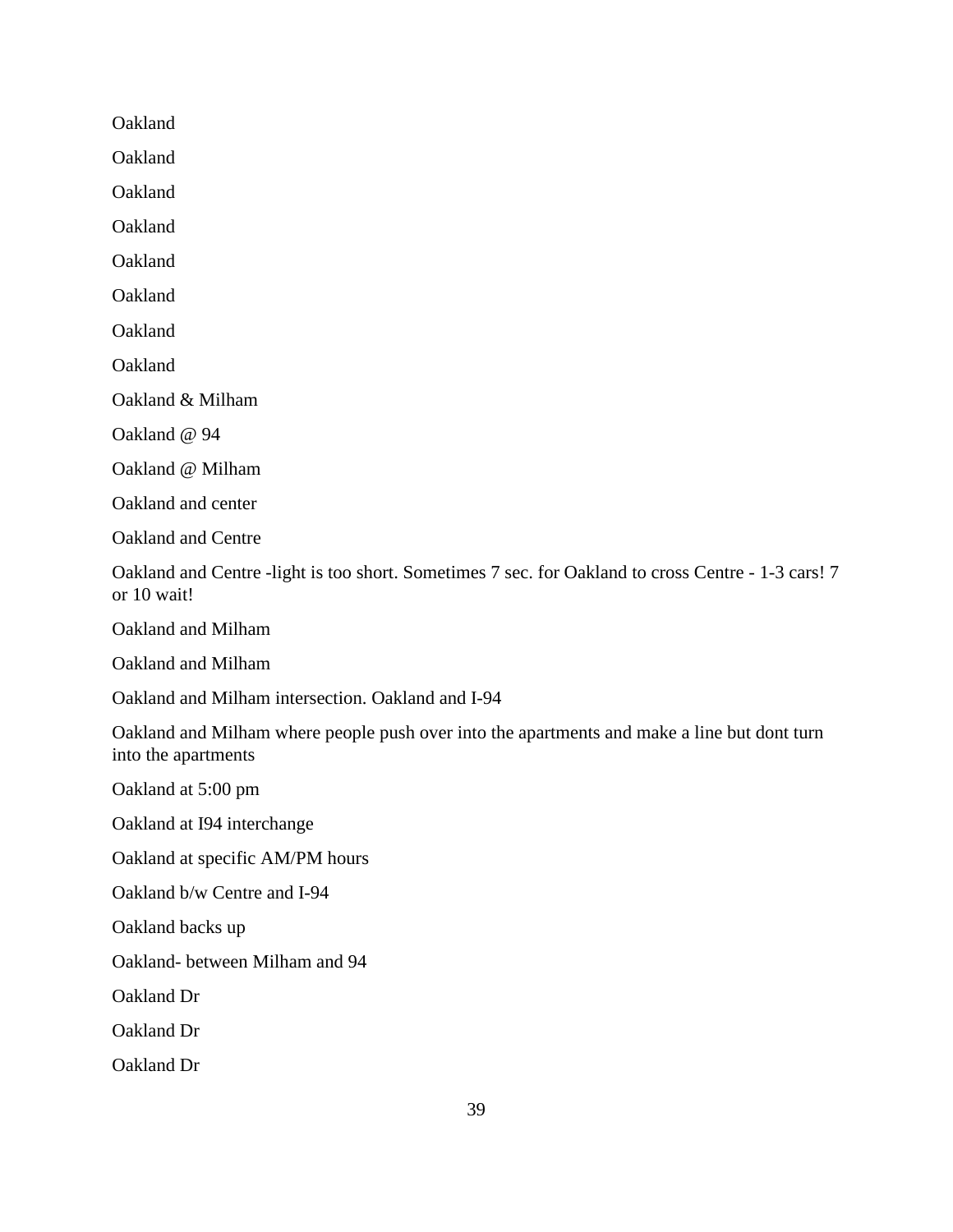Oakland

Oakland

Oakland

Oakland

Oakland

Oakland

Oakland

Oakland

Oakland & Milham

Oakland @ 94

Oakland @ Milham

Oakland and center

Oakland and Centre

Oakland and Centre -light is too short. Sometimes 7 sec. for Oakland to cross Centre - 1-3 cars! 7 or 10 wait!

Oakland and Milham

Oakland and Milham

Oakland and Milham intersection. Oakland and I-94

Oakland and Milham where people push over into the apartments and make a line but dont turn into the apartments

Oakland at 5:00 pm

Oakland at I94 interchange

Oakland at specific AM/PM hours

Oakland b/w Centre and I-94

Oakland backs up

Oakland- between Milham and 94

Oakland Dr

Oakland Dr

Oakland Dr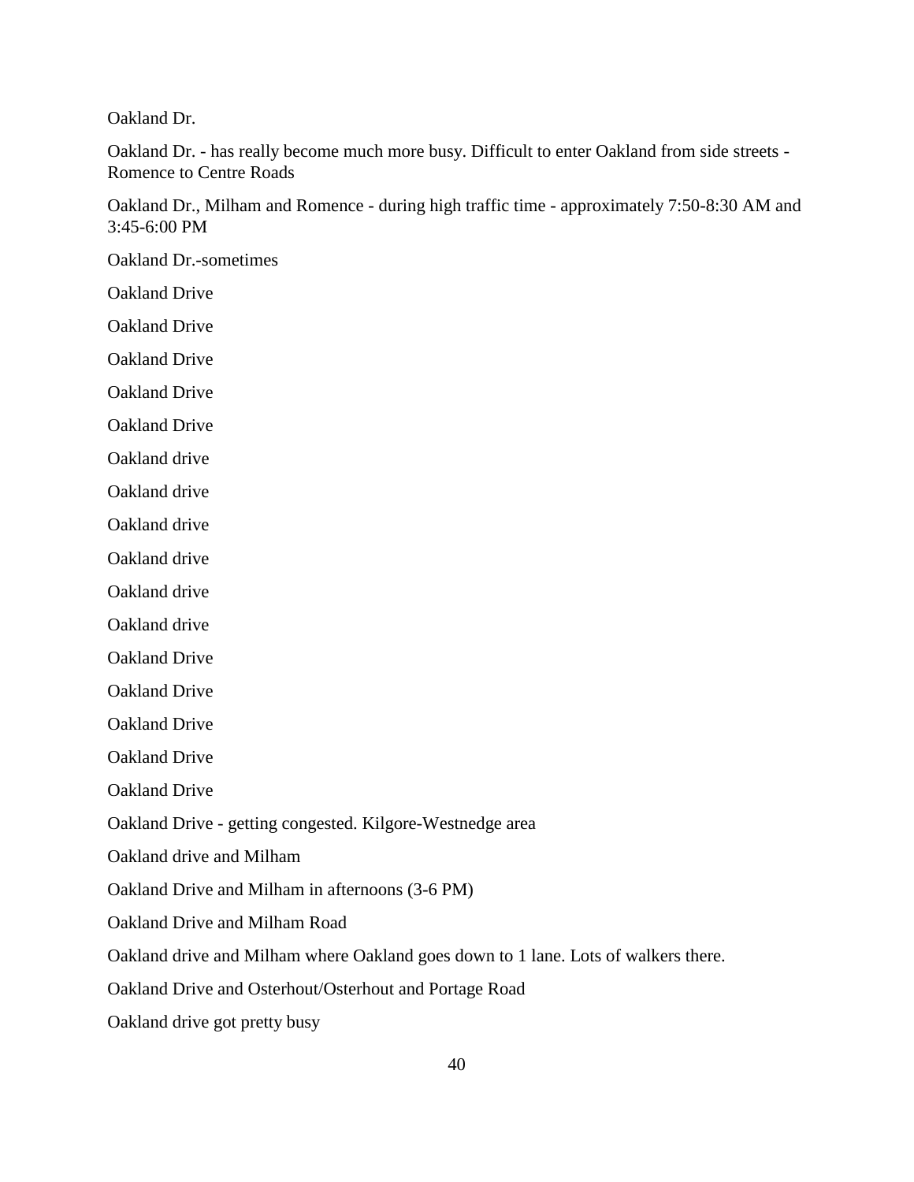Oakland Dr.

Oakland Dr. - has really become much more busy. Difficult to enter Oakland from side streets - Romence to Centre Roads

Oakland Dr., Milham and Romence - during high traffic time - approximately 7:50-8:30 AM and 3:45-6:00 PM

Oakland Dr.-sometimes

Oakland Drive

Oakland Drive

Oakland Drive

Oakland Drive

Oakland Drive

Oakland drive

Oakland drive

Oakland drive

Oakland drive

Oakland drive

Oakland drive

Oakland Drive

Oakland Drive

Oakland Drive

Oakland Drive

Oakland Drive

Oakland Drive - getting congested. Kilgore-Westnedge area

Oakland drive and Milham

Oakland Drive and Milham in afternoons (3-6 PM)

Oakland Drive and Milham Road

Oakland drive and Milham where Oakland goes down to 1 lane. Lots of walkers there.

Oakland Drive and Osterhout/Osterhout and Portage Road

Oakland drive got pretty busy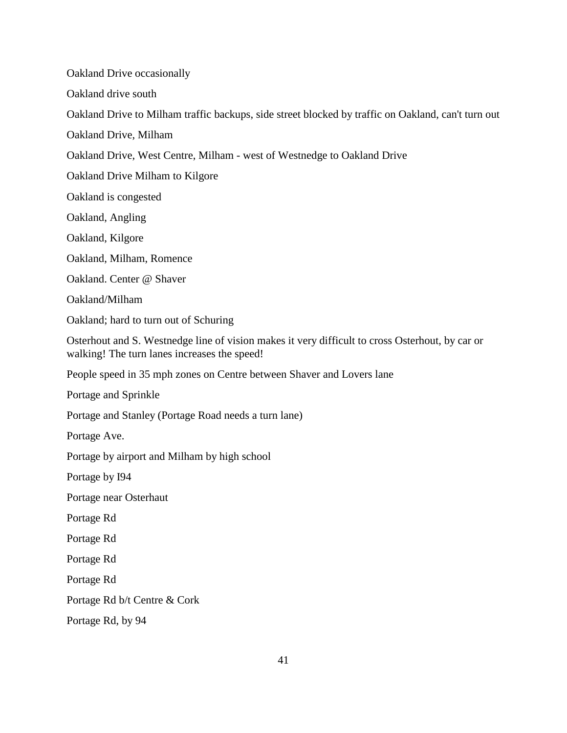Oakland Drive occasionally

Oakland drive south

Oakland Drive to Milham traffic backups, side street blocked by traffic on Oakland, can't turn out

Oakland Drive, Milham

Oakland Drive, West Centre, Milham - west of Westnedge to Oakland Drive

Oakland Drive Milham to Kilgore

Oakland is congested

Oakland, Angling

Oakland, Kilgore

Oakland, Milham, Romence

Oakland. Center @ Shaver

Oakland/Milham

Oakland; hard to turn out of Schuring

Osterhout and S. Westnedge line of vision makes it very difficult to cross Osterhout, by car or walking! The turn lanes increases the speed!

People speed in 35 mph zones on Centre between Shaver and Lovers lane

Portage and Sprinkle

Portage and Stanley (Portage Road needs a turn lane)

Portage Ave.

Portage by airport and Milham by high school

Portage by I94

Portage near Osterhaut

Portage Rd

Portage Rd

Portage Rd

Portage Rd

Portage Rd b/t Centre & Cork

Portage Rd, by 94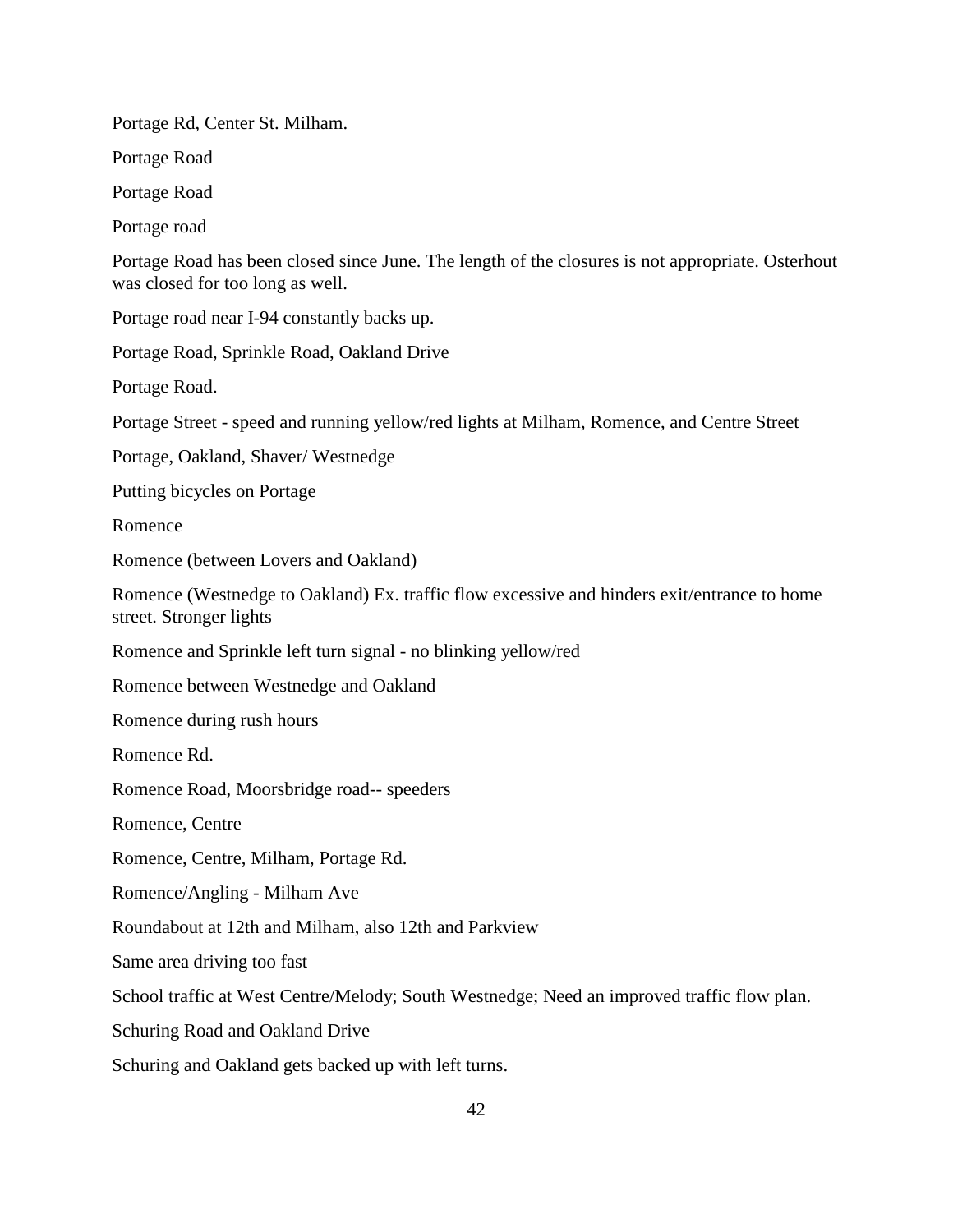Portage Rd, Center St. Milham.

Portage Road

Portage Road

Portage road

Portage Road has been closed since June. The length of the closures is not appropriate. Osterhout was closed for too long as well.

Portage road near I-94 constantly backs up.

Portage Road, Sprinkle Road, Oakland Drive

Portage Road.

Portage Street - speed and running yellow/red lights at Milham, Romence, and Centre Street

Portage, Oakland, Shaver/ Westnedge

Putting bicycles on Portage

Romence

Romence (between Lovers and Oakland)

Romence (Westnedge to Oakland) Ex. traffic flow excessive and hinders exit/entrance to home street. Stronger lights

Romence and Sprinkle left turn signal - no blinking yellow/red

Romence between Westnedge and Oakland

Romence during rush hours

Romence Rd.

Romence Road, Moorsbridge road-- speeders

Romence, Centre

Romence, Centre, Milham, Portage Rd.

Romence/Angling - Milham Ave

Roundabout at 12th and Milham, also 12th and Parkview

Same area driving too fast

School traffic at West Centre/Melody; South Westnedge; Need an improved traffic flow plan.

Schuring Road and Oakland Drive

Schuring and Oakland gets backed up with left turns.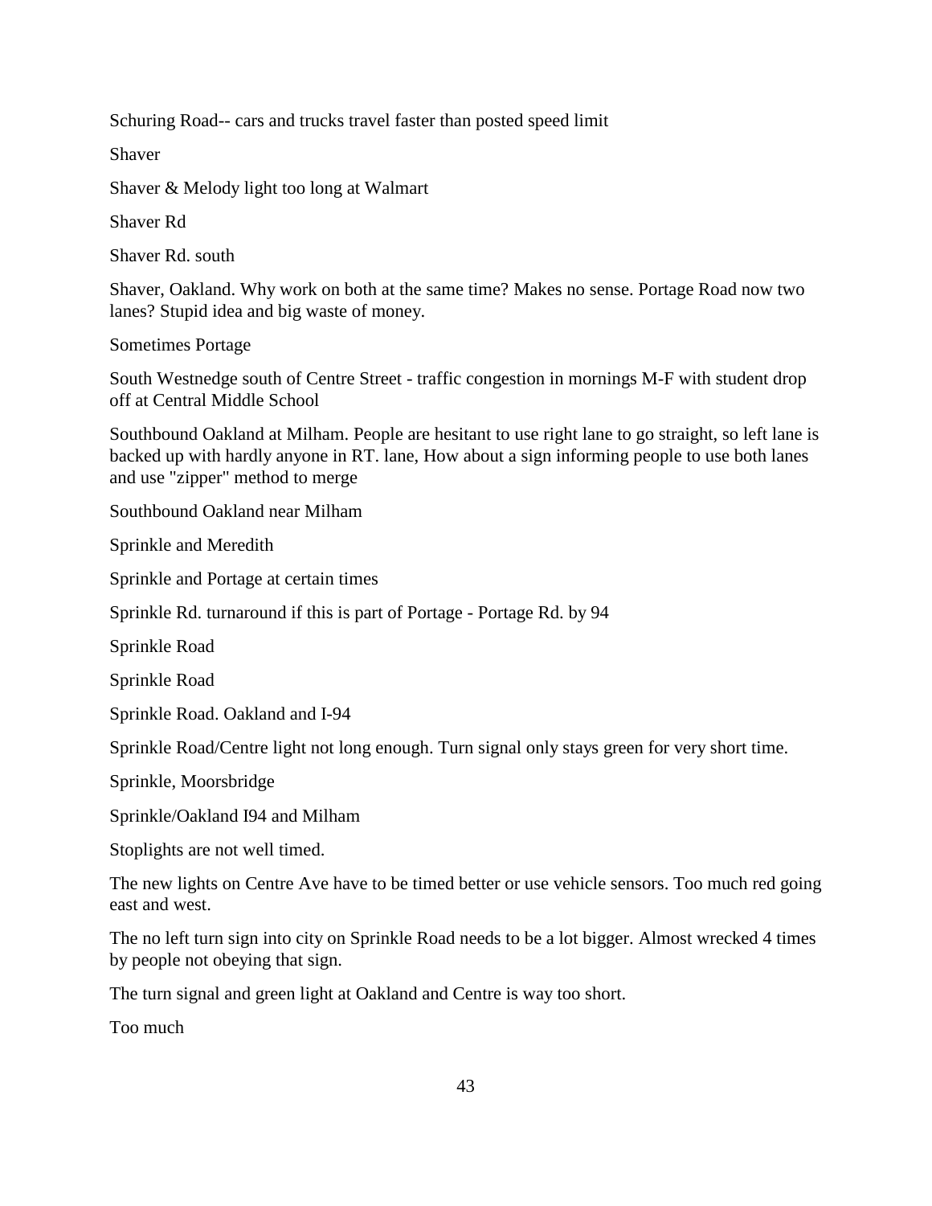Schuring Road-- cars and trucks travel faster than posted speed limit

Shaver

Shaver & Melody light too long at Walmart

Shaver Rd

Shaver Rd. south

Shaver, Oakland. Why work on both at the same time? Makes no sense. Portage Road now two lanes? Stupid idea and big waste of money.

Sometimes Portage

South Westnedge south of Centre Street - traffic congestion in mornings M-F with student drop off at Central Middle School

Southbound Oakland at Milham. People are hesitant to use right lane to go straight, so left lane is backed up with hardly anyone in RT. lane, How about a sign informing people to use both lanes and use "zipper" method to merge

Southbound Oakland near Milham

Sprinkle and Meredith

Sprinkle and Portage at certain times

Sprinkle Rd. turnaround if this is part of Portage - Portage Rd. by 94

Sprinkle Road

Sprinkle Road

Sprinkle Road. Oakland and I-94

Sprinkle Road/Centre light not long enough. Turn signal only stays green for very short time.

Sprinkle, Moorsbridge

Sprinkle/Oakland I94 and Milham

Stoplights are not well timed.

The new lights on Centre Ave have to be timed better or use vehicle sensors. Too much red going east and west.

The no left turn sign into city on Sprinkle Road needs to be a lot bigger. Almost wrecked 4 times by people not obeying that sign.

The turn signal and green light at Oakland and Centre is way too short.

Too much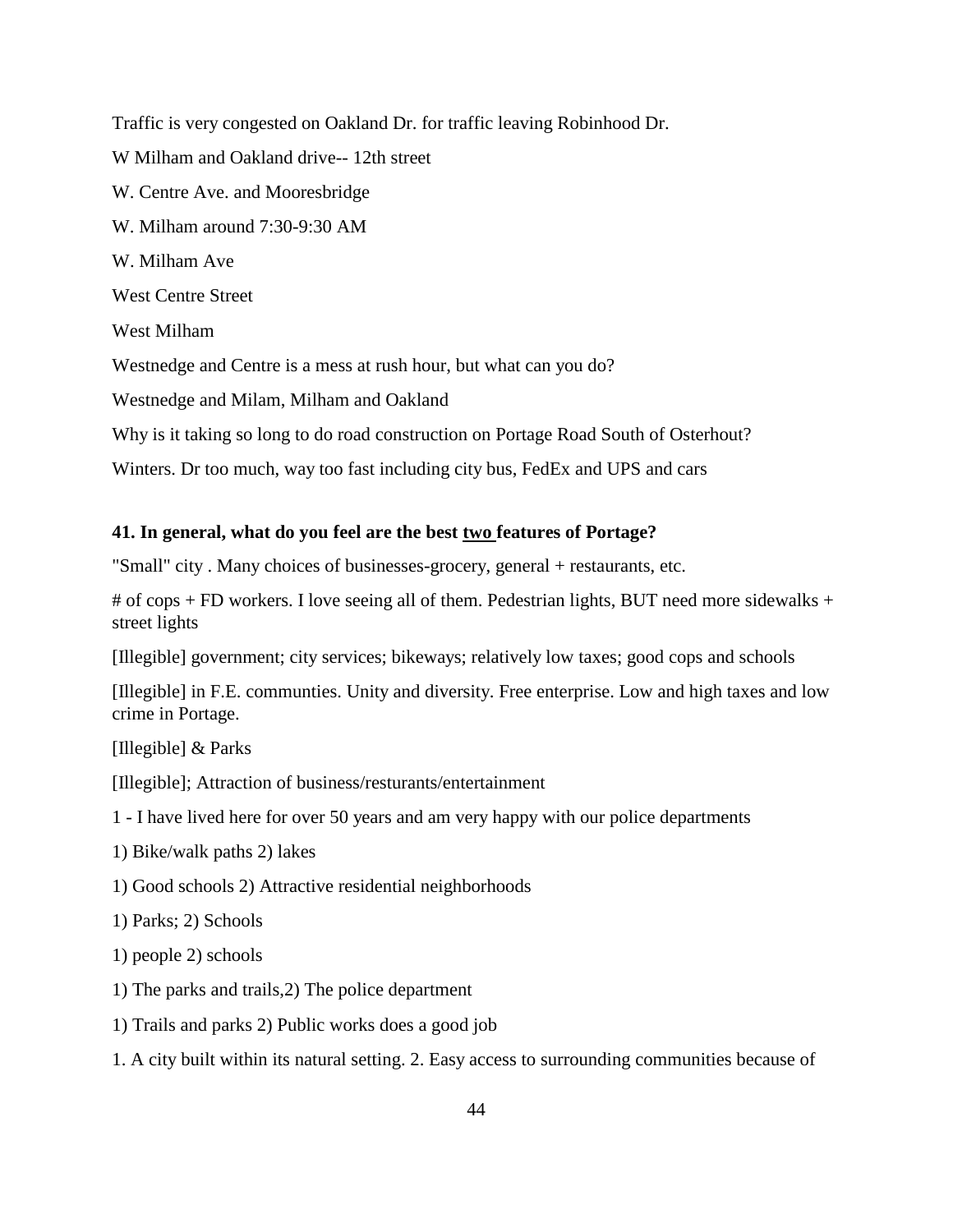Traffic is very congested on Oakland Dr. for traffic leaving Robinhood Dr.

W Milham and Oakland drive-- 12th street

W. Centre Ave. and Mooresbridge

W. Milham around 7:30-9:30 AM

W. Milham Ave

West Centre Street

West Milham

Westnedge and Centre is a mess at rush hour, but what can you do?

Westnedge and Milam, Milham and Oakland

Why is it taking so long to do road construction on Portage Road South of Osterhout?

Winters. Dr too much, way too fast including city bus, FedEx and UPS and cars

**41. In general, what do you feel are the best <u>two</u> features of Portage?**

"Small" city . Many choices of businesses-grocery, general + restaurants, etc.

# of cops + FD workers. I love seeing all of them. Pedestrian lights, BUT need more sidewalks + street lights

[Illegible] government; city services; bikeways; relatively low taxes; good cops and schools

[Illegible] in F.E. communties. Unity and diversity. Free enterprise. Low and high taxes and low crime in Portage.

[Illegible] & Parks

[Illegible]; Attraction of business/resturants/entertainment

1 - I have lived here for over 50 years and am very happy with our police departments

1) Bike/walk paths 2) lakes

1) Good schools 2) Attractive residential neighborhoods

1) Parks; 2) Schools

1) people 2) schools

1) The parks and trails,2) The police department

1) Trails and parks 2) Public works does a good job

1. A city built within its natural setting. 2. Easy access to surrounding communities because of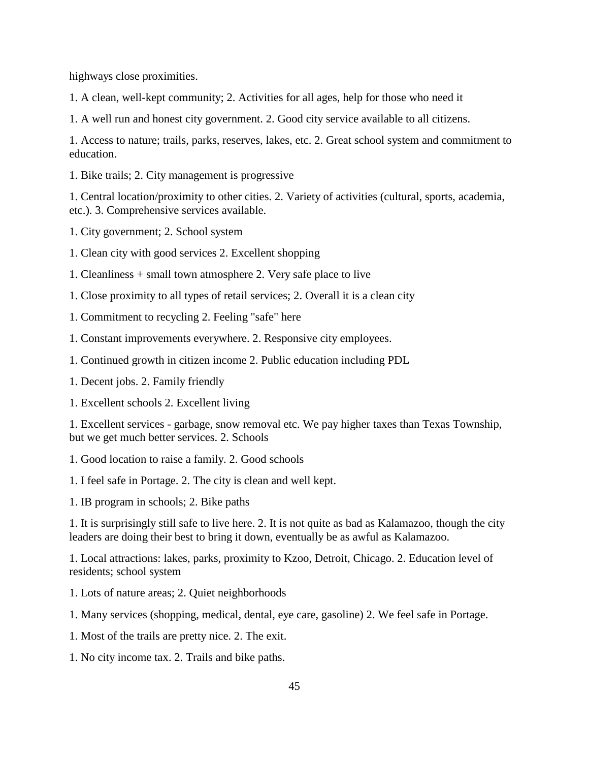highways close proximities.

1. A clean, well-kept community; 2. Activities for all ages, help for those who need it

1. A well run and honest city government. 2. Good city service available to all citizens.

1. Access to nature; trails, parks, reserves, lakes, etc. 2. Great school system and commitment to education.

1. Bike trails; 2. City management is progressive

1. Central location/proximity to other cities. 2. Variety of activities (cultural, sports, academia, etc.). 3. Comprehensive services available.

1. City government; 2. School system

1. Clean city with good services 2. Excellent shopping

1. Cleanliness + small town atmosphere 2. Very safe place to live

1. Close proximity to all types of retail services; 2. Overall it is a clean city

1. Commitment to recycling 2. Feeling "safe" here

1. Constant improvements everywhere. 2. Responsive city employees.

1. Continued growth in citizen income 2. Public education including PDL

1. Decent jobs. 2. Family friendly

1. Excellent schools 2. Excellent living

1. Excellent services - garbage, snow removal etc. We pay higher taxes than Texas Township, but we get much better services. 2. Schools

1. Good location to raise a family. 2. Good schools

1. I feel safe in Portage. 2. The city is clean and well kept.

1. IB program in schools; 2. Bike paths

1. It is surprisingly still safe to live here. 2. It is not quite as bad as Kalamazoo, though the city leaders are doing their best to bring it down, eventually be as awful as Kalamazoo.

1. Local attractions: lakes, parks, proximity to Kzoo, Detroit, Chicago. 2. Education level of residents; school system

1. Lots of nature areas; 2. Quiet neighborhoods

1. Many services (shopping, medical, dental, eye care, gasoline) 2. We feel safe in Portage.

1. Most of the trails are pretty nice. 2. The exit.

1. No city income tax. 2. Trails and bike paths.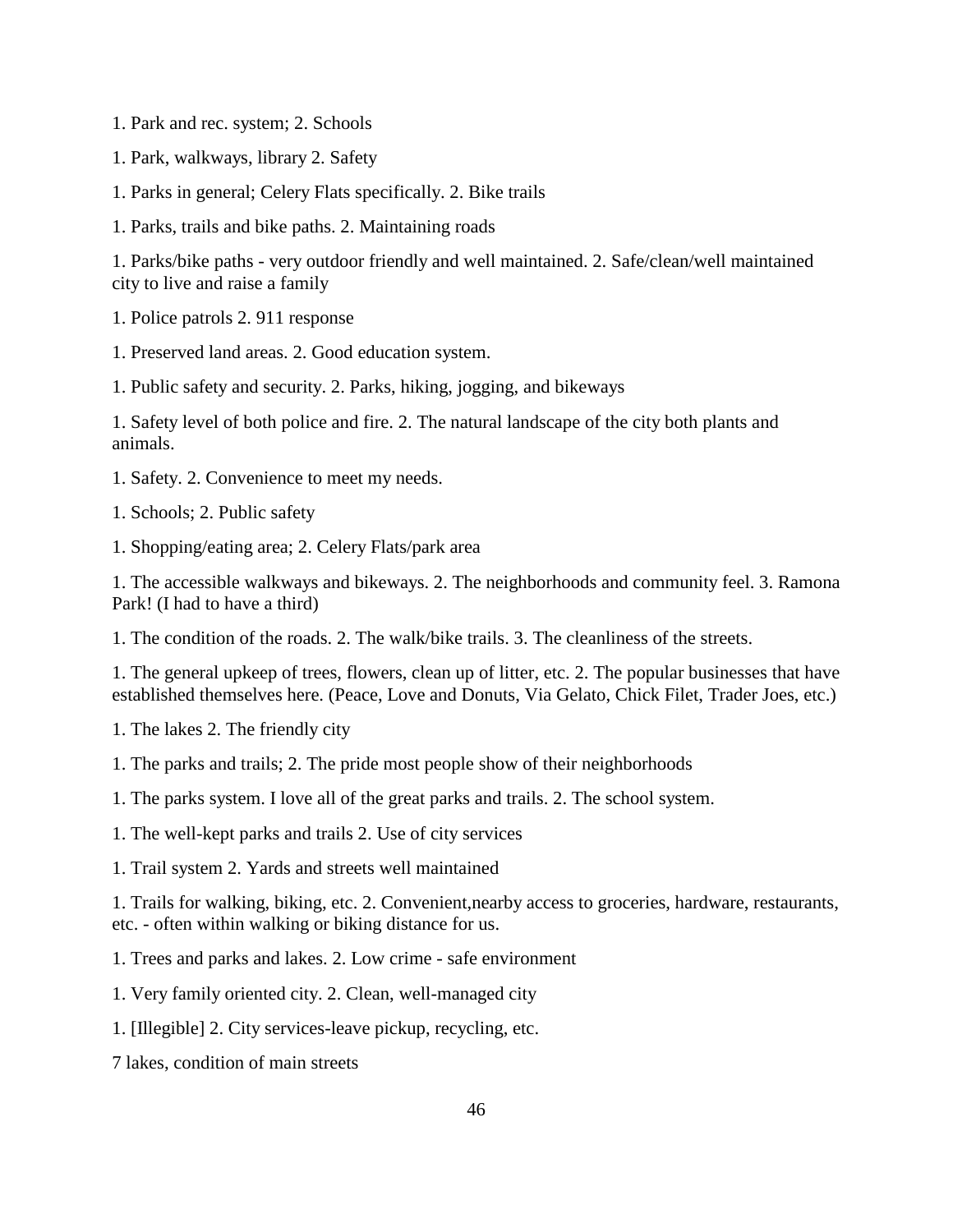1. Park and rec. system; 2. Schools

1. Park, walkways, library 2. Safety

1. Parks in general; Celery Flats specifically. 2. Bike trails

1. Parks, trails and bike paths. 2. Maintaining roads

1. Parks/bike paths - very outdoor friendly and well maintained. 2. Safe/clean/well maintained city to live and raise a family

1. Police patrols 2. 911 response

1. Preserved land areas. 2. Good education system.

1. Public safety and security. 2. Parks, hiking, jogging, and bikeways

1. Safety level of both police and fire. 2. The natural landscape of the city both plants and animals.

1. Safety. 2. Convenience to meet my needs.

1. Schools; 2. Public safety

1. Shopping/eating area; 2. Celery Flats/park area

1. The accessible walkways and bikeways. 2. The neighborhoods and community feel. 3. Ramona Park! (I had to have a third)

1. The condition of the roads. 2. The walk/bike trails. 3. The cleanliness of the streets.

1. The general upkeep of trees, flowers, clean up of litter, etc. 2. The popular businesses that have established themselves here. (Peace, Love and Donuts, Via Gelato, Chick Filet, Trader Joes, etc.)

1. The lakes 2. The friendly city

1. The parks and trails; 2. The pride most people show of their neighborhoods

1. The parks system. I love all of the great parks and trails. 2. The school system.

1. The well-kept parks and trails 2. Use of city services

1. Trail system 2. Yards and streets well maintained

1. Trails for walking, biking, etc. 2. Convenient,nearby access to groceries, hardware, restaurants, etc. - often within walking or biking distance for us.

1. Trees and parks and lakes. 2. Low crime - safe environment

1. Very family oriented city. 2. Clean, well-managed city

1. [Illegible] 2. City services-leave pickup, recycling, etc.

7 lakes, condition of main streets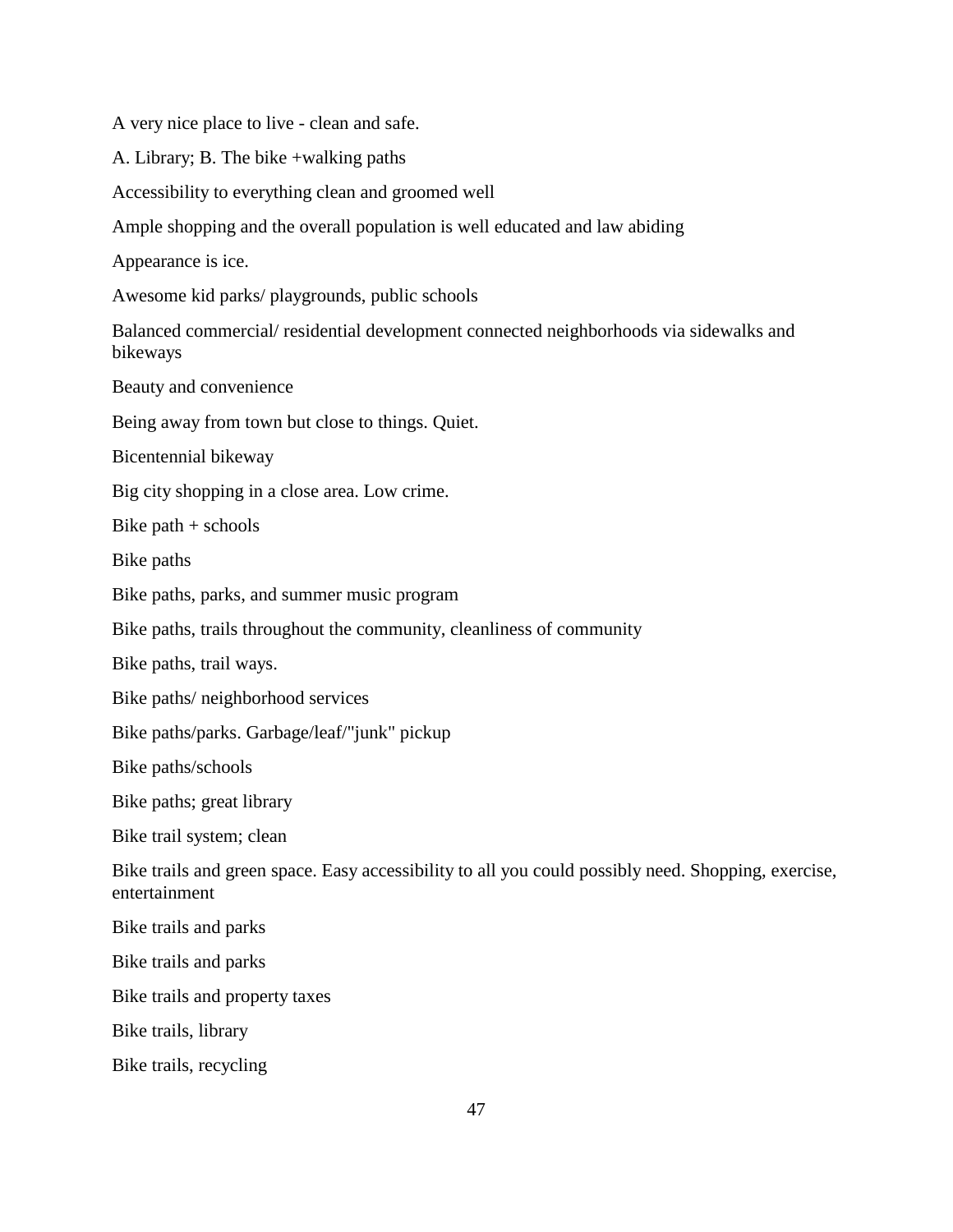A very nice place to live - clean and safe.

A. Library; B. The bike +walking paths

Accessibility to everything clean and groomed well

Ample shopping and the overall population is well educated and law abiding

Appearance is ice.

Awesome kid parks/ playgrounds, public schools

Balanced commercial/ residential development connected neighborhoods via sidewalks and bikeways

Beauty and convenience

Being away from town but close to things. Quiet.

Bicentennial bikeway

Big city shopping in a close area. Low crime.

Bike path + schools

Bike paths

Bike paths, parks, and summer music program

Bike paths, trails throughout the community, cleanliness of community

Bike paths, trail ways.

Bike paths/ neighborhood services

Bike paths/parks. Garbage/leaf/"junk" pickup

Bike paths/schools

Bike paths; great library

Bike trail system; clean

Bike trails and green space. Easy accessibility to all you could possibly need. Shopping, exercise, entertainment

Bike trails and parks

Bike trails and parks

Bike trails and property taxes

Bike trails, library

Bike trails, recycling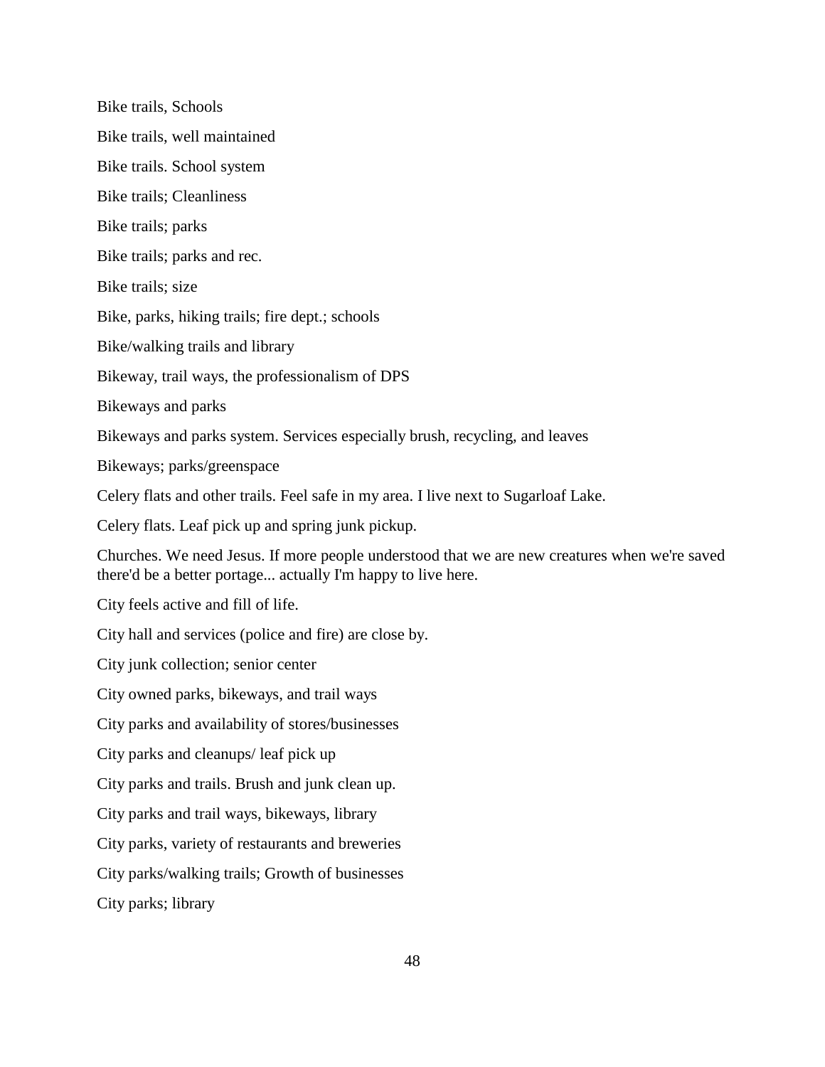Bike trails, Schools

Bike trails, well maintained

Bike trails. School system

Bike trails; Cleanliness

Bike trails; parks

Bike trails; parks and rec.

Bike trails; size

Bike, parks, hiking trails; fire dept.; schools

Bike/walking trails and library

Bikeway, trail ways, the professionalism of DPS

Bikeways and parks

Bikeways and parks system. Services especially brush, recycling, and leaves

Bikeways; parks/greenspace

Celery flats and other trails. Feel safe in my area. I live next to Sugarloaf Lake.

Celery flats. Leaf pick up and spring junk pickup.

Churches. We need Jesus. If more people understood that we are new creatures when we're saved there'd be a better portage... actually I'm happy to live here.

City feels active and fill of life.

City hall and services (police and fire) are close by.

City junk collection; senior center

City owned parks, bikeways, and trail ways

City parks and availability of stores/businesses

City parks and cleanups/ leaf pick up

City parks and trails. Brush and junk clean up.

City parks and trail ways, bikeways, library

City parks, variety of restaurants and breweries

City parks/walking trails; Growth of businesses

City parks; library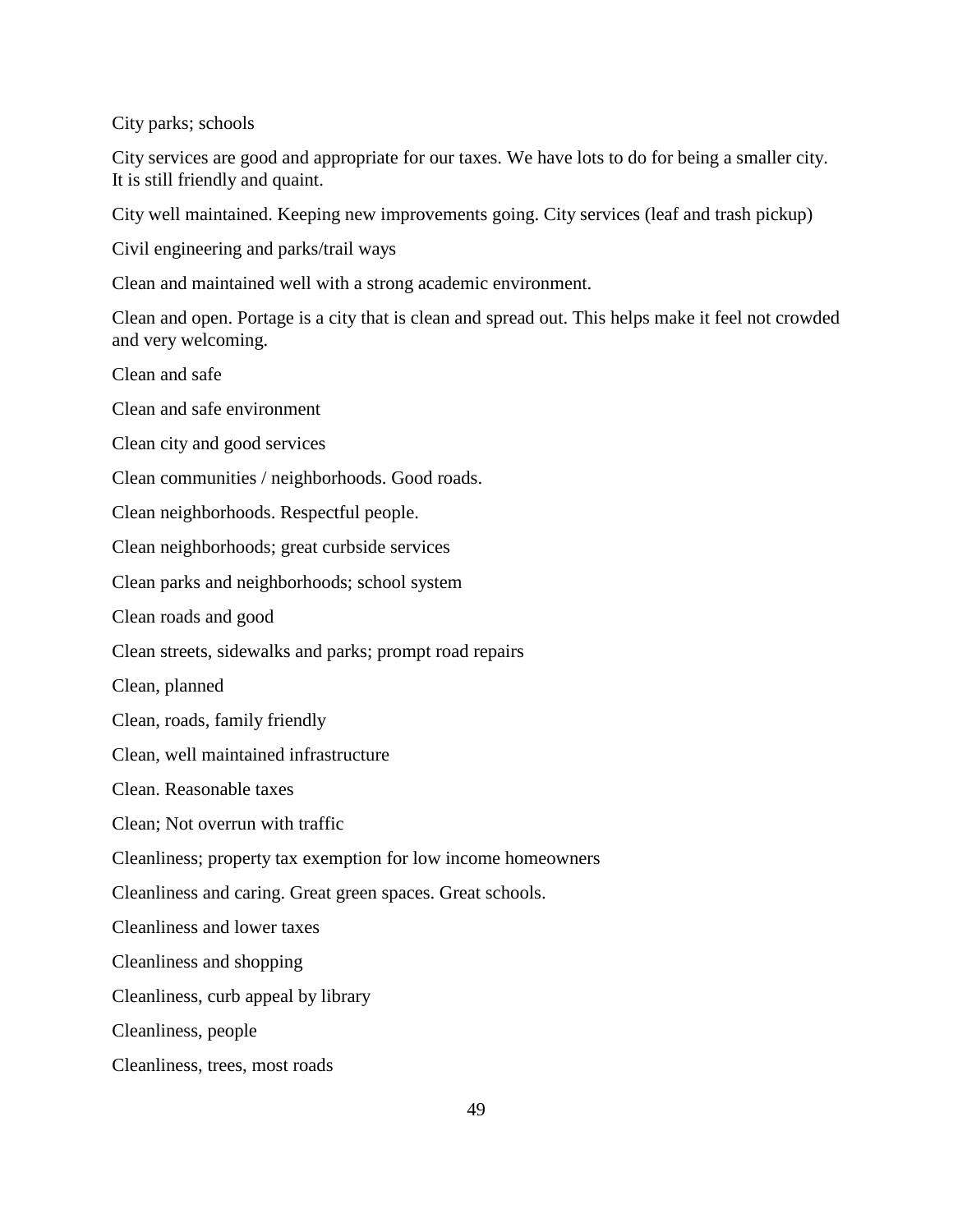City parks; schools

City services are good and appropriate for our taxes. We have lots to do for being a smaller city. It is still friendly and quaint.

City well maintained. Keeping new improvements going. City services (leaf and trash pickup)

Civil engineering and parks/trail ways

Clean and maintained well with a strong academic environment.

Clean and open. Portage is a city that is clean and spread out. This helps make it feel not crowded and very welcoming.

Clean and safe

Clean and safe environment

Clean city and good services

Clean communities / neighborhoods. Good roads.

Clean neighborhoods. Respectful people.

Clean neighborhoods; great curbside services

Clean parks and neighborhoods; school system

Clean roads and good

Clean streets, sidewalks and parks; prompt road repairs

Clean, planned

Clean, roads, family friendly

Clean, well maintained infrastructure

Clean. Reasonable taxes

Clean; Not overrun with traffic

Cleanliness; property tax exemption for low income homeowners

Cleanliness and caring. Great green spaces. Great schools.

Cleanliness and lower taxes

Cleanliness and shopping

Cleanliness, curb appeal by library

Cleanliness, people

Cleanliness, trees, most roads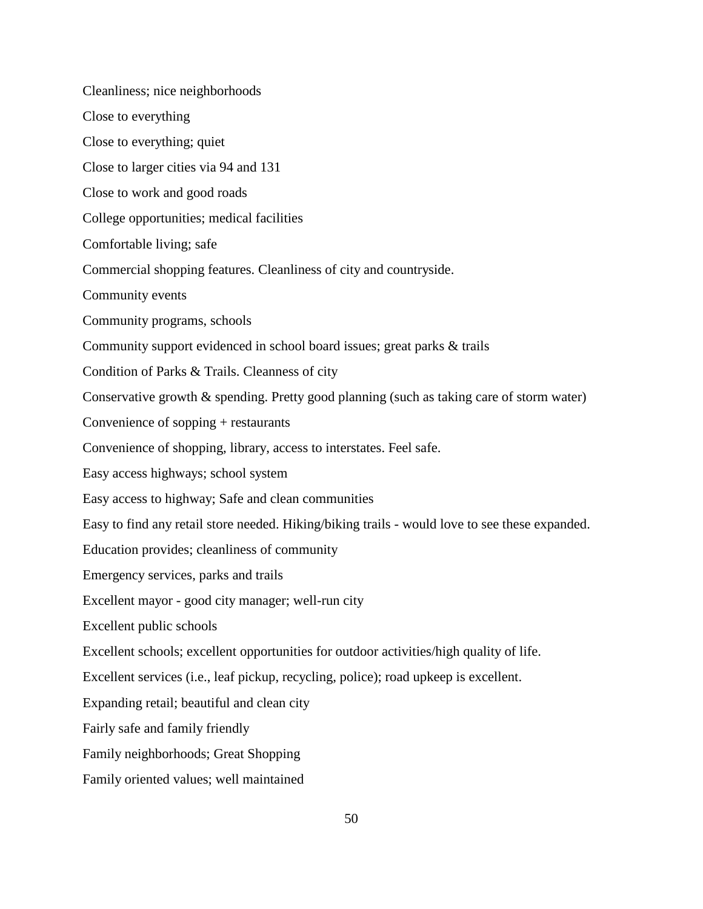Cleanliness; nice neighborhoods

Close to everything

Close to everything; quiet

Close to larger cities via 94 and 131

Close to work and good roads

College opportunities; medical facilities

Comfortable living; safe

Commercial shopping features. Cleanliness of city and countryside.

Community events

Community programs, schools

Community support evidenced in school board issues; great parks & trails

Condition of Parks & Trails. Cleanness of city

Conservative growth & spending. Pretty good planning (such as taking care of storm water)

Convenience of sopping + restaurants

Convenience of shopping, library, access to interstates. Feel safe.

Easy access highways; school system

Easy access to highway; Safe and clean communities

Easy to find any retail store needed. Hiking/biking trails - would love to see these expanded.

Education provides; cleanliness of community

Emergency services, parks and trails

Excellent mayor - good city manager; well-run city

Excellent public schools

Excellent schools; excellent opportunities for outdoor activities/high quality of life.

Excellent services (i.e., leaf pickup, recycling, police); road upkeep is excellent.

Expanding retail; beautiful and clean city

Fairly safe and family friendly

Family neighborhoods; Great Shopping

Family oriented values; well maintained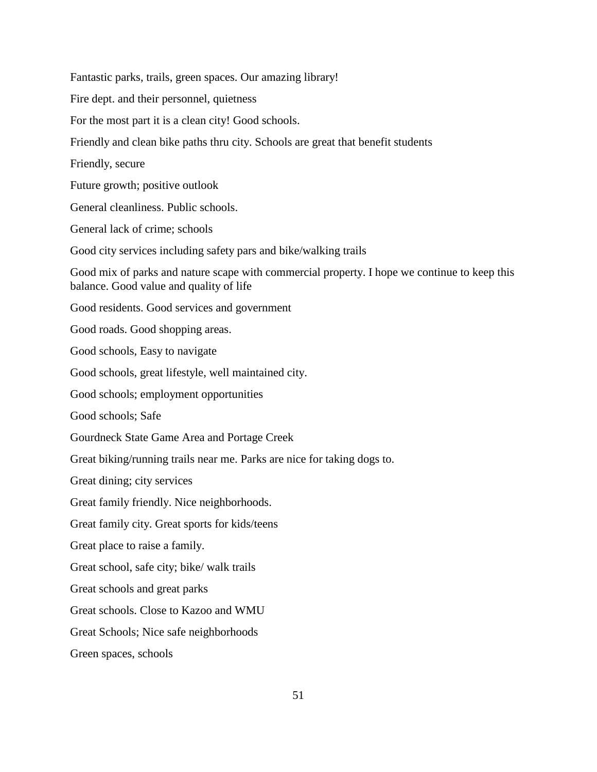Fantastic parks, trails, green spaces. Our amazing library!

Fire dept. and their personnel, quietness

For the most part it is a clean city! Good schools.

Friendly and clean bike paths thru city. Schools are great that benefit students

Friendly, secure

Future growth; positive outlook

General cleanliness. Public schools.

General lack of crime; schools

Good city services including safety pars and bike/walking trails

Good mix of parks and nature scape with commercial property. I hope we continue to keep this balance. Good value and quality of life

Good residents. Good services and government

Good roads. Good shopping areas.

Good schools, Easy to navigate

Good schools, great lifestyle, well maintained city.

Good schools; employment opportunities

Good schools; Safe

Gourdneck State Game Area and Portage Creek

Great biking/running trails near me. Parks are nice for taking dogs to.

Great dining; city services

Great family friendly. Nice neighborhoods.

Great family city. Great sports for kids/teens

Great place to raise a family.

Great school, safe city; bike/ walk trails

Great schools and great parks

Great schools. Close to Kazoo and WMU

Great Schools; Nice safe neighborhoods

Green spaces, schools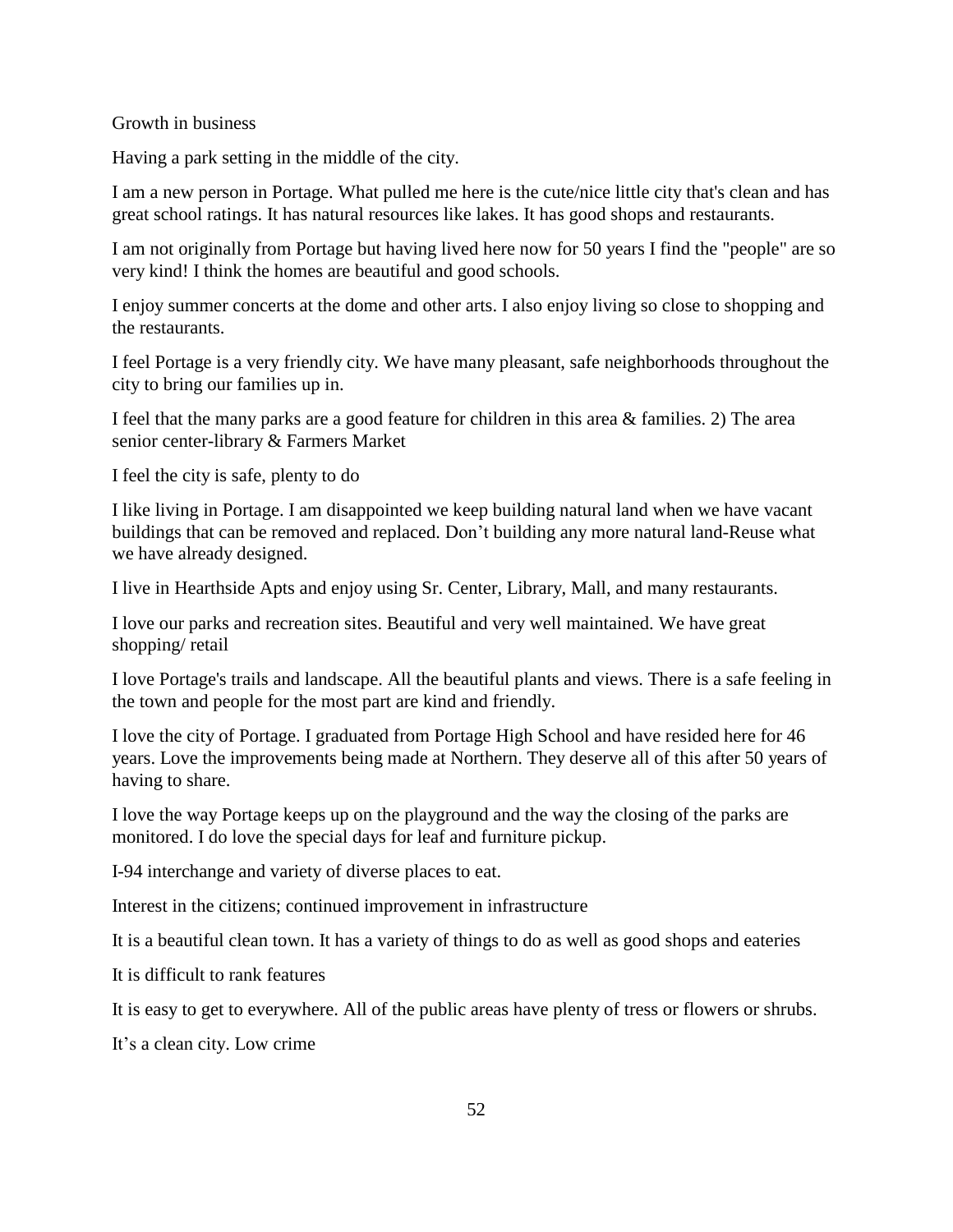Growth in business

Having a park setting in the middle of the city.

I am a new person in Portage. What pulled me here is the cute/nice little city that's clean and has great school ratings. It has natural resources like lakes. It has good shops and restaurants.

I am not originally from Portage but having lived here now for 50 years I find the "people" are so very kind! I think the homes are beautiful and good schools.

I enjoy summer concerts at the dome and other arts. I also enjoy living so close to shopping and the restaurants.

I feel Portage is a very friendly city. We have many pleasant, safe neighborhoods throughout the city to bring our families up in.

I feel that the many parks are a good feature for children in this area & families. 2) The area senior center-library & Farmers Market

I feel the city is safe, plenty to do

I like living in Portage. I am disappointed we keep building natural land when we have vacant buildings that can be removed and replaced. Don't building any more natural land-Reuse what we have already designed.

I live in Hearthside Apts and enjoy using Sr. Center, Library, Mall, and many restaurants.

I love our parks and recreation sites. Beautiful and very well maintained. We have great shopping/ retail

I love Portage's trails and landscape. All the beautiful plants and views. There is a safe feeling in the town and people for the most part are kind and friendly.

I love the city of Portage. I graduated from Portage High School and have resided here for 46 years. Love the improvements being made at Northern. They deserve all of this after 50 years of having to share.

I love the way Portage keeps up on the playground and the way the closing of the parks are monitored. I do love the special days for leaf and furniture pickup.

I-94 interchange and variety of diverse places to eat.

Interest in the citizens; continued improvement in infrastructure

It is a beautiful clean town. It has a variety of things to do as well as good shops and eateries

It is difficult to rank features

It is easy to get to everywhere. All of the public areas have plenty of tress or flowers or shrubs.

It's a clean city. Low crime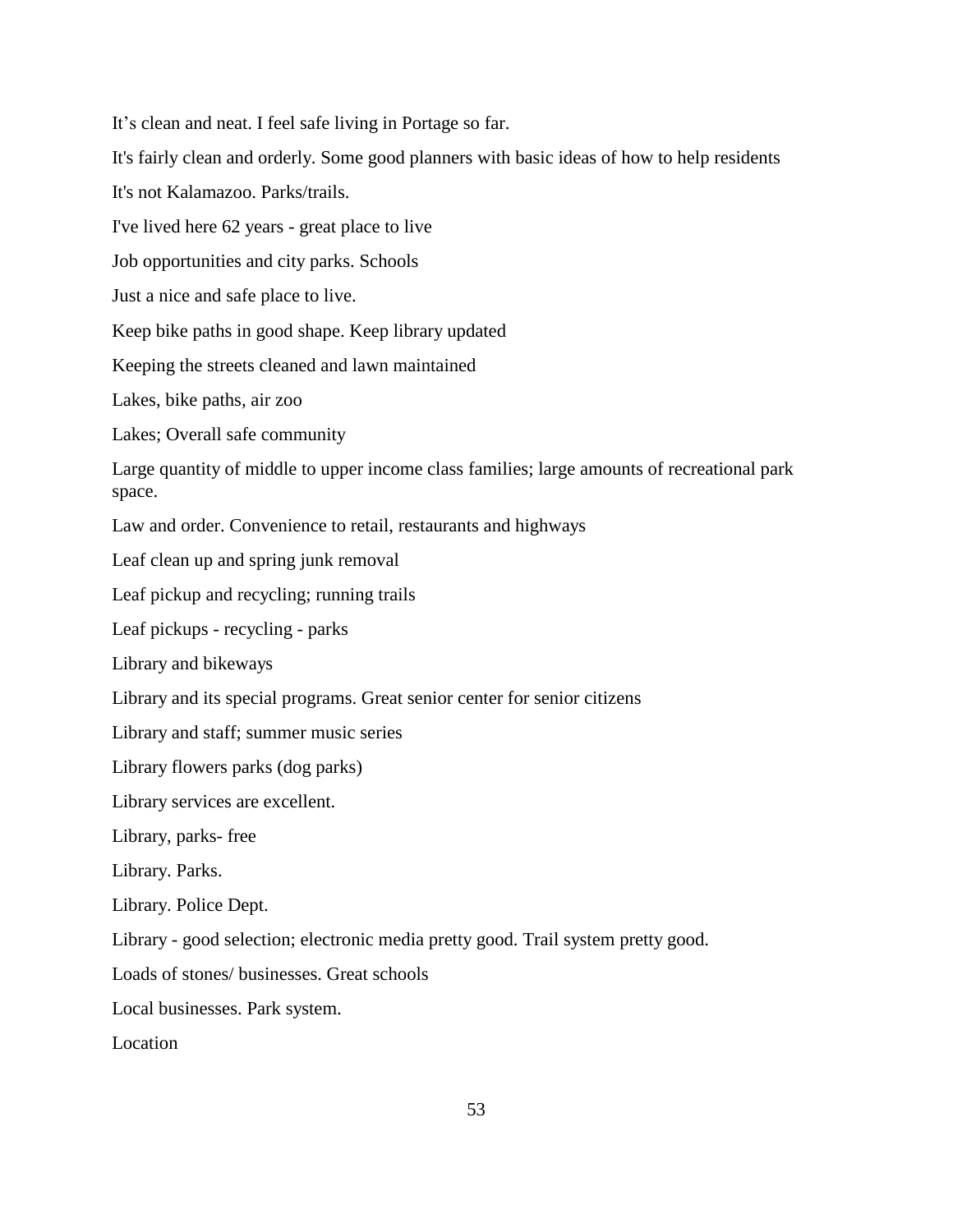It’s clean and neat. I feel safe living in Portage so far.

It's fairly clean and orderly. Some good planners with basic ideas of how to help residents

It's not Kalamazoo. Parks/trails.

I've lived here 62 years - great place to live

Job opportunities and city parks. Schools

Just a nice and safe place to live.

Keep bike paths in good shape. Keep library updated

Keeping the streets cleaned and lawn maintained

Lakes, bike paths, air zoo

Lakes; Overall safe community

Large quantity of middle to upper income class families; large amounts of recreational park space.

Law and order. Convenience to retail, restaurants and highways

Leaf clean up and spring junk removal

Leaf pickup and recycling; running trails

Leaf pickups - recycling - parks

Library and bikeways

Library and its special programs. Great senior center for senior citizens

Library and staff; summer music series

Library flowers parks (dog parks)

Library services are excellent.

Library, parks- free

Library. Parks.

Library. Police Dept.

Library - good selection; electronic media pretty good. Trail system pretty good.

Loads of stones/ businesses. Great schools

Local businesses. Park system.

Location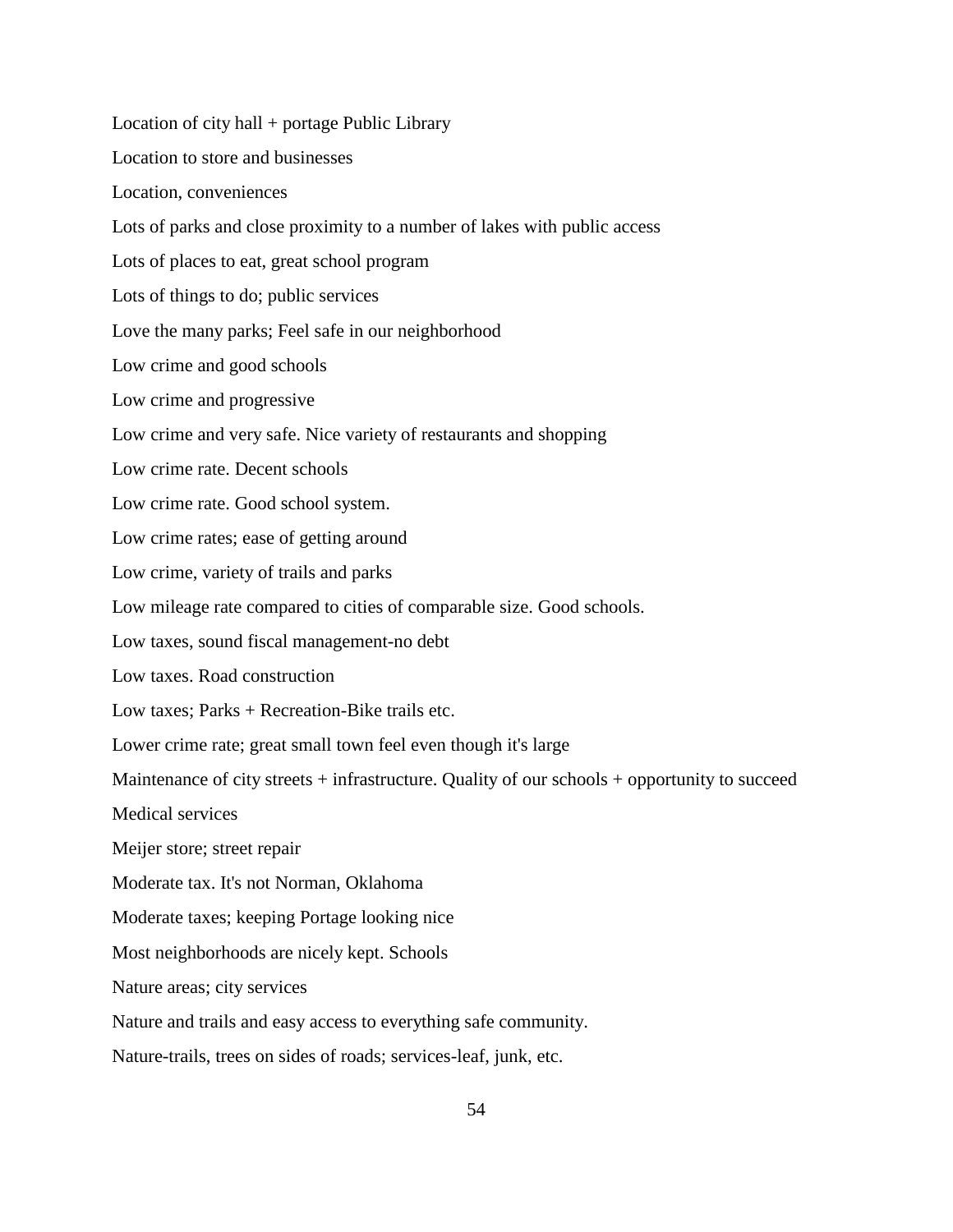Location of city hall + portage Public Library

Location to store and businesses

Location, conveniences

Lots of parks and close proximity to a number of lakes with public access

Lots of places to eat, great school program

Lots of things to do; public services

Love the many parks; Feel safe in our neighborhood

Low crime and good schools

Low crime and progressive

Low crime and very safe. Nice variety of restaurants and shopping

Low crime rate. Decent schools

Low crime rate. Good school system.

Low crime rates; ease of getting around

Low crime, variety of trails and parks

Low mileage rate compared to cities of comparable size. Good schools.

Low taxes, sound fiscal management-no debt

Low taxes. Road construction

Low taxes; Parks + Recreation-Bike trails etc.

Lower crime rate; great small town feel even though it's large

Maintenance of city streets + infrastructure. Quality of our schools + opportunity to succeed

Medical services

Meijer store; street repair

Moderate tax. It's not Norman, Oklahoma

Moderate taxes; keeping Portage looking nice

Most neighborhoods are nicely kept. Schools

Nature areas; city services

Nature and trails and easy access to everything safe community.

Nature-trails, trees on sides of roads; services-leaf, junk, etc.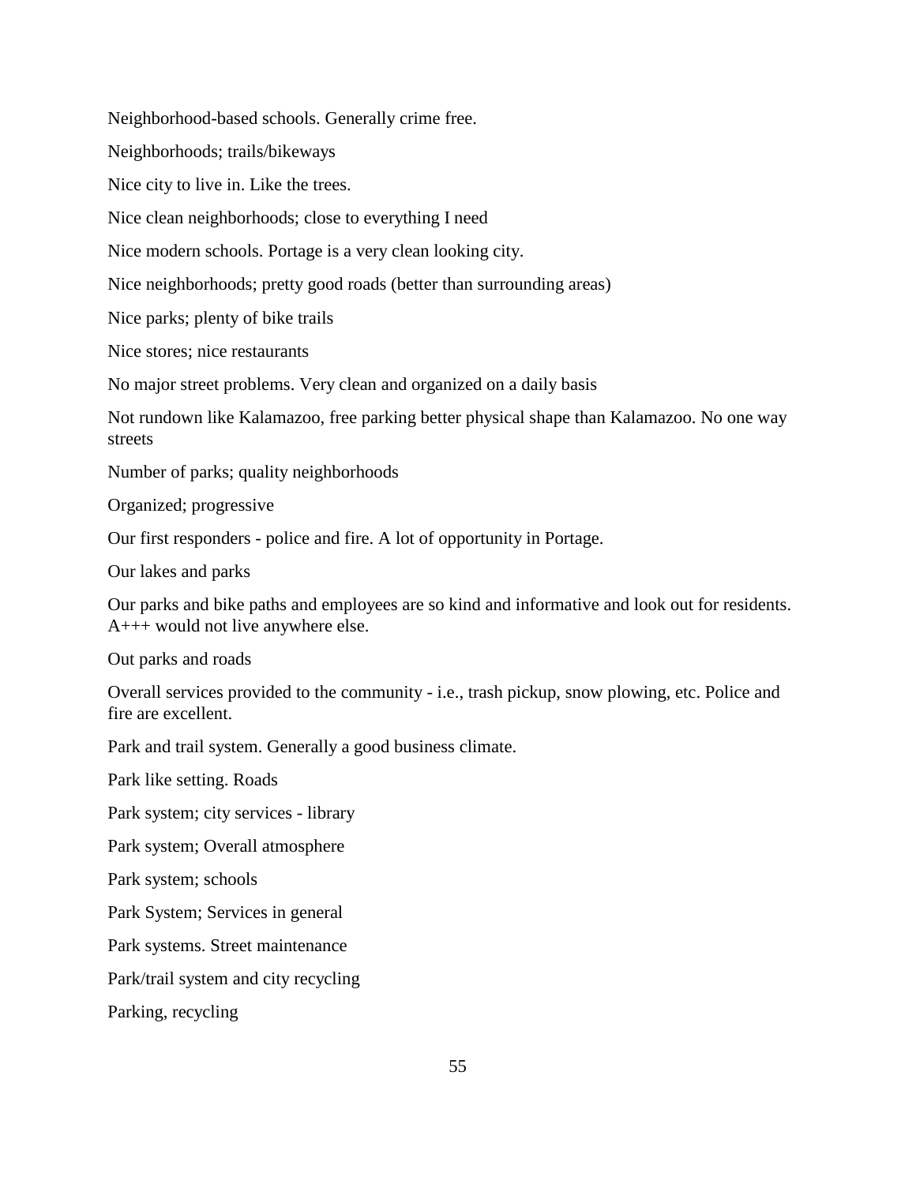Neighborhood-based schools. Generally crime free.

Neighborhoods; trails/bikeways

Nice city to live in. Like the trees.

Nice clean neighborhoods; close to everything I need

Nice modern schools. Portage is a very clean looking city.

Nice neighborhoods; pretty good roads (better than surrounding areas)

Nice parks; plenty of bike trails

Nice stores; nice restaurants

No major street problems. Very clean and organized on a daily basis

Not rundown like Kalamazoo, free parking better physical shape than Kalamazoo. No one way streets

Number of parks; quality neighborhoods

Organized; progressive

Our first responders - police and fire. A lot of opportunity in Portage.

Our lakes and parks

Our parks and bike paths and employees are so kind and informative and look out for residents. A+++ would not live anywhere else.

Out parks and roads

Overall services provided to the community - i.e., trash pickup, snow plowing, etc. Police and fire are excellent.

Park and trail system. Generally a good business climate.

Park like setting. Roads

Park system; city services - library

Park system; Overall atmosphere

Park system; schools

Park System; Services in general

Park systems. Street maintenance

Park/trail system and city recycling

Parking, recycling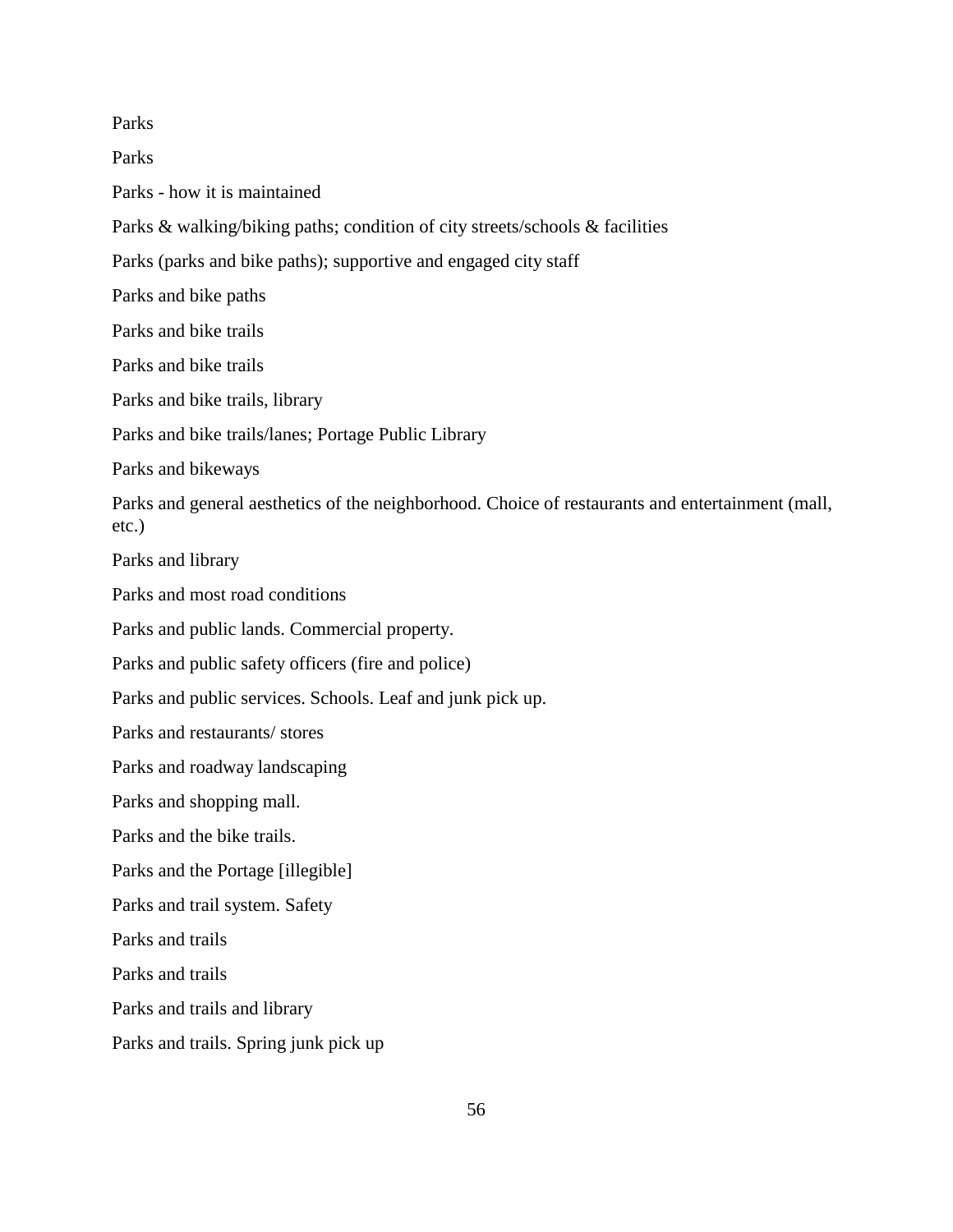Parks

Parks

Parks - how it is maintained

Parks & walking/biking paths; condition of city streets/schools & facilities

Parks (parks and bike paths); supportive and engaged city staff

Parks and bike paths

Parks and bike trails

Parks and bike trails

Parks and bike trails, library

Parks and bike trails/lanes; Portage Public Library

Parks and bikeways

Parks and general aesthetics of the neighborhood. Choice of restaurants and entertainment (mall, etc.)

Parks and library

Parks and most road conditions

Parks and public lands. Commercial property.

Parks and public safety officers (fire and police)

Parks and public services. Schools. Leaf and junk pick up.

Parks and restaurants/ stores

Parks and roadway landscaping

Parks and shopping mall.

Parks and the bike trails.

Parks and the Portage [illegible]

Parks and trail system. Safety

Parks and trails

Parks and trails

Parks and trails and library

Parks and trails. Spring junk pick up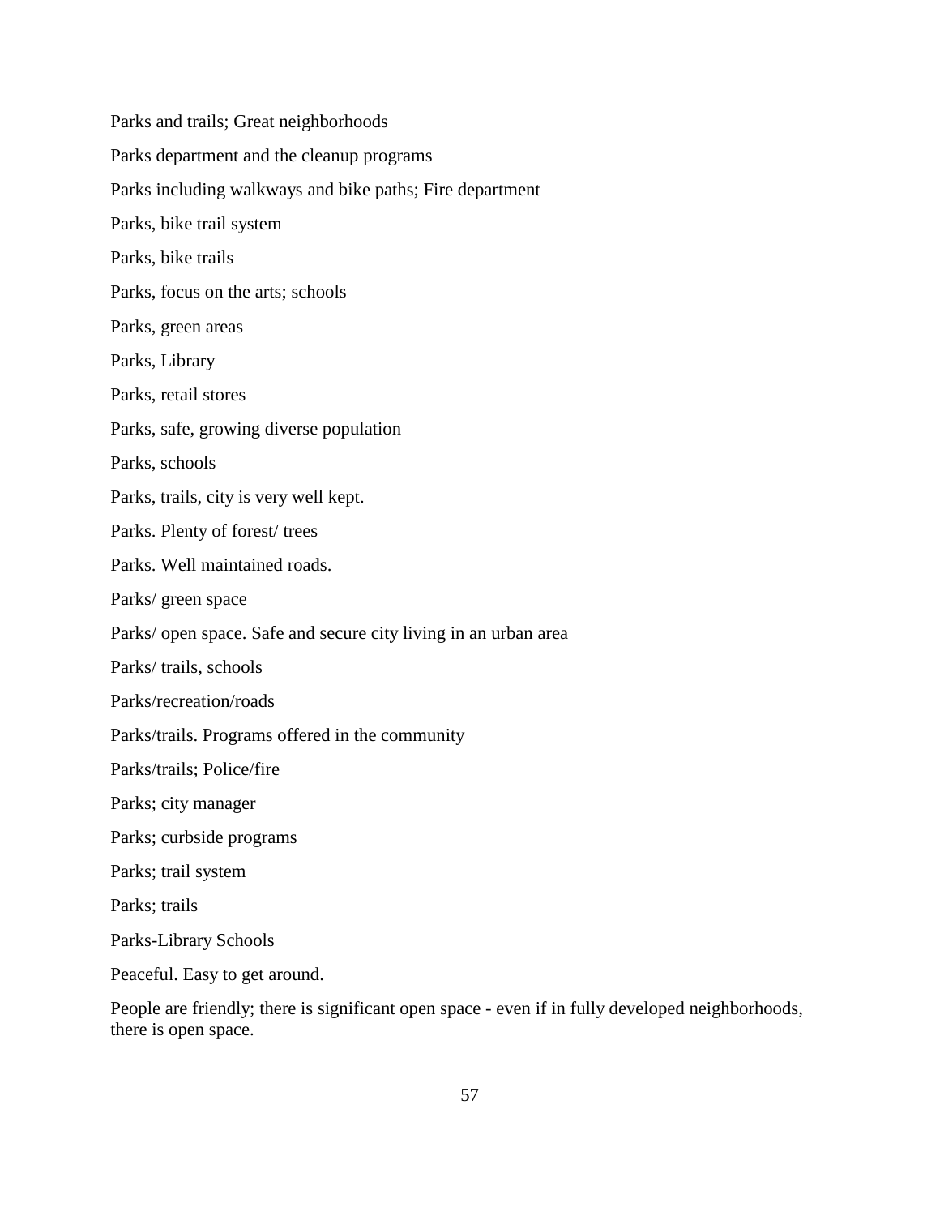Parks and trails; Great neighborhoods

Parks department and the cleanup programs

Parks including walkways and bike paths; Fire department

Parks, bike trail system

Parks, bike trails

Parks, focus on the arts; schools

Parks, green areas

Parks, Library

Parks, retail stores

Parks, safe, growing diverse population

Parks, schools

Parks, trails, city is very well kept.

Parks. Plenty of forest/ trees

Parks. Well maintained roads.

Parks/ green space

Parks/ open space. Safe and secure city living in an urban area

Parks/ trails, schools

Parks/recreation/roads

Parks/trails. Programs offered in the community

Parks/trails; Police/fire

Parks; city manager

Parks; curbside programs

Parks; trail system

Parks; trails

Parks-Library Schools

Peaceful. Easy to get around.

People are friendly; there is significant open space - even if in fully developed neighborhoods, there is open space.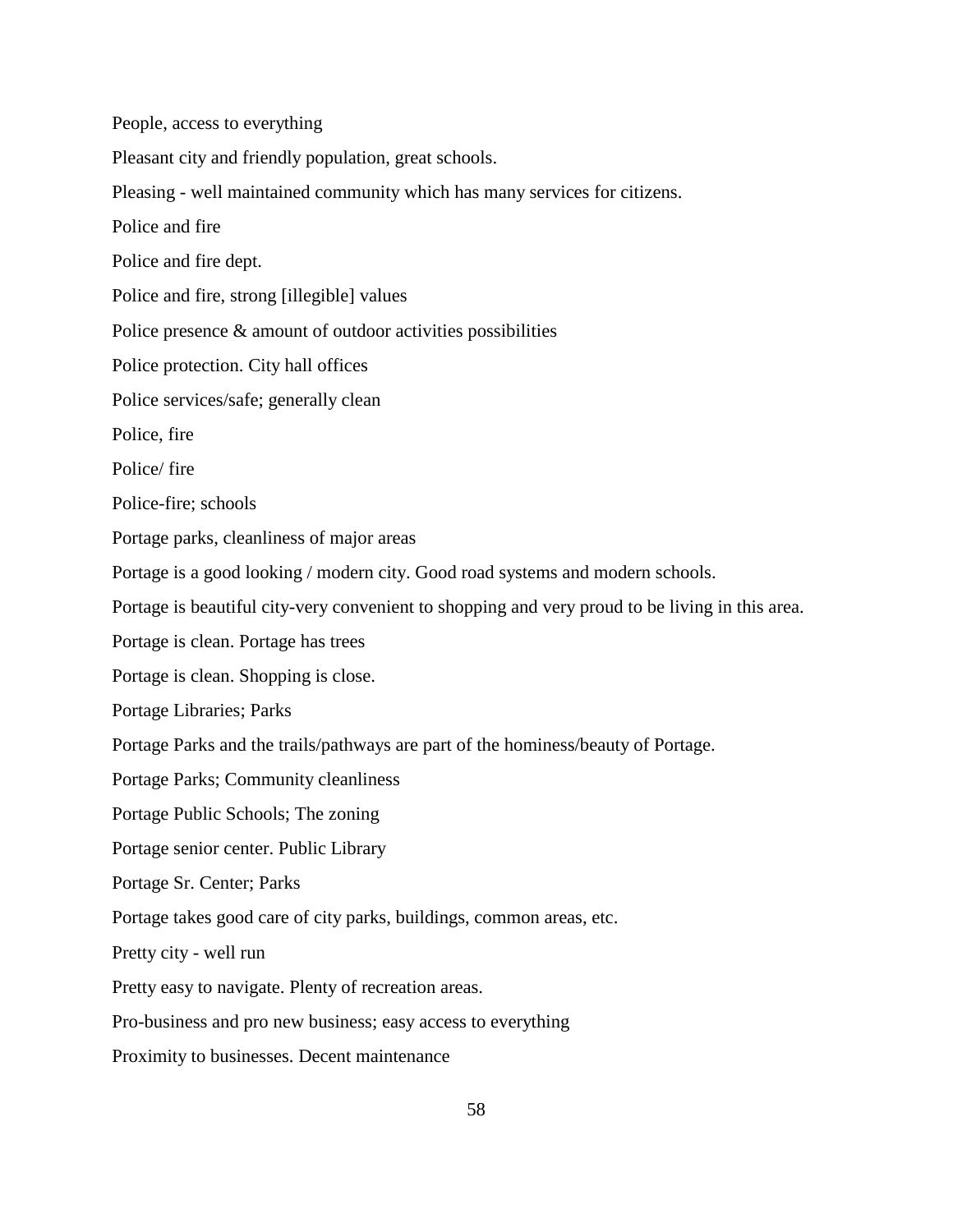People, access to everything

Pleasant city and friendly population, great schools.

Pleasing - well maintained community which has many services for citizens.

Police and fire

Police and fire dept.

Police and fire, strong [illegible] values

Police presence & amount of outdoor activities possibilities

Police protection. City hall offices

Police services/safe; generally clean

Police, fire

Police/ fire

Police-fire; schools

Portage parks, cleanliness of major areas

Portage is a good looking / modern city. Good road systems and modern schools.

Portage is beautiful city-very convenient to shopping and very proud to be living in this area.

Portage is clean. Portage has trees

Portage is clean. Shopping is close.

Portage Libraries; Parks

Portage Parks and the trails/pathways are part of the hominess/beauty of Portage.

Portage Parks; Community cleanliness

Portage Public Schools; The zoning

Portage senior center. Public Library

Portage Sr. Center; Parks

Portage takes good care of city parks, buildings, common areas, etc.

Pretty city - well run

Pretty easy to navigate. Plenty of recreation areas.

Pro-business and pro new business; easy access to everything

Proximity to businesses. Decent maintenance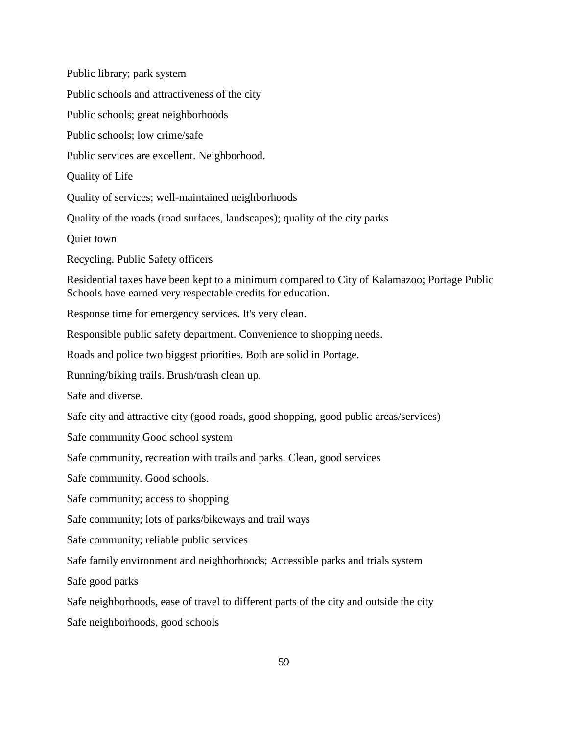Public library; park system

Public schools and attractiveness of the city

Public schools; great neighborhoods

Public schools; low crime/safe

Public services are excellent. Neighborhood.

Quality of Life

Quality of services; well-maintained neighborhoods

Quality of the roads (road surfaces, landscapes); quality of the city parks

Quiet town

Recycling. Public Safety officers

Residential taxes have been kept to a minimum compared to City of Kalamazoo; Portage Public Schools have earned very respectable credits for education.

Response time for emergency services. It's very clean.

Responsible public safety department. Convenience to shopping needs.

Roads and police two biggest priorities. Both are solid in Portage.

Running/biking trails. Brush/trash clean up.

Safe and diverse.

Safe city and attractive city (good roads, good shopping, good public areas/services)

Safe community Good school system

Safe community, recreation with trails and parks. Clean, good services

Safe community. Good schools.

Safe community; access to shopping

Safe community; lots of parks/bikeways and trail ways

Safe community; reliable public services

Safe family environment and neighborhoods; Accessible parks and trials system

Safe good parks

Safe neighborhoods, ease of travel to different parts of the city and outside the city

Safe neighborhoods, good schools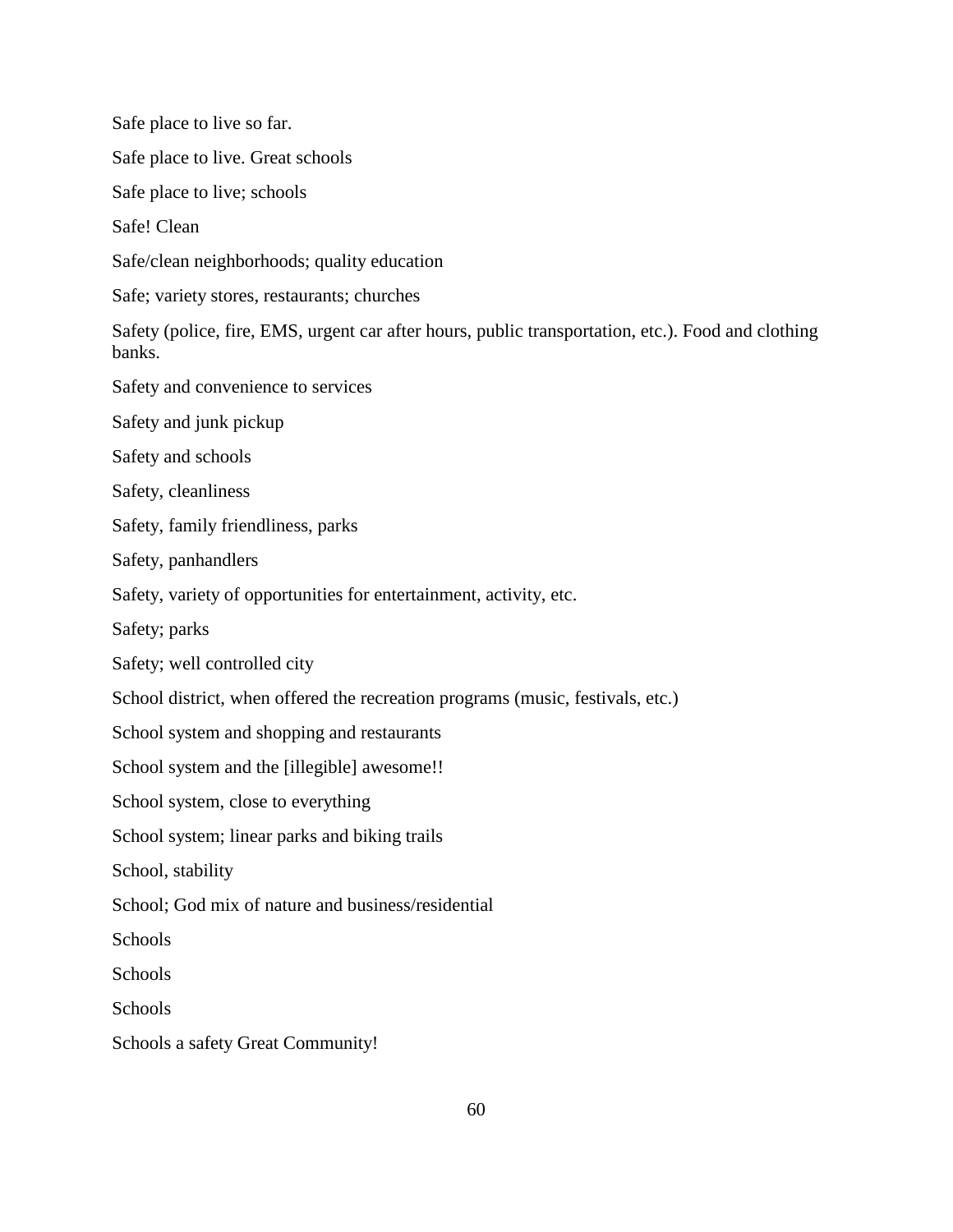Safe place to live so far.

Safe place to live. Great schools

Safe place to live; schools

Safe! Clean

Safe/clean neighborhoods; quality education

Safe; variety stores, restaurants; churches

Safety (police, fire, EMS, urgent car after hours, public transportation, etc.). Food and clothing banks.

Safety and convenience to services

Safety and junk pickup

Safety and schools

Safety, cleanliness

Safety, family friendliness, parks

Safety, panhandlers

Safety, variety of opportunities for entertainment, activity, etc.

Safety; parks

Safety; well controlled city

School district, when offered the recreation programs (music, festivals, etc.)

School system and shopping and restaurants

School system and the [illegible] awesome!!

School system, close to everything

School system; linear parks and biking trails

School, stability

School; God mix of nature and business/residential

Schools

Schools

Schools

Schools a safety Great Community!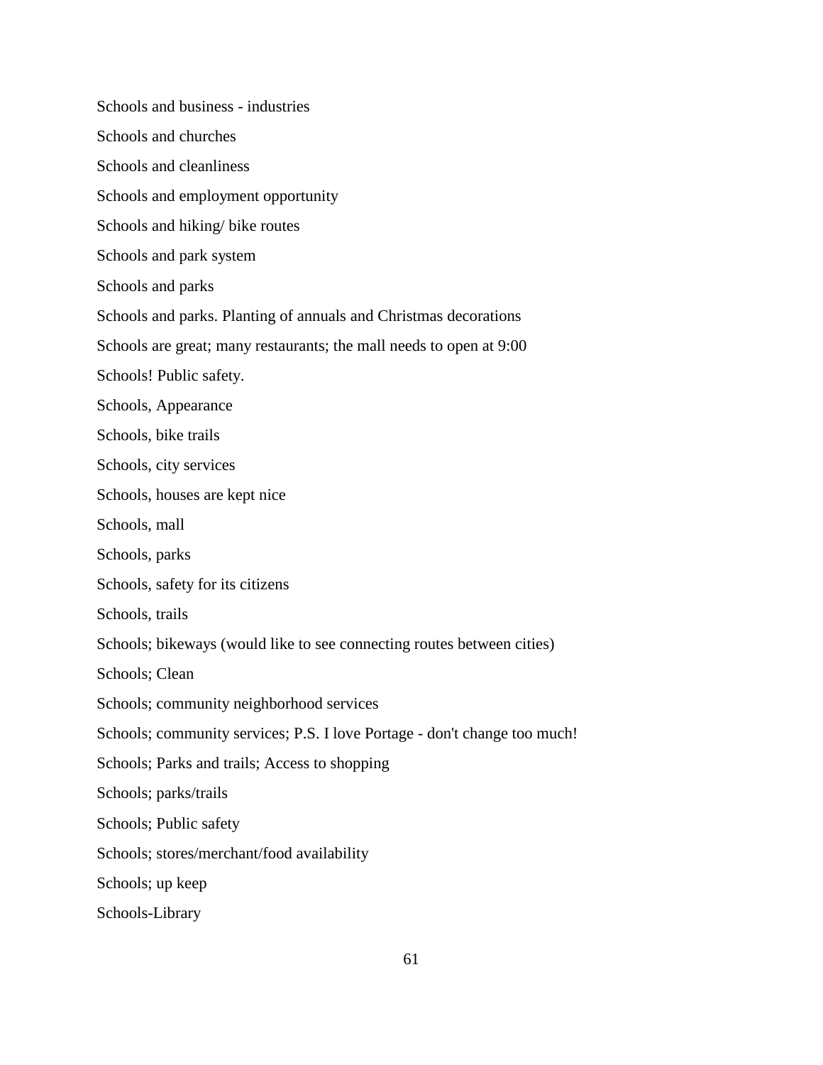Schools and business - industries

Schools and churches

Schools and cleanliness

Schools and employment opportunity

Schools and hiking/ bike routes

Schools and park system

Schools and parks

Schools and parks. Planting of annuals and Christmas decorations

Schools are great; many restaurants; the mall needs to open at 9:00

Schools! Public safety.

Schools, Appearance

Schools, bike trails

Schools, city services

Schools, houses are kept nice

Schools, mall

Schools, parks

Schools, safety for its citizens

Schools, trails

Schools; bikeways (would like to see connecting routes between cities)

Schools; Clean

Schools; community neighborhood services

Schools; community services; P.S. I love Portage - don't change too much!

Schools; Parks and trails; Access to shopping

Schools; parks/trails

Schools; Public safety

Schools; stores/merchant/food availability

Schools; up keep

Schools-Library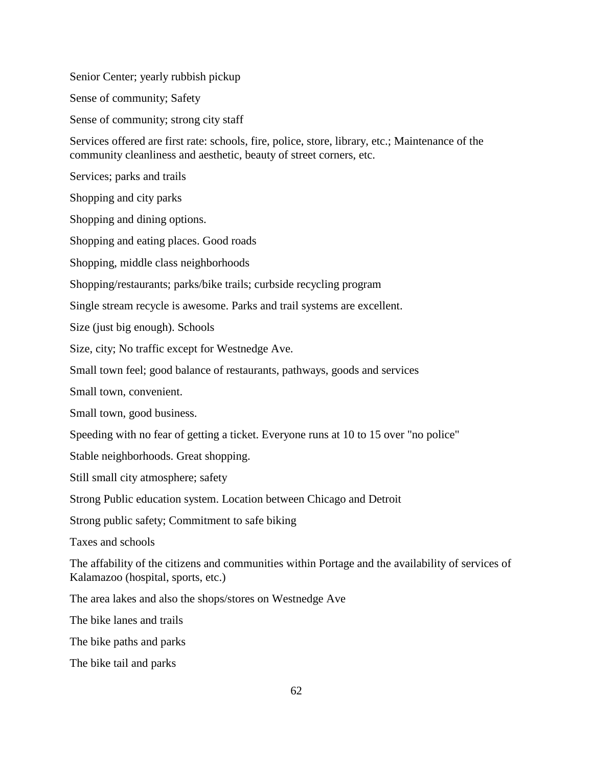Senior Center; yearly rubbish pickup

Sense of community; Safety

Sense of community; strong city staff

Services offered are first rate: schools, fire, police, store, library, etc.; Maintenance of the community cleanliness and aesthetic, beauty of street corners, etc.

Services; parks and trails

Shopping and city parks

Shopping and dining options.

Shopping and eating places. Good roads

Shopping, middle class neighborhoods

Shopping/restaurants; parks/bike trails; curbside recycling program

Single stream recycle is awesome. Parks and trail systems are excellent.

Size (just big enough). Schools

Size, city; No traffic except for Westnedge Ave.

Small town feel; good balance of restaurants, pathways, goods and services

Small town, convenient.

Small town, good business.

Speeding with no fear of getting a ticket. Everyone runs at 10 to 15 over "no police"

Stable neighborhoods. Great shopping.

Still small city atmosphere; safety

Strong Public education system. Location between Chicago and Detroit

Strong public safety; Commitment to safe biking

Taxes and schools

The affability of the citizens and communities within Portage and the availability of services of Kalamazoo (hospital, sports, etc.)

The area lakes and also the shops/stores on Westnedge Ave

The bike lanes and trails

The bike paths and parks

The bike tail and parks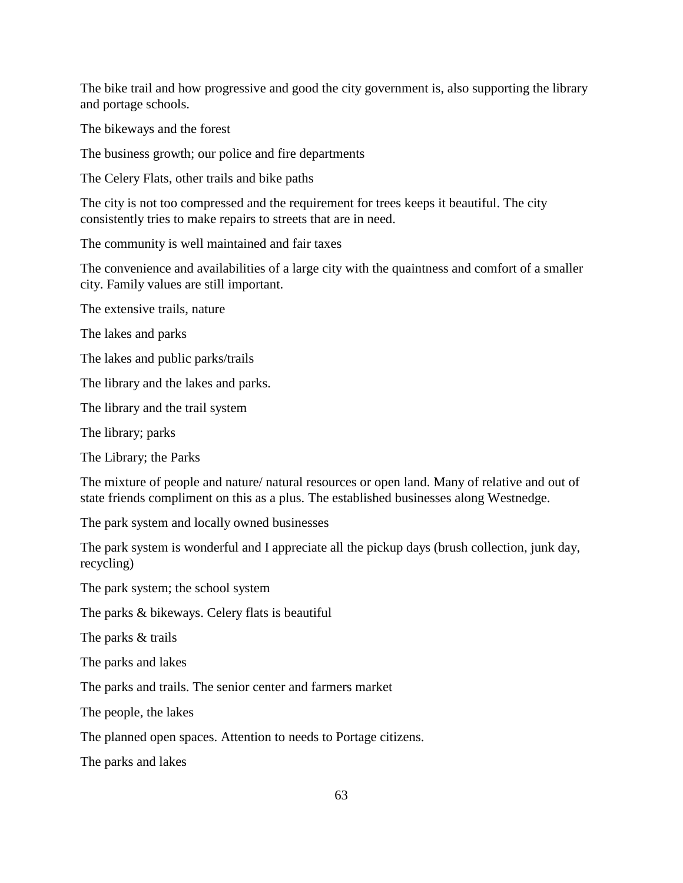The bike trail and how progressive and good the city government is, also supporting the library and portage schools.

The bikeways and the forest

The business growth; our police and fire departments

The Celery Flats, other trails and bike paths

The city is not too compressed and the requirement for trees keeps it beautiful. The city consistently tries to make repairs to streets that are in need.

The community is well maintained and fair taxes

The convenience and availabilities of a large city with the quaintness and comfort of a smaller city. Family values are still important.

The extensive trails, nature

The lakes and parks

The lakes and public parks/trails

The library and the lakes and parks.

The library and the trail system

The library; parks

The Library; the Parks

The mixture of people and nature/ natural resources or open land. Many of relative and out of state friends compliment on this as a plus. The established businesses along Westnedge.

The park system and locally owned businesses

The park system is wonderful and I appreciate all the pickup days (brush collection, junk day, recycling)

The park system; the school system

The parks & bikeways. Celery flats is beautiful

The parks & trails

The parks and lakes

The parks and trails. The senior center and farmers market

The people, the lakes

The planned open spaces. Attention to needs to Portage citizens.

The parks and lakes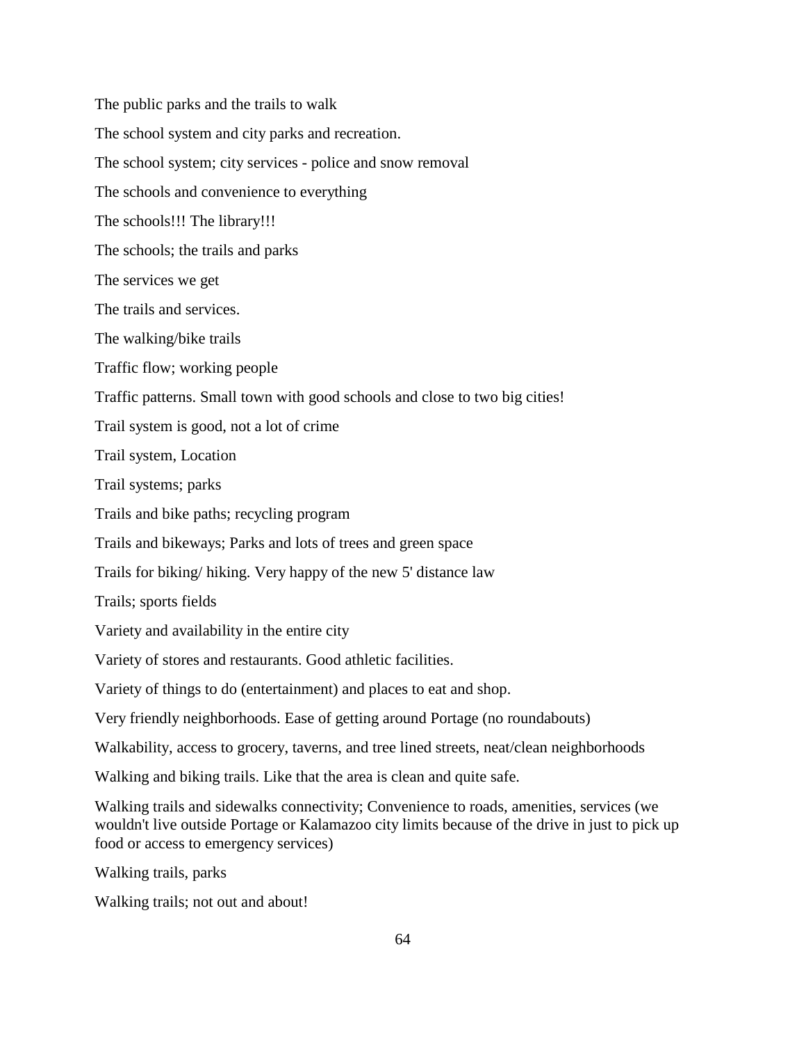The public parks and the trails to walk

The school system and city parks and recreation.

The school system; city services - police and snow removal

The schools and convenience to everything

The schools!!! The library!!!

The schools; the trails and parks

The services we get

The trails and services.

The walking/bike trails

Traffic flow; working people

Traffic patterns. Small town with good schools and close to two big cities!

Trail system is good, not a lot of crime

Trail system, Location

Trail systems; parks

Trails and bike paths; recycling program

Trails and bikeways; Parks and lots of trees and green space

Trails for biking/ hiking. Very happy of the new 5' distance law

Trails; sports fields

Variety and availability in the entire city

Variety of stores and restaurants. Good athletic facilities.

Variety of things to do (entertainment) and places to eat and shop.

Very friendly neighborhoods. Ease of getting around Portage (no roundabouts)

Walkability, access to grocery, taverns, and tree lined streets, neat/clean neighborhoods

Walking and biking trails. Like that the area is clean and quite safe.

Walking trails and sidewalks connectivity; Convenience to roads, amenities, services (we wouldn't live outside Portage or Kalamazoo city limits because of the drive in just to pick up food or access to emergency services)

Walking trails, parks

Walking trails; not out and about!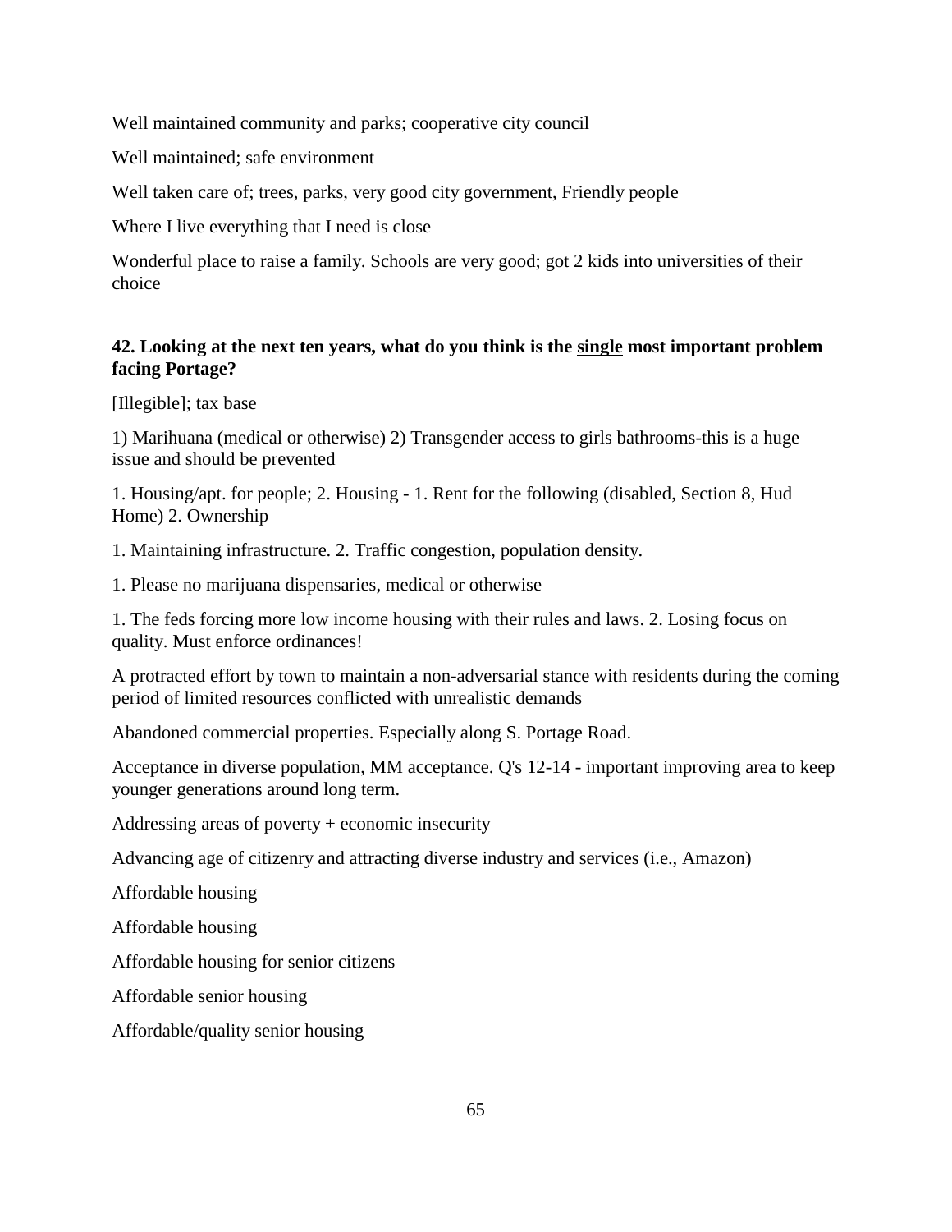Well maintained community and parks; cooperative city council

Well maintained; safe environment

Well taken care of; trees, parks, very good city government, Friendly people

Where I live everything that I need is close

Wonderful place to raise a family. Schools are very good; got 2 kids into universities of their choice

**42. Looking at the next ten years, what do you think is the <u>single</u> most important problem facing Portage?**

[Illegible]; tax base

1) Marihuana (medical or otherwise) 2) Transgender access to girls bathrooms-this is a huge issue and should be prevented

1. Housing/apt. for people; 2. Housing - 1. Rent for the following (disabled, Section 8, Hud Home) 2. Ownership

1. Maintaining infrastructure. 2. Traffic congestion, population density.

1. Please no marijuana dispensaries, medical or otherwise

1. The feds forcing more low income housing with their rules and laws. 2. Losing focus on quality. Must enforce ordinances!

A protracted effort by town to maintain a non-adversarial stance with residents during the coming period of limited resources conflicted with unrealistic demands

Abandoned commercial properties. Especially along S. Portage Road.

Acceptance in diverse population, MM acceptance. Q's 12-14 - important improving area to keep younger generations around long term.

Addressing areas of poverty + economic insecurity

Advancing age of citizenry and attracting diverse industry and services (i.e., Amazon)

Affordable housing

Affordable housing

Affordable housing for senior citizens

Affordable senior housing

Affordable/quality senior housing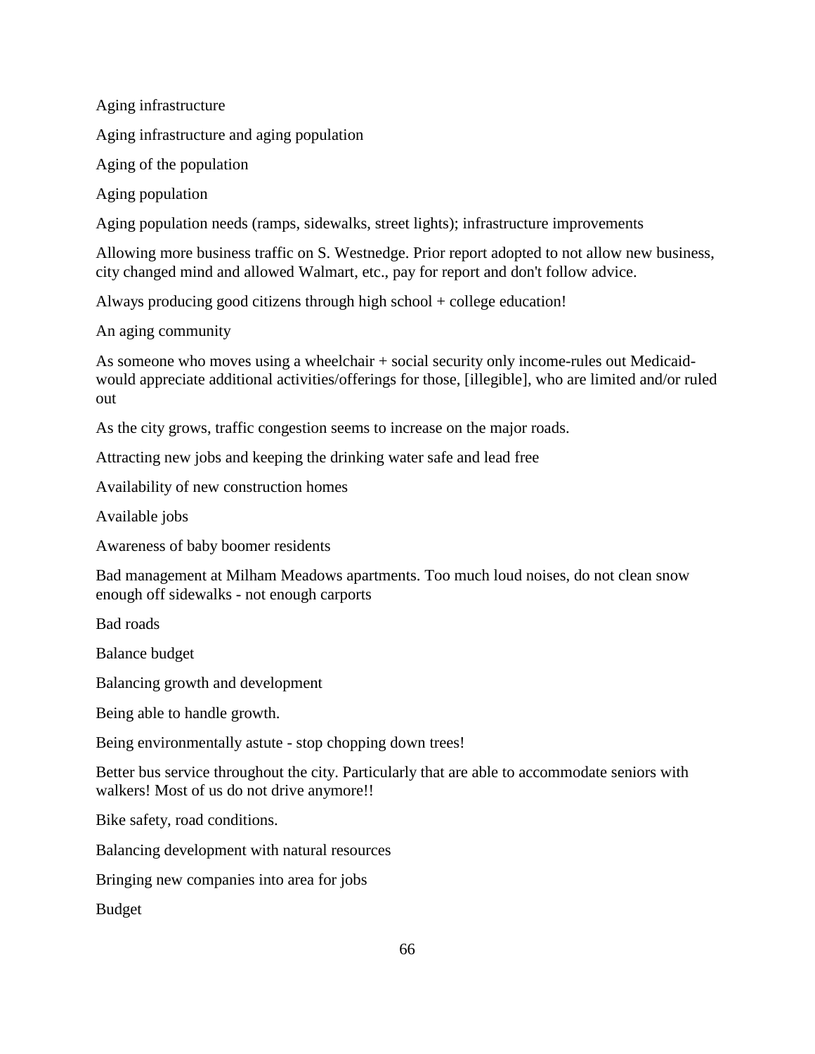Aging infrastructure

Aging infrastructure and aging population

Aging of the population

Aging population

Aging population needs (ramps, sidewalks, street lights); infrastructure improvements

Allowing more business traffic on S. Westnedge. Prior report adopted to not allow new business, city changed mind and allowed Walmart, etc., pay for report and don't follow advice.

Always producing good citizens through high school + college education!

An aging community

As someone who moves using a wheelchair + social security only income-rules out Medicaid-would appreciate additional activities/offerings for those, [illegible], who are limited and/or ruled out

As the city grows, traffic congestion seems to increase on the major roads.

Attracting new jobs and keeping the drinking water safe and lead free

Availability of new construction homes

Available jobs

Awareness of baby boomer residents

Bad management at Milham Meadows apartments. Too much loud noises, do not clean snow enough off sidewalks - not enough carports

Bad roads

Balance budget

Balancing growth and development

Being able to handle growth.

Being environmentally astute - stop chopping down trees!

Better bus service throughout the city. Particularly that are able to accommodate seniors with walkers! Most of us do not drive anymore!!

Bike safety, road conditions.

Balancing development with natural resources

Bringing new companies into area for jobs

Budget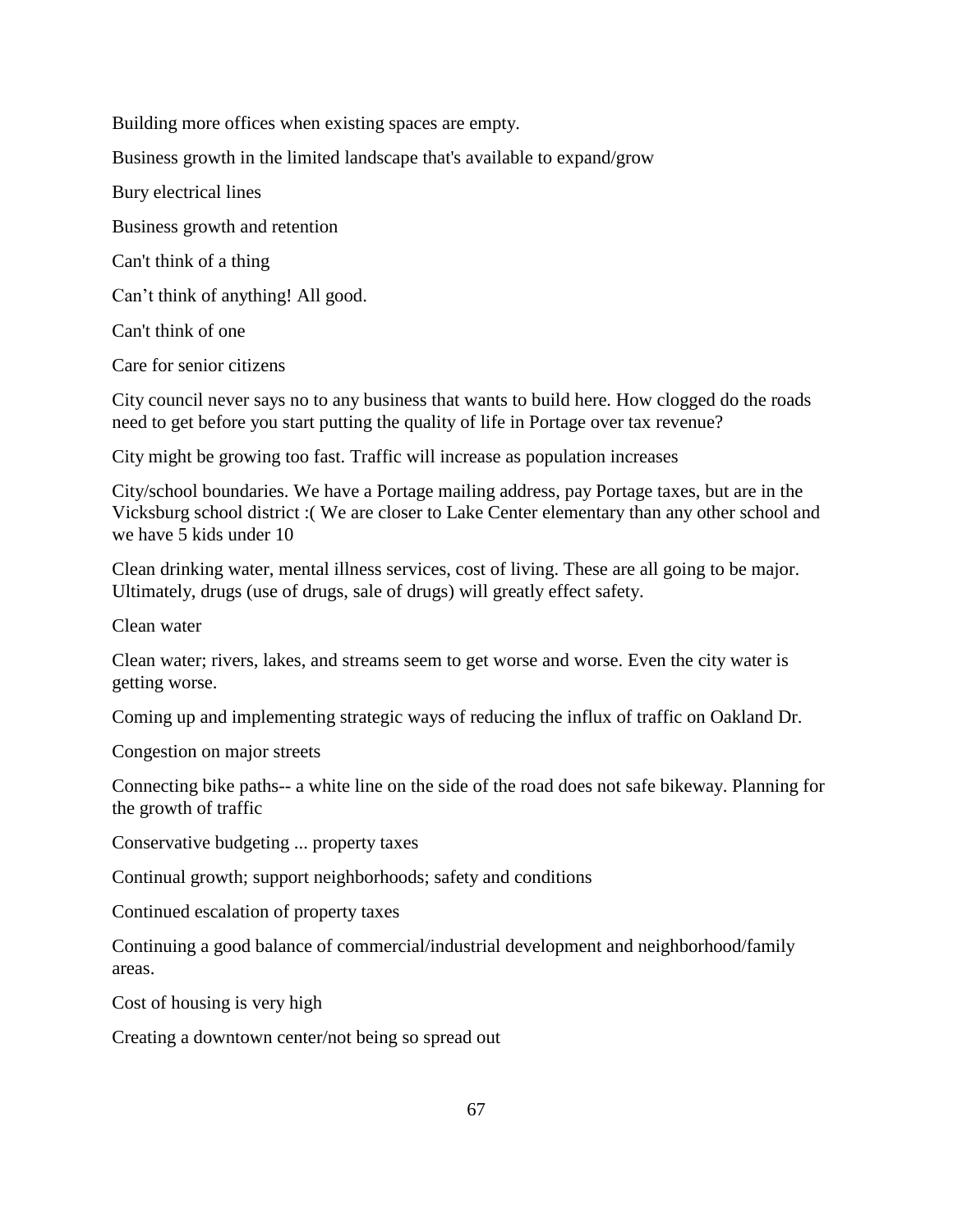Building more offices when existing spaces are empty.

Business growth in the limited landscape that's available to expand/grow

Bury electrical lines

Business growth and retention

Can't think of a thing

Can’t think of anything! All good.

Can't think of one

Care for senior citizens

City council never says no to any business that wants to build here. How clogged do the roads need to get before you start putting the quality of life in Portage over tax revenue?

City might be growing too fast. Traffic will increase as population increases

City/school boundaries. We have a Portage mailing address, pay Portage taxes, but are in the Vicksburg school district :( We are closer to Lake Center elementary than any other school and we have 5 kids under 10

Clean drinking water, mental illness services, cost of living. These are all going to be major. Ultimately, drugs (use of drugs, sale of drugs) will greatly effect safety.

Clean water

Clean water; rivers, lakes, and streams seem to get worse and worse. Even the city water is getting worse.

Coming up and implementing strategic ways of reducing the influx of traffic on Oakland Dr.

Congestion on major streets

Connecting bike paths-- a white line on the side of the road does not safe bikeway. Planning for the growth of traffic

Conservative budgeting ... property taxes

Continual growth; support neighborhoods; safety and conditions

Continued escalation of property taxes

Continuing a good balance of commercial/industrial development and neighborhood/family areas.

Cost of housing is very high

Creating a downtown center/not being so spread out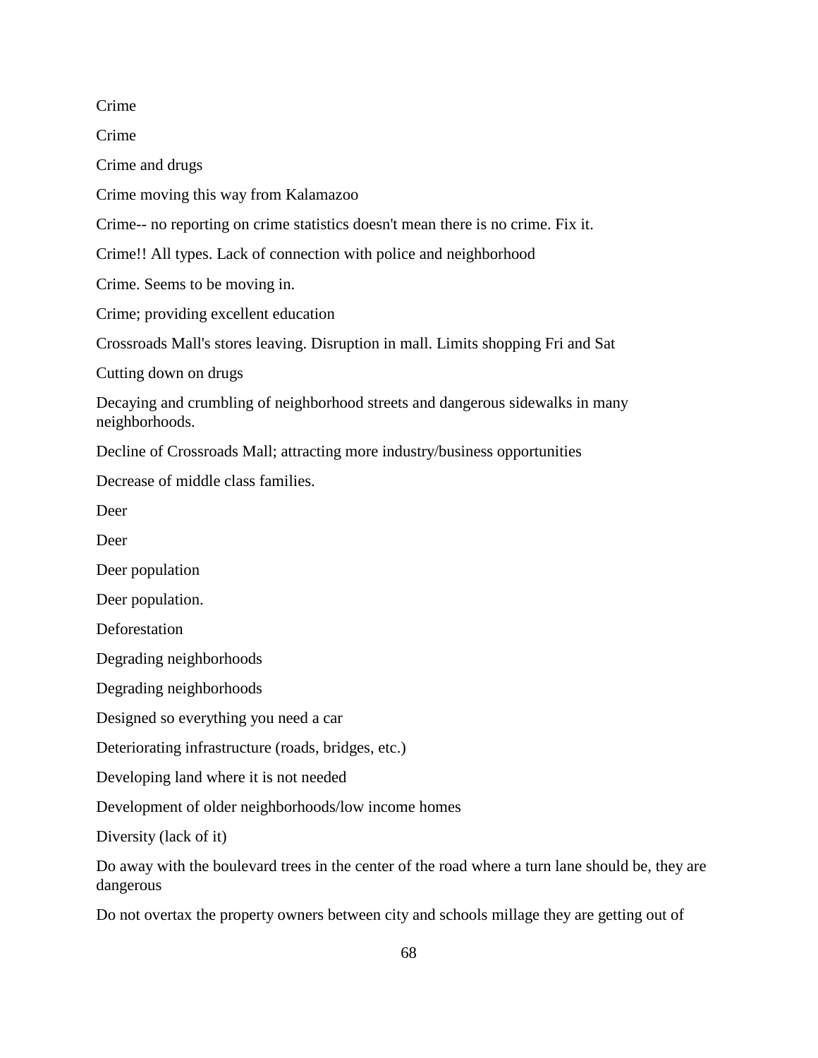Crime

Crime

Crime and drugs

Crime moving this way from Kalamazoo

Crime-- no reporting on crime statistics doesn't mean there is no crime. Fix it.

Crime!! All types. Lack of connection with police and neighborhood

Crime. Seems to be moving in.

Crime; providing excellent education

Crossroads Mall's stores leaving. Disruption in mall. Limits shopping Fri and Sat

Cutting down on drugs

Decaying and crumbling of neighborhood streets and dangerous sidewalks in many neighborhoods.

Decline of Crossroads Mall; attracting more industry/business opportunities

Decrease of middle class families.

Deer

Deer

Deer population

Deer population.

Deforestation

Degrading neighborhoods

Degrading neighborhoods

Designed so everything you need a car

Deteriorating infrastructure (roads, bridges, etc.)

Developing land where it is not needed

Development of older neighborhoods/low income homes

Diversity (lack of it)

Do away with the boulevard trees in the center of the road where a turn lane should be, they are dangerous

Do not overtax the property owners between city and schools millage they are getting out of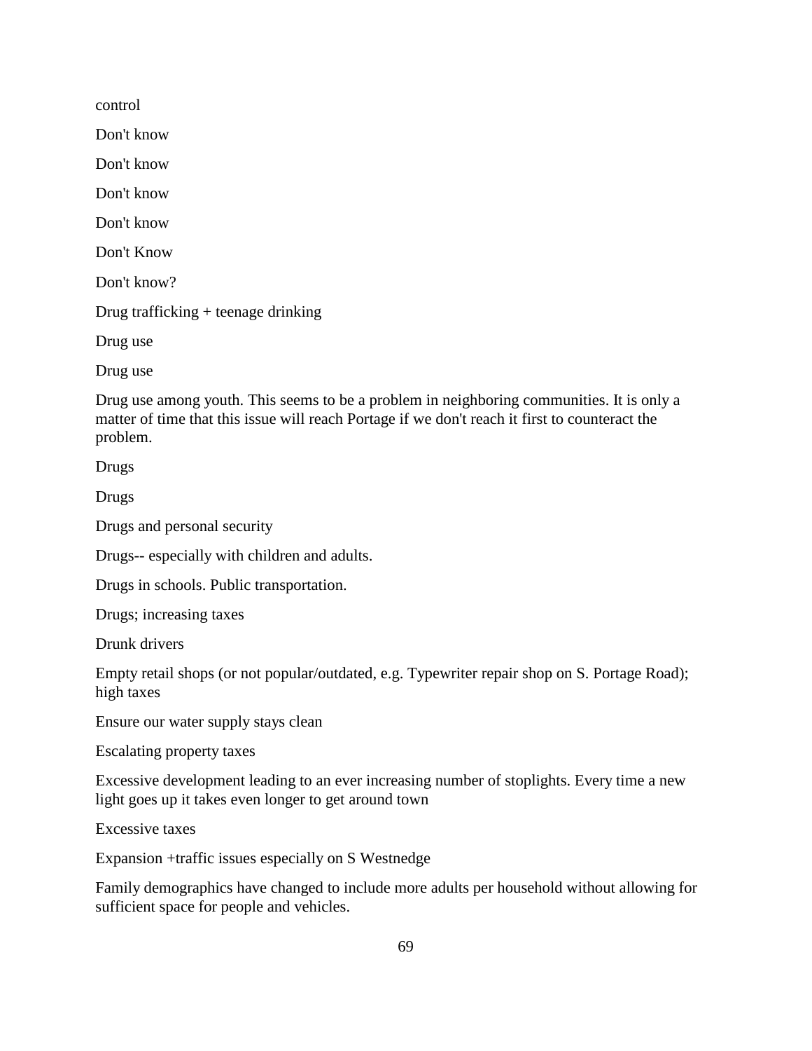control

Don't know

Don't know

Don't know

Don't know

Don't Know

Don't know?

Drug trafficking + teenage drinking

Drug use

Drug use

Drug use among youth. This seems to be a problem in neighboring communities. It is only a matter of time that this issue will reach Portage if we don't reach it first to counteract the problem.

Drugs

Drugs

Drugs and personal security

Drugs-- especially with children and adults.

Drugs in schools. Public transportation.

Drugs; increasing taxes

Drunk drivers

Empty retail shops (or not popular/outdated, e.g. Typewriter repair shop on S. Portage Road); high taxes

Ensure our water supply stays clean

Escalating property taxes

Excessive development leading to an ever increasing number of stoplights. Every time a new light goes up it takes even longer to get around town

Excessive taxes

Expansion +traffic issues especially on S Westnedge

Family demographics have changed to include more adults per household without allowing for sufficient space for people and vehicles.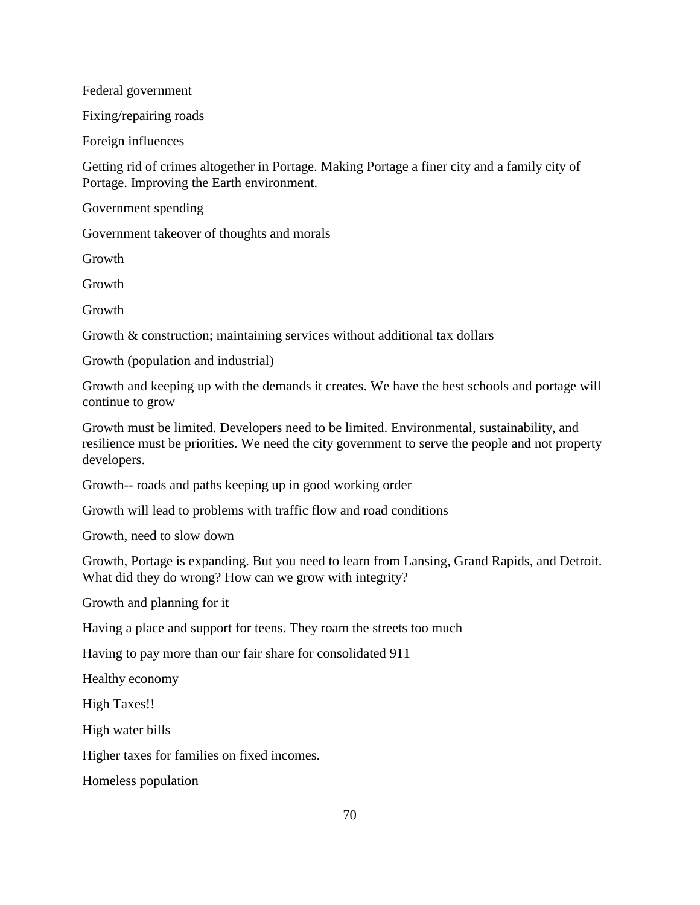Federal government

Fixing/repairing roads

Foreign influences

Getting rid of crimes altogether in Portage. Making Portage a finer city and a family city of Portage. Improving the Earth environment.

Government spending

Government takeover of thoughts and morals

Growth

Growth

Growth

Growth & construction; maintaining services without additional tax dollars

Growth (population and industrial)

Growth and keeping up with the demands it creates. We have the best schools and portage will continue to grow

Growth must be limited. Developers need to be limited. Environmental, sustainability, and resilience must be priorities. We need the city government to serve the people and not property developers.

Growth-- roads and paths keeping up in good working order

Growth will lead to problems with traffic flow and road conditions

Growth, need to slow down

Growth, Portage is expanding. But you need to learn from Lansing, Grand Rapids, and Detroit. What did they do wrong? How can we grow with integrity?

Growth and planning for it

Having a place and support for teens. They roam the streets too much

Having to pay more than our fair share for consolidated 911

Healthy economy

High Taxes!!

High water bills

Higher taxes for families on fixed incomes.

Homeless population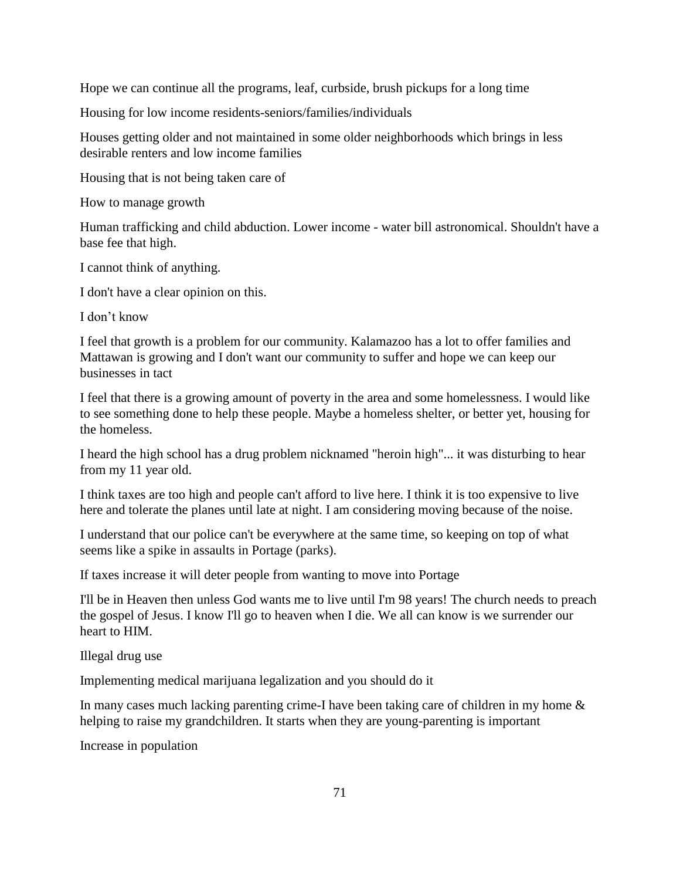Hope we can continue all the programs, leaf, curbside, brush pickups for a long time

Housing for low income residents-seniors/families/individuals

Houses getting older and not maintained in some older neighborhoods which brings in less desirable renters and low income families

Housing that is not being taken care of

How to manage growth

Human trafficking and child abduction. Lower income - water bill astronomical. Shouldn't have a base fee that high.

I cannot think of anything.

I don't have a clear opinion on this.

I don’t know

I feel that growth is a problem for our community. Kalamazoo has a lot to offer families and Mattawan is growing and I don't want our community to suffer and hope we can keep our businesses in tact

I feel that there is a growing amount of poverty in the area and some homelessness. I would like to see something done to help these people. Maybe a homeless shelter, or better yet, housing for the homeless.

I heard the high school has a drug problem nicknamed "heroin high"... it was disturbing to hear from my 11 year old.

I think taxes are too high and people can't afford to live here. I think it is too expensive to live here and tolerate the planes until late at night. I am considering moving because of the noise.

I understand that our police can't be everywhere at the same time, so keeping on top of what seems like a spike in assaults in Portage (parks).

If taxes increase it will deter people from wanting to move into Portage

I'll be in Heaven then unless God wants me to live until I'm 98 years! The church needs to preach the gospel of Jesus. I know I'll go to heaven when I die. We all can know is we surrender our heart to HIM.

Illegal drug use

Implementing medical marijuana legalization and you should do it

In many cases much lacking parenting crime-I have been taking care of children in my home & helping to raise my grandchildren. It starts when they are young-parenting is important

Increase in population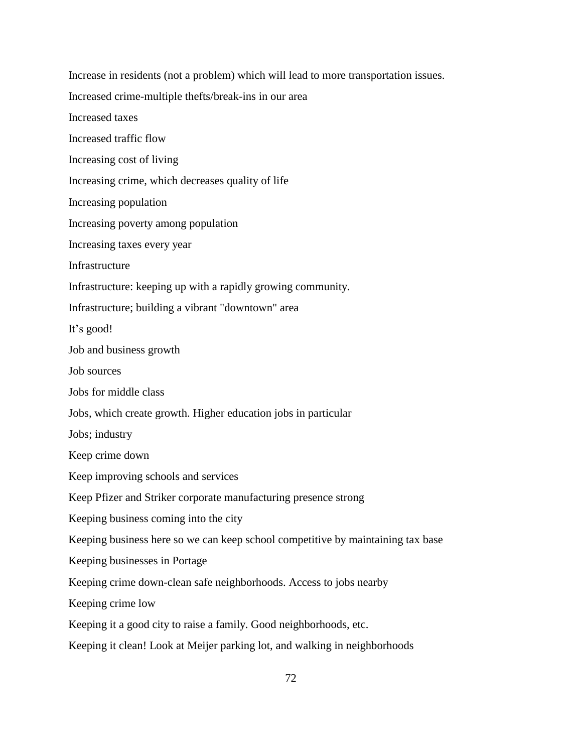Increase in residents (not a problem) which will lead to more transportation issues.

Increased crime-multiple thefts/break-ins in our area

Increased taxes

Increased traffic flow

Increasing cost of living

Increasing crime, which decreases quality of life

Increasing population

Increasing poverty among population

Increasing taxes every year

Infrastructure

Infrastructure: keeping up with a rapidly growing community.

Infrastructure; building a vibrant "downtown" area

It’s good!

Job and business growth

Job sources

Jobs for middle class

Jobs, which create growth. Higher education jobs in particular

Jobs; industry

Keep crime down

Keep improving schools and services

Keep Pfizer and Striker corporate manufacturing presence strong

Keeping business coming into the city

Keeping business here so we can keep school competitive by maintaining tax base

Keeping businesses in Portage

Keeping crime down-clean safe neighborhoods. Access to jobs nearby

Keeping crime low

Keeping it a good city to raise a family. Good neighborhoods, etc.

Keeping it clean! Look at Meijer parking lot, and walking in neighborhoods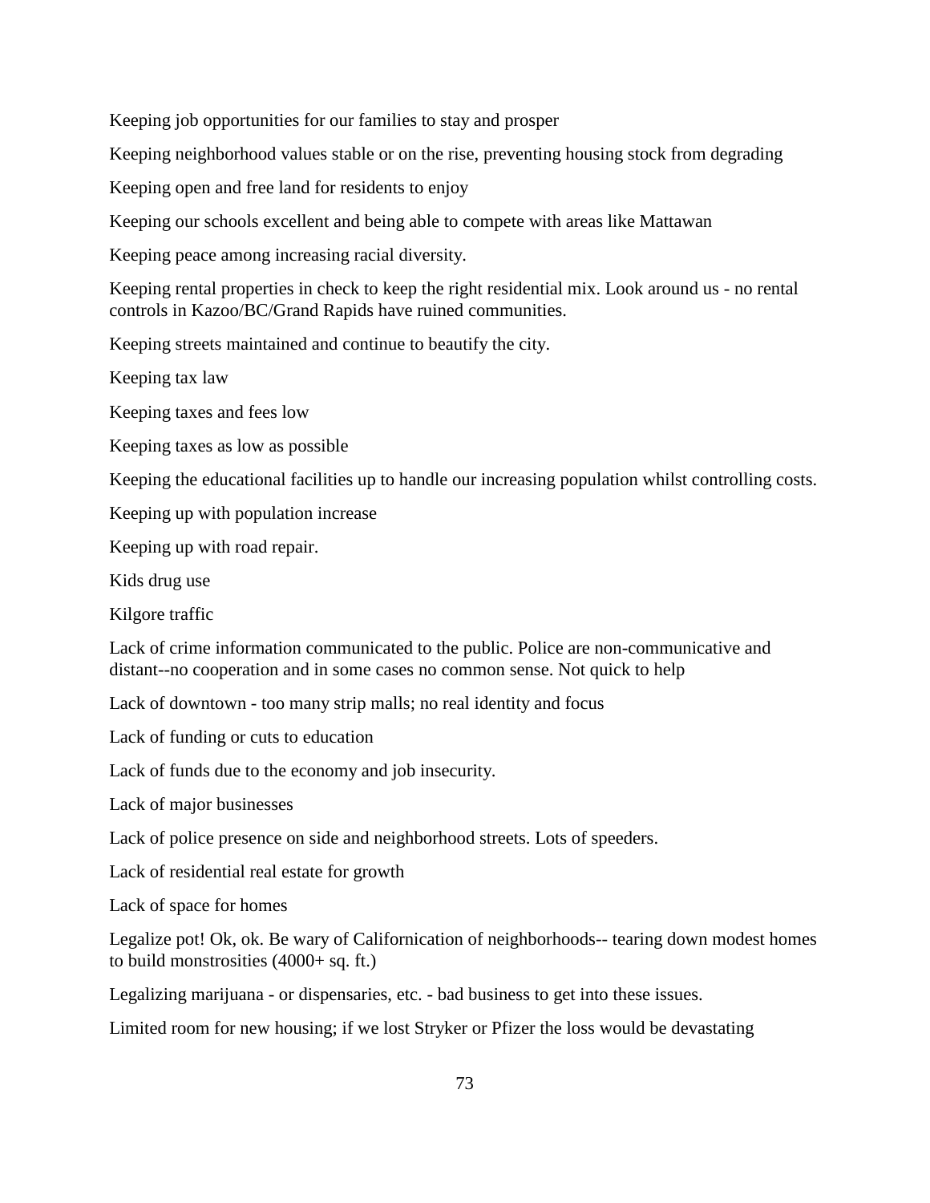Keeping job opportunities for our families to stay and prosper

Keeping neighborhood values stable or on the rise, preventing housing stock from degrading

Keeping open and free land for residents to enjoy

Keeping our schools excellent and being able to compete with areas like Mattawan

Keeping peace among increasing racial diversity.

Keeping rental properties in check to keep the right residential mix. Look around us - no rental controls in Kazoo/BC/Grand Rapids have ruined communities.

Keeping streets maintained and continue to beautify the city.

Keeping tax law

Keeping taxes and fees low

Keeping taxes as low as possible

Keeping the educational facilities up to handle our increasing population whilst controlling costs.

Keeping up with population increase

Keeping up with road repair.

Kids drug use

Kilgore traffic

Lack of crime information communicated to the public. Police are non-communicative and distant--no cooperation and in some cases no common sense. Not quick to help

Lack of downtown - too many strip malls; no real identity and focus

Lack of funding or cuts to education

Lack of funds due to the economy and job insecurity.

Lack of major businesses

Lack of police presence on side and neighborhood streets. Lots of speeders.

Lack of residential real estate for growth

Lack of space for homes

Legalize pot! Ok, ok. Be wary of Californication of neighborhoods-- tearing down modest homes to build monstrosities (4000+ sq. ft.)

Legalizing marijuana - or dispensaries, etc. - bad business to get into these issues.

Limited room for new housing; if we lost Stryker or Pfizer the loss would be devastating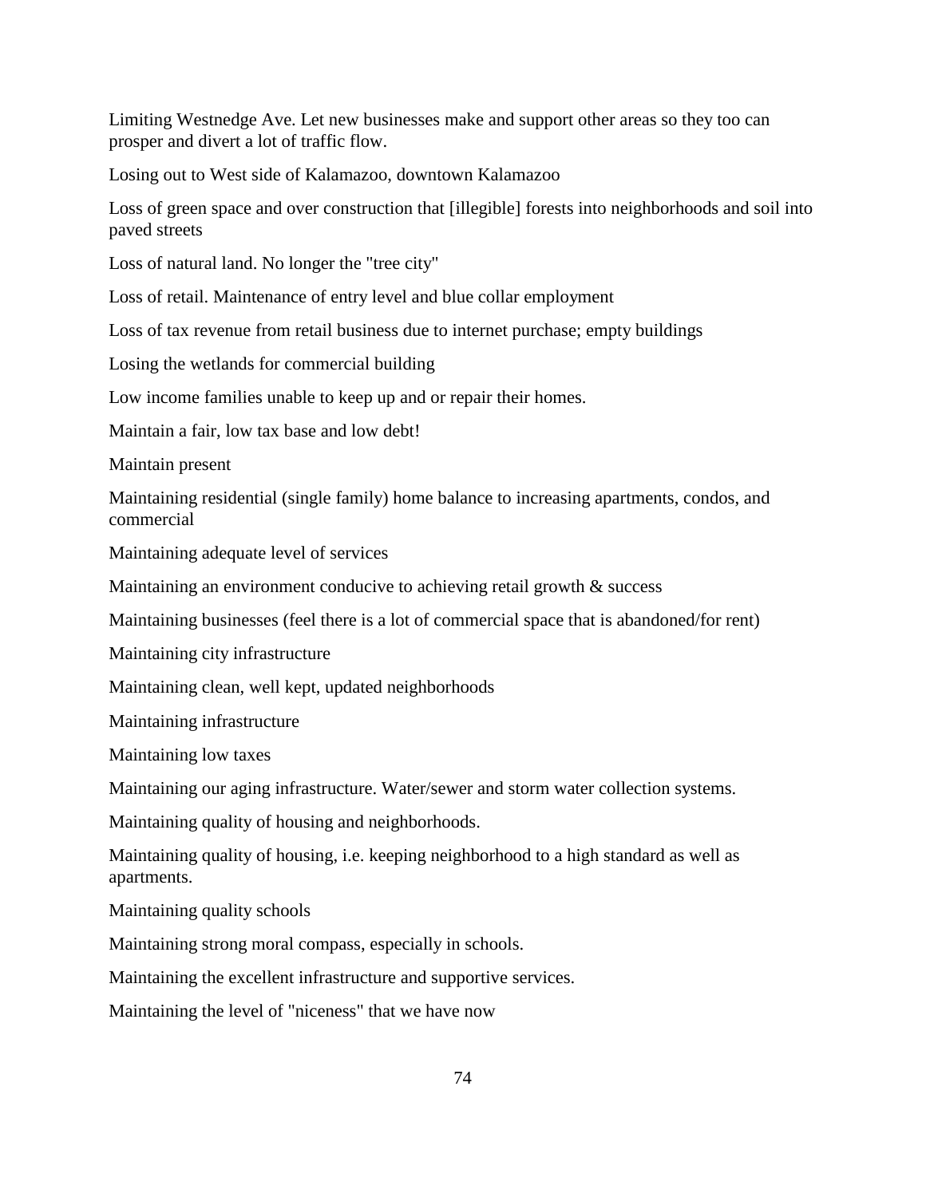Limiting Westnedge Ave. Let new businesses make and support other areas so they too can prosper and divert a lot of traffic flow.

Losing out to West side of Kalamazoo, downtown Kalamazoo

Loss of green space and over construction that [illegible] forests into neighborhoods and soil into paved streets

Loss of natural land. No longer the "tree city"

Loss of retail. Maintenance of entry level and blue collar employment

Loss of tax revenue from retail business due to internet purchase; empty buildings

Losing the wetlands for commercial building

Low income families unable to keep up and or repair their homes.

Maintain a fair, low tax base and low debt!

Maintain present

Maintaining residential (single family) home balance to increasing apartments, condos, and commercial

Maintaining adequate level of services

Maintaining an environment conducive to achieving retail growth & success

Maintaining businesses (feel there is a lot of commercial space that is abandoned/for rent)

Maintaining city infrastructure

Maintaining clean, well kept, updated neighborhoods

Maintaining infrastructure

Maintaining low taxes

Maintaining our aging infrastructure. Water/sewer and storm water collection systems.

Maintaining quality of housing and neighborhoods.

Maintaining quality of housing, i.e. keeping neighborhood to a high standard as well as apartments.

Maintaining quality schools

Maintaining strong moral compass, especially in schools.

Maintaining the excellent infrastructure and supportive services.

Maintaining the level of "niceness" that we have now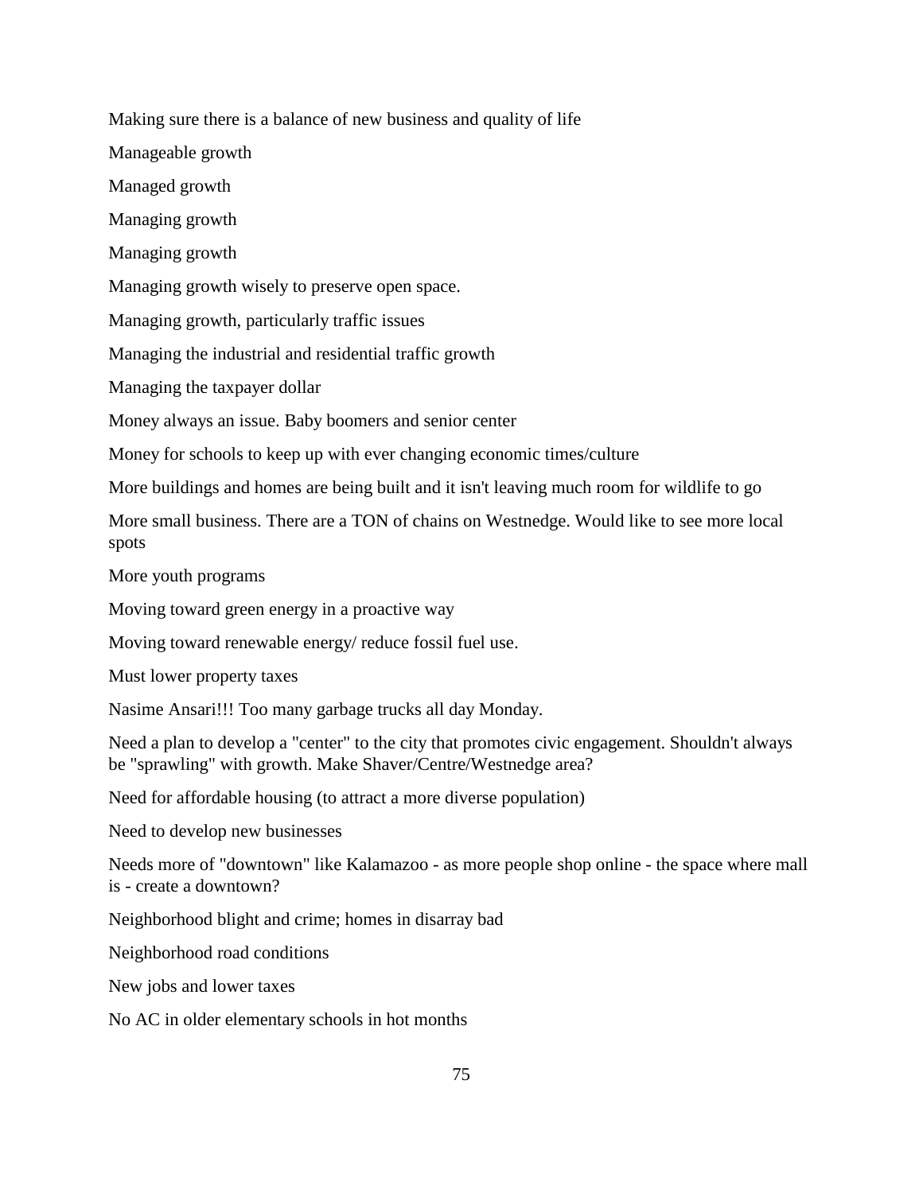Making sure there is a balance of new business and quality of life

Manageable growth

Managed growth

Managing growth

Managing growth

Managing growth wisely to preserve open space.

Managing growth, particularly traffic issues

Managing the industrial and residential traffic growth

Managing the taxpayer dollar

Money always an issue. Baby boomers and senior center

Money for schools to keep up with ever changing economic times/culture

More buildings and homes are being built and it isn't leaving much room for wildlife to go

More small business. There are a TON of chains on Westnedge. Would like to see more local spots

More youth programs

Moving toward green energy in a proactive way

Moving toward renewable energy/ reduce fossil fuel use.

Must lower property taxes

Nasime Ansari!!! Too many garbage trucks all day Monday.

Need a plan to develop a "center" to the city that promotes civic engagement. Shouldn't always be "sprawling" with growth. Make Shaver/Centre/Westnedge area?

Need for affordable housing (to attract a more diverse population)

Need to develop new businesses

Needs more of "downtown" like Kalamazoo - as more people shop online - the space where mall is - create a downtown?

Neighborhood blight and crime; homes in disarray bad

Neighborhood road conditions

New jobs and lower taxes

No AC in older elementary schools in hot months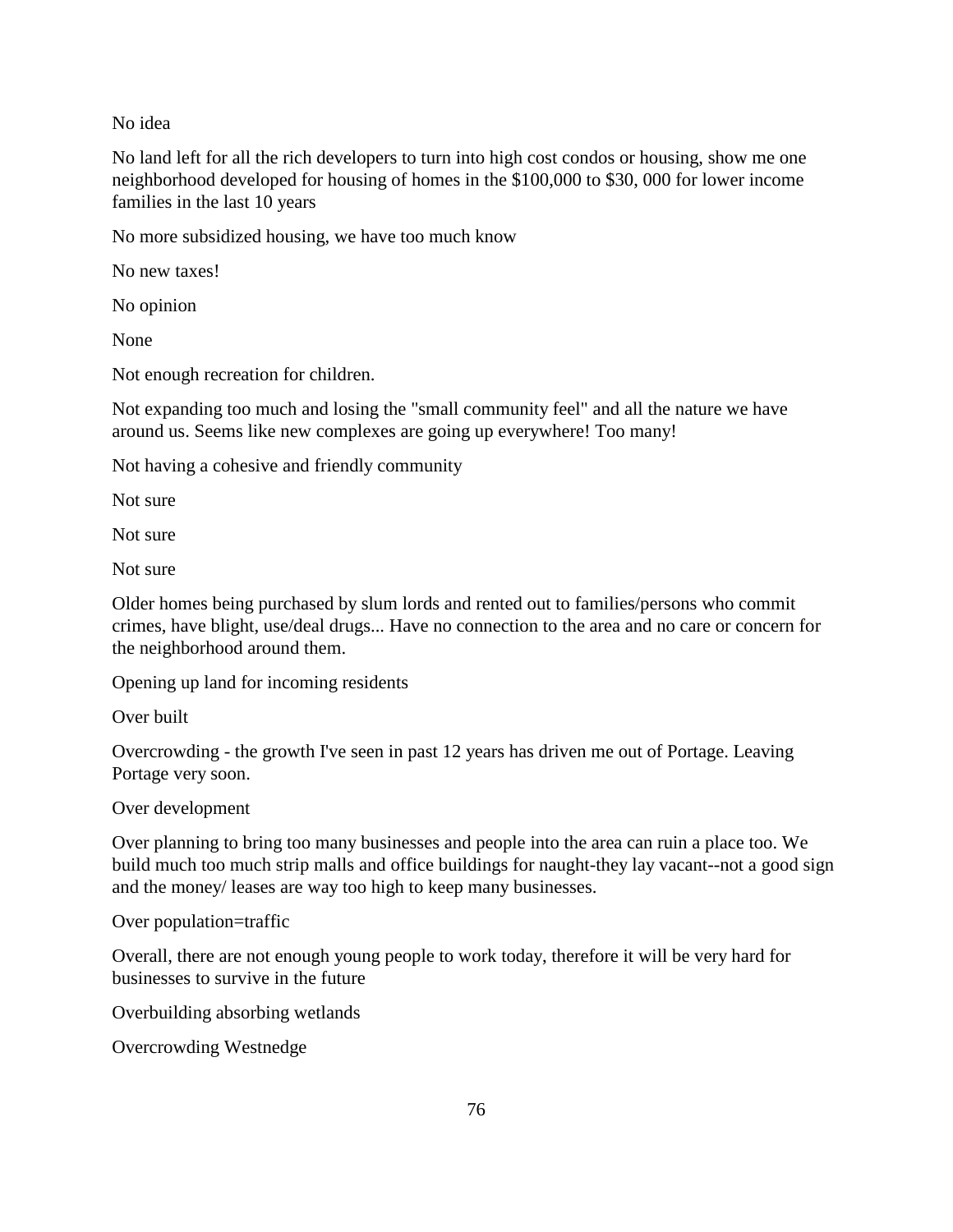No idea

No land left for all the rich developers to turn into high cost condos or housing, show me one neighborhood developed for housing of homes in the $100,000 to $30, 000 for lower income families in the last 10 years

No more subsidized housing, we have too much know

No new taxes!

No opinion

None

Not enough recreation for children.

Not expanding too much and losing the "small community feel" and all the nature we have around us. Seems like new complexes are going up everywhere! Too many!

Not having a cohesive and friendly community

Not sure

Not sure

Not sure

Older homes being purchased by slum lords and rented out to families/persons who commit crimes, have blight, use/deal drugs... Have no connection to the area and no care or concern for the neighborhood around them.

Opening up land for incoming residents

Over built

Overcrowding - the growth I've seen in past 12 years has driven me out of Portage. Leaving Portage very soon.

Over development

Over planning to bring too many businesses and people into the area can ruin a place too. We build much too much strip malls and office buildings for naught-they lay vacant--not a good sign and the money/ leases are way too high to keep many businesses.

Over population=traffic

Overall, there are not enough young people to work today, therefore it will be very hard for businesses to survive in the future

Overbuilding absorbing wetlands

Overcrowding Westnedge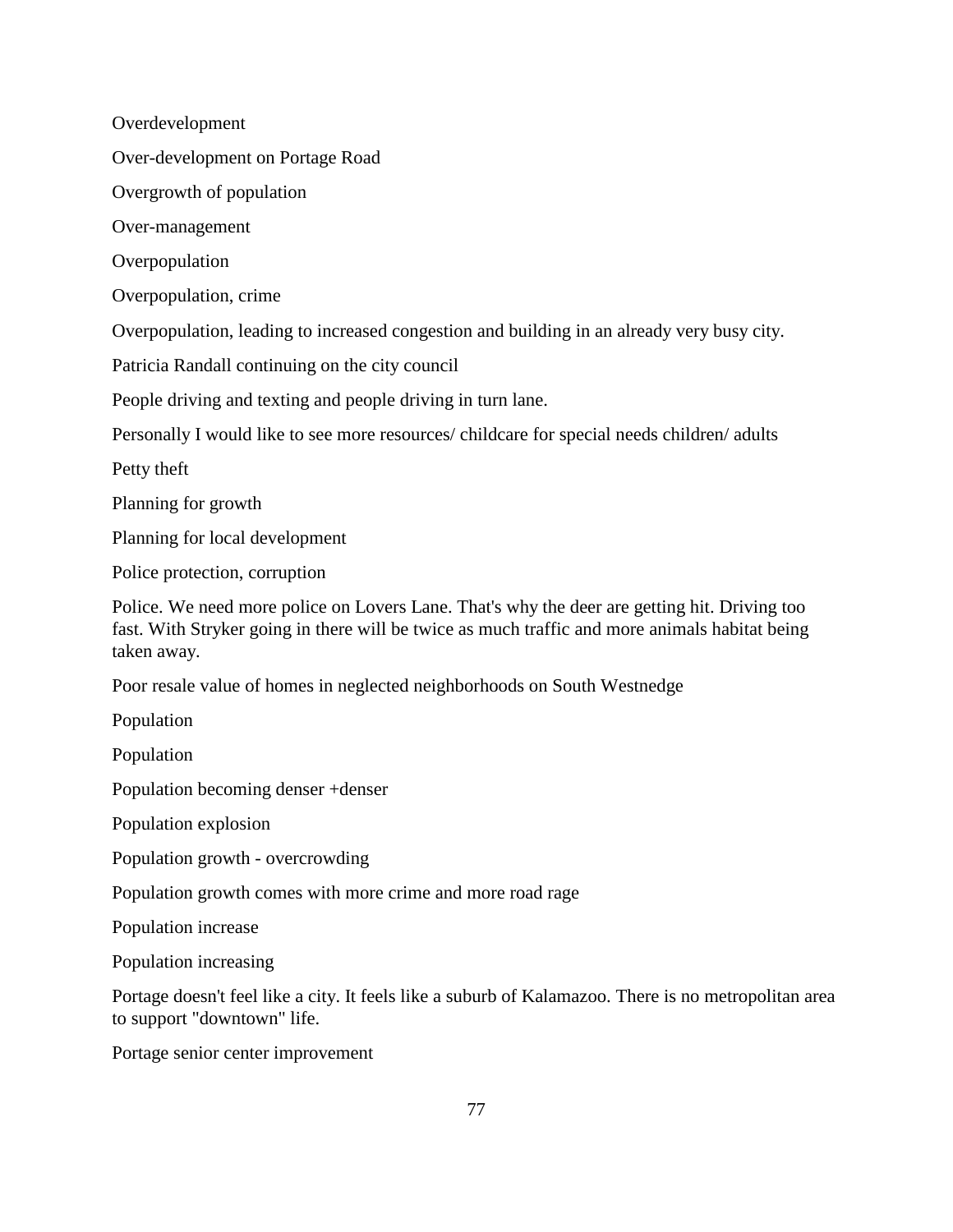Overdevelopment

Over-development on Portage Road

Overgrowth of population

Over-management

Overpopulation

Overpopulation, crime

Overpopulation, leading to increased congestion and building in an already very busy city.

Patricia Randall continuing on the city council

People driving and texting and people driving in turn lane.

Personally I would like to see more resources/ childcare for special needs children/ adults

Petty theft

Planning for growth

Planning for local development

Police protection, corruption

Police. We need more police on Lovers Lane. That's why the deer are getting hit. Driving too fast. With Stryker going in there will be twice as much traffic and more animals habitat being taken away.

Poor resale value of homes in neglected neighborhoods on South Westnedge

Population

Population

Population becoming denser +denser

Population explosion

Population growth - overcrowding

Population growth comes with more crime and more road rage

Population increase

Population increasing

Portage doesn't feel like a city. It feels like a suburb of Kalamazoo. There is no metropolitan area to support "downtown" life.

Portage senior center improvement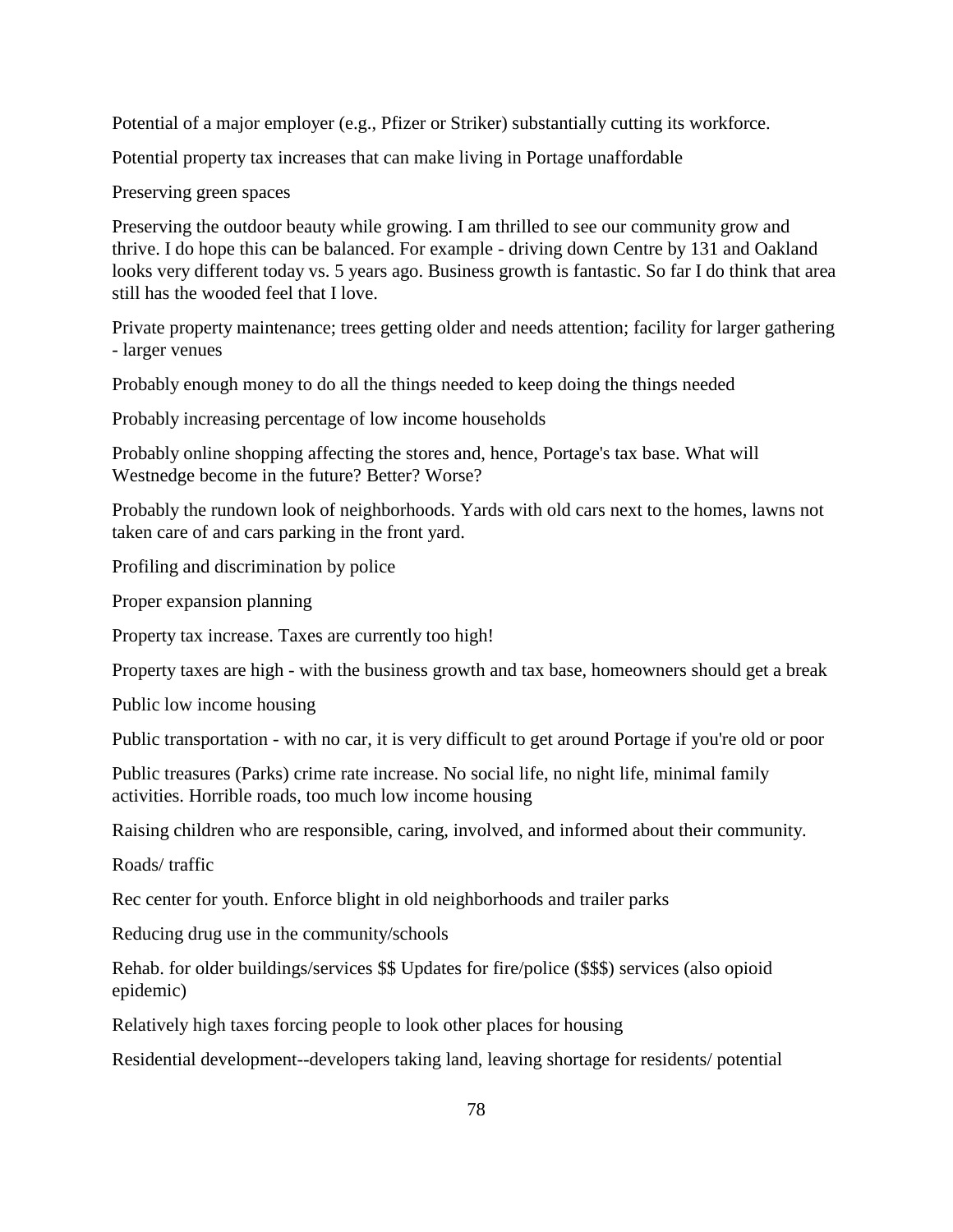Potential of a major employer (e.g., Pfizer or Striker) substantially cutting its workforce.

Potential property tax increases that can make living in Portage unaffordable

Preserving green spaces

Preserving the outdoor beauty while growing. I am thrilled to see our community grow and thrive. I do hope this can be balanced. For example - driving down Centre by 131 and Oakland looks very different today vs. 5 years ago. Business growth is fantastic. So far I do think that area still has the wooded feel that I love.

Private property maintenance; trees getting older and needs attention; facility for larger gathering - larger venues

Probably enough money to do all the things needed to keep doing the things needed

Probably increasing percentage of low income households

Probably online shopping affecting the stores and, hence, Portage's tax base. What will Westnedge become in the future? Better? Worse?

Probably the rundown look of neighborhoods. Yards with old cars next to the homes, lawns not taken care of and cars parking in the front yard.

Profiling and discrimination by police

Proper expansion planning

Property tax increase. Taxes are currently too high!

Property taxes are high - with the business growth and tax base, homeowners should get a break

Public low income housing

Public transportation - with no car, it is very difficult to get around Portage if you're old or poor

Public treasures (Parks) crime rate increase. No social life, no night life, minimal family activities. Horrible roads, too much low income housing

Raising children who are responsible, caring, involved, and informed about their community.

Roads/ traffic

Rec center for youth. Enforce blight in old neighborhoods and trailer parks

Reducing drug use in the community/schools

Rehab. for older buildings/services $$ Updates for fire/police ($$$) services (also opioid epidemic)

Relatively high taxes forcing people to look other places for housing

Residential development--developers taking land, leaving shortage for residents/ potential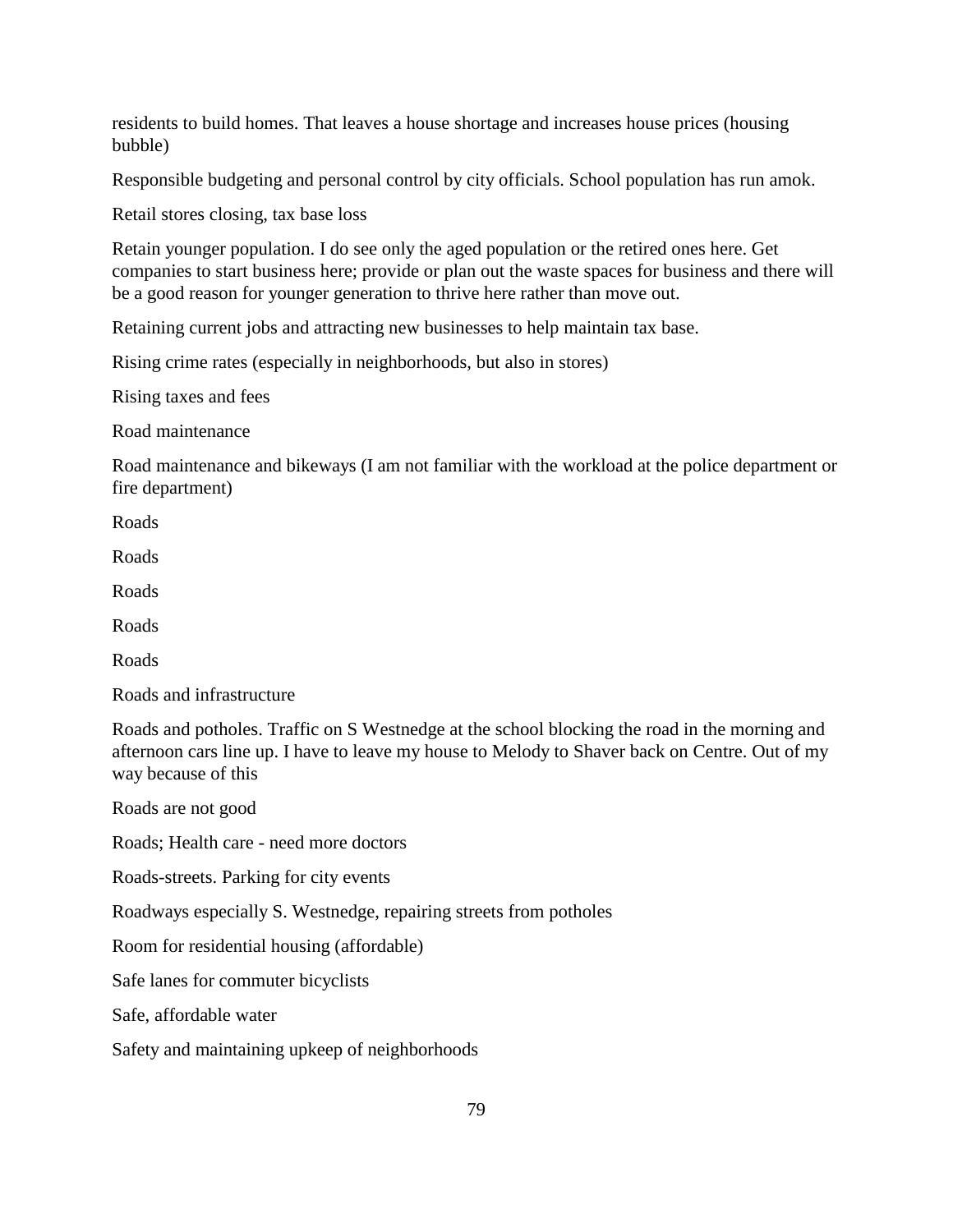residents to build homes. That leaves a house shortage and increases house prices (housing bubble)

Responsible budgeting and personal control by city officials. School population has run amok.

Retail stores closing, tax base loss

Retain younger population. I do see only the aged population or the retired ones here. Get companies to start business here; provide or plan out the waste spaces for business and there will be a good reason for younger generation to thrive here rather than move out.

Retaining current jobs and attracting new businesses to help maintain tax base.

Rising crime rates (especially in neighborhoods, but also in stores)

Rising taxes and fees

Road maintenance

Road maintenance and bikeways (I am not familiar with the workload at the police department or fire department)

Roads

Roads

Roads

Roads

Roads

Roads and infrastructure

Roads and potholes. Traffic on S Westnedge at the school blocking the road in the morning and afternoon cars line up. I have to leave my house to Melody to Shaver back on Centre. Out of my way because of this

Roads are not good

Roads; Health care - need more doctors

Roads-streets. Parking for city events

Roadways especially S. Westnedge, repairing streets from potholes

Room for residential housing (affordable)

Safe lanes for commuter bicyclists

Safe, affordable water

Safety and maintaining upkeep of neighborhoods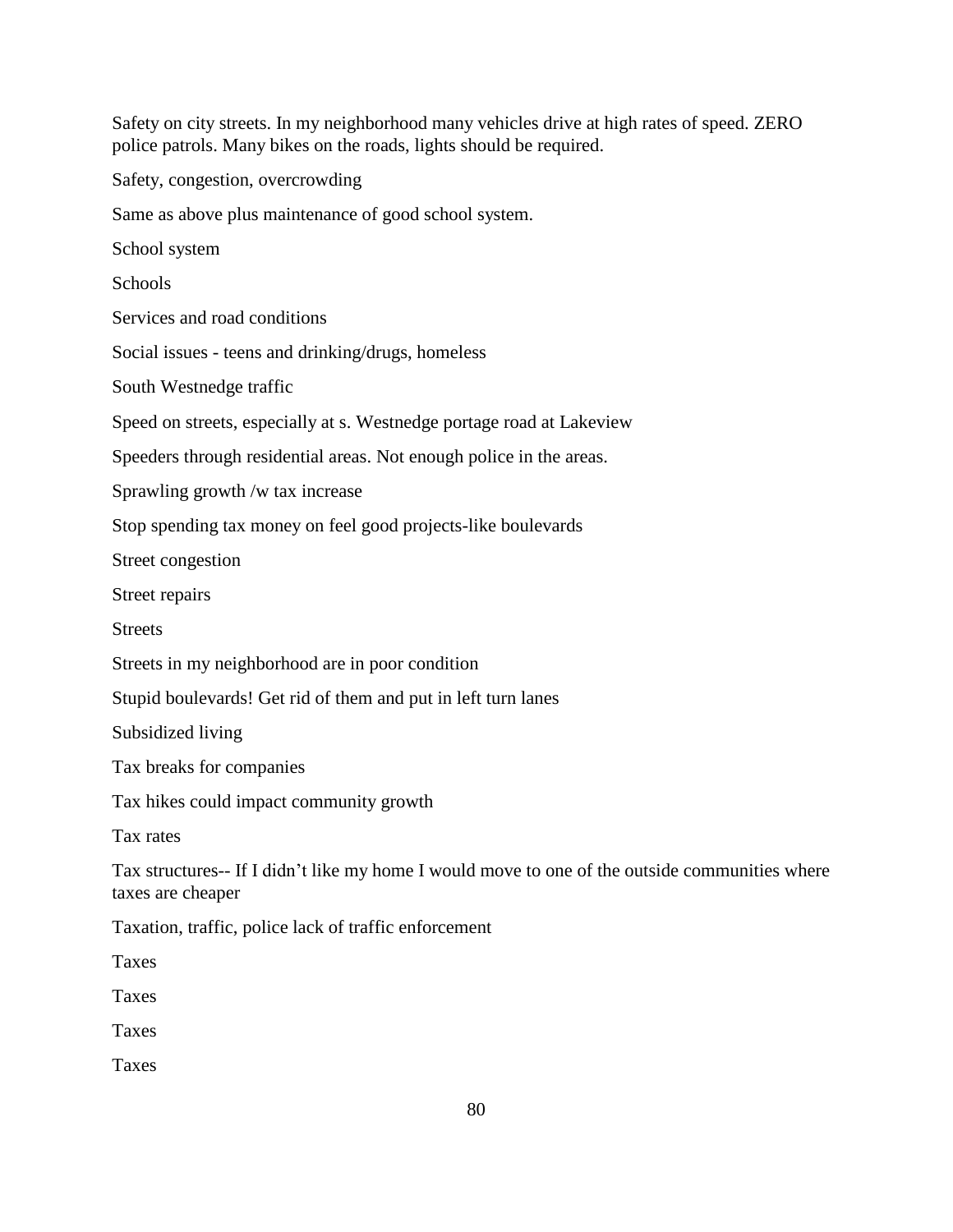Safety on city streets. In my neighborhood many vehicles drive at high rates of speed. ZERO police patrols. Many bikes on the roads, lights should be required.

Safety, congestion, overcrowding

Same as above plus maintenance of good school system.

School system

Schools

Services and road conditions

Social issues - teens and drinking/drugs, homeless

South Westnedge traffic

Speed on streets, especially at s. Westnedge portage road at Lakeview

Speeders through residential areas. Not enough police in the areas.

Sprawling growth /w tax increase

Stop spending tax money on feel good projects-like boulevards

Street congestion

Street repairs

Streets

Streets in my neighborhood are in poor condition

Stupid boulevards! Get rid of them and put in left turn lanes

Subsidized living

Tax breaks for companies

Tax hikes could impact community growth

Tax rates

Tax structures-- If I didn't like my home I would move to one of the outside communities where taxes are cheaper

Taxation, traffic, police lack of traffic enforcement

Taxes

Taxes

Taxes

Taxes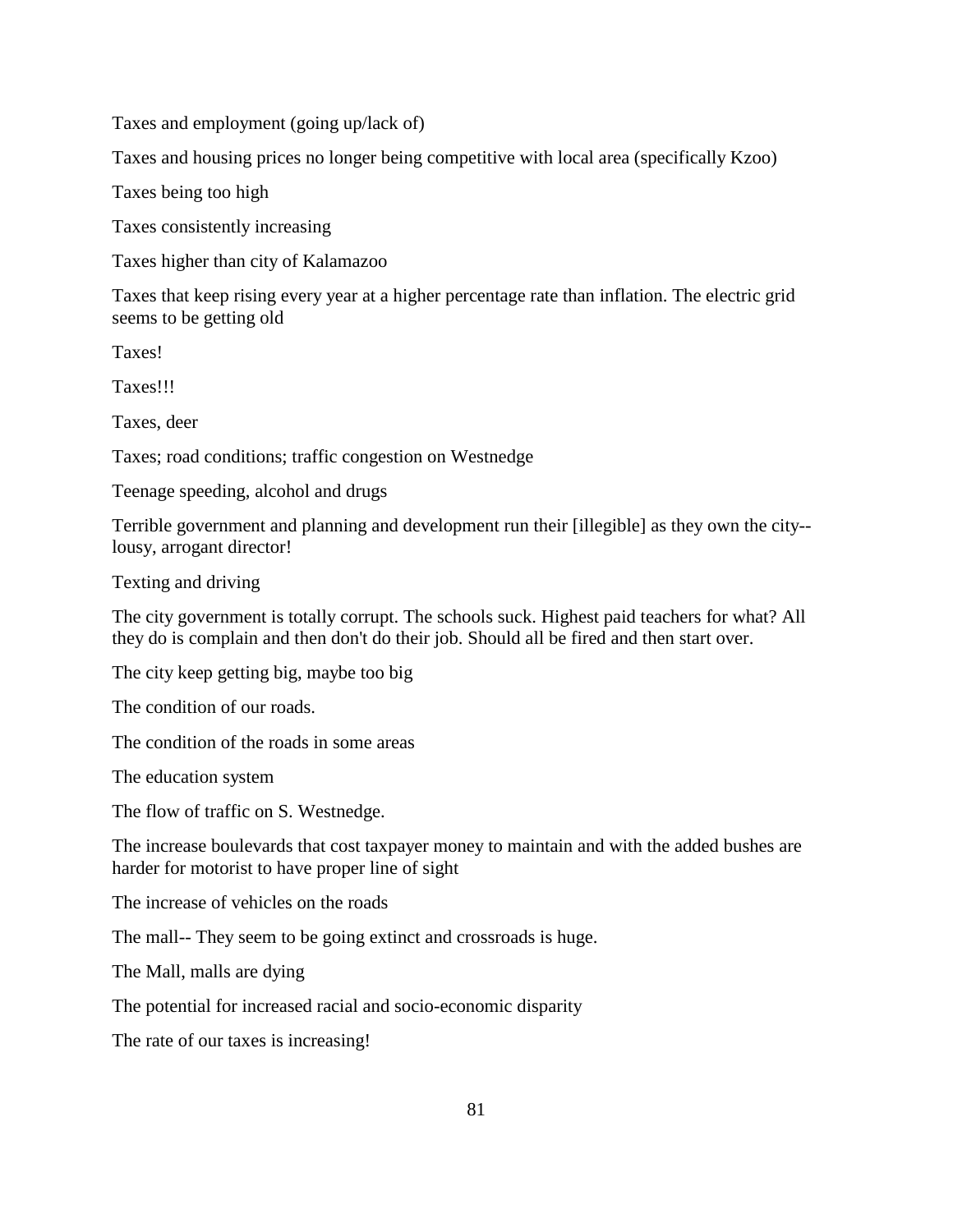Taxes and employment (going up/lack of)

Taxes and housing prices no longer being competitive with local area (specifically Kzoo)

Taxes being too high

Taxes consistently increasing

Taxes higher than city of Kalamazoo

Taxes that keep rising every year at a higher percentage rate than inflation. The electric grid seems to be getting old

Taxes!

Taxes!!!

Taxes, deer

Taxes; road conditions; traffic congestion on Westnedge

Teenage speeding, alcohol and drugs

Terrible government and planning and development run their [illegible] as they own the city-- lousy, arrogant director!

Texting and driving

The city government is totally corrupt. The schools suck. Highest paid teachers for what? All they do is complain and then don't do their job. Should all be fired and then start over.

The city keep getting big, maybe too big

The condition of our roads.

The condition of the roads in some areas

The education system

The flow of traffic on S. Westnedge.

The increase boulevards that cost taxpayer money to maintain and with the added bushes are harder for motorist to have proper line of sight

The increase of vehicles on the roads

The mall-- They seem to be going extinct and crossroads is huge.

The Mall, malls are dying

The potential for increased racial and socio-economic disparity

The rate of our taxes is increasing!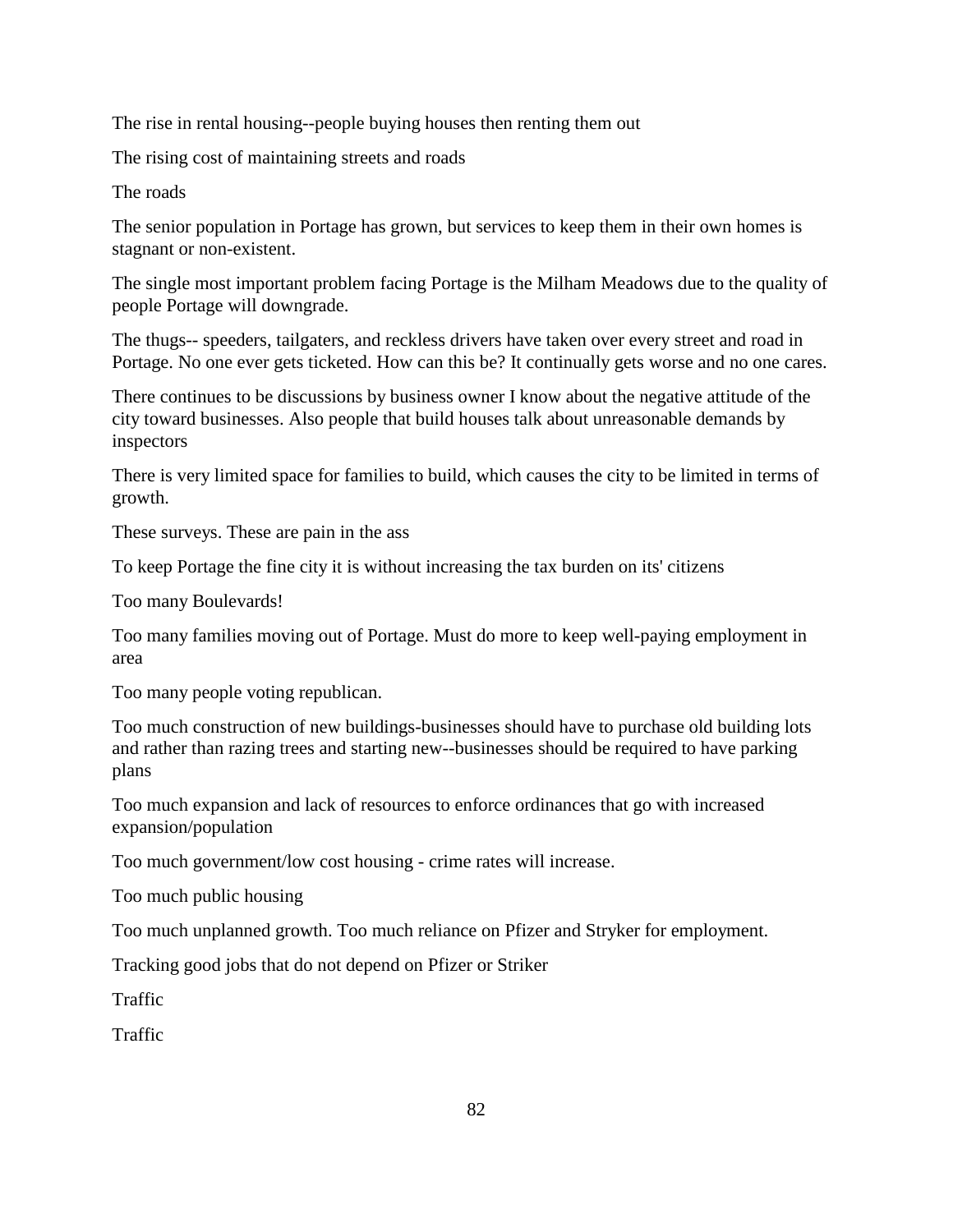The rise in rental housing--people buying houses then renting them out

The rising cost of maintaining streets and roads

The roads

The senior population in Portage has grown, but services to keep them in their own homes is stagnant or non-existent.

The single most important problem facing Portage is the Milham Meadows due to the quality of people Portage will downgrade.

The thugs-- speeders, tailgaters, and reckless drivers have taken over every street and road in Portage. No one ever gets ticketed. How can this be? It continually gets worse and no one cares.

There continues to be discussions by business owner I know about the negative attitude of the city toward businesses. Also people that build houses talk about unreasonable demands by inspectors

There is very limited space for families to build, which causes the city to be limited in terms of growth.

These surveys. These are pain in the ass

To keep Portage the fine city it is without increasing the tax burden on its' citizens

Too many Boulevards!

Too many families moving out of Portage. Must do more to keep well-paying employment in area

Too many people voting republican.

Too much construction of new buildings-businesses should have to purchase old building lots and rather than razing trees and starting new--businesses should be required to have parking plans

Too much expansion and lack of resources to enforce ordinances that go with increased expansion/population

Too much government/low cost housing - crime rates will increase.

Too much public housing

Too much unplanned growth. Too much reliance on Pfizer and Stryker for employment.

Tracking good jobs that do not depend on Pfizer or Striker

Traffic

Traffic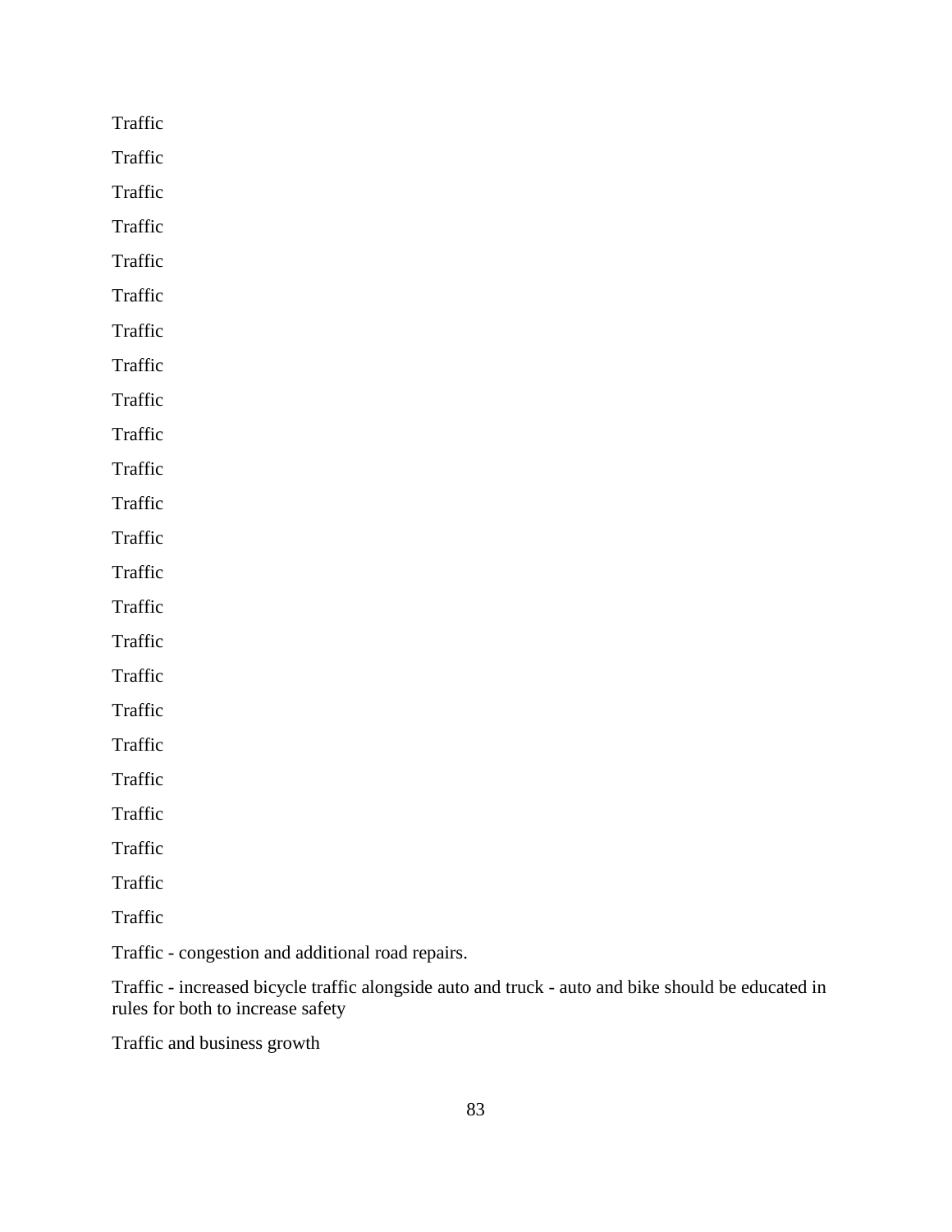Traffic

Traffic

Traffic

Traffic

Traffic

Traffic

Traffic

Traffic

Traffic

Traffic

Traffic

Traffic

Traffic

Traffic

Traffic

Traffic

Traffic

Traffic

Traffic

Traffic

Traffic

Traffic

Traffic

Traffic

Traffic - congestion and additional road repairs.

Traffic - increased bicycle traffic alongside auto and truck - auto and bike should be educated in rules for both to increase safety

Traffic and business growth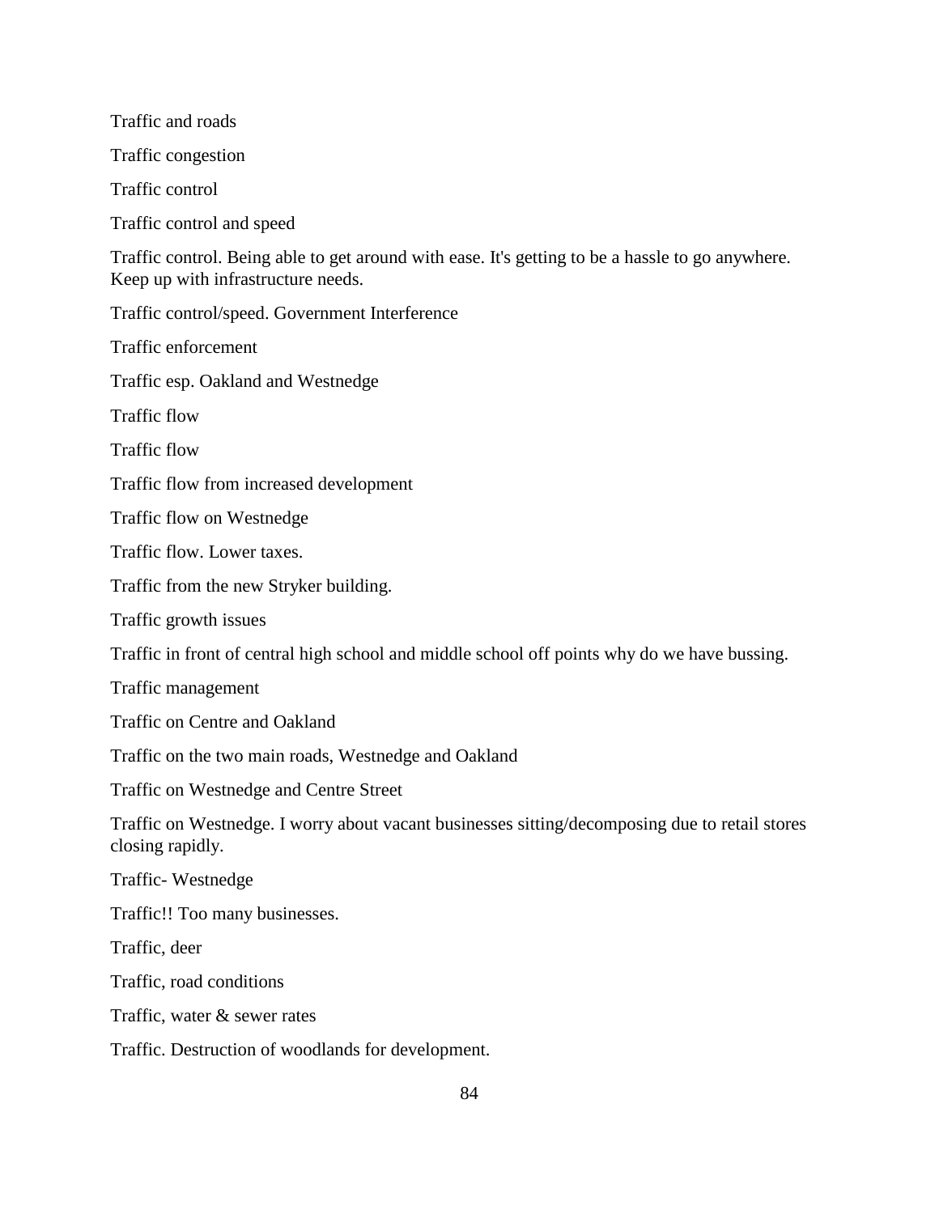Traffic and roads

Traffic congestion

Traffic control

Traffic control and speed

Traffic control. Being able to get around with ease. It's getting to be a hassle to go anywhere. Keep up with infrastructure needs.

Traffic control/speed. Government Interference

Traffic enforcement

Traffic esp. Oakland and Westnedge

Traffic flow

Traffic flow

Traffic flow from increased development

Traffic flow on Westnedge

Traffic flow. Lower taxes.

Traffic from the new Stryker building.

Traffic growth issues

Traffic in front of central high school and middle school off points why do we have bussing.

Traffic management

Traffic on Centre and Oakland

Traffic on the two main roads, Westnedge and Oakland

Traffic on Westnedge and Centre Street

Traffic on Westnedge. I worry about vacant businesses sitting/decomposing due to retail stores closing rapidly.

Traffic- Westnedge

Traffic!! Too many businesses.

Traffic, deer

Traffic, road conditions

Traffic, water & sewer rates

Traffic. Destruction of woodlands for development.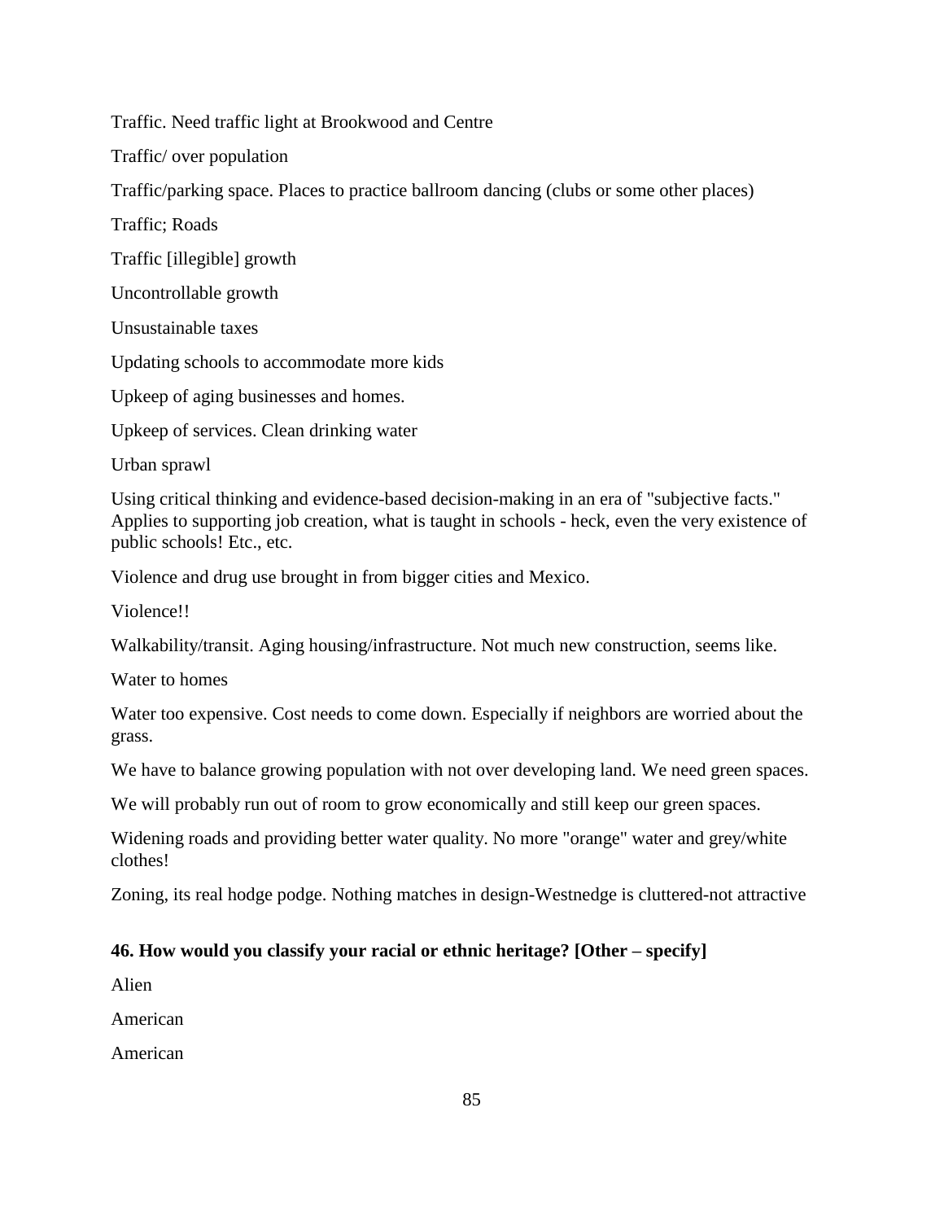Traffic. Need traffic light at Brookwood and Centre

Traffic/ over population

Traffic/parking space. Places to practice ballroom dancing (clubs or some other places)

Traffic; Roads

Traffic [illegible] growth

Uncontrollable growth

Unsustainable taxes

Updating schools to accommodate more kids

Upkeep of aging businesses and homes.

Upkeep of services. Clean drinking water

Urban sprawl

Using critical thinking and evidence-based decision-making in an era of "subjective facts." Applies to supporting job creation, what is taught in schools - heck, even the very existence of public schools! Etc., etc.

Violence and drug use brought in from bigger cities and Mexico.

Violence!!

Walkability/transit. Aging housing/infrastructure. Not much new construction, seems like.

Water to homes

Water too expensive. Cost needs to come down. Especially if neighbors are worried about the grass.

We have to balance growing population with not over developing land. We need green spaces.

We will probably run out of room to grow economically and still keep our green spaces.

Widening roads and providing better water quality. No more "orange" water and grey/white clothes!

Zoning, its real hodge podge. Nothing matches in design-Westnedge is cluttered-not attractive

**46. How would you classify your racial or ethnic heritage? [Other – specify]**

Alien

American

American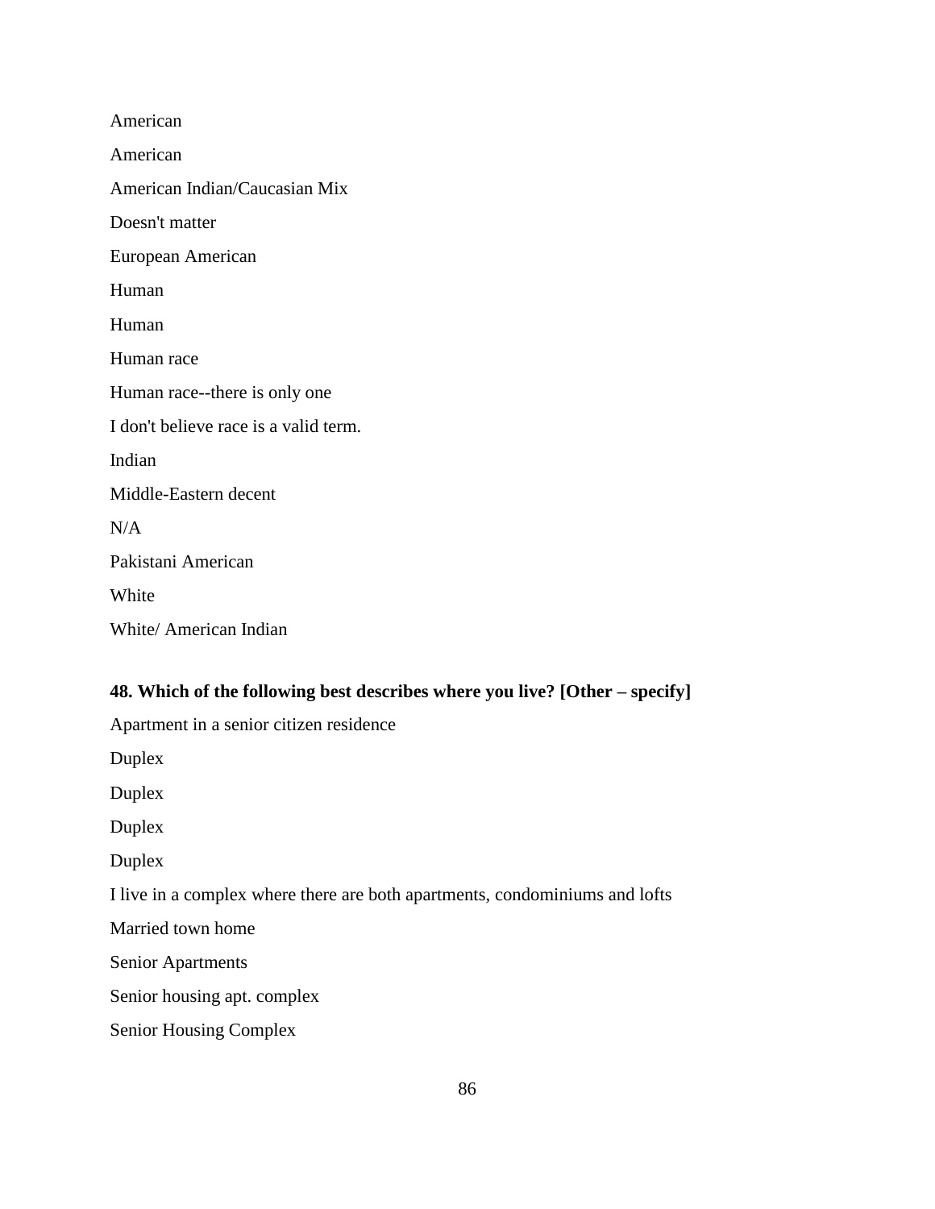American

American

American Indian/Caucasian Mix

Doesn't matter

European American

Human

Human

Human race

Human race--there is only one

I don't believe race is a valid term.

Indian

Middle-Eastern decent

N/A

Pakistani American

White

White/ American Indian

**48. Which of the following best describes where you live? [Other – specify]**

Apartment in a senior citizen residence

Duplex

Duplex

Duplex

Duplex

I live in a complex where there are both apartments, condominiums and lofts

Married town home

Senior Apartments

Senior housing apt. complex

Senior Housing Complex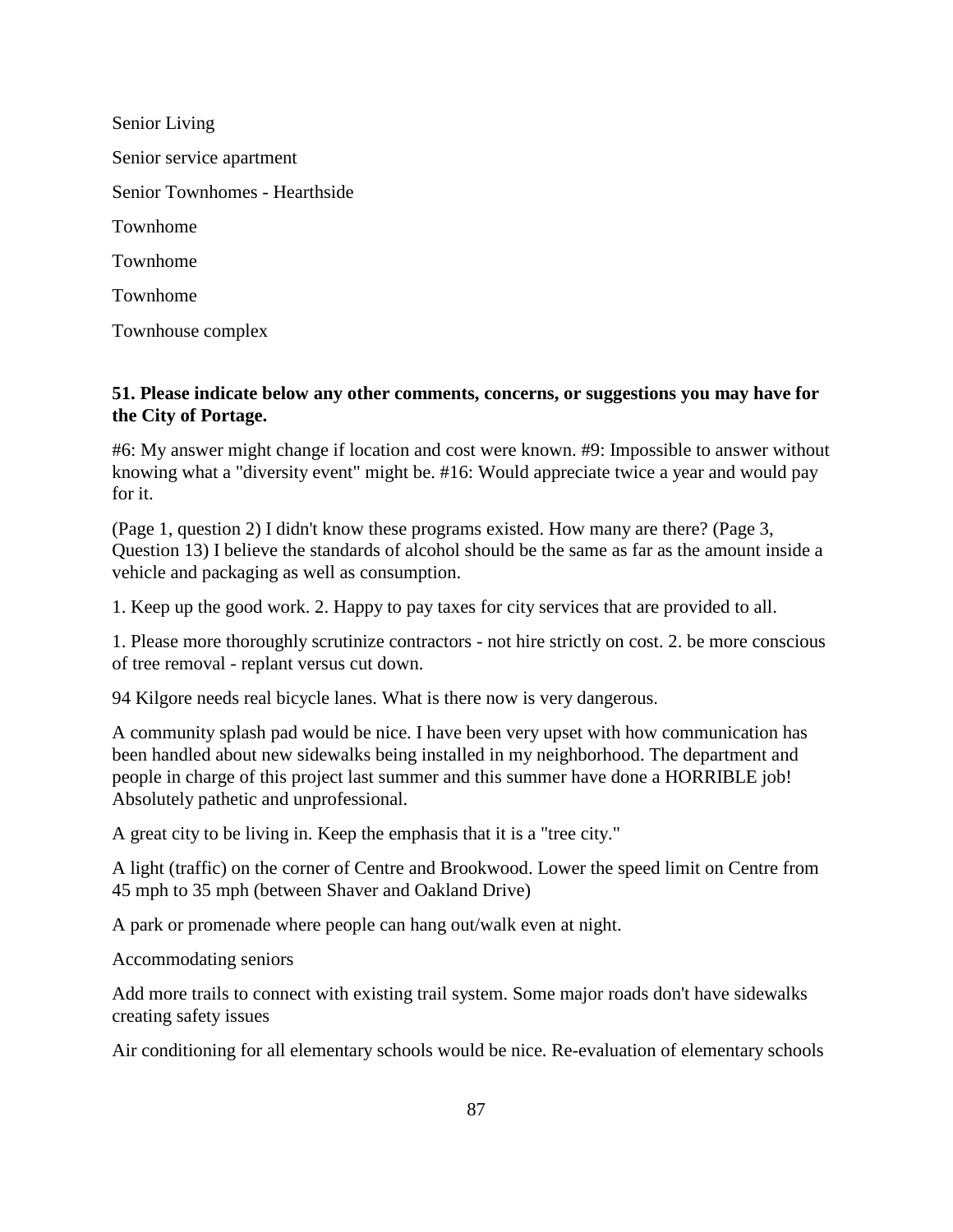Senior Living

Senior service apartment

Senior Townhomes - Hearthside

Townhome

Townhome

Townhome

Townhouse complex

**51. Please indicate below any other comments, concerns, or suggestions you may have for the City of Portage.**

#6: My answer might change if location and cost were known. #9: Impossible to answer without knowing what a "diversity event" might be. #16: Would appreciate twice a year and would pay for it.

(Page 1, question 2) I didn't know these programs existed. How many are there? (Page 3, Question 13) I believe the standards of alcohol should be the same as far as the amount inside a vehicle and packaging as well as consumption.

1. Keep up the good work. 2. Happy to pay taxes for city services that are provided to all.

1. Please more thoroughly scrutinize contractors - not hire strictly on cost. 2. be more conscious of tree removal - replant versus cut down.

94 Kilgore needs real bicycle lanes. What is there now is very dangerous.

A community splash pad would be nice. I have been very upset with how communication has been handled about new sidewalks being installed in my neighborhood. The department and people in charge of this project last summer and this summer have done a HORRIBLE job! Absolutely pathetic and unprofessional.

A great city to be living in. Keep the emphasis that it is a "tree city."

A light (traffic) on the corner of Centre and Brookwood. Lower the speed limit on Centre from 45 mph to 35 mph (between Shaver and Oakland Drive)

A park or promenade where people can hang out/walk even at night.

Accommodating seniors

Add more trails to connect with existing trail system. Some major roads don't have sidewalks creating safety issues

Air conditioning for all elementary schools would be nice. Re-evaluation of elementary schools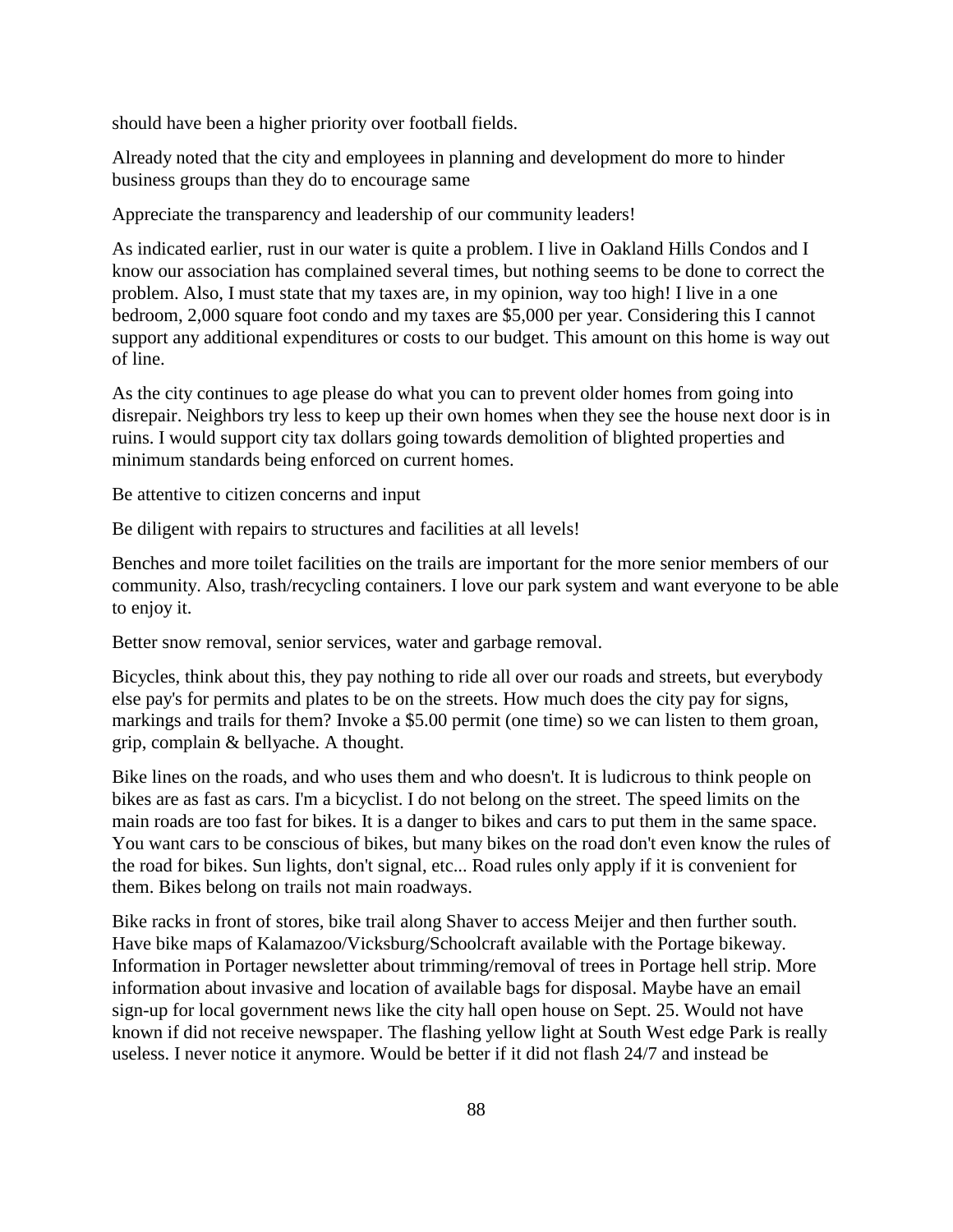should have been a higher priority over football fields.

Already noted that the city and employees in planning and development do more to hinder business groups than they do to encourage same

Appreciate the transparency and leadership of our community leaders!

As indicated earlier, rust in our water is quite a problem. I live in Oakland Hills Condos and I know our association has complained several times, but nothing seems to be done to correct the problem. Also, I must state that my taxes are, in my opinion, way too high! I live in a one bedroom, 2,000 square foot condo and my taxes are $5,000 per year. Considering this I cannot support any additional expenditures or costs to our budget. This amount on this home is way out of line.

As the city continues to age please do what you can to prevent older homes from going into disrepair. Neighbors try less to keep up their own homes when they see the house next door is in ruins. I would support city tax dollars going towards demolition of blighted properties and minimum standards being enforced on current homes.

Be attentive to citizen concerns and input

Be diligent with repairs to structures and facilities at all levels!

Benches and more toilet facilities on the trails are important for the more senior members of our community. Also, trash/recycling containers. I love our park system and want everyone to be able to enjoy it.

Better snow removal, senior services, water and garbage removal.

Bicycles, think about this, they pay nothing to ride all over our roads and streets, but everybody else pay's for permits and plates to be on the streets. How much does the city pay for signs, markings and trails for them? Invoke a $5.00 permit (one time) so we can listen to them groan, grip, complain & bellyache. A thought.

Bike lines on the roads, and who uses them and who doesn't. It is ludicrous to think people on bikes are as fast as cars. I'm a bicyclist. I do not belong on the street. The speed limits on the main roads are too fast for bikes. It is a danger to bikes and cars to put them in the same space. You want cars to be conscious of bikes, but many bikes on the road don't even know the rules of the road for bikes. Sun lights, don't signal, etc... Road rules only apply if it is convenient for them. Bikes belong on trails not main roadways.

Bike racks in front of stores, bike trail along Shaver to access Meijer and then further south. Have bike maps of Kalamazoo/Vicksburg/Schoolcraft available with the Portage bikeway. Information in Portager newsletter about trimming/removal of trees in Portage hell strip. More information about invasive and location of available bags for disposal. Maybe have an email sign-up for local government news like the city hall open house on Sept. 25. Would not have known if did not receive newspaper. The flashing yellow light at South West edge Park is really useless. I never notice it anymore. Would be better if it did not flash 24/7 and instead be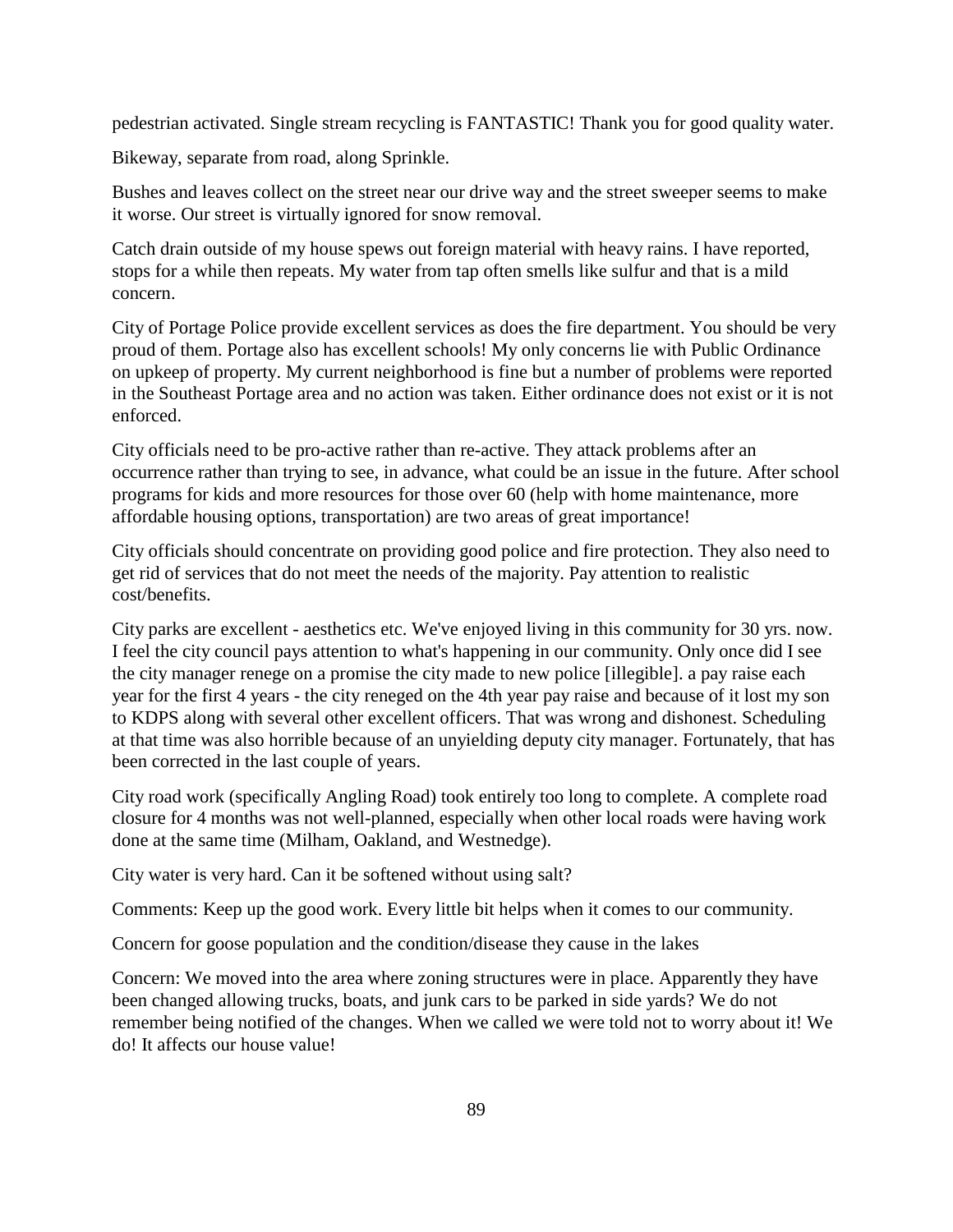pedestrian activated. Single stream recycling is FANTASTIC! Thank you for good quality water.

Bikeway, separate from road, along Sprinkle.

Bushes and leaves collect on the street near our drive way and the street sweeper seems to make it worse. Our street is virtually ignored for snow removal.

Catch drain outside of my house spews out foreign material with heavy rains. I have reported, stops for a while then repeats. My water from tap often smells like sulfur and that is a mild concern.

City of Portage Police provide excellent services as does the fire department. You should be very proud of them. Portage also has excellent schools! My only concerns lie with Public Ordinance on upkeep of property. My current neighborhood is fine but a number of problems were reported in the Southeast Portage area and no action was taken. Either ordinance does not exist or it is not enforced.

City officials need to be pro-active rather than re-active. They attack problems after an occurrence rather than trying to see, in advance, what could be an issue in the future. After school programs for kids and more resources for those over 60 (help with home maintenance, more affordable housing options, transportation) are two areas of great importance!

City officials should concentrate on providing good police and fire protection. They also need to get rid of services that do not meet the needs of the majority. Pay attention to realistic cost/benefits.

City parks are excellent - aesthetics etc. We've enjoyed living in this community for 30 yrs. now. I feel the city council pays attention to what's happening in our community. Only once did I see the city manager renege on a promise the city made to new police [illegible]. a pay raise each year for the first 4 years - the city reneged on the 4th year pay raise and because of it lost my son to KDPS along with several other excellent officers. That was wrong and dishonest. Scheduling at that time was also horrible because of an unyielding deputy city manager. Fortunately, that has been corrected in the last couple of years.

City road work (specifically Angling Road) took entirely too long to complete. A complete road closure for 4 months was not well-planned, especially when other local roads were having work done at the same time (Milham, Oakland, and Westnedge).

City water is very hard. Can it be softened without using salt?

Comments: Keep up the good work. Every little bit helps when it comes to our community.

Concern for goose population and the condition/disease they cause in the lakes

Concern: We moved into the area where zoning structures were in place. Apparently they have been changed allowing trucks, boats, and junk cars to be parked in side yards? We do not remember being notified of the changes. When we called we were told not to worry about it! We do! It affects our house value!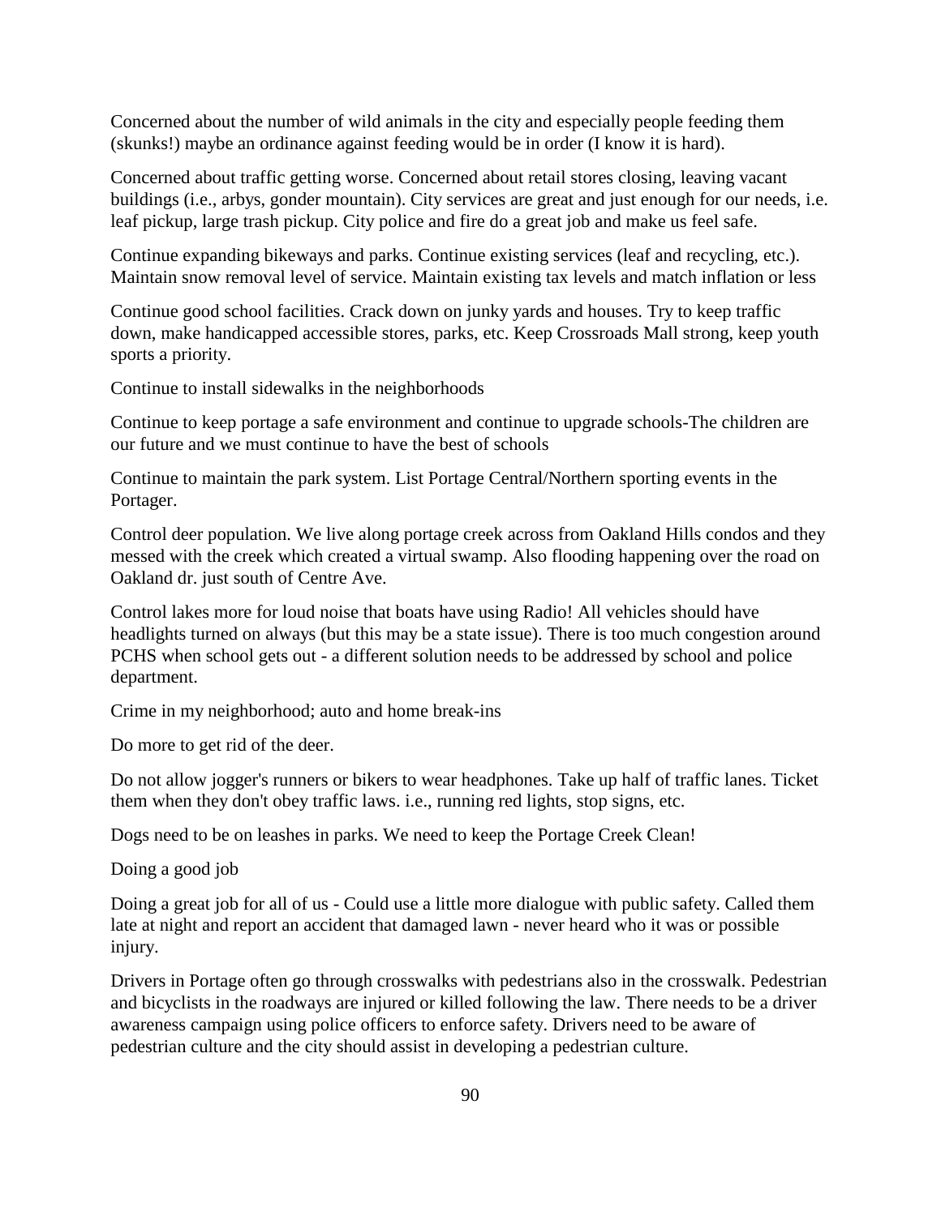Concerned about the number of wild animals in the city and especially people feeding them (skunks!) maybe an ordinance against feeding would be in order (I know it is hard).

Concerned about traffic getting worse. Concerned about retail stores closing, leaving vacant buildings (i.e., arbys, gonder mountain). City services are great and just enough for our needs, i.e. leaf pickup, large trash pickup. City police and fire do a great job and make us feel safe.

Continue expanding bikeways and parks. Continue existing services (leaf and recycling, etc.). Maintain snow removal level of service. Maintain existing tax levels and match inflation or less

Continue good school facilities. Crack down on junky yards and houses. Try to keep traffic down, make handicapped accessible stores, parks, etc. Keep Crossroads Mall strong, keep youth sports a priority.

Continue to install sidewalks in the neighborhoods

Continue to keep portage a safe environment and continue to upgrade schools-The children are our future and we must continue to have the best of schools

Continue to maintain the park system. List Portage Central/Northern sporting events in the Portager.

Control deer population. We live along portage creek across from Oakland Hills condos and they messed with the creek which created a virtual swamp. Also flooding happening over the road on Oakland dr. just south of Centre Ave.

Control lakes more for loud noise that boats have using Radio! All vehicles should have headlights turned on always (but this may be a state issue). There is too much congestion around PCHS when school gets out - a different solution needs to be addressed by school and police department.

Crime in my neighborhood; auto and home break-ins

Do more to get rid of the deer.

Do not allow jogger's runners or bikers to wear headphones. Take up half of traffic lanes. Ticket them when they don't obey traffic laws. i.e., running red lights, stop signs, etc.

Dogs need to be on leashes in parks. We need to keep the Portage Creek Clean!

Doing a good job

Doing a great job for all of us - Could use a little more dialogue with public safety. Called them late at night and report an accident that damaged lawn - never heard who it was or possible injury.

Drivers in Portage often go through crosswalks with pedestrians also in the crosswalk. Pedestrian and bicyclists in the roadways are injured or killed following the law. There needs to be a driver awareness campaign using police officers to enforce safety. Drivers need to be aware of pedestrian culture and the city should assist in developing a pedestrian culture.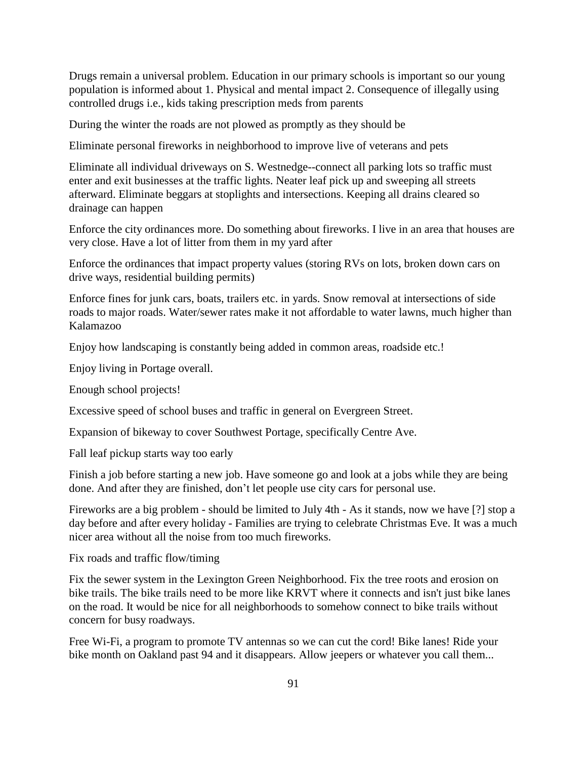Drugs remain a universal problem. Education in our primary schools is important so our young population is informed about 1. Physical and mental impact 2. Consequence of illegally using controlled drugs i.e., kids taking prescription meds from parents

During the winter the roads are not plowed as promptly as they should be

Eliminate personal fireworks in neighborhood to improve live of veterans and pets

Eliminate all individual driveways on S. Westnedge--connect all parking lots so traffic must enter and exit businesses at the traffic lights. Neater leaf pick up and sweeping all streets afterward. Eliminate beggars at stoplights and intersections. Keeping all drains cleared so drainage can happen

Enforce the city ordinances more. Do something about fireworks. I live in an area that houses are very close. Have a lot of litter from them in my yard after

Enforce the ordinances that impact property values (storing RVs on lots, broken down cars on drive ways, residential building permits)

Enforce fines for junk cars, boats, trailers etc. in yards. Snow removal at intersections of side roads to major roads. Water/sewer rates make it not affordable to water lawns, much higher than Kalamazoo

Enjoy how landscaping is constantly being added in common areas, roadside etc.!

Enjoy living in Portage overall.

Enough school projects!

Excessive speed of school buses and traffic in general on Evergreen Street.

Expansion of bikeway to cover Southwest Portage, specifically Centre Ave.

Fall leaf pickup starts way too early

Finish a job before starting a new job. Have someone go and look at a jobs while they are being done. And after they are finished, don't let people use city cars for personal use.

Fireworks are a big problem - should be limited to July 4th - As it stands, now we have [?] stop a day before and after every holiday - Families are trying to celebrate Christmas Eve. It was a much nicer area without all the noise from too much fireworks.

Fix roads and traffic flow/timing

Fix the sewer system in the Lexington Green Neighborhood. Fix the tree roots and erosion on bike trails. The bike trails need to be more like KRVT where it connects and isn't just bike lanes on the road. It would be nice for all neighborhoods to somehow connect to bike trails without concern for busy roadways.

Free Wi-Fi, a program to promote TV antennas so we can cut the cord! Bike lanes! Ride your bike month on Oakland past 94 and it disappears. Allow jeepers or whatever you call them...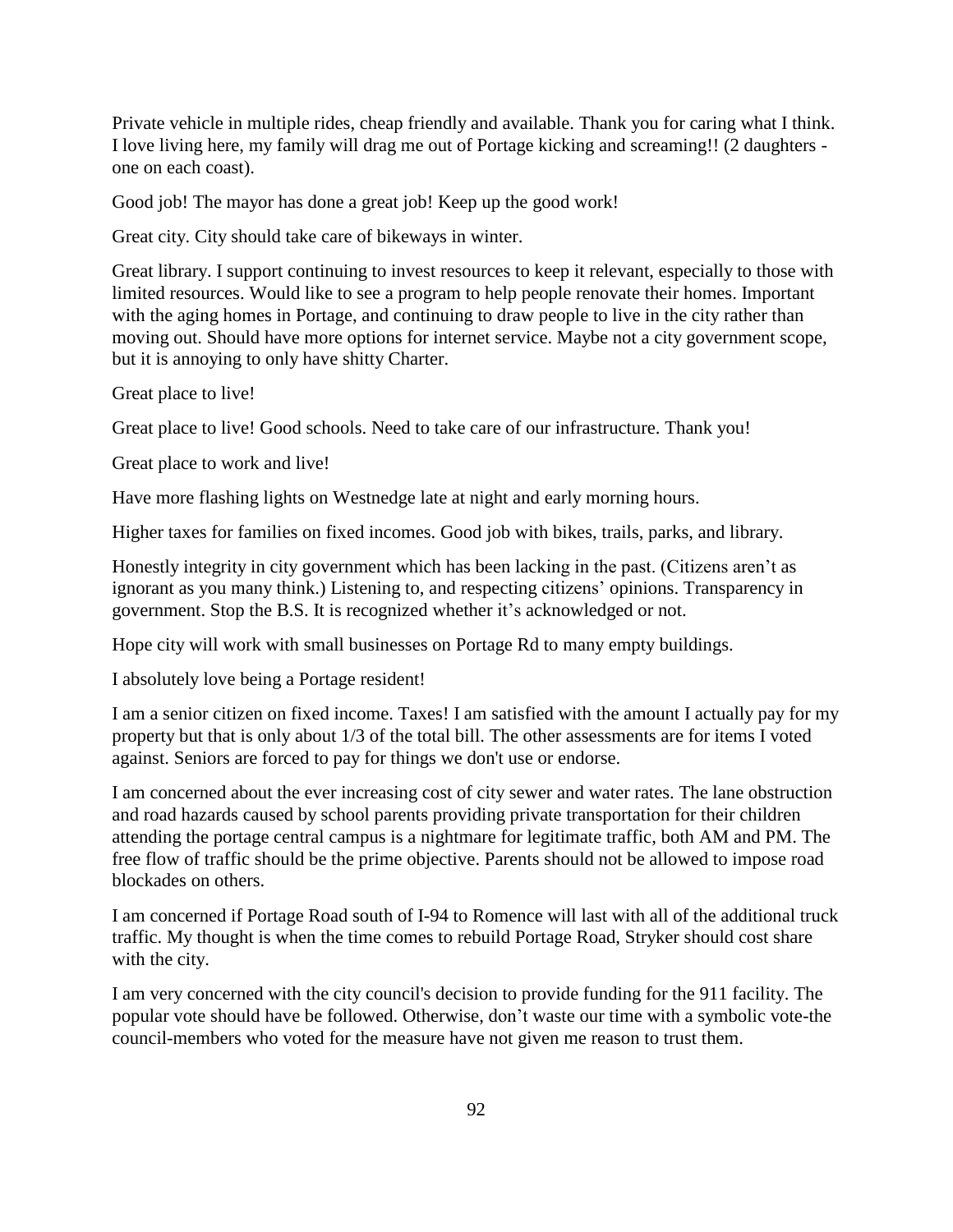Private vehicle in multiple rides, cheap friendly and available. Thank you for caring what I think. I love living here, my family will drag me out of Portage kicking and screaming!! (2 daughters - one on each coast).

Good job! The mayor has done a great job! Keep up the good work!

Great city. City should take care of bikeways in winter.

Great library. I support continuing to invest resources to keep it relevant, especially to those with limited resources. Would like to see a program to help people renovate their homes. Important with the aging homes in Portage, and continuing to draw people to live in the city rather than moving out. Should have more options for internet service. Maybe not a city government scope, but it is annoying to only have shitty Charter.

Great place to live!

Great place to live! Good schools. Need to take care of our infrastructure. Thank you!

Great place to work and live!

Have more flashing lights on Westnedge late at night and early morning hours.

Higher taxes for families on fixed incomes. Good job with bikes, trails, parks, and library.

Honestly integrity in city government which has been lacking in the past. (Citizens aren't as ignorant as you many think.) Listening to, and respecting citizens' opinions. Transparency in government. Stop the B.S. It is recognized whether it's acknowledged or not.

Hope city will work with small businesses on Portage Rd to many empty buildings.

I absolutely love being a Portage resident!

I am a senior citizen on fixed income. Taxes! I am satisfied with the amount I actually pay for my property but that is only about 1/3 of the total bill. The other assessments are for items I voted against. Seniors are forced to pay for things we don't use or endorse.

I am concerned about the ever increasing cost of city sewer and water rates. The lane obstruction and road hazards caused by school parents providing private transportation for their children attending the portage central campus is a nightmare for legitimate traffic, both AM and PM. The free flow of traffic should be the prime objective. Parents should not be allowed to impose road blockades on others.

I am concerned if Portage Road south of I-94 to Romence will last with all of the additional truck traffic. My thought is when the time comes to rebuild Portage Road, Stryker should cost share with the city.

I am very concerned with the city council's decision to provide funding for the 911 facility. The popular vote should have be followed. Otherwise, don't waste our time with a symbolic vote-the council-members who voted for the measure have not given me reason to trust them.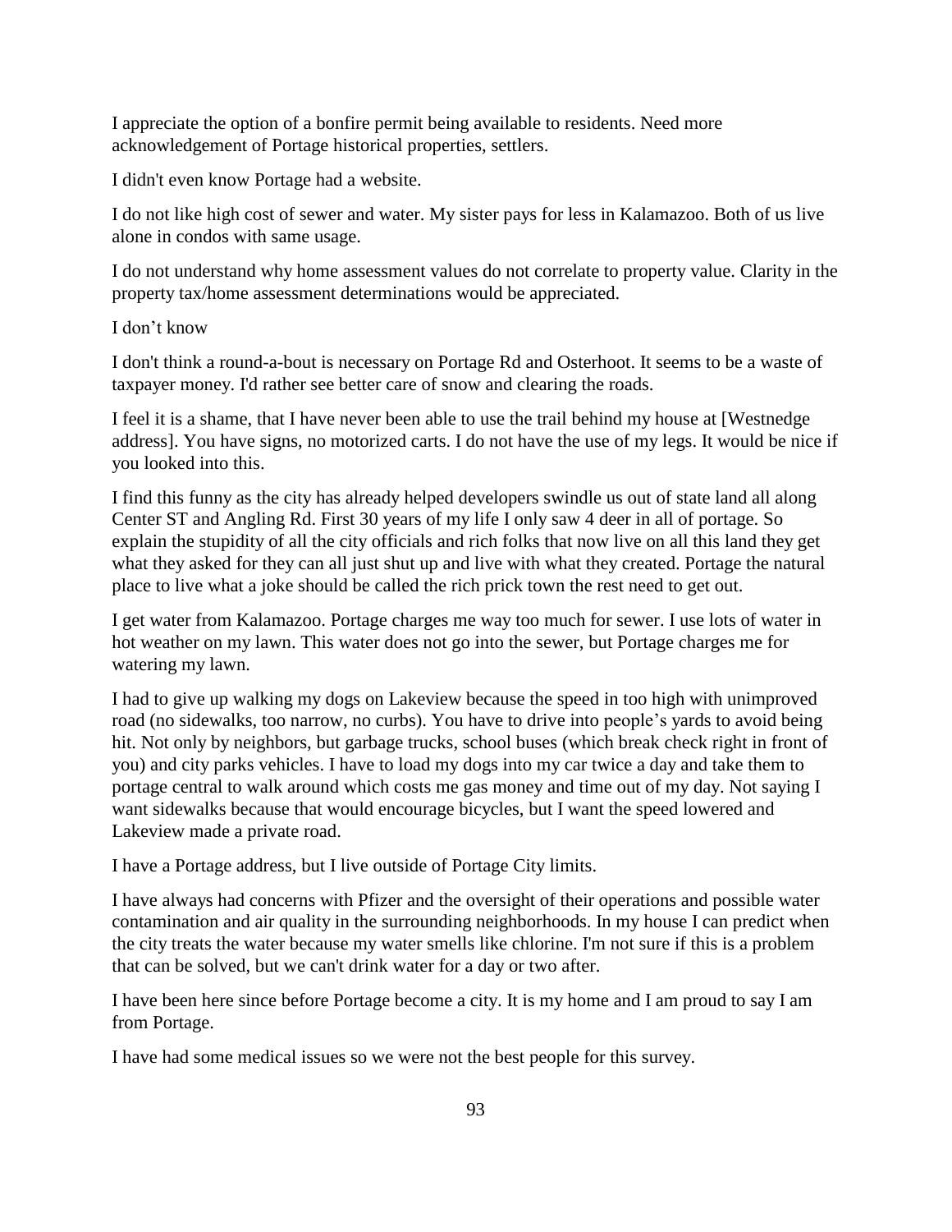I appreciate the option of a bonfire permit being available to residents. Need more acknowledgement of Portage historical properties, settlers.

I didn't even know Portage had a website.

I do not like high cost of sewer and water. My sister pays for less in Kalamazoo. Both of us live alone in condos with same usage.

I do not understand why home assessment values do not correlate to property value. Clarity in the property tax/home assessment determinations would be appreciated.

I don't know

I don't think a round-a-bout is necessary on Portage Rd and Osterhoot. It seems to be a waste of taxpayer money. I'd rather see better care of snow and clearing the roads.

I feel it is a shame, that I have never been able to use the trail behind my house at [Westnedge address]. You have signs, no motorized carts. I do not have the use of my legs. It would be nice if you looked into this.

I find this funny as the city has already helped developers swindle us out of state land all along Center ST and Angling Rd. First 30 years of my life I only saw 4 deer in all of portage. So explain the stupidity of all the city officials and rich folks that now live on all this land they get what they asked for they can all just shut up and live with what they created. Portage the natural place to live what a joke should be called the rich prick town the rest need to get out.

I get water from Kalamazoo. Portage charges me way too much for sewer. I use lots of water in hot weather on my lawn. This water does not go into the sewer, but Portage charges me for watering my lawn.

I had to give up walking my dogs on Lakeview because the speed in too high with unimproved road (no sidewalks, too narrow, no curbs). You have to drive into people's yards to avoid being hit. Not only by neighbors, but garbage trucks, school buses (which break check right in front of you) and city parks vehicles. I have to load my dogs into my car twice a day and take them to portage central to walk around which costs me gas money and time out of my day. Not saying I want sidewalks because that would encourage bicycles, but I want the speed lowered and Lakeview made a private road.

I have a Portage address, but I live outside of Portage City limits.

I have always had concerns with Pfizer and the oversight of their operations and possible water contamination and air quality in the surrounding neighborhoods. In my house I can predict when the city treats the water because my water smells like chlorine. I'm not sure if this is a problem that can be solved, but we can't drink water for a day or two after.

I have been here since before Portage become a city. It is my home and I am proud to say I am from Portage.

I have had some medical issues so we were not the best people for this survey.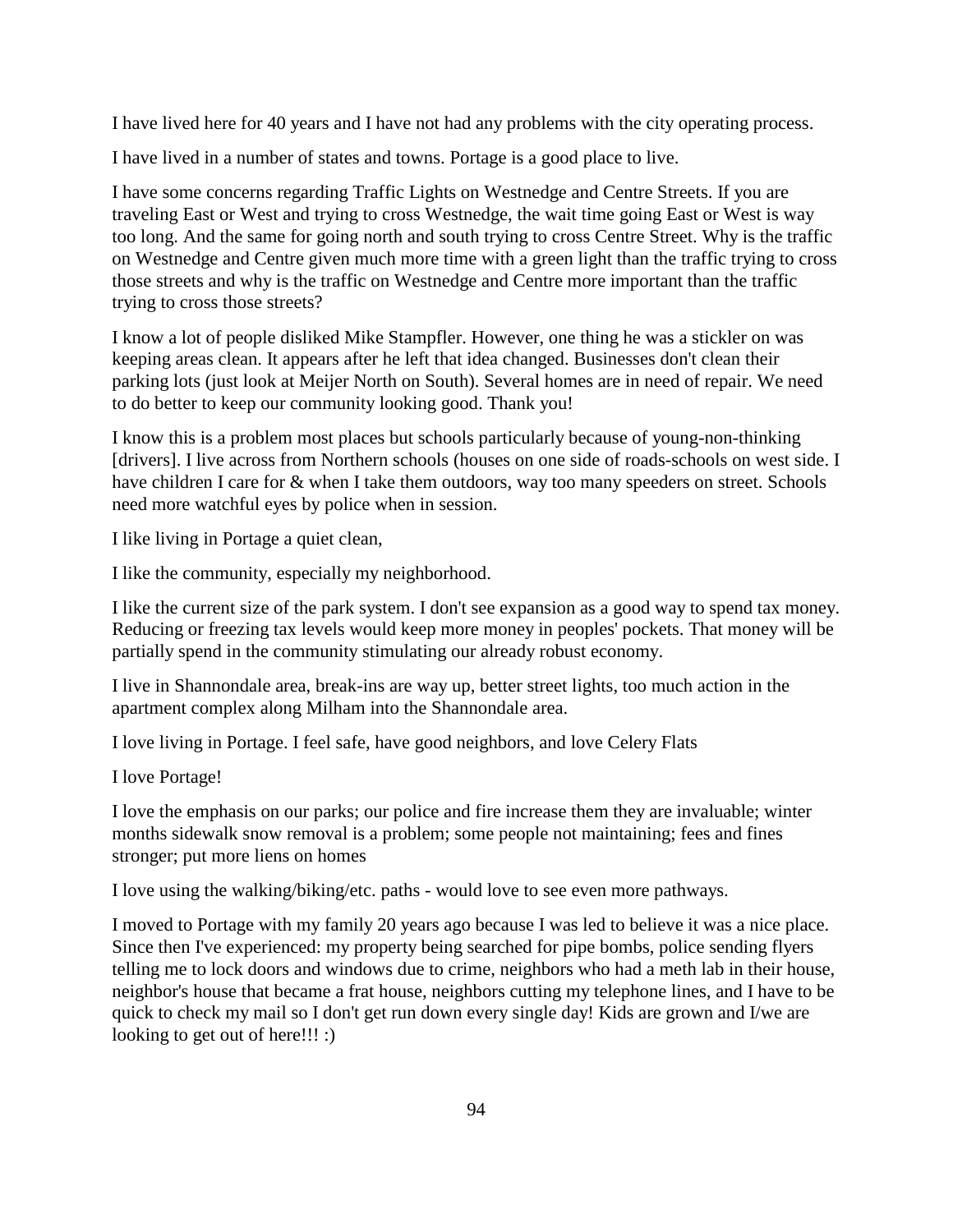I have lived here for 40 years and I have not had any problems with the city operating process.

I have lived in a number of states and towns. Portage is a good place to live.

I have some concerns regarding Traffic Lights on Westnedge and Centre Streets. If you are traveling East or West and trying to cross Westnedge, the wait time going East or West is way too long. And the same for going north and south trying to cross Centre Street. Why is the traffic on Westnedge and Centre given much more time with a green light than the traffic trying to cross those streets and why is the traffic on Westnedge and Centre more important than the traffic trying to cross those streets?

I know a lot of people disliked Mike Stampfler. However, one thing he was a stickler on was keeping areas clean. It appears after he left that idea changed. Businesses don't clean their parking lots (just look at Meijer North on South). Several homes are in need of repair. We need to do better to keep our community looking good. Thank you!

I know this is a problem most places but schools particularly because of young-non-thinking [drivers]. I live across from Northern schools (houses on one side of roads-schools on west side. I have children I care for & when I take them outdoors, way too many speeders on street. Schools need more watchful eyes by police when in session.

I like living in Portage a quiet clean,

I like the community, especially my neighborhood.

I like the current size of the park system. I don't see expansion as a good way to spend tax money. Reducing or freezing tax levels would keep more money in peoples' pockets. That money will be partially spend in the community stimulating our already robust economy.

I live in Shannondale area, break-ins are way up, better street lights, too much action in the apartment complex along Milham into the Shannondale area.

I love living in Portage. I feel safe, have good neighbors, and love Celery Flats

I love Portage!

I love the emphasis on our parks; our police and fire increase them they are invaluable; winter months sidewalk snow removal is a problem; some people not maintaining; fees and fines stronger; put more liens on homes

I love using the walking/biking/etc. paths - would love to see even more pathways.

I moved to Portage with my family 20 years ago because I was led to believe it was a nice place. Since then I've experienced: my property being searched for pipe bombs, police sending flyers telling me to lock doors and windows due to crime, neighbors who had a meth lab in their house, neighbor's house that became a frat house, neighbors cutting my telephone lines, and I have to be quick to check my mail so I don't get run down every single day! Kids are grown and I/we are looking to get out of here!!! :)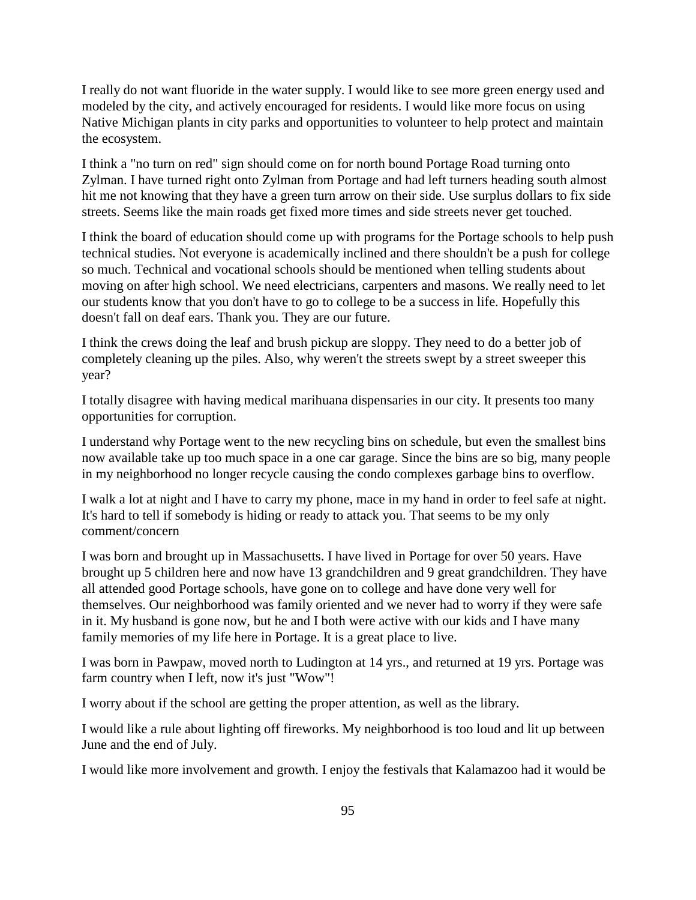I really do not want fluoride in the water supply. I would like to see more green energy used and modeled by the city, and actively encouraged for residents. I would like more focus on using Native Michigan plants in city parks and opportunities to volunteer to help protect and maintain the ecosystem.

I think a "no turn on red" sign should come on for north bound Portage Road turning onto Zylman. I have turned right onto Zylman from Portage and had left turners heading south almost hit me not knowing that they have a green turn arrow on their side. Use surplus dollars to fix side streets. Seems like the main roads get fixed more times and side streets never get touched.

I think the board of education should come up with programs for the Portage schools to help push technical studies. Not everyone is academically inclined and there shouldn't be a push for college so much. Technical and vocational schools should be mentioned when telling students about moving on after high school. We need electricians, carpenters and masons. We really need to let our students know that you don't have to go to college to be a success in life. Hopefully this doesn't fall on deaf ears. Thank you. They are our future.

I think the crews doing the leaf and brush pickup are sloppy. They need to do a better job of completely cleaning up the piles. Also, why weren't the streets swept by a street sweeper this year?

I totally disagree with having medical marihuana dispensaries in our city. It presents too many opportunities for corruption.

I understand why Portage went to the new recycling bins on schedule, but even the smallest bins now available take up too much space in a one car garage. Since the bins are so big, many people in my neighborhood no longer recycle causing the condo complexes garbage bins to overflow.

I walk a lot at night and I have to carry my phone, mace in my hand in order to feel safe at night. It's hard to tell if somebody is hiding or ready to attack you. That seems to be my only comment/concern

I was born and brought up in Massachusetts. I have lived in Portage for over 50 years. Have brought up 5 children here and now have 13 grandchildren and 9 great grandchildren. They have all attended good Portage schools, have gone on to college and have done very well for themselves. Our neighborhood was family oriented and we never had to worry if they were safe in it. My husband is gone now, but he and I both were active with our kids and I have many family memories of my life here in Portage. It is a great place to live.

I was born in Pawpaw, moved north to Ludington at 14 yrs., and returned at 19 yrs. Portage was farm country when I left, now it's just "Wow"!

I worry about if the school are getting the proper attention, as well as the library.

I would like a rule about lighting off fireworks. My neighborhood is too loud and lit up between June and the end of July.

I would like more involvement and growth. I enjoy the festivals that Kalamazoo had it would be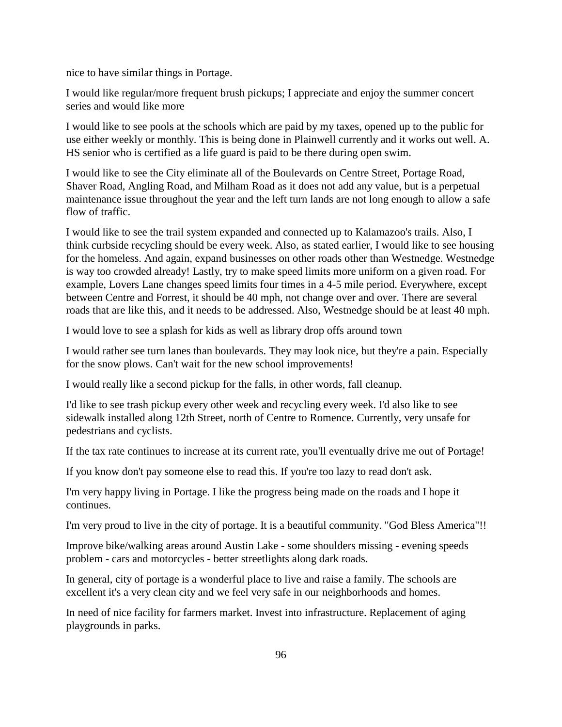nice to have similar things in Portage.

I would like regular/more frequent brush pickups; I appreciate and enjoy the summer concert series and would like more

I would like to see pools at the schools which are paid by my taxes, opened up to the public for use either weekly or monthly. This is being done in Plainwell currently and it works out well. A. HS senior who is certified as a life guard is paid to be there during open swim.

I would like to see the City eliminate all of the Boulevards on Centre Street, Portage Road, Shaver Road, Angling Road, and Milham Road as it does not add any value, but is a perpetual maintenance issue throughout the year and the left turn lands are not long enough to allow a safe flow of traffic.

I would like to see the trail system expanded and connected up to Kalamazoo's trails. Also, I think curbside recycling should be every week. Also, as stated earlier, I would like to see housing for the homeless. And again, expand businesses on other roads other than Westnedge. Westnedge is way too crowded already! Lastly, try to make speed limits more uniform on a given road. For example, Lovers Lane changes speed limits four times in a 4-5 mile period. Everywhere, except between Centre and Forrest, it should be 40 mph, not change over and over. There are several roads that are like this, and it needs to be addressed. Also, Westnedge should be at least 40 mph.

I would love to see a splash for kids as well as library drop offs around town

I would rather see turn lanes than boulevards. They may look nice, but they're a pain. Especially for the snow plows. Can't wait for the new school improvements!

I would really like a second pickup for the falls, in other words, fall cleanup.

I'd like to see trash pickup every other week and recycling every week. I'd also like to see sidewalk installed along 12th Street, north of Centre to Romence. Currently, very unsafe for pedestrians and cyclists.

If the tax rate continues to increase at its current rate, you'll eventually drive me out of Portage!

If you know don't pay someone else to read this. If you're too lazy to read don't ask.

I'm very happy living in Portage. I like the progress being made on the roads and I hope it continues.

I'm very proud to live in the city of portage. It is a beautiful community. "God Bless America"!!

Improve bike/walking areas around Austin Lake - some shoulders missing - evening speeds problem - cars and motorcycles - better streetlights along dark roads.

In general, city of portage is a wonderful place to live and raise a family. The schools are excellent it's a very clean city and we feel very safe in our neighborhoods and homes.

In need of nice facility for farmers market. Invest into infrastructure. Replacement of aging playgrounds in parks.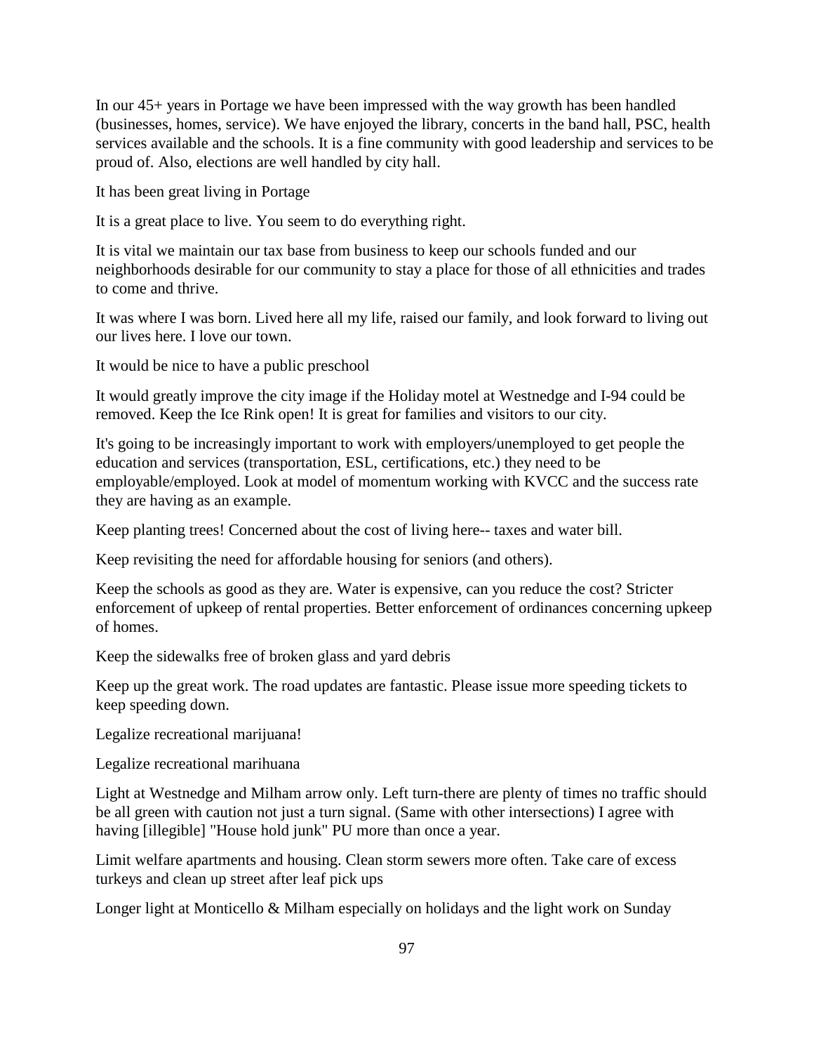In our 45+ years in Portage we have been impressed with the way growth has been handled (businesses, homes, service). We have enjoyed the library, concerts in the band hall, PSC, health services available and the schools. It is a fine community with good leadership and services to be proud of. Also, elections are well handled by city hall.

It has been great living in Portage

It is a great place to live. You seem to do everything right.

It is vital we maintain our tax base from business to keep our schools funded and our neighborhoods desirable for our community to stay a place for those of all ethnicities and trades to come and thrive.

It was where I was born. Lived here all my life, raised our family, and look forward to living out our lives here. I love our town.

It would be nice to have a public preschool

It would greatly improve the city image if the Holiday motel at Westnedge and I-94 could be removed. Keep the Ice Rink open! It is great for families and visitors to our city.

It's going to be increasingly important to work with employers/unemployed to get people the education and services (transportation, ESL, certifications, etc.) they need to be employable/employed. Look at model of momentum working with KVCC and the success rate they are having as an example.

Keep planting trees! Concerned about the cost of living here-- taxes and water bill.

Keep revisiting the need for affordable housing for seniors (and others).

Keep the schools as good as they are. Water is expensive, can you reduce the cost? Stricter enforcement of upkeep of rental properties. Better enforcement of ordinances concerning upkeep of homes.

Keep the sidewalks free of broken glass and yard debris

Keep up the great work. The road updates are fantastic. Please issue more speeding tickets to keep speeding down.

Legalize recreational marijuana!

Legalize recreational marihuana

Light at Westnedge and Milham arrow only. Left turn-there are plenty of times no traffic should be all green with caution not just a turn signal. (Same with other intersections) I agree with having [illegible] "House hold junk" PU more than once a year.

Limit welfare apartments and housing. Clean storm sewers more often. Take care of excess turkeys and clean up street after leaf pick ups

Longer light at Monticello & Milham especially on holidays and the light work on Sunday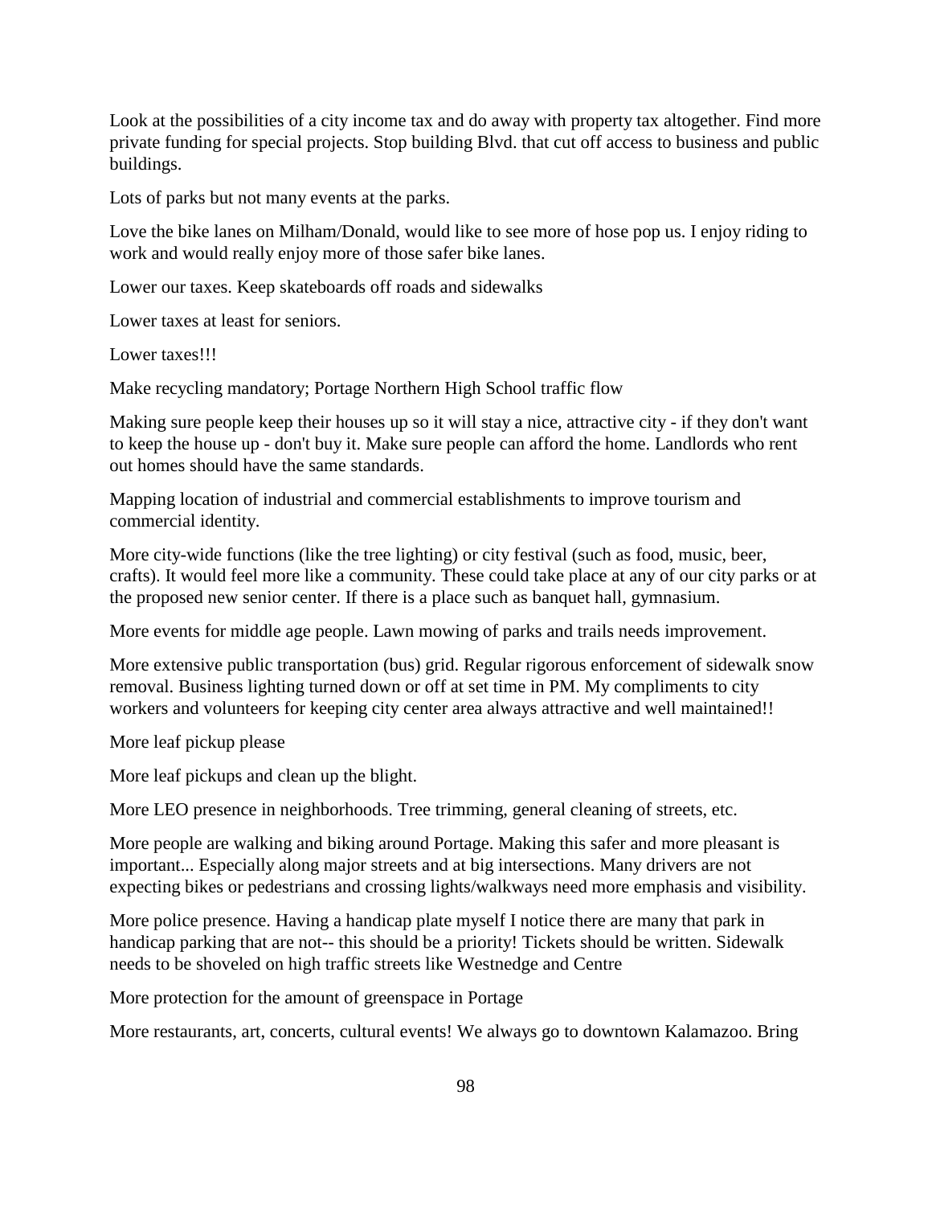Look at the possibilities of a city income tax and do away with property tax altogether. Find more private funding for special projects. Stop building Blvd. that cut off access to business and public buildings.

Lots of parks but not many events at the parks.

Love the bike lanes on Milham/Donald, would like to see more of hose pop us. I enjoy riding to work and would really enjoy more of those safer bike lanes.

Lower our taxes. Keep skateboards off roads and sidewalks

Lower taxes at least for seniors.

Lower taxes!!!

Make recycling mandatory; Portage Northern High School traffic flow

Making sure people keep their houses up so it will stay a nice, attractive city - if they don't want to keep the house up - don't buy it. Make sure people can afford the home. Landlords who rent out homes should have the same standards.

Mapping location of industrial and commercial establishments to improve tourism and commercial identity.

More city-wide functions (like the tree lighting) or city festival (such as food, music, beer, crafts). It would feel more like a community. These could take place at any of our city parks or at the proposed new senior center. If there is a place such as banquet hall, gymnasium.

More events for middle age people. Lawn mowing of parks and trails needs improvement.

More extensive public transportation (bus) grid. Regular rigorous enforcement of sidewalk snow removal. Business lighting turned down or off at set time in PM. My compliments to city workers and volunteers for keeping city center area always attractive and well maintained!!

More leaf pickup please

More leaf pickups and clean up the blight.

More LEO presence in neighborhoods. Tree trimming, general cleaning of streets, etc.

More people are walking and biking around Portage. Making this safer and more pleasant is important... Especially along major streets and at big intersections. Many drivers are not expecting bikes or pedestrians and crossing lights/walkways need more emphasis and visibility.

More police presence. Having a handicap plate myself I notice there are many that park in handicap parking that are not-- this should be a priority! Tickets should be written. Sidewalk needs to be shoveled on high traffic streets like Westnedge and Centre

More protection for the amount of greenspace in Portage

More restaurants, art, concerts, cultural events! We always go to downtown Kalamazoo. Bring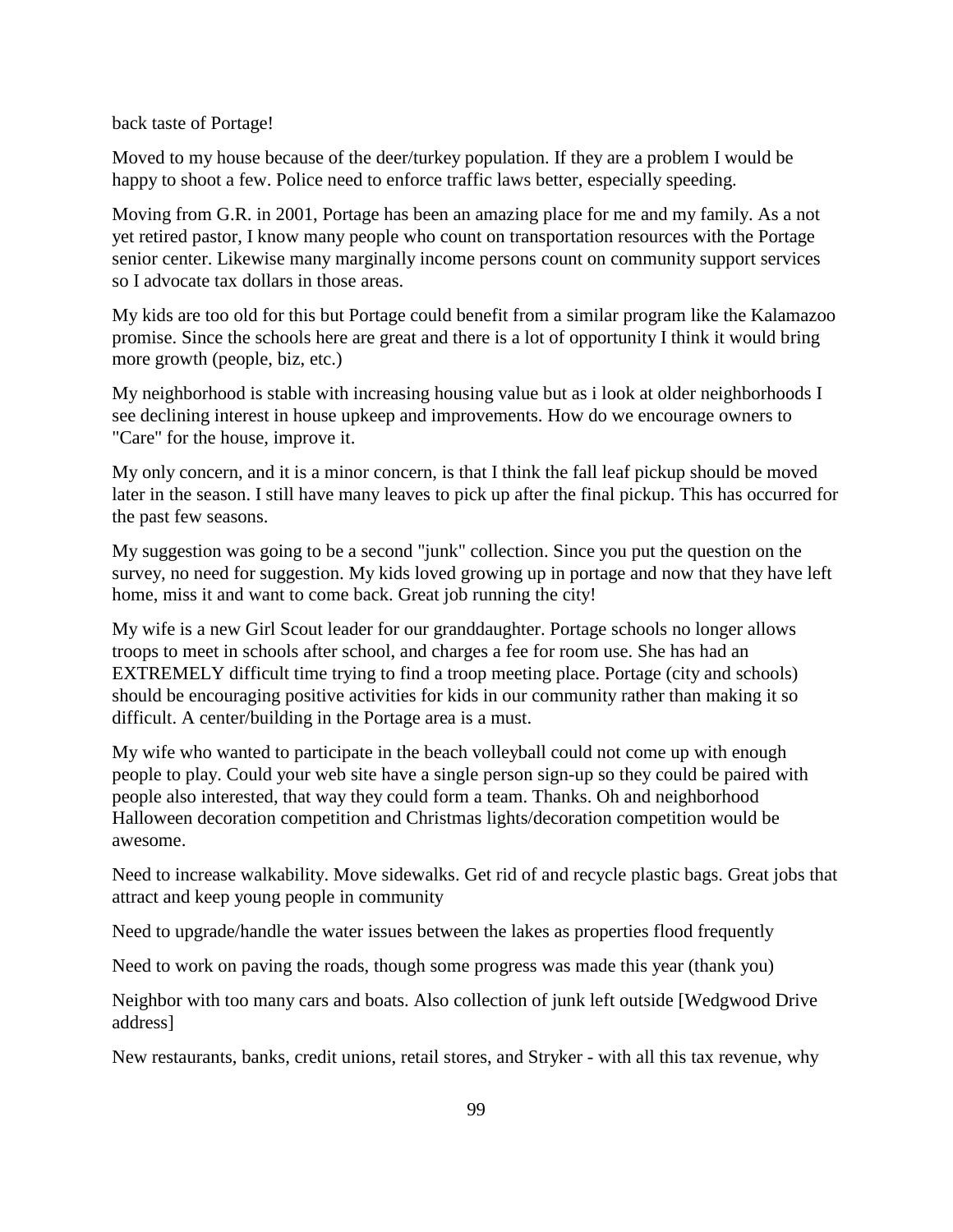back taste of Portage!

Moved to my house because of the deer/turkey population. If they are a problem I would be happy to shoot a few. Police need to enforce traffic laws better, especially speeding.

Moving from G.R. in 2001, Portage has been an amazing place for me and my family. As a not yet retired pastor, I know many people who count on transportation resources with the Portage senior center. Likewise many marginally income persons count on community support services so I advocate tax dollars in those areas.

My kids are too old for this but Portage could benefit from a similar program like the Kalamazoo promise. Since the schools here are great and there is a lot of opportunity I think it would bring more growth (people, biz, etc.)

My neighborhood is stable with increasing housing value but as i look at older neighborhoods I see declining interest in house upkeep and improvements. How do we encourage owners to "Care" for the house, improve it.

My only concern, and it is a minor concern, is that I think the fall leaf pickup should be moved later in the season. I still have many leaves to pick up after the final pickup. This has occurred for the past few seasons.

My suggestion was going to be a second "junk" collection. Since you put the question on the survey, no need for suggestion. My kids loved growing up in portage and now that they have left home, miss it and want to come back. Great job running the city!

My wife is a new Girl Scout leader for our granddaughter. Portage schools no longer allows troops to meet in schools after school, and charges a fee for room use. She has had an EXTREMELY difficult time trying to find a troop meeting place. Portage (city and schools) should be encouraging positive activities for kids in our community rather than making it so difficult. A center/building in the Portage area is a must.

My wife who wanted to participate in the beach volleyball could not come up with enough people to play. Could your web site have a single person sign-up so they could be paired with people also interested, that way they could form a team. Thanks. Oh and neighborhood Halloween decoration competition and Christmas lights/decoration competition would be awesome.

Need to increase walkability. Move sidewalks. Get rid of and recycle plastic bags. Great jobs that attract and keep young people in community

Need to upgrade/handle the water issues between the lakes as properties flood frequently

Need to work on paving the roads, though some progress was made this year (thank you)

Neighbor with too many cars and boats. Also collection of junk left outside [Wedgwood Drive address]

New restaurants, banks, credit unions, retail stores, and Stryker - with all this tax revenue, why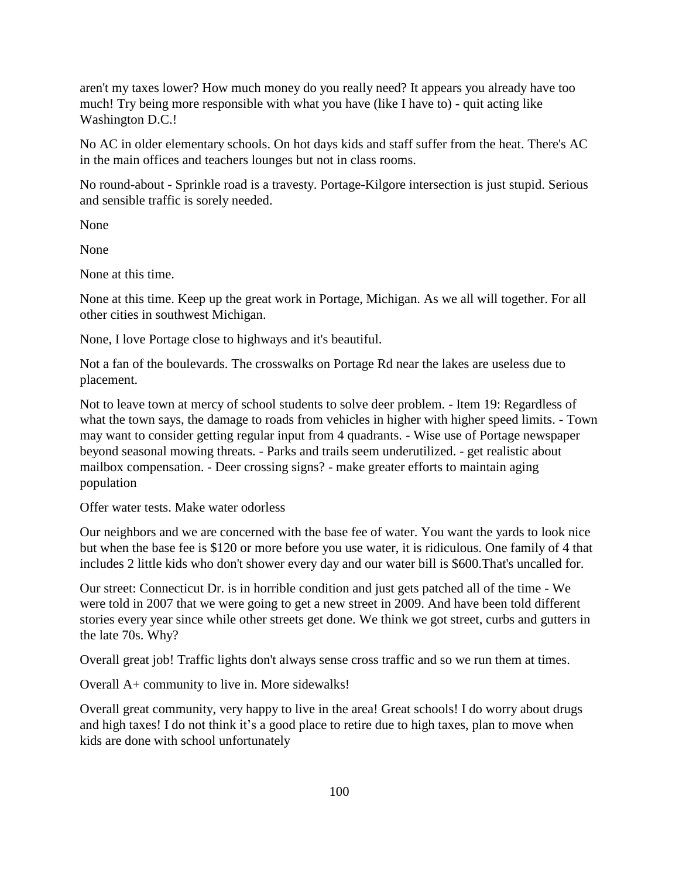aren't my taxes lower? How much money do you really need? It appears you already have too much! Try being more responsible with what you have (like I have to) - quit acting like Washington D.C.!

No AC in older elementary schools. On hot days kids and staff suffer from the heat. There's AC in the main offices and teachers lounges but not in class rooms.

No round-about - Sprinkle road is a travesty. Portage-Kilgore intersection is just stupid. Serious and sensible traffic is sorely needed.

None

None

None at this time.

None at this time. Keep up the great work in Portage, Michigan. As we all will together. For all other cities in southwest Michigan.

None, I love Portage close to highways and it's beautiful.

Not a fan of the boulevards. The crosswalks on Portage Rd near the lakes are useless due to placement.

Not to leave town at mercy of school students to solve deer problem. - Item 19: Regardless of what the town says, the damage to roads from vehicles in higher with higher speed limits. - Town may want to consider getting regular input from 4 quadrants. - Wise use of Portage newspaper beyond seasonal mowing threats. - Parks and trails seem underutilized. - get realistic about mailbox compensation. - Deer crossing signs? - make greater efforts to maintain aging population

Offer water tests. Make water odorless

Our neighbors and we are concerned with the base fee of water. You want the yards to look nice but when the base fee is $120 or more before you use water, it is ridiculous. One family of 4 that includes 2 little kids who don't shower every day and our water bill is $600.That's uncalled for.

Our street: Connecticut Dr. is in horrible condition and just gets patched all of the time - We were told in 2007 that we were going to get a new street in 2009. And have been told different stories every year since while other streets get done. We think we got street, curbs and gutters in the late 70s. Why?

Overall great job! Traffic lights don't always sense cross traffic and so we run them at times.

Overall A+ community to live in. More sidewalks!

Overall great community, very happy to live in the area! Great schools! I do worry about drugs and high taxes! I do not think it's a good place to retire due to high taxes, plan to move when kids are done with school unfortunately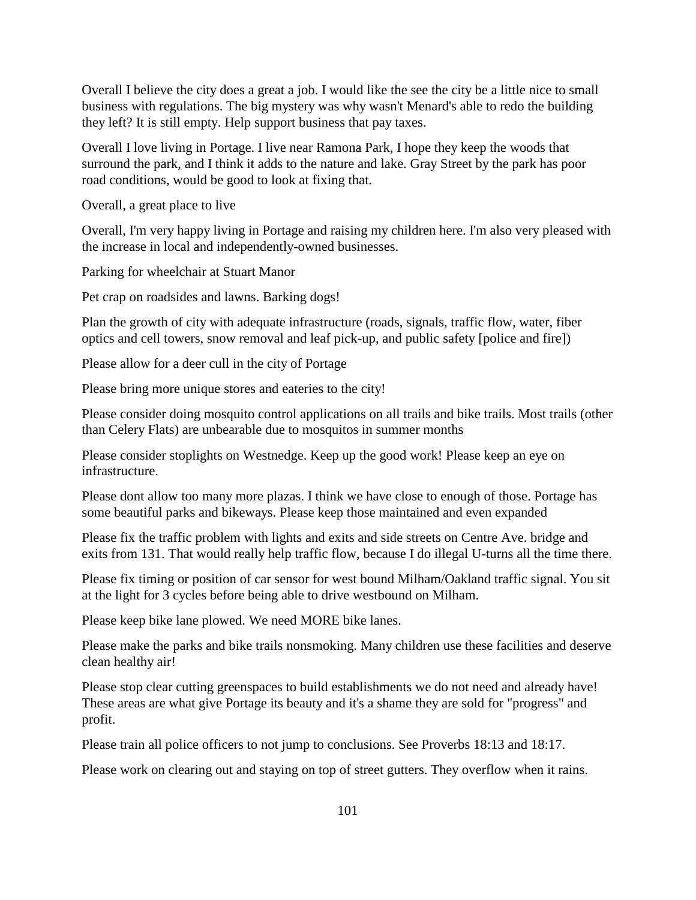Overall I believe the city does a great a job. I would like the see the city be a little nice to small business with regulations. The big mystery was why wasn't Menard's able to redo the building they left? It is still empty. Help support business that pay taxes.

Overall I love living in Portage. I live near Ramona Park, I hope they keep the woods that surround the park, and I think it adds to the nature and lake. Gray Street by the park has poor road conditions, would be good to look at fixing that.

Overall, a great place to live

Overall, I'm very happy living in Portage and raising my children here. I'm also very pleased with the increase in local and independently-owned businesses.

Parking for wheelchair at Stuart Manor

Pet crap on roadsides and lawns. Barking dogs!

Plan the growth of city with adequate infrastructure (roads, signals, traffic flow, water, fiber optics and cell towers, snow removal and leaf pick-up, and public safety [police and fire])

Please allow for a deer cull in the city of Portage

Please bring more unique stores and eateries to the city!

Please consider doing mosquito control applications on all trails and bike trails. Most trails (other than Celery Flats) are unbearable due to mosquitos in summer months

Please consider stoplights on Westnedge. Keep up the good work! Please keep an eye on infrastructure.

Please dont allow too many more plazas. I think we have close to enough of those. Portage has some beautiful parks and bikeways. Please keep those maintained and even expanded

Please fix the traffic problem with lights and exits and side streets on Centre Ave. bridge and exits from 131. That would really help traffic flow, because I do illegal U-turns all the time there.

Please fix timing or position of car sensor for west bound Milham/Oakland traffic signal. You sit at the light for 3 cycles before being able to drive westbound on Milham.

Please keep bike lane plowed. We need MORE bike lanes.

Please make the parks and bike trails nonsmoking. Many children use these facilities and deserve clean healthy air!

Please stop clear cutting greenspaces to build establishments we do not need and already have! These areas are what give Portage its beauty and it's a shame they are sold for "progress" and profit.

Please train all police officers to not jump to conclusions. See Proverbs 18:13 and 18:17.

Please work on clearing out and staying on top of street gutters. They overflow when it rains.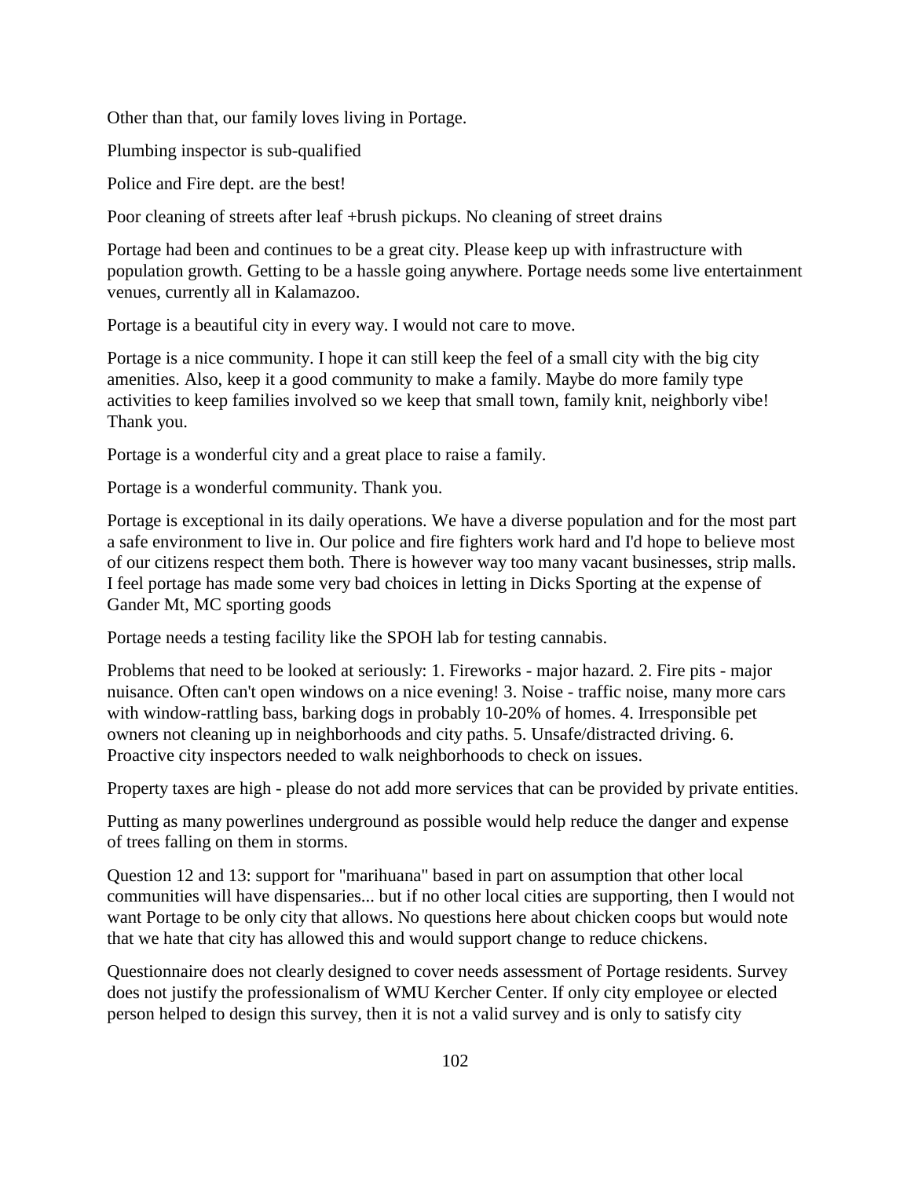Other than that, our family loves living in Portage.

Plumbing inspector is sub-qualified

Police and Fire dept. are the best!

Poor cleaning of streets after leaf +brush pickups. No cleaning of street drains

Portage had been and continues to be a great city. Please keep up with infrastructure with population growth. Getting to be a hassle going anywhere. Portage needs some live entertainment venues, currently all in Kalamazoo.

Portage is a beautiful city in every way. I would not care to move.

Portage is a nice community. I hope it can still keep the feel of a small city with the big city amenities. Also, keep it a good community to make a family. Maybe do more family type activities to keep families involved so we keep that small town, family knit, neighborly vibe! Thank you.

Portage is a wonderful city and a great place to raise a family.

Portage is a wonderful community. Thank you.

Portage is exceptional in its daily operations. We have a diverse population and for the most part a safe environment to live in. Our police and fire fighters work hard and I'd hope to believe most of our citizens respect them both. There is however way too many vacant businesses, strip malls. I feel portage has made some very bad choices in letting in Dicks Sporting at the expense of Gander Mt, MC sporting goods

Portage needs a testing facility like the SPOH lab for testing cannabis.

Problems that need to be looked at seriously: 1. Fireworks - major hazard. 2. Fire pits - major nuisance. Often can't open windows on a nice evening! 3. Noise - traffic noise, many more cars with window-rattling bass, barking dogs in probably 10-20% of homes. 4. Irresponsible pet owners not cleaning up in neighborhoods and city paths. 5. Unsafe/distracted driving. 6. Proactive city inspectors needed to walk neighborhoods to check on issues.

Property taxes are high - please do not add more services that can be provided by private entities.

Putting as many powerlines underground as possible would help reduce the danger and expense of trees falling on them in storms.

Question 12 and 13: support for "marihuana" based in part on assumption that other local communities will have dispensaries... but if no other local cities are supporting, then I would not want Portage to be only city that allows. No questions here about chicken coops but would note that we hate that city has allowed this and would support change to reduce chickens.

Questionnaire does not clearly designed to cover needs assessment of Portage residents. Survey does not justify the professionalism of WMU Kercher Center. If only city employee or elected person helped to design this survey, then it is not a valid survey and is only to satisfy city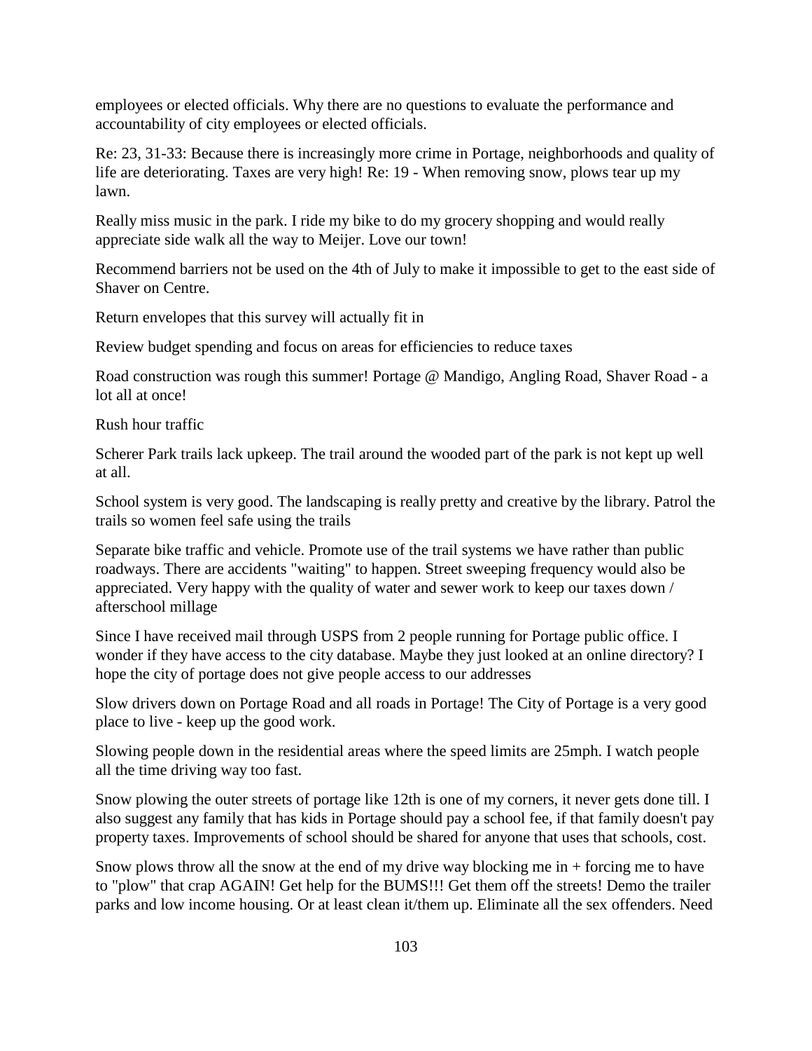employees or elected officials. Why there are no questions to evaluate the performance and accountability of city employees or elected officials.

Re: 23, 31-33: Because there is increasingly more crime in Portage, neighborhoods and quality of life are deteriorating. Taxes are very high! Re: 19 - When removing snow, plows tear up my lawn.

Really miss music in the park. I ride my bike to do my grocery shopping and would really appreciate side walk all the way to Meijer. Love our town!

Recommend barriers not be used on the 4th of July to make it impossible to get to the east side of Shaver on Centre.

Return envelopes that this survey will actually fit in

Review budget spending and focus on areas for efficiencies to reduce taxes

Road construction was rough this summer! Portage @ Mandigo, Angling Road, Shaver Road - a lot all at once!

Rush hour traffic

Scherer Park trails lack upkeep. The trail around the wooded part of the park is not kept up well at all.

School system is very good. The landscaping is really pretty and creative by the library. Patrol the trails so women feel safe using the trails

Separate bike traffic and vehicle. Promote use of the trail systems we have rather than public roadways. There are accidents "waiting" to happen. Street sweeping frequency would also be appreciated. Very happy with the quality of water and sewer work to keep our taxes down / afterschool millage

Since I have received mail through USPS from 2 people running for Portage public office. I wonder if they have access to the city database. Maybe they just looked at an online directory? I hope the city of portage does not give people access to our addresses

Slow drivers down on Portage Road and all roads in Portage! The City of Portage is a very good place to live - keep up the good work.

Slowing people down in the residential areas where the speed limits are 25mph. I watch people all the time driving way too fast.

Snow plowing the outer streets of portage like 12th is one of my corners, it never gets done till. I also suggest any family that has kids in Portage should pay a school fee, if that family doesn't pay property taxes. Improvements of school should be shared for anyone that uses that schools, cost.

Snow plows throw all the snow at the end of my drive way blocking me in + forcing me to have to "plow" that crap AGAIN! Get help for the BUMS!!! Get them off the streets! Demo the trailer parks and low income housing. Or at least clean it/them up. Eliminate all the sex offenders. Need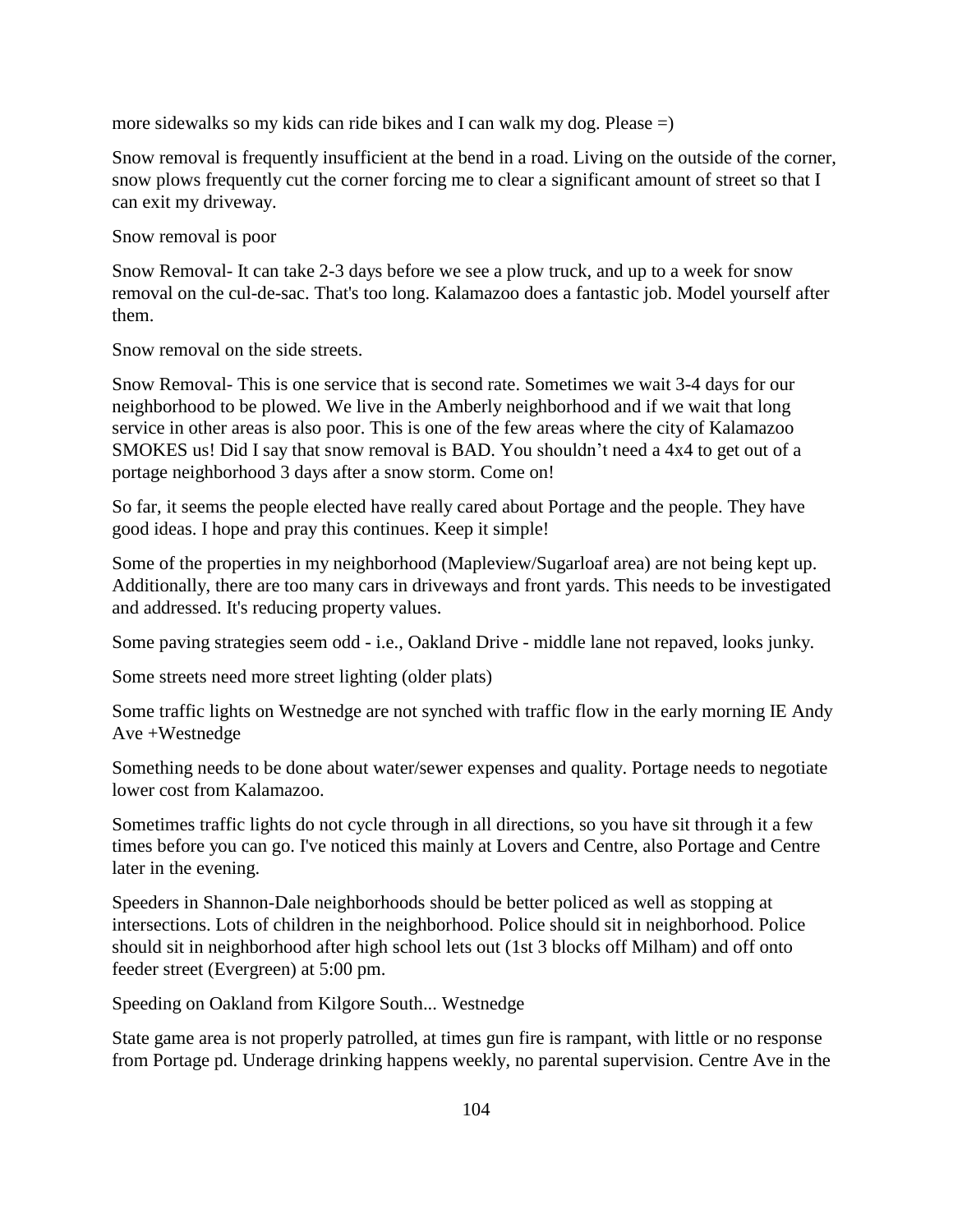more sidewalks so my kids can ride bikes and I can walk my dog. Please =)

Snow removal is frequently insufficient at the bend in a road. Living on the outside of the corner, snow plows frequently cut the corner forcing me to clear a significant amount of street so that I can exit my driveway.

Snow removal is poor

Snow Removal- It can take 2-3 days before we see a plow truck, and up to a week for snow removal on the cul-de-sac. That's too long. Kalamazoo does a fantastic job. Model yourself after them.

Snow removal on the side streets.

Snow Removal- This is one service that is second rate. Sometimes we wait 3-4 days for our neighborhood to be plowed. We live in the Amberly neighborhood and if we wait that long service in other areas is also poor. This is one of the few areas where the city of Kalamazoo SMOKES us! Did I say that snow removal is BAD. You shouldn't need a 4x4 to get out of a portage neighborhood 3 days after a snow storm. Come on!

So far, it seems the people elected have really cared about Portage and the people. They have good ideas. I hope and pray this continues. Keep it simple!

Some of the properties in my neighborhood (Mapleview/Sugarloaf area) are not being kept up. Additionally, there are too many cars in driveways and front yards. This needs to be investigated and addressed. It's reducing property values.

Some paving strategies seem odd - i.e., Oakland Drive - middle lane not repaved, looks junky.

Some streets need more street lighting (older plats)

Some traffic lights on Westnedge are not synched with traffic flow in the early morning IE Andy Ave +Westnedge

Something needs to be done about water/sewer expenses and quality. Portage needs to negotiate lower cost from Kalamazoo.

Sometimes traffic lights do not cycle through in all directions, so you have sit through it a few times before you can go. I've noticed this mainly at Lovers and Centre, also Portage and Centre later in the evening.

Speeders in Shannon-Dale neighborhoods should be better policed as well as stopping at intersections. Lots of children in the neighborhood. Police should sit in neighborhood. Police should sit in neighborhood after high school lets out (1st 3 blocks off Milham) and off onto feeder street (Evergreen) at 5:00 pm.

Speeding on Oakland from Kilgore South... Westnedge

State game area is not properly patrolled, at times gun fire is rampant, with little or no response from Portage pd. Underage drinking happens weekly, no parental supervision. Centre Ave in the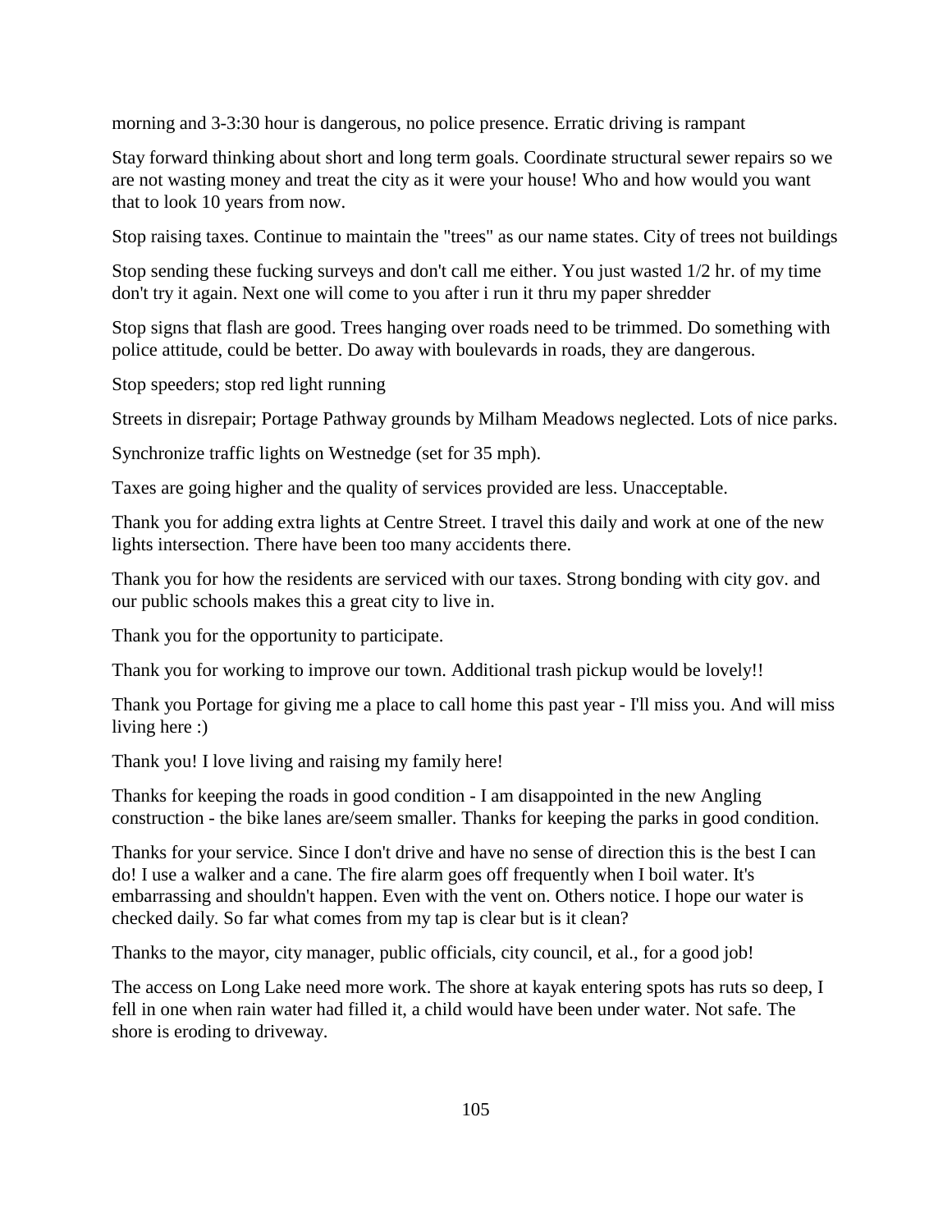morning and 3-3:30 hour is dangerous, no police presence. Erratic driving is rampant

Stay forward thinking about short and long term goals. Coordinate structural sewer repairs so we are not wasting money and treat the city as it were your house! Who and how would you want that to look 10 years from now.

Stop raising taxes. Continue to maintain the "trees" as our name states. City of trees not buildings

Stop sending these fucking surveys and don't call me either. You just wasted 1/2 hr. of my time don't try it again. Next one will come to you after i run it thru my paper shredder

Stop signs that flash are good. Trees hanging over roads need to be trimmed. Do something with police attitude, could be better. Do away with boulevards in roads, they are dangerous.

Stop speeders; stop red light running

Streets in disrepair; Portage Pathway grounds by Milham Meadows neglected. Lots of nice parks.

Synchronize traffic lights on Westnedge (set for 35 mph).

Taxes are going higher and the quality of services provided are less. Unacceptable.

Thank you for adding extra lights at Centre Street. I travel this daily and work at one of the new lights intersection. There have been too many accidents there.

Thank you for how the residents are serviced with our taxes. Strong bonding with city gov. and our public schools makes this a great city to live in.

Thank you for the opportunity to participate.

Thank you for working to improve our town. Additional trash pickup would be lovely!!

Thank you Portage for giving me a place to call home this past year - I'll miss you. And will miss living here :)

Thank you! I love living and raising my family here!

Thanks for keeping the roads in good condition - I am disappointed in the new Angling construction - the bike lanes are/seem smaller. Thanks for keeping the parks in good condition.

Thanks for your service. Since I don't drive and have no sense of direction this is the best I can do! I use a walker and a cane. The fire alarm goes off frequently when I boil water. It's embarrassing and shouldn't happen. Even with the vent on. Others notice. I hope our water is checked daily. So far what comes from my tap is clear but is it clean?

Thanks to the mayor, city manager, public officials, city council, et al., for a good job!

The access on Long Lake need more work. The shore at kayak entering spots has ruts so deep, I fell in one when rain water had filled it, a child would have been under water. Not safe. The shore is eroding to driveway.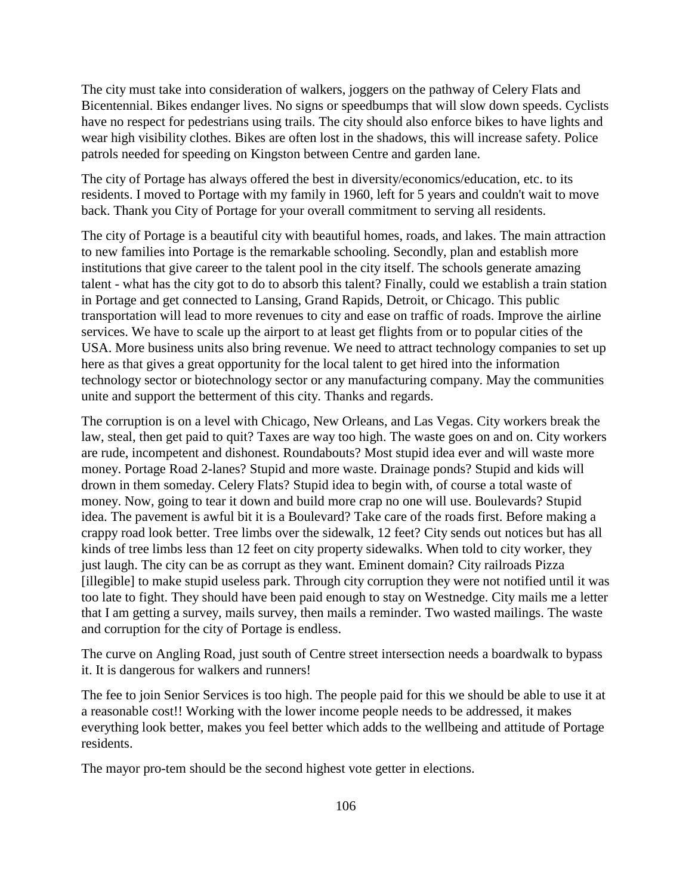The city must take into consideration of walkers, joggers on the pathway of Celery Flats and Bicentennial. Bikes endanger lives. No signs or speedbumps that will slow down speeds. Cyclists have no respect for pedestrians using trails. The city should also enforce bikes to have lights and wear high visibility clothes. Bikes are often lost in the shadows, this will increase safety. Police patrols needed for speeding on Kingston between Centre and garden lane.

The city of Portage has always offered the best in diversity/economics/education, etc. to its residents. I moved to Portage with my family in 1960, left for 5 years and couldn't wait to move back. Thank you City of Portage for your overall commitment to serving all residents.

The city of Portage is a beautiful city with beautiful homes, roads, and lakes. The main attraction to new families into Portage is the remarkable schooling. Secondly, plan and establish more institutions that give career to the talent pool in the city itself. The schools generate amazing talent - what has the city got to do to absorb this talent? Finally, could we establish a train station in Portage and get connected to Lansing, Grand Rapids, Detroit, or Chicago. This public transportation will lead to more revenues to city and ease on traffic of roads. Improve the airline services. We have to scale up the airport to at least get flights from or to popular cities of the USA. More business units also bring revenue. We need to attract technology companies to set up here as that gives a great opportunity for the local talent to get hired into the information technology sector or biotechnology sector or any manufacturing company. May the communities unite and support the betterment of this city. Thanks and regards.

The corruption is on a level with Chicago, New Orleans, and Las Vegas. City workers break the law, steal, then get paid to quit? Taxes are way too high. The waste goes on and on. City workers are rude, incompetent and dishonest. Roundabouts? Most stupid idea ever and will waste more money. Portage Road 2-lanes? Stupid and more waste. Drainage ponds? Stupid and kids will drown in them someday. Celery Flats? Stupid idea to begin with, of course a total waste of money. Now, going to tear it down and build more crap no one will use. Boulevards? Stupid idea. The pavement is awful bit it is a Boulevard? Take care of the roads first. Before making a crappy road look better. Tree limbs over the sidewalk, 12 feet? City sends out notices but has all kinds of tree limbs less than 12 feet on city property sidewalks. When told to city worker, they just laugh. The city can be as corrupt as they want. Eminent domain? City railroads Pizza [illegible] to make stupid useless park. Through city corruption they were not notified until it was too late to fight. They should have been paid enough to stay on Westnedge. City mails me a letter that I am getting a survey, mails survey, then mails a reminder. Two wasted mailings. The waste and corruption for the city of Portage is endless.

The curve on Angling Road, just south of Centre street intersection needs a boardwalk to bypass it. It is dangerous for walkers and runners!

The fee to join Senior Services is too high. The people paid for this we should be able to use it at a reasonable cost!! Working with the lower income people needs to be addressed, it makes everything look better, makes you feel better which adds to the wellbeing and attitude of Portage residents.

The mayor pro-tem should be the second highest vote getter in elections.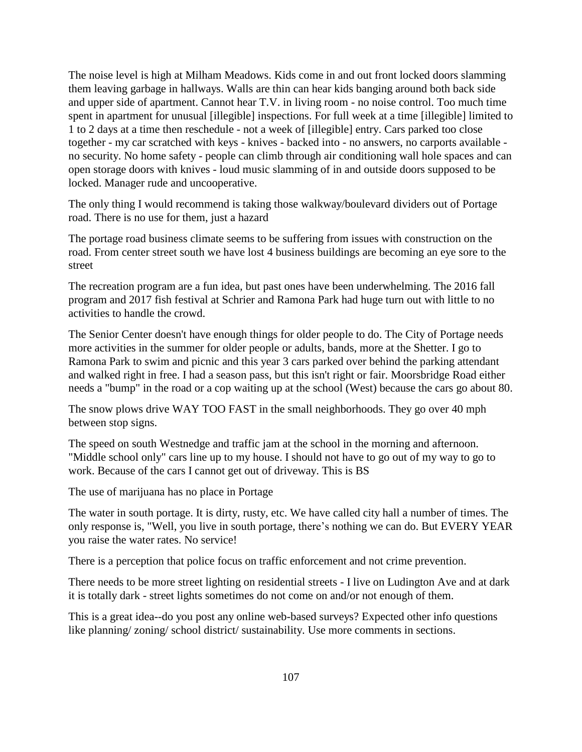The noise level is high at Milham Meadows. Kids come in and out front locked doors slamming them leaving garbage in hallways. Walls are thin can hear kids banging around both back side and upper side of apartment. Cannot hear T.V. in living room - no noise control. Too much time spent in apartment for unusual [illegible] inspections. For full week at a time [illegible] limited to 1 to 2 days at a time then reschedule - not a week of [illegible] entry. Cars parked too close together - my car scratched with keys - knives - backed into - no answers, no carports available - no security. No home safety - people can climb through air conditioning wall hole spaces and can open storage doors with knives - loud music slamming of in and outside doors supposed to be locked. Manager rude and uncooperative.

The only thing I would recommend is taking those walkway/boulevard dividers out of Portage road. There is no use for them, just a hazard

The portage road business climate seems to be suffering from issues with construction on the road. From center street south we have lost 4 business buildings are becoming an eye sore to the street

The recreation program are a fun idea, but past ones have been underwhelming. The 2016 fall program and 2017 fish festival at Schrier and Ramona Park had huge turn out with little to no activities to handle the crowd.

The Senior Center doesn't have enough things for older people to do. The City of Portage needs more activities in the summer for older people or adults, bands, more at the Shetter. I go to Ramona Park to swim and picnic and this year 3 cars parked over behind the parking attendant and walked right in free. I had a season pass, but this isn't right or fair. Moorsbridge Road either needs a "bump" in the road or a cop waiting up at the school (West) because the cars go about 80.

The snow plows drive WAY TOO FAST in the small neighborhoods. They go over 40 mph between stop signs.

The speed on south Westnedge and traffic jam at the school in the morning and afternoon. "Middle school only" cars line up to my house. I should not have to go out of my way to go to work. Because of the cars I cannot get out of driveway. This is BS

The use of marijuana has no place in Portage

The water in south portage. It is dirty, rusty, etc. We have called city hall a number of times. The only response is, "Well, you live in south portage, there's nothing we can do. But EVERY YEAR you raise the water rates. No service!

There is a perception that police focus on traffic enforcement and not crime prevention.

There needs to be more street lighting on residential streets - I live on Ludington Ave and at dark it is totally dark - street lights sometimes do not come on and/or not enough of them.

This is a great idea--do you post any online web-based surveys? Expected other info questions like planning/ zoning/ school district/ sustainability. Use more comments in sections.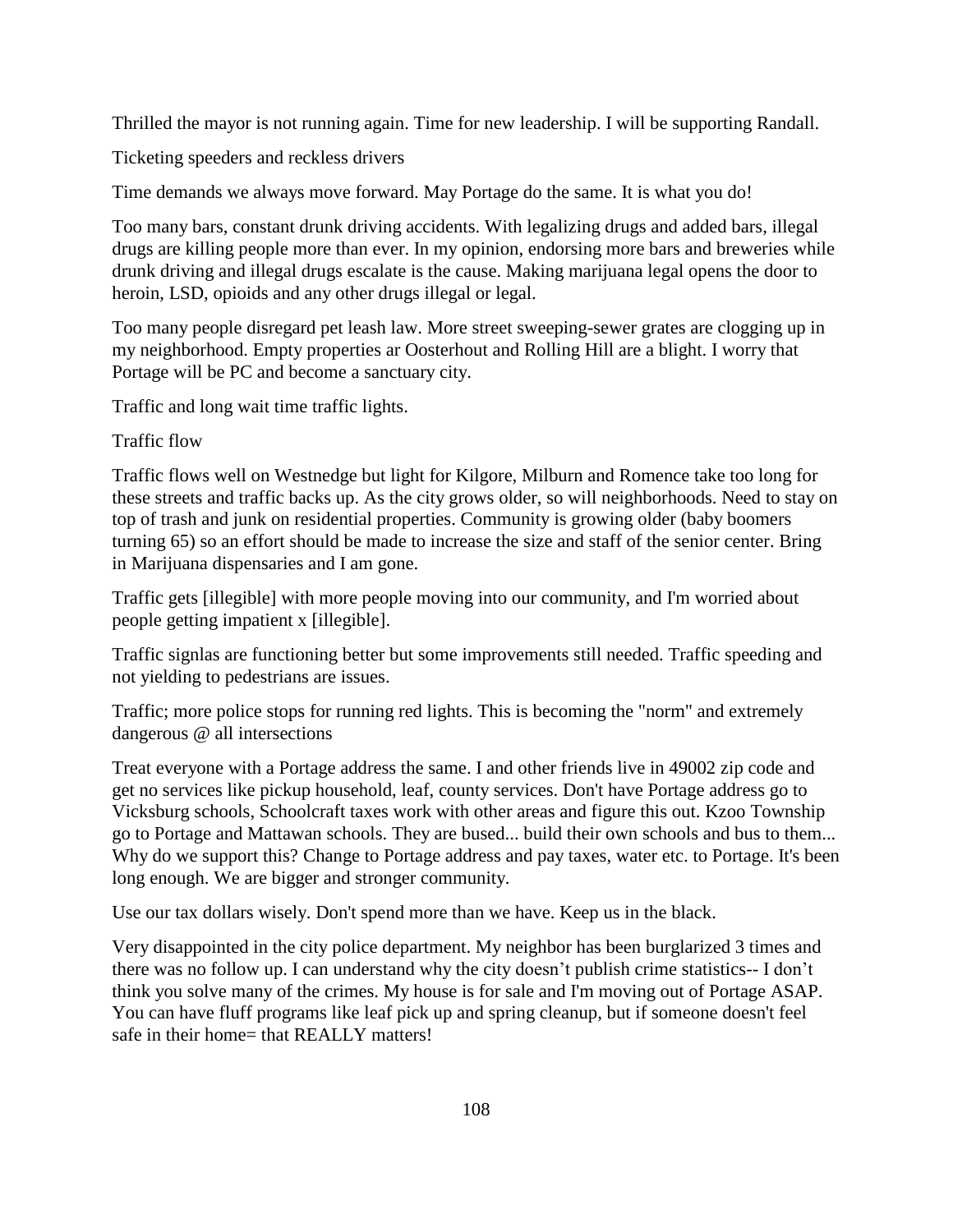Thrilled the mayor is not running again. Time for new leadership. I will be supporting Randall.

Ticketing speeders and reckless drivers

Time demands we always move forward. May Portage do the same. It is what you do!

Too many bars, constant drunk driving accidents. With legalizing drugs and added bars, illegal drugs are killing people more than ever. In my opinion, endorsing more bars and breweries while drunk driving and illegal drugs escalate is the cause. Making marijuana legal opens the door to heroin, LSD, opioids and any other drugs illegal or legal.

Too many people disregard pet leash law. More street sweeping-sewer grates are clogging up in my neighborhood. Empty properties ar Oosterhout and Rolling Hill are a blight. I worry that Portage will be PC and become a sanctuary city.

Traffic and long wait time traffic lights.

Traffic flow

Traffic flows well on Westnedge but light for Kilgore, Milburn and Romence take too long for these streets and traffic backs up. As the city grows older, so will neighborhoods. Need to stay on top of trash and junk on residential properties. Community is growing older (baby boomers turning 65) so an effort should be made to increase the size and staff of the senior center. Bring in Marijuana dispensaries and I am gone.

Traffic gets [illegible] with more people moving into our community, and I'm worried about people getting impatient x [illegible].

Traffic signlas are functioning better but some improvements still needed. Traffic speeding and not yielding to pedestrians are issues.

Traffic; more police stops for running red lights. This is becoming the "norm" and extremely dangerous @ all intersections

Treat everyone with a Portage address the same. I and other friends live in 49002 zip code and get no services like pickup household, leaf, county services. Don't have Portage address go to Vicksburg schools, Schoolcraft taxes work with other areas and figure this out. Kzoo Township go to Portage and Mattawan schools. They are bused... build their own schools and bus to them... Why do we support this? Change to Portage address and pay taxes, water etc. to Portage. It's been long enough. We are bigger and stronger community.

Use our tax dollars wisely. Don't spend more than we have. Keep us in the black.

Very disappointed in the city police department. My neighbor has been burglarized 3 times and there was no follow up. I can understand why the city doesn't publish crime statistics-- I don't think you solve many of the crimes. My house is for sale and I'm moving out of Portage ASAP. You can have fluff programs like leaf pick up and spring cleanup, but if someone doesn't feel safe in their home= that REALLY matters!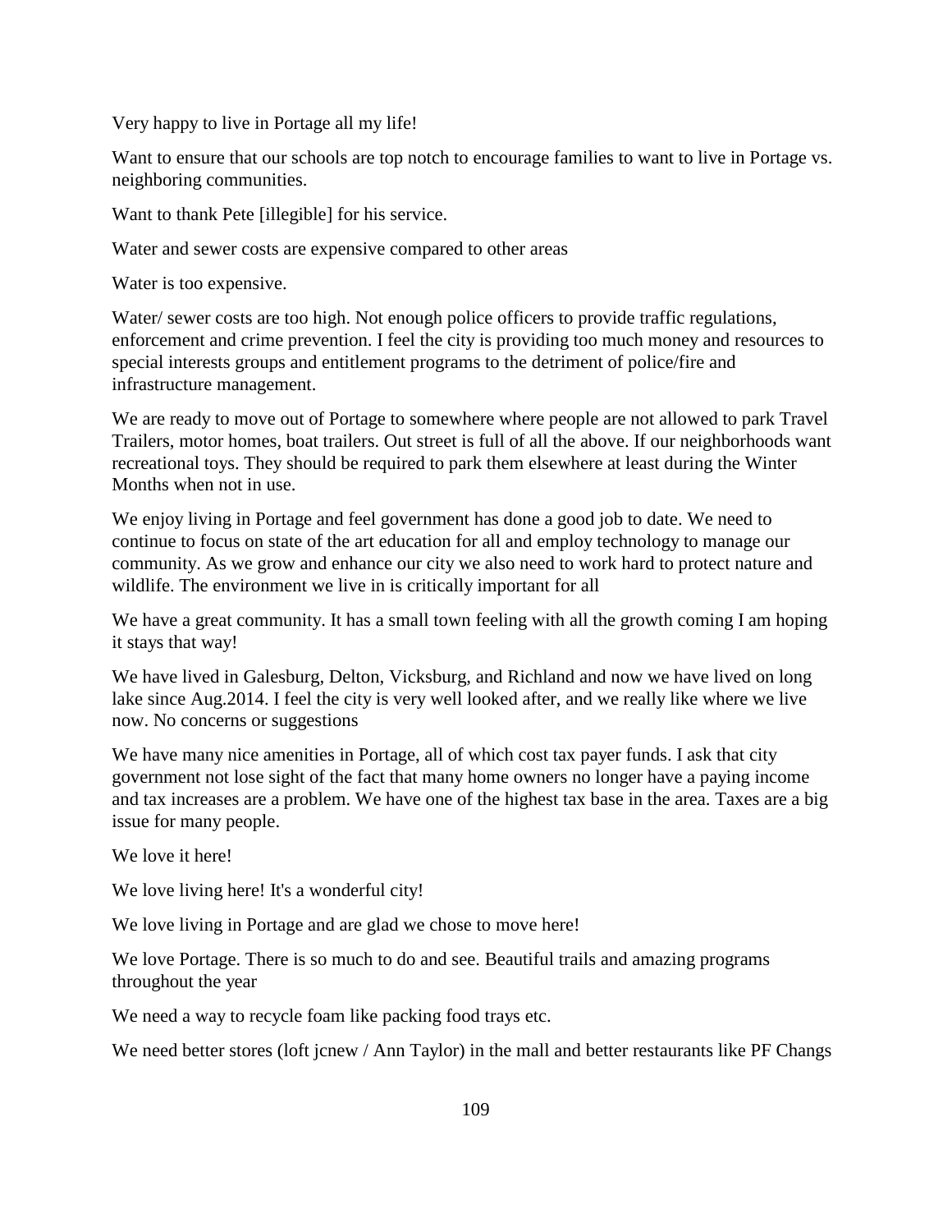Very happy to live in Portage all my life!

Want to ensure that our schools are top notch to encourage families to want to live in Portage vs. neighboring communities.

Want to thank Pete [illegible] for his service.

Water and sewer costs are expensive compared to other areas

Water is too expensive.

Water/ sewer costs are too high. Not enough police officers to provide traffic regulations, enforcement and crime prevention. I feel the city is providing too much money and resources to special interests groups and entitlement programs to the detriment of police/fire and infrastructure management.

We are ready to move out of Portage to somewhere where people are not allowed to park Travel Trailers, motor homes, boat trailers. Out street is full of all the above. If our neighborhoods want recreational toys. They should be required to park them elsewhere at least during the Winter Months when not in use.

We enjoy living in Portage and feel government has done a good job to date. We need to continue to focus on state of the art education for all and employ technology to manage our community. As we grow and enhance our city we also need to work hard to protect nature and wildlife. The environment we live in is critically important for all

We have a great community. It has a small town feeling with all the growth coming I am hoping it stays that way!

We have lived in Galesburg, Delton, Vicksburg, and Richland and now we have lived on long lake since Aug.2014. I feel the city is very well looked after, and we really like where we live now. No concerns or suggestions

We have many nice amenities in Portage, all of which cost tax payer funds. I ask that city government not lose sight of the fact that many home owners no longer have a paying income and tax increases are a problem. We have one of the highest tax base in the area. Taxes are a big issue for many people.

We love it here!

We love living here! It's a wonderful city!

We love living in Portage and are glad we chose to move here!

We love Portage. There is so much to do and see. Beautiful trails and amazing programs throughout the year

We need a way to recycle foam like packing food trays etc.

We need better stores (loft jcnew / Ann Taylor) in the mall and better restaurants like PF Changs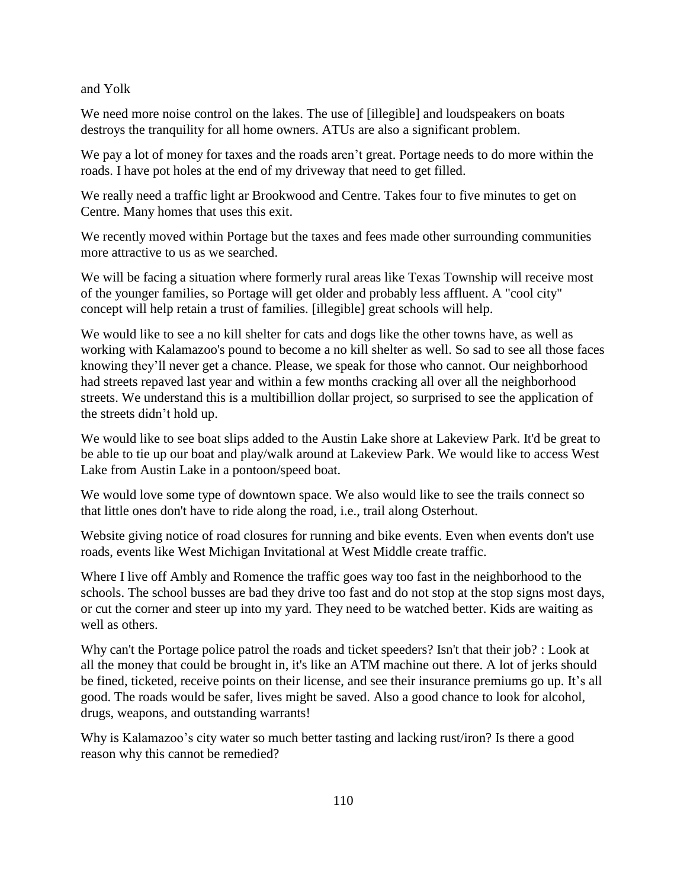and Yolk

We need more noise control on the lakes. The use of [illegible] and loudspeakers on boats destroys the tranquility for all home owners. ATUs are also a significant problem.

We pay a lot of money for taxes and the roads aren't great. Portage needs to do more within the roads. I have pot holes at the end of my driveway that need to get filled.

We really need a traffic light ar Brookwood and Centre. Takes four to five minutes to get on Centre. Many homes that uses this exit.

We recently moved within Portage but the taxes and fees made other surrounding communities more attractive to us as we searched.

We will be facing a situation where formerly rural areas like Texas Township will receive most of the younger families, so Portage will get older and probably less affluent. A "cool city" concept will help retain a trust of families. [illegible] great schools will help.

We would like to see a no kill shelter for cats and dogs like the other towns have, as well as working with Kalamazoo's pound to become a no kill shelter as well. So sad to see all those faces knowing they'll never get a chance. Please, we speak for those who cannot. Our neighborhood had streets repaved last year and within a few months cracking all over all the neighborhood streets. We understand this is a multibillion dollar project, so surprised to see the application of the streets didn't hold up.

We would like to see boat slips added to the Austin Lake shore at Lakeview Park. It'd be great to be able to tie up our boat and play/walk around at Lakeview Park. We would like to access West Lake from Austin Lake in a pontoon/speed boat.

We would love some type of downtown space. We also would like to see the trails connect so that little ones don't have to ride along the road, i.e., trail along Osterhout.

Website giving notice of road closures for running and bike events. Even when events don't use roads, events like West Michigan Invitational at West Middle create traffic.

Where I live off Ambly and Romence the traffic goes way too fast in the neighborhood to the schools. The school busses are bad they drive too fast and do not stop at the stop signs most days, or cut the corner and steer up into my yard. They need to be watched better. Kids are waiting as well as others.

Why can't the Portage police patrol the roads and ticket speeders? Isn't that their job? : Look at all the money that could be brought in, it's like an ATM machine out there. A lot of jerks should be fined, ticketed, receive points on their license, and see their insurance premiums go up. It's all good. The roads would be safer, lives might be saved. Also a good chance to look for alcohol, drugs, weapons, and outstanding warrants!

Why is Kalamazoo's city water so much better tasting and lacking rust/iron? Is there a good reason why this cannot be remedied?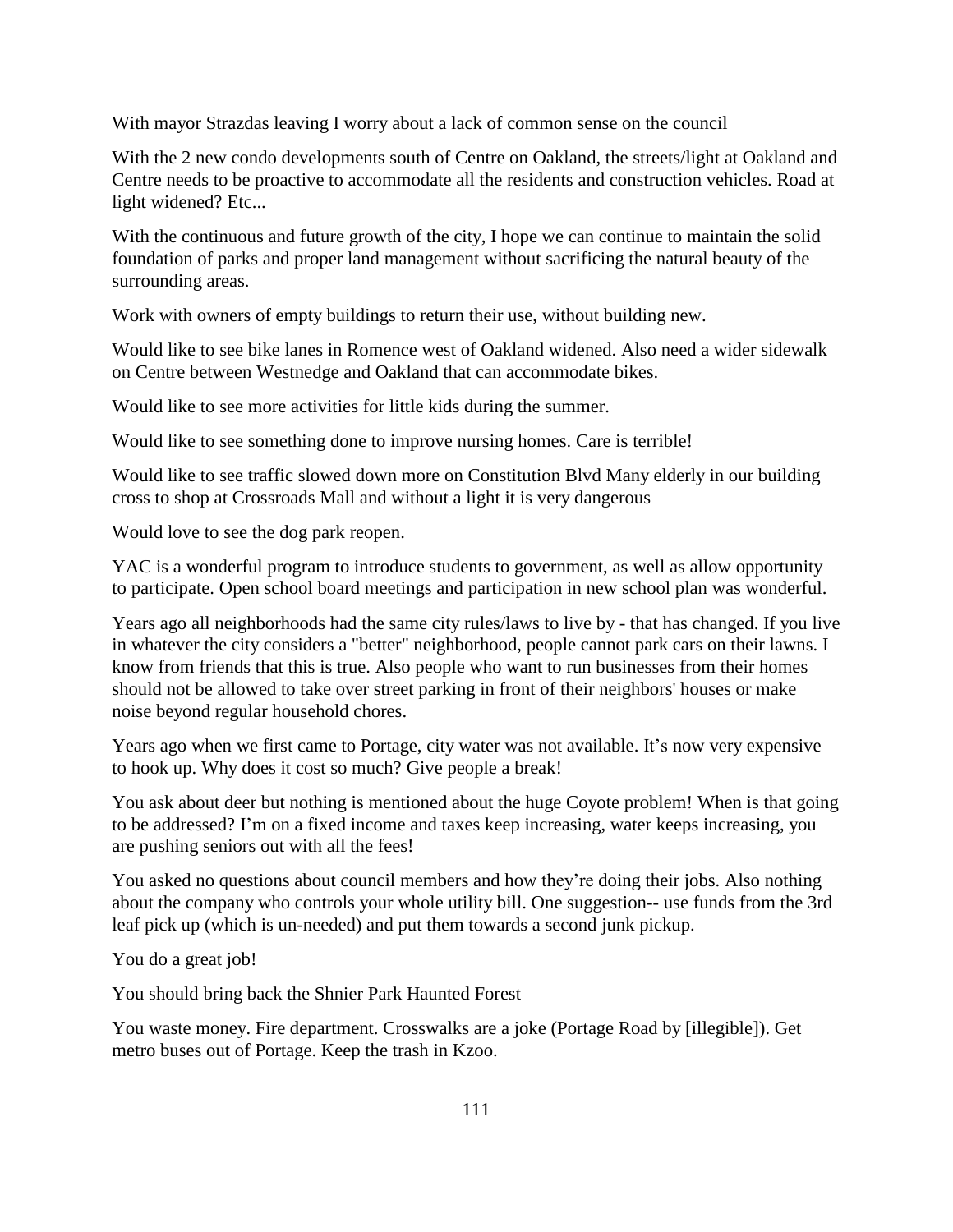With mayor Strazdas leaving I worry about a lack of common sense on the council

With the 2 new condo developments south of Centre on Oakland, the streets/light at Oakland and Centre needs to be proactive to accommodate all the residents and construction vehicles. Road at light widened? Etc...

With the continuous and future growth of the city, I hope we can continue to maintain the solid foundation of parks and proper land management without sacrificing the natural beauty of the surrounding areas.

Work with owners of empty buildings to return their use, without building new.

Would like to see bike lanes in Romence west of Oakland widened. Also need a wider sidewalk on Centre between Westnedge and Oakland that can accommodate bikes.

Would like to see more activities for little kids during the summer.

Would like to see something done to improve nursing homes. Care is terrible!

Would like to see traffic slowed down more on Constitution Blvd Many elderly in our building cross to shop at Crossroads Mall and without a light it is very dangerous

Would love to see the dog park reopen.

YAC is a wonderful program to introduce students to government, as well as allow opportunity to participate. Open school board meetings and participation in new school plan was wonderful.

Years ago all neighborhoods had the same city rules/laws to live by - that has changed. If you live in whatever the city considers a "better" neighborhood, people cannot park cars on their lawns. I know from friends that this is true. Also people who want to run businesses from their homes should not be allowed to take over street parking in front of their neighbors' houses or make noise beyond regular household chores.

Years ago when we first came to Portage, city water was not available. It's now very expensive to hook up. Why does it cost so much? Give people a break!

You ask about deer but nothing is mentioned about the huge Coyote problem! When is that going to be addressed? I'm on a fixed income and taxes keep increasing, water keeps increasing, you are pushing seniors out with all the fees!

You asked no questions about council members and how they're doing their jobs. Also nothing about the company who controls your whole utility bill. One suggestion-- use funds from the 3rd leaf pick up (which is un-needed) and put them towards a second junk pickup.

You do a great job!

You should bring back the Shnier Park Haunted Forest

You waste money. Fire department. Crosswalks are a joke (Portage Road by [illegible]). Get metro buses out of Portage. Keep the trash in Kzoo.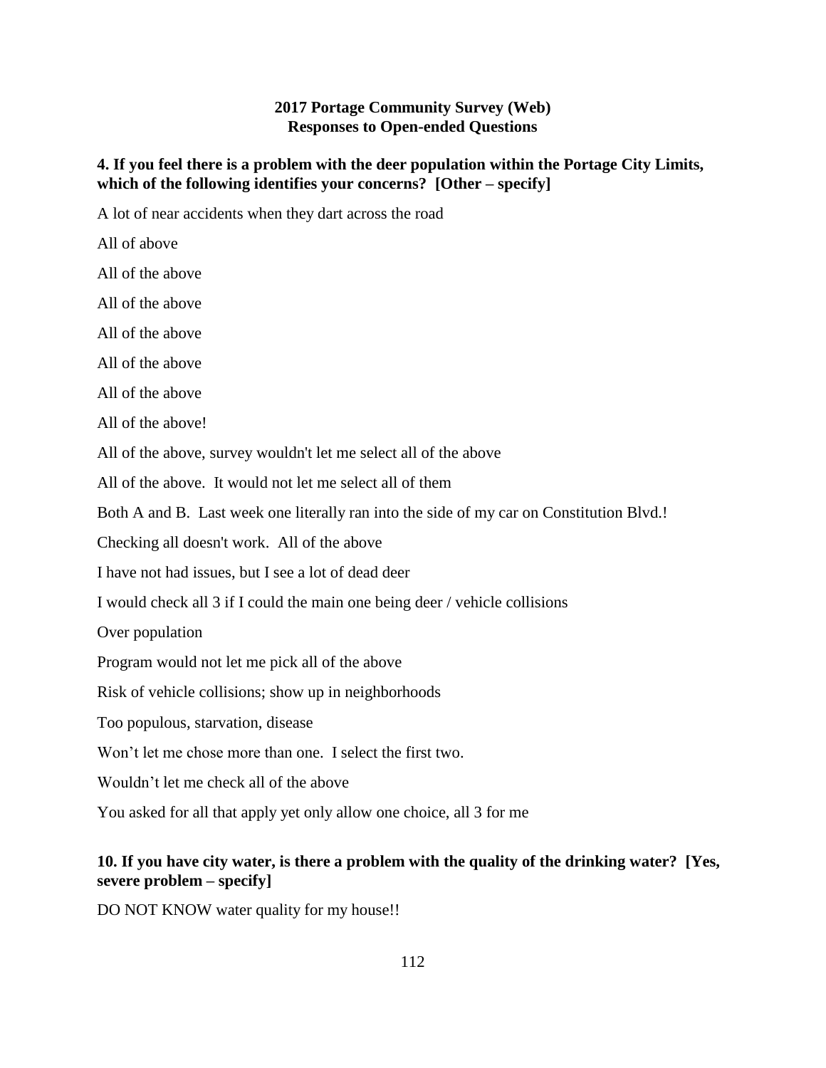**2017 Portage Community Survey (Web)**
**Responses to Open-ended Questions**

### 4. If you feel there is a problem with the deer population within the Portage City Limits, which of the following identifies your concerns? [Other – specify]

A lot of near accidents when they dart across the road

All of above

All of the above

All of the above

All of the above

All of the above

All of the above

All of the above!

All of the above, survey wouldn't let me select all of the above

All of the above. It would not let me select all of them

Both A and B. Last week one literally ran into the side of my car on Constitution Blvd.!

Checking all doesn't work. All of the above

I have not had issues, but I see a lot of dead deer

I would check all 3 if I could the main one being deer / vehicle collisions

Over population

Program would not let me pick all of the above

Risk of vehicle collisions; show up in neighborhoods

Too populous, starvation, disease

Won't let me chose more than one. I select the first two.

Wouldn't let me check all of the above

You asked for all that apply yet only allow one choice, all 3 for me

### 10. If you have city water, is there a problem with the quality of the drinking water? [Yes, severe problem – specify]

DO NOT KNOW water quality for my house!!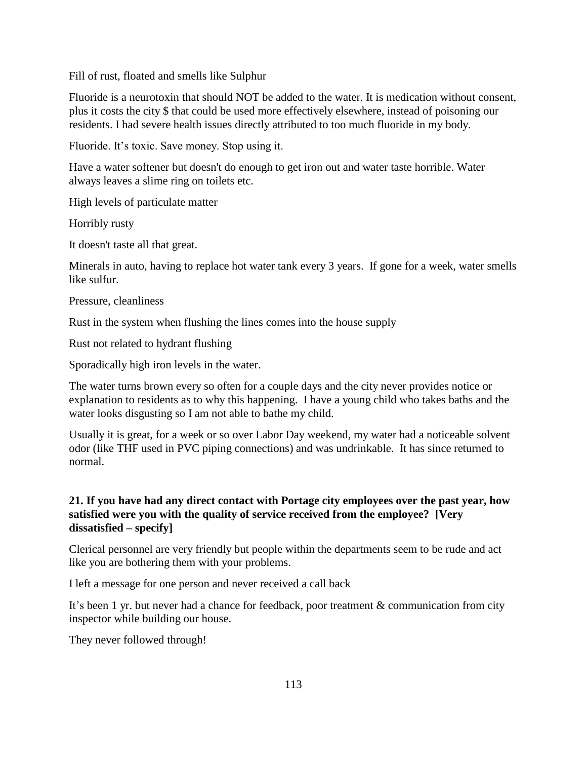Fill of rust, floated and smells like Sulphur

Fluoride is a neurotoxin that should NOT be added to the water. It is medication without consent, plus it costs the city $ that could be used more effectively elsewhere, instead of poisoning our residents. I had severe health issues directly attributed to too much fluoride in my body.

Fluoride. It's toxic. Save money. Stop using it.

Have a water softener but doesn't do enough to get iron out and water taste horrible. Water always leaves a slime ring on toilets etc.

High levels of particulate matter

Horribly rusty

It doesn't taste all that great.

Minerals in auto, having to replace hot water tank every 3 years. If gone for a week, water smells like sulfur.

Pressure, cleanliness

Rust in the system when flushing the lines comes into the house supply

Rust not related to hydrant flushing

Sporadically high iron levels in the water.

The water turns brown every so often for a couple days and the city never provides notice or explanation to residents as to why this happening. I have a young child who takes baths and the water looks disgusting so I am not able to bathe my child.

Usually it is great, for a week or so over Labor Day weekend, my water had a noticeable solvent odor (like THF used in PVC piping connections) and was undrinkable. It has since returned to normal.

**21. If you have had any direct contact with Portage city employees over the past year, how satisfied were you with the quality of service received from the employee? [Very dissatisfied – specify]**

Clerical personnel are very friendly but people within the departments seem to be rude and act like you are bothering them with your problems.

I left a message for one person and never received a call back

It's been 1 yr. but never had a chance for feedback, poor treatment & communication from city inspector while building our house.

They never followed through!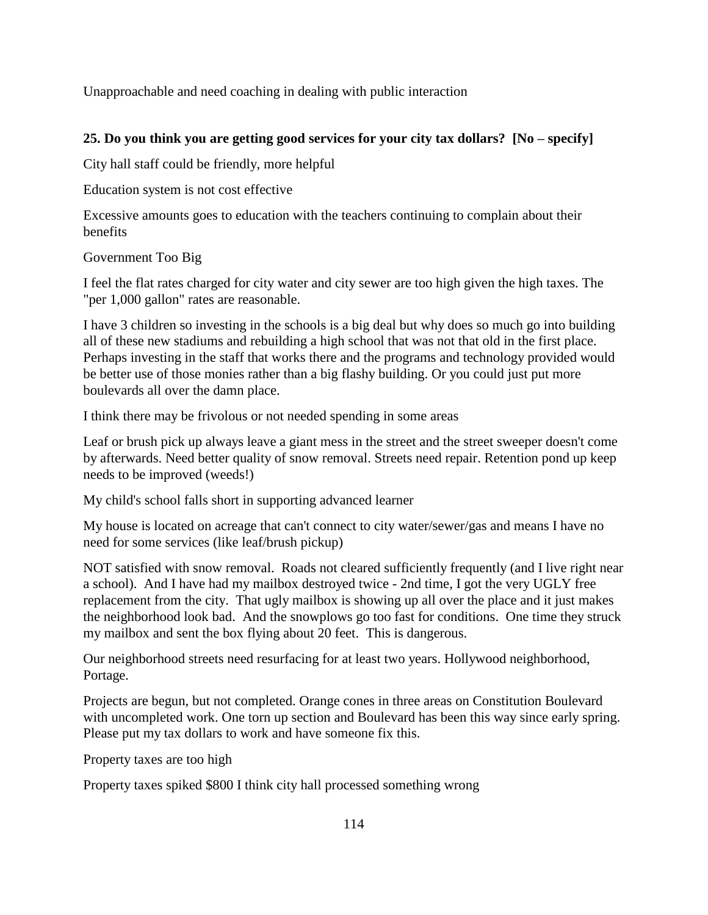Unapproachable and need coaching in dealing with public interaction

**25. Do you think you are getting good services for your city tax dollars? [No – specify]**

City hall staff could be friendly, more helpful

Education system is not cost effective

Excessive amounts goes to education with the teachers continuing to complain about their benefits

Government Too Big

I feel the flat rates charged for city water and city sewer are too high given the high taxes. The "per 1,000 gallon" rates are reasonable.

I have 3 children so investing in the schools is a big deal but why does so much go into building all of these new stadiums and rebuilding a high school that was not that old in the first place. Perhaps investing in the staff that works there and the programs and technology provided would be better use of those monies rather than a big flashy building. Or you could just put more boulevards all over the damn place.

I think there may be frivolous or not needed spending in some areas

Leaf or brush pick up always leave a giant mess in the street and the street sweeper doesn't come by afterwards. Need better quality of snow removal. Streets need repair. Retention pond up keep needs to be improved (weeds!)

My child's school falls short in supporting advanced learner

My house is located on acreage that can't connect to city water/sewer/gas and means I have no need for some services (like leaf/brush pickup)

NOT satisfied with snow removal. Roads not cleared sufficiently frequently (and I live right near a school). And I have had my mailbox destroyed twice - 2nd time, I got the very UGLY free replacement from the city. That ugly mailbox is showing up all over the place and it just makes the neighborhood look bad. And the snowplows go too fast for conditions. One time they struck my mailbox and sent the box flying about 20 feet. This is dangerous.

Our neighborhood streets need resurfacing for at least two years. Hollywood neighborhood, Portage.

Projects are begun, but not completed. Orange cones in three areas on Constitution Boulevard with uncompleted work. One torn up section and Boulevard has been this way since early spring. Please put my tax dollars to work and have someone fix this.

Property taxes are too high

Property taxes spiked $800 I think city hall processed something wrong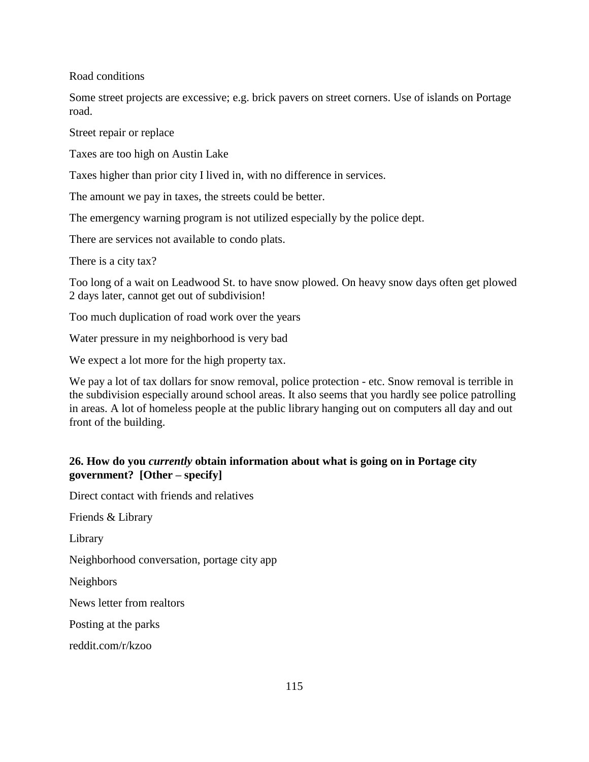Road conditions

Some street projects are excessive; e.g. brick pavers on street corners. Use of islands on Portage road.

Street repair or replace

Taxes are too high on Austin Lake

Taxes higher than prior city I lived in, with no difference in services.

The amount we pay in taxes, the streets could be better.

The emergency warning program is not utilized especially by the police dept.

There are services not available to condo plats.

There is a city tax?

Too long of a wait on Leadwood St. to have snow plowed. On heavy snow days often get plowed 2 days later, cannot get out of subdivision!

Too much duplication of road work over the years

Water pressure in my neighborhood is very bad

We expect a lot more for the high property tax.

We pay a lot of tax dollars for snow removal, police protection - etc. Snow removal is terrible in the subdivision especially around school areas. It also seems that you hardly see police patrolling in areas. A lot of homeless people at the public library hanging out on computers all day and out front of the building.

**26. How do you *currently* obtain information about what is going on in Portage city government? [Other – specify]**

Direct contact with friends and relatives

Friends & Library

Library

Neighborhood conversation, portage city app

Neighbors

News letter from realtors

Posting at the parks

reddit.com/r/kzoo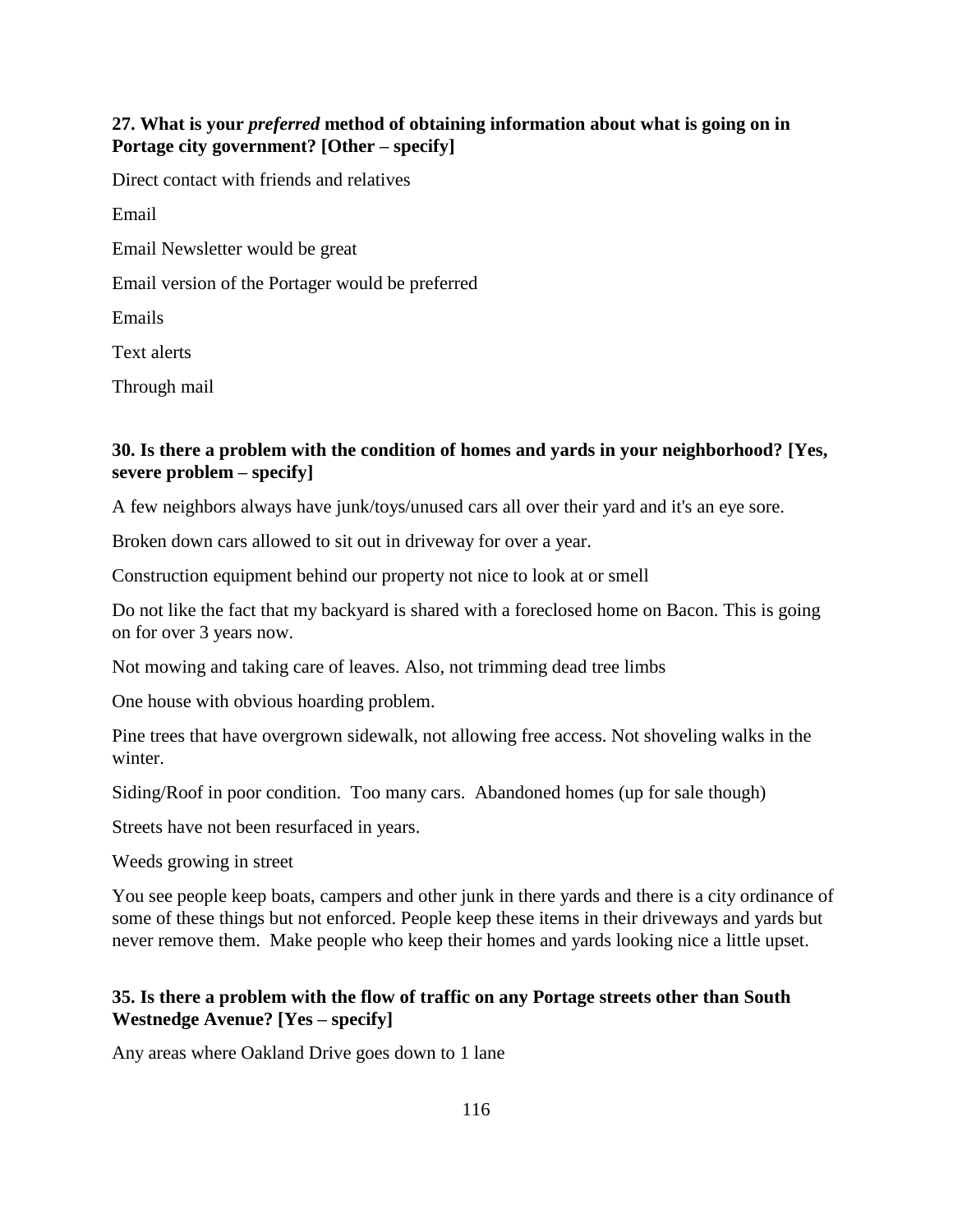**27. What is your *preferred* method of obtaining information about what is going on in Portage city government? [Other – specify]**

Direct contact with friends and relatives

Email

Email Newsletter would be great

Email version of the Portager would be preferred

Emails

Text alerts

Through mail

**30. Is there a problem with the condition of homes and yards in your neighborhood? [Yes, severe problem – specify]**

A few neighbors always have junk/toys/unused cars all over their yard and it's an eye sore.

Broken down cars allowed to sit out in driveway for over a year.

Construction equipment behind our property not nice to look at or smell

Do not like the fact that my backyard is shared with a foreclosed home on Bacon. This is going on for over 3 years now.

Not mowing and taking care of leaves. Also, not trimming dead tree limbs

One house with obvious hoarding problem.

Pine trees that have overgrown sidewalk, not allowing free access. Not shoveling walks in the winter.

Siding/Roof in poor condition. Too many cars. Abandoned homes (up for sale though)

Streets have not been resurfaced in years.

Weeds growing in street

You see people keep boats, campers and other junk in there yards and there is a city ordinance of some of these things but not enforced. People keep these items in their driveways and yards but never remove them. Make people who keep their homes and yards looking nice a little upset.

**35. Is there a problem with the flow of traffic on any Portage streets other than South Westnedge Avenue? [Yes – specify]**

Any areas where Oakland Drive goes down to 1 lane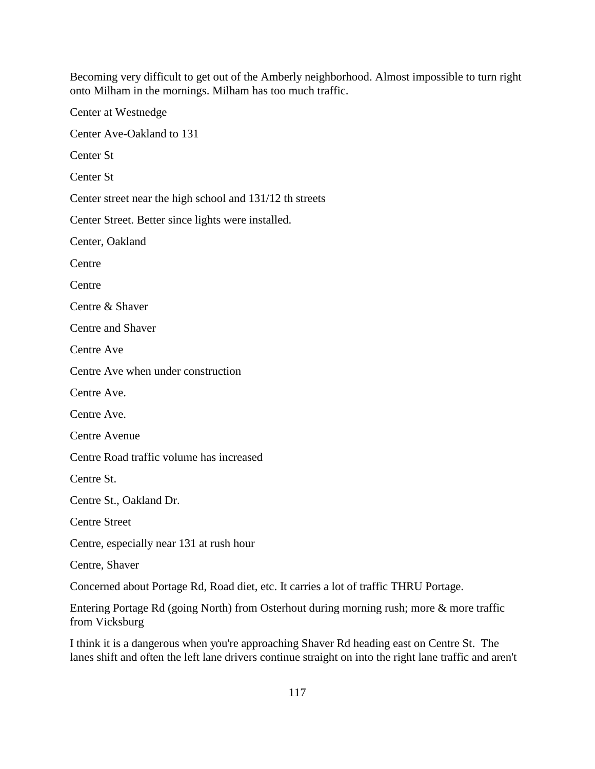Becoming very difficult to get out of the Amberly neighborhood. Almost impossible to turn right onto Milham in the mornings. Milham has too much traffic.

Center at Westnedge

Center Ave-Oakland to 131

Center St

Center St

Center street near the high school and 131/12 th streets

Center Street. Better since lights were installed.

Center, Oakland

Centre

Centre

Centre & Shaver

Centre and Shaver

Centre Ave

Centre Ave when under construction

Centre Ave.

Centre Ave.

Centre Avenue

Centre Road traffic volume has increased

Centre St.

Centre St., Oakland Dr.

Centre Street

Centre, especially near 131 at rush hour

Centre, Shaver

Concerned about Portage Rd, Road diet, etc. It carries a lot of traffic THRU Portage.

Entering Portage Rd (going North) from Osterhout during morning rush; more & more traffic from Vicksburg

I think it is a dangerous when you're approaching Shaver Rd heading east on Centre St. The lanes shift and often the left lane drivers continue straight on into the right lane traffic and aren't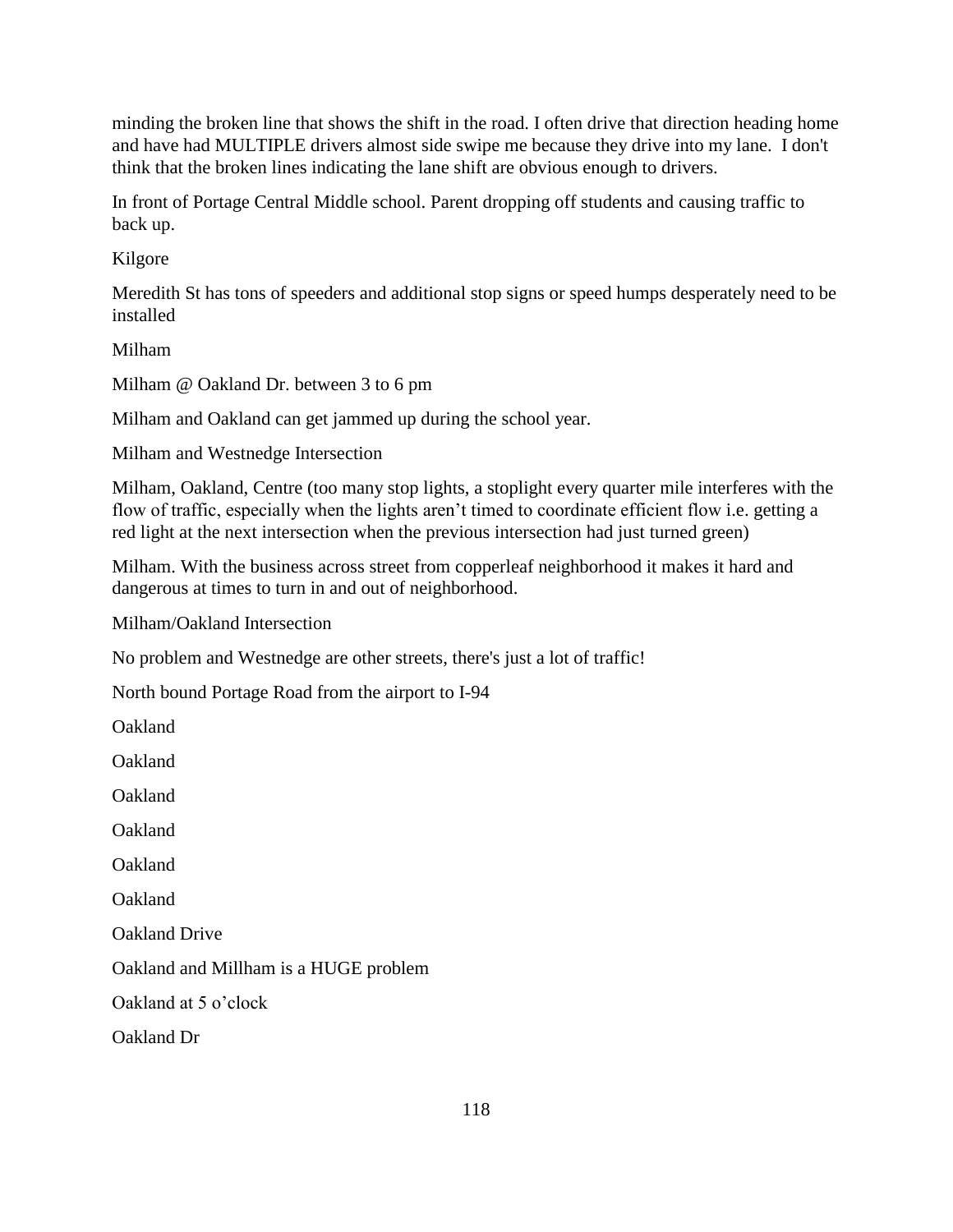minding the broken line that shows the shift in the road. I often drive that direction heading home and have had MULTIPLE drivers almost side swipe me because they drive into my lane. I don't think that the broken lines indicating the lane shift are obvious enough to drivers.

In front of Portage Central Middle school. Parent dropping off students and causing traffic to back up.

Kilgore

Meredith St has tons of speeders and additional stop signs or speed humps desperately need to be installed

Milham

Milham @ Oakland Dr. between 3 to 6 pm

Milham and Oakland can get jammed up during the school year.

Milham and Westnedge Intersection

Milham, Oakland, Centre (too many stop lights, a stoplight every quarter mile interferes with the flow of traffic, especially when the lights aren't timed to coordinate efficient flow i.e. getting a red light at the next intersection when the previous intersection had just turned green)

Milham. With the business across street from copperleaf neighborhood it makes it hard and dangerous at times to turn in and out of neighborhood.

Milham/Oakland Intersection

No problem and Westnedge are other streets, there's just a lot of traffic!

North bound Portage Road from the airport to I-94

Oakland

Oakland

Oakland

Oakland

Oakland

Oakland

Oakland Drive

Oakland and Millham is a HUGE problem

Oakland at 5 o'clock

Oakland Dr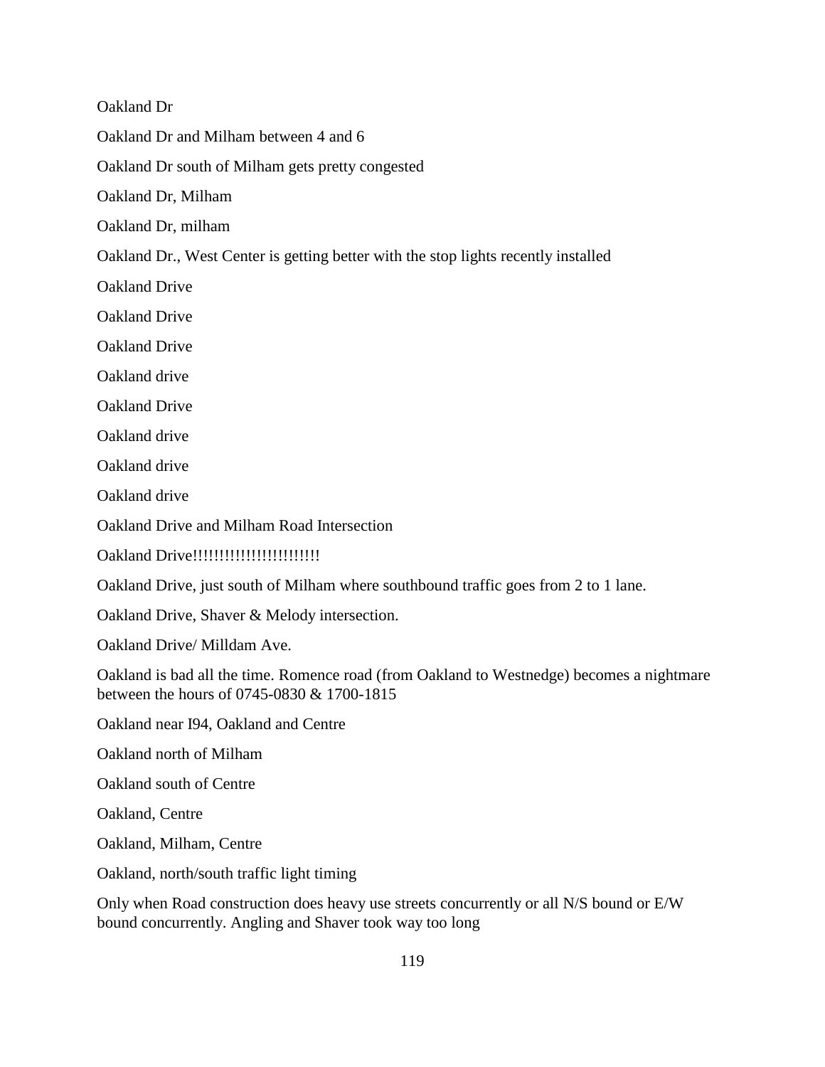Oakland Dr

Oakland Dr and Milham between 4 and 6

Oakland Dr south of Milham gets pretty congested

Oakland Dr, Milham

Oakland Dr, milham

Oakland Dr., West Center is getting better with the stop lights recently installed

Oakland Drive

Oakland Drive

Oakland Drive

Oakland drive

Oakland Drive

Oakland drive

Oakland drive

Oakland drive

Oakland Drive and Milham Road Intersection

Oakland Drive!!!!!!!!!!!!!!!!!!!!!!!!

Oakland Drive, just south of Milham where southbound traffic goes from 2 to 1 lane.

Oakland Drive, Shaver & Melody intersection.

Oakland Drive/ Milldam Ave.

Oakland is bad all the time. Romence road (from Oakland to Westnedge) becomes a nightmare between the hours of 0745-0830 & 1700-1815

Oakland near I94, Oakland and Centre

Oakland north of Milham

Oakland south of Centre

Oakland, Centre

Oakland, Milham, Centre

Oakland, north/south traffic light timing

Only when Road construction does heavy use streets concurrently or all N/S bound or E/W bound concurrently. Angling and Shaver took way too long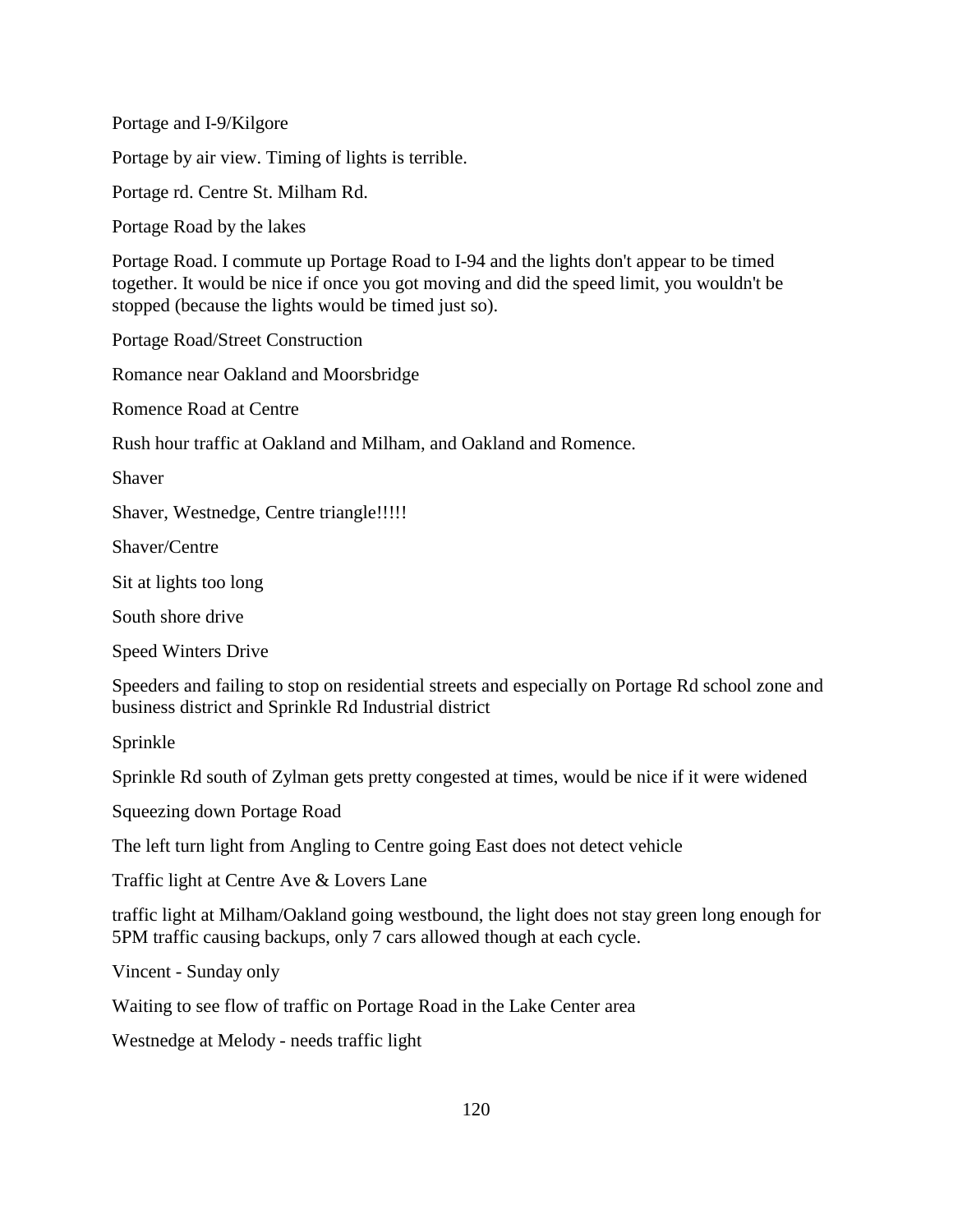Portage and I-9/Kilgore

Portage by air view. Timing of lights is terrible.

Portage rd. Centre St. Milham Rd.

Portage Road by the lakes

Portage Road. I commute up Portage Road to I-94 and the lights don't appear to be timed together. It would be nice if once you got moving and did the speed limit, you wouldn't be stopped (because the lights would be timed just so).

Portage Road/Street Construction

Romance near Oakland and Moorsbridge

Romence Road at Centre

Rush hour traffic at Oakland and Milham, and Oakland and Romence.

Shaver

Shaver, Westnedge, Centre triangle!!!!!

Shaver/Centre

Sit at lights too long

South shore drive

Speed Winters Drive

Speeders and failing to stop on residential streets and especially on Portage Rd school zone and business district and Sprinkle Rd Industrial district

Sprinkle

Sprinkle Rd south of Zylman gets pretty congested at times, would be nice if it were widened

Squeezing down Portage Road

The left turn light from Angling to Centre going East does not detect vehicle

Traffic light at Centre Ave & Lovers Lane

traffic light at Milham/Oakland going westbound, the light does not stay green long enough for 5PM traffic causing backups, only 7 cars allowed though at each cycle.

Vincent - Sunday only

Waiting to see flow of traffic on Portage Road in the Lake Center area

Westnedge at Melody - needs traffic light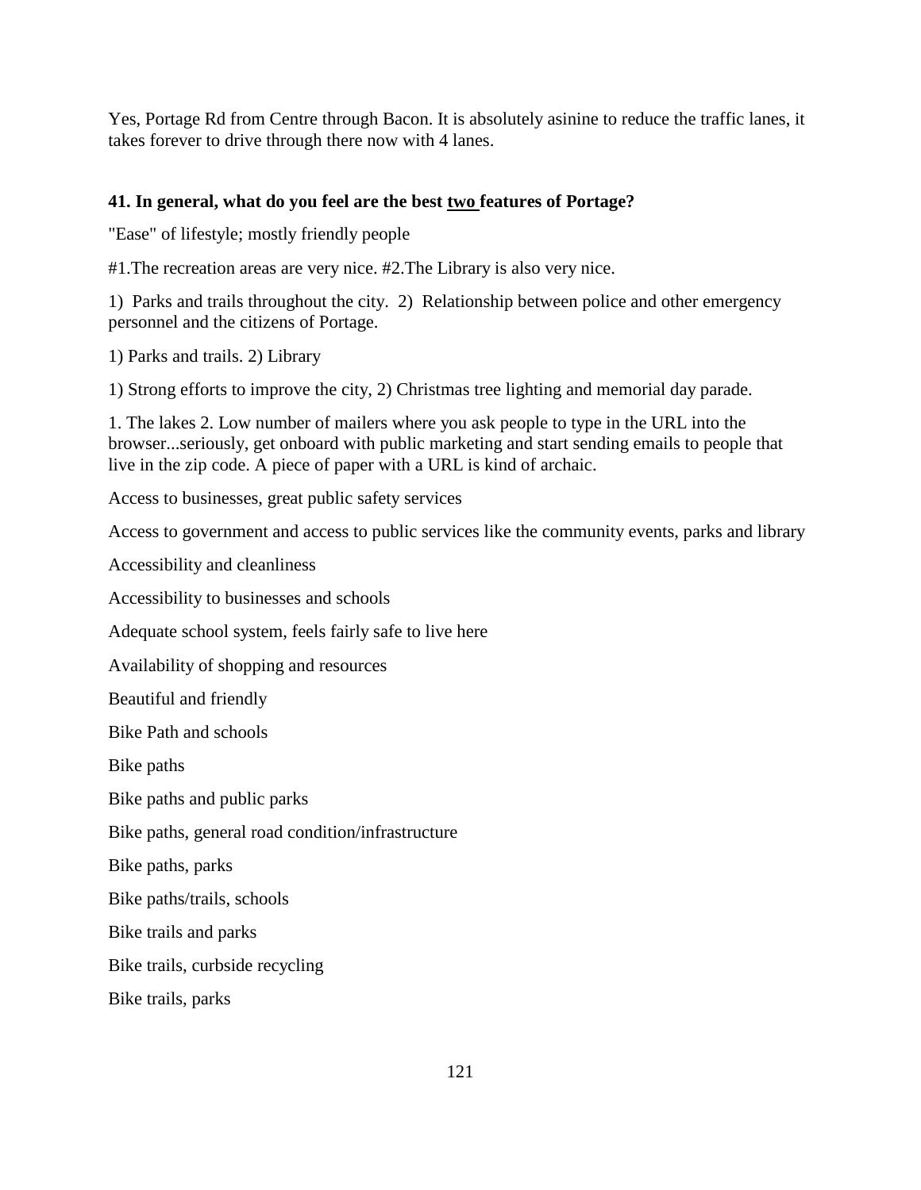Yes, Portage Rd from Centre through Bacon. It is absolutely asinine to reduce the traffic lanes, it takes forever to drive through there now with 4 lanes.

**41. In general, what do you feel are the best <u>two</u> features of Portage?**

"Ease" of lifestyle; mostly friendly people

#1.The recreation areas are very nice. #2.The Library is also very nice.

1) Parks and trails throughout the city. 2) Relationship between police and other emergency personnel and the citizens of Portage.

1) Parks and trails. 2) Library

1) Strong efforts to improve the city, 2) Christmas tree lighting and memorial day parade.

1. The lakes 2. Low number of mailers where you ask people to type in the URL into the browser...seriously, get onboard with public marketing and start sending emails to people that live in the zip code. A piece of paper with a URL is kind of archaic.

Access to businesses, great public safety services

Access to government and access to public services like the community events, parks and library

Accessibility and cleanliness

Accessibility to businesses and schools

Adequate school system, feels fairly safe to live here

Availability of shopping and resources

Beautiful and friendly

Bike Path and schools

Bike paths

Bike paths and public parks

Bike paths, general road condition/infrastructure

Bike paths, parks

Bike paths/trails, schools

Bike trails and parks

Bike trails, curbside recycling

Bike trails, parks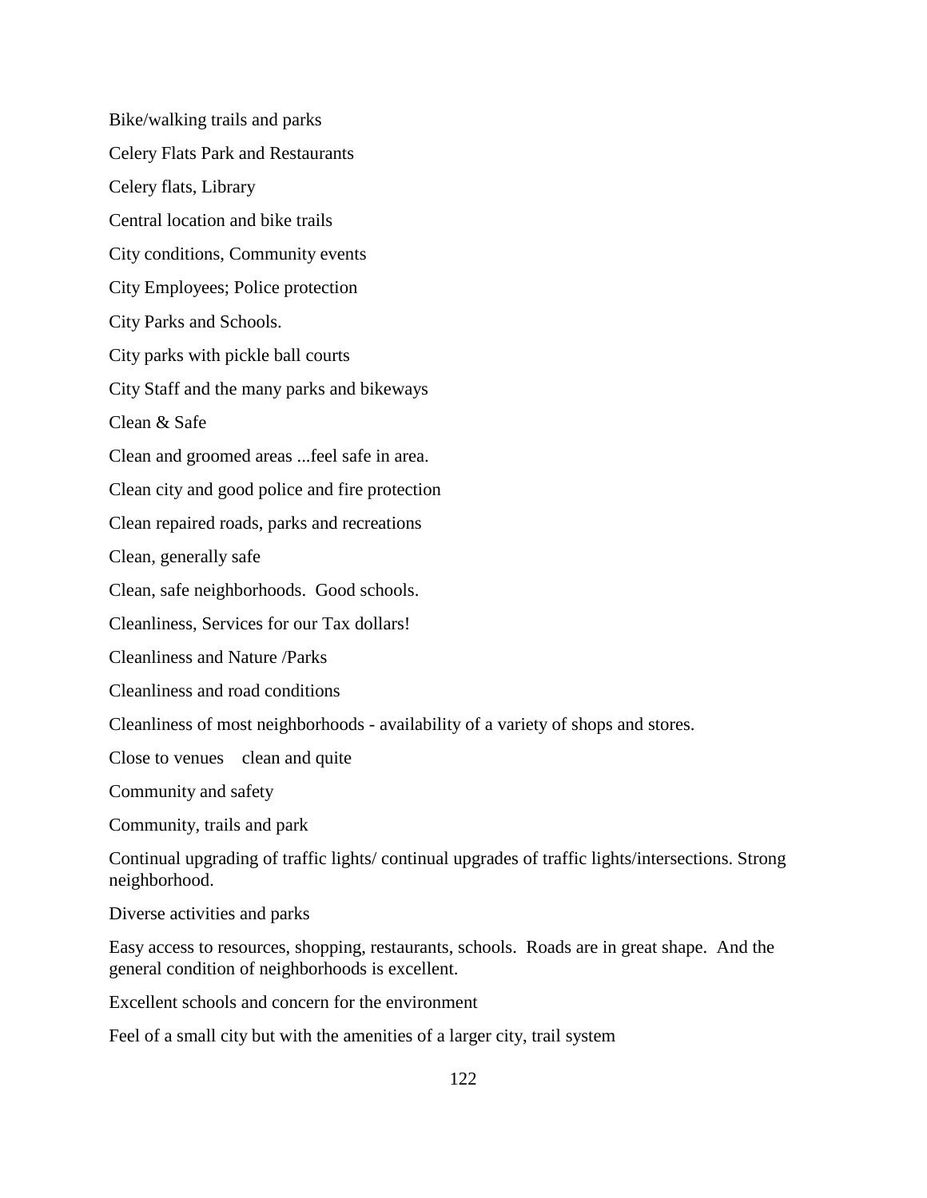Bike/walking trails and parks

Celery Flats Park and Restaurants

Celery flats, Library

Central location and bike trails

City conditions, Community events

City Employees; Police protection

City Parks and Schools.

City parks with pickle ball courts

City Staff and the many parks and bikeways

Clean & Safe

Clean and groomed areas ...feel safe in area.

Clean city and good police and fire protection

Clean repaired roads, parks and recreations

Clean, generally safe

Clean, safe neighborhoods.  Good schools.

Cleanliness, Services for our Tax dollars!

Cleanliness and Nature /Parks

Cleanliness and road conditions

Cleanliness of most neighborhoods - availability of a variety of shops and stores.

Close to venues    clean and quite

Community and safety

Community, trails and park

Continual upgrading of traffic lights/ continual upgrades of traffic lights/intersections. Strong neighborhood.

Diverse activities and parks

Easy access to resources, shopping, restaurants, schools.  Roads are in great shape.  And the general condition of neighborhoods is excellent.

Excellent schools and concern for the environment

Feel of a small city but with the amenities of a larger city, trail system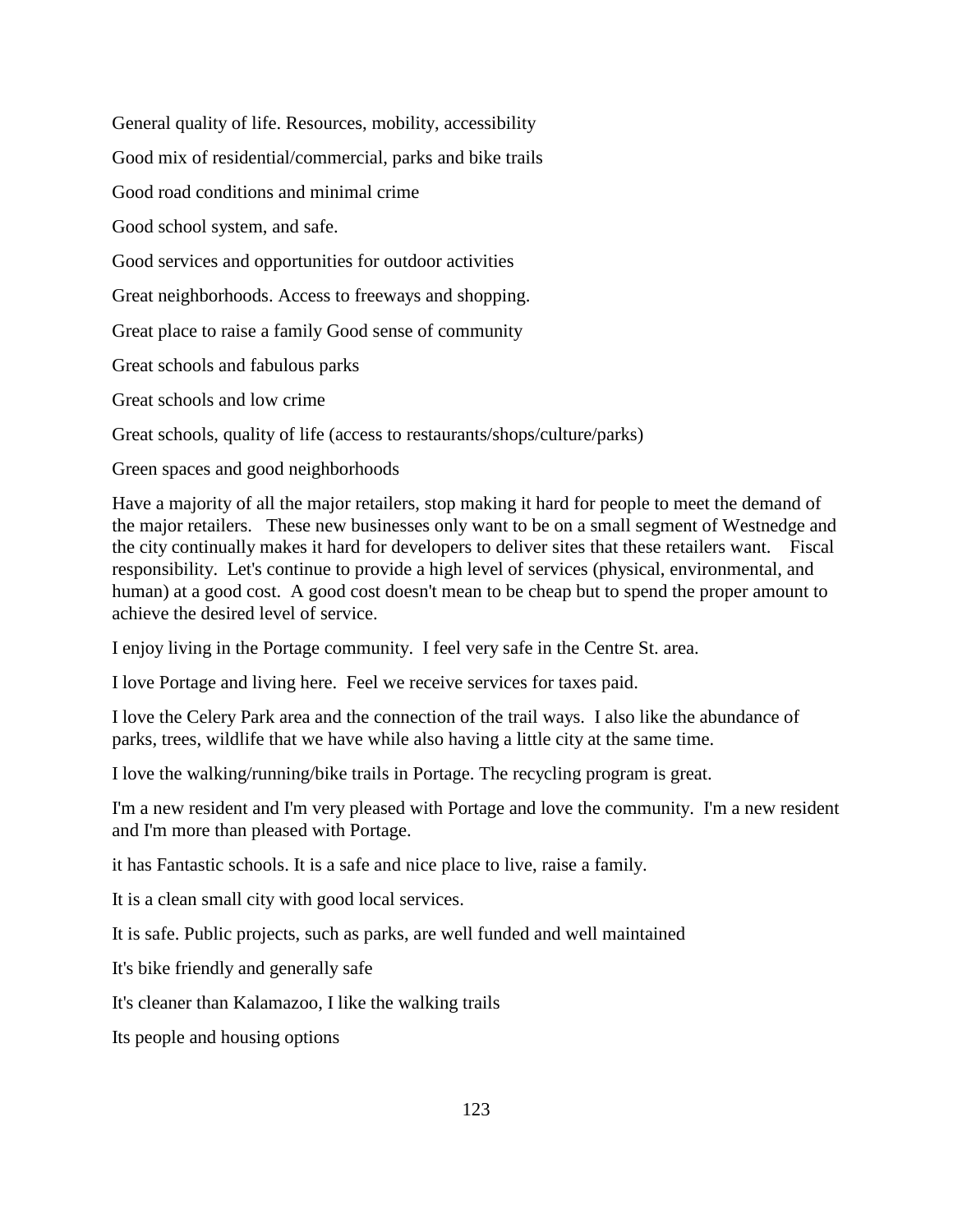General quality of life. Resources, mobility, accessibility

Good mix of residential/commercial, parks and bike trails

Good road conditions and minimal crime

Good school system, and safe.

Good services and opportunities for outdoor activities

Great neighborhoods. Access to freeways and shopping.

Great place to raise a family Good sense of community

Great schools and fabulous parks

Great schools and low crime

Great schools, quality of life (access to restaurants/shops/culture/parks)

Green spaces and good neighborhoods

Have a majority of all the major retailers, stop making it hard for people to meet the demand of the major retailers.   These new businesses only want to be on a small segment of Westnedge and the city continually makes it hard for developers to deliver sites that these retailers want.   Fiscal responsibility.  Let's continue to provide a high level of services (physical, environmental, and human) at a good cost.  A good cost doesn't mean to be cheap but to spend the proper amount to achieve the desired level of service.

I enjoy living in the Portage community.  I feel very safe in the Centre St. area.

I love Portage and living here.  Feel we receive services for taxes paid.

I love the Celery Park area and the connection of the trail ways.  I also like the abundance of parks, trees, wildlife that we have while also having a little city at the same time.

I love the walking/running/bike trails in Portage. The recycling program is great.

I'm a new resident and I'm very pleased with Portage and love the community.  I'm a new resident and I'm more than pleased with Portage.

it has Fantastic schools. It is a safe and nice place to live, raise a family.

It is a clean small city with good local services.

It is safe. Public projects, such as parks, are well funded and well maintained

It's bike friendly and generally safe

It's cleaner than Kalamazoo, I like the walking trails

Its people and housing options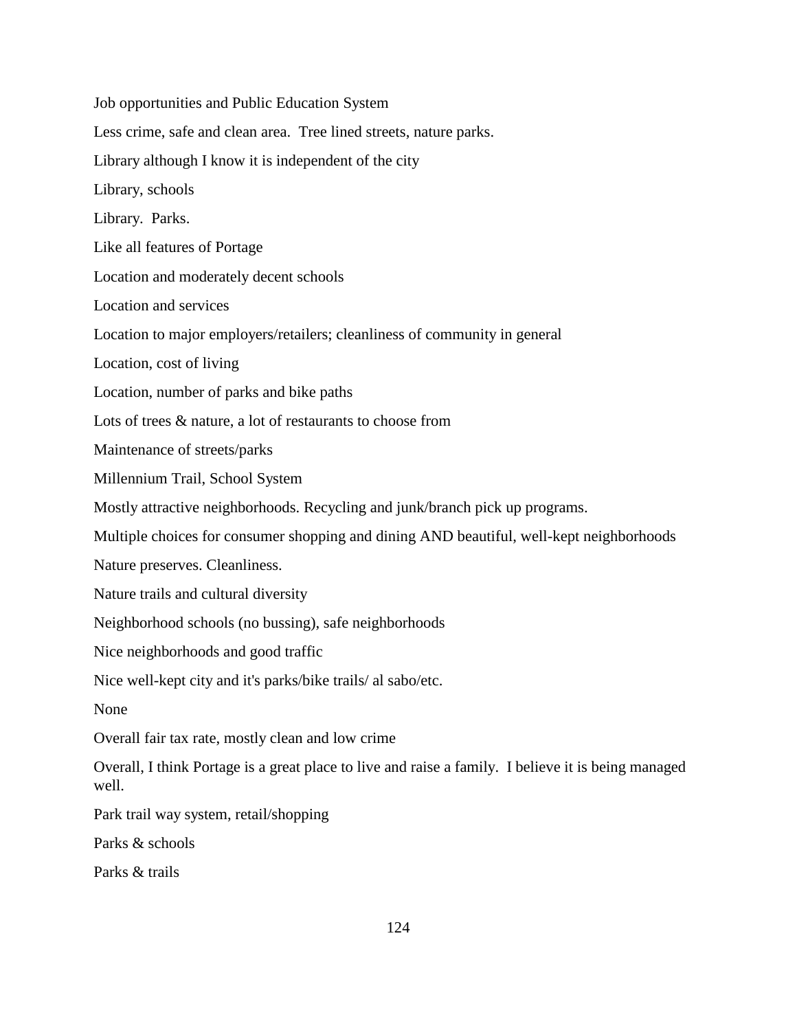Job opportunities and Public Education System

Less crime, safe and clean area.  Tree lined streets, nature parks.

Library although I know it is independent of the city

Library, schools

Library.  Parks.

Like all features of Portage

Location and moderately decent schools

Location and services

Location to major employers/retailers; cleanliness of community in general

Location, cost of living

Location, number of parks and bike paths

Lots of trees & nature, a lot of restaurants to choose from

Maintenance of streets/parks

Millennium Trail, School System

Mostly attractive neighborhoods. Recycling and junk/branch pick up programs.

Multiple choices for consumer shopping and dining AND beautiful, well-kept neighborhoods

Nature preserves. Cleanliness.

Nature trails and cultural diversity

Neighborhood schools (no bussing), safe neighborhoods

Nice neighborhoods and good traffic

Nice well-kept city and it's parks/bike trails/ al sabo/etc.

None

Overall fair tax rate, mostly clean and low crime

Overall, I think Portage is a great place to live and raise a family.  I believe it is being managed well.

Park trail way system, retail/shopping

Parks & schools

Parks & trails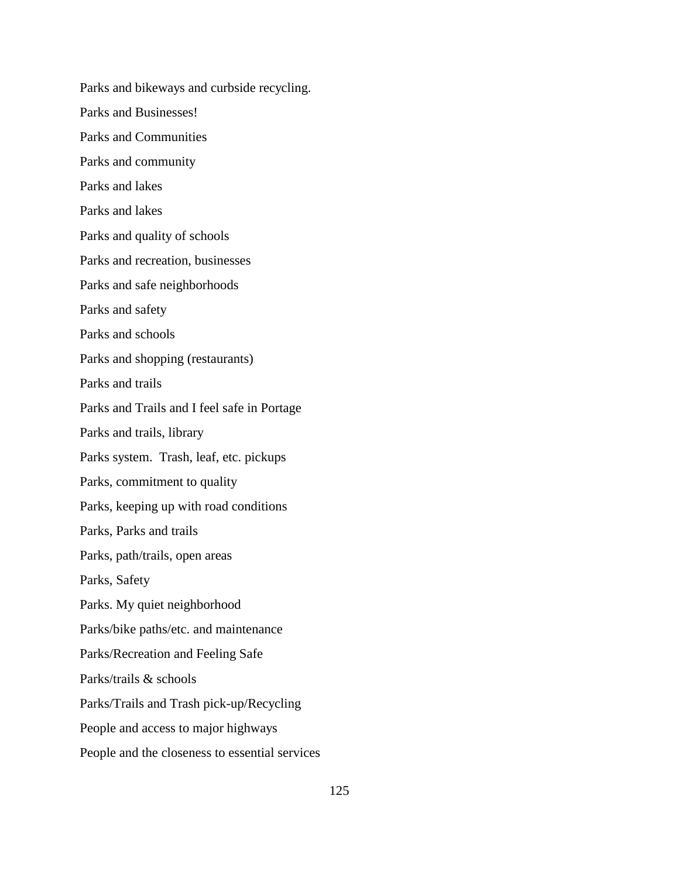Parks and bikeways and curbside recycling.

Parks and Businesses!

Parks and Communities

Parks and community

Parks and lakes

Parks and lakes

Parks and quality of schools

Parks and recreation, businesses

Parks and safe neighborhoods

Parks and safety

Parks and schools

Parks and shopping (restaurants)

Parks and trails

Parks and Trails and I feel safe in Portage

Parks and trails, library

Parks system.  Trash, leaf, etc. pickups

Parks, commitment to quality

Parks, keeping up with road conditions

Parks, Parks and trails

Parks, path/trails, open areas

Parks, Safety

Parks. My quiet neighborhood

Parks/bike paths/etc. and maintenance

Parks/Recreation and Feeling Safe

Parks/trails & schools

Parks/Trails and Trash pick-up/Recycling

People and access to major highways

People and the closeness to essential services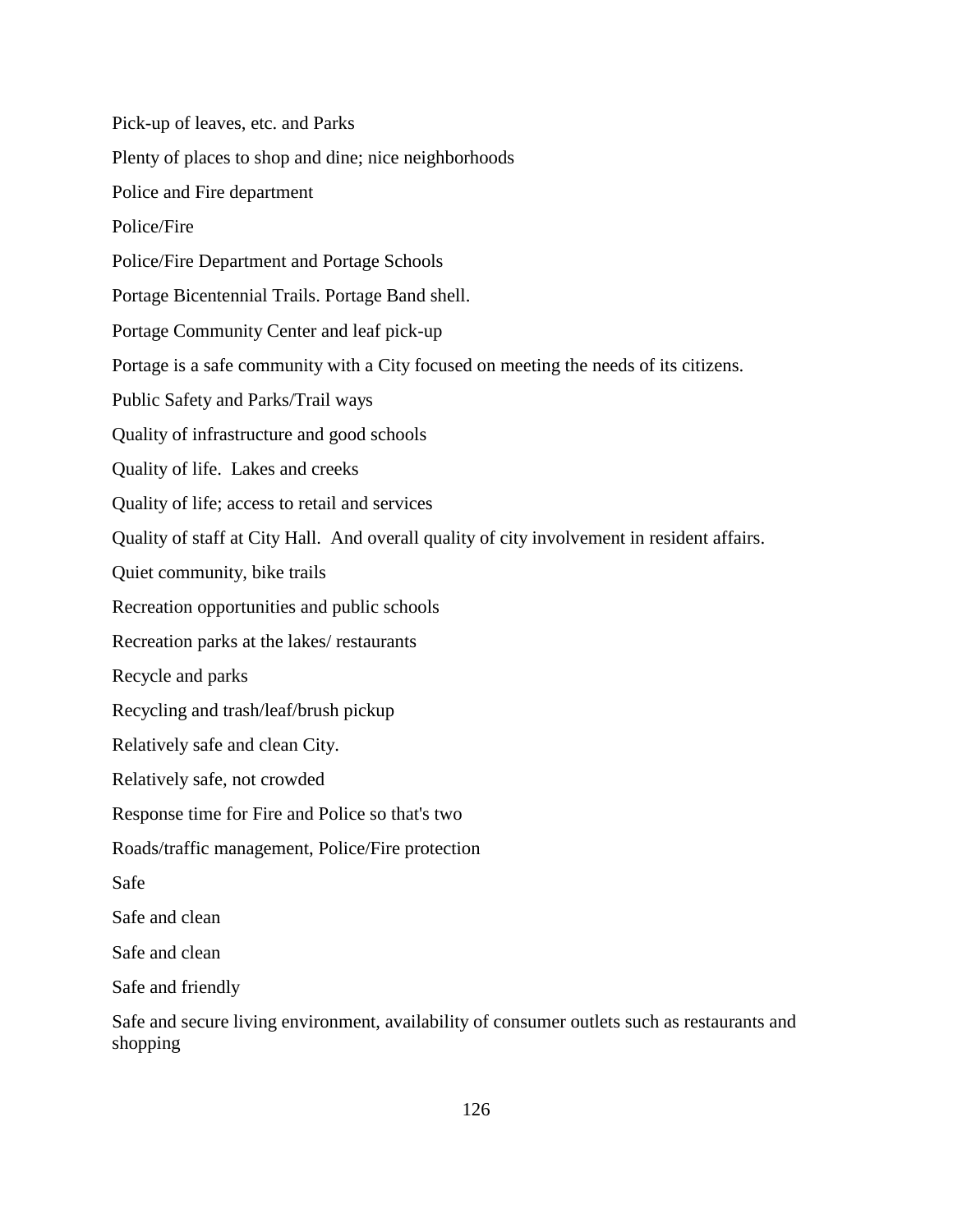Pick-up of leaves, etc. and Parks

Plenty of places to shop and dine; nice neighborhoods

Police and Fire department

Police/Fire

Police/Fire Department and Portage Schools

Portage Bicentennial Trails. Portage Band shell.

Portage Community Center and leaf pick-up

Portage is a safe community with a City focused on meeting the needs of its citizens.

Public Safety and Parks/Trail ways

Quality of infrastructure and good schools

Quality of life.  Lakes and creeks

Quality of life; access to retail and services

Quality of staff at City Hall.  And overall quality of city involvement in resident affairs.

Quiet community, bike trails

Recreation opportunities and public schools

Recreation parks at the lakes/ restaurants

Recycle and parks

Recycling and trash/leaf/brush pickup

Relatively safe and clean City.

Relatively safe, not crowded

Response time for Fire and Police so that's two

Roads/traffic management, Police/Fire protection

Safe

Safe and clean

Safe and clean

Safe and friendly

Safe and secure living environment, availability of consumer outlets such as restaurants and shopping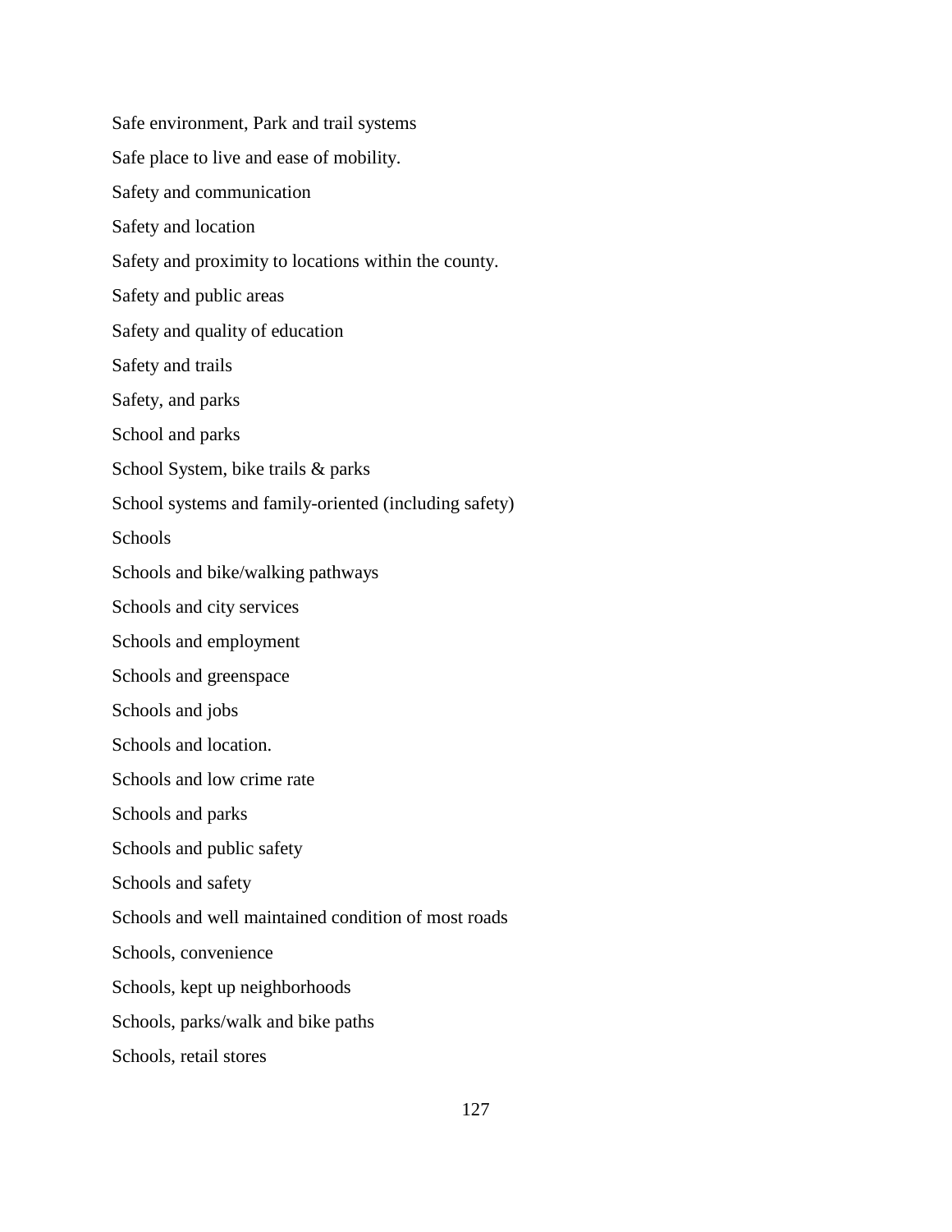Safe environment, Park and trail systems

Safe place to live and ease of mobility.

Safety and communication

Safety and location

Safety and proximity to locations within the county.

Safety and public areas

Safety and quality of education

Safety and trails

Safety, and parks

School and parks

School System, bike trails & parks

School systems and family-oriented (including safety)

Schools

Schools and bike/walking pathways

Schools and city services

Schools and employment

Schools and greenspace

Schools and jobs

Schools and location.

Schools and low crime rate

Schools and parks

Schools and public safety

Schools and safety

Schools and well maintained condition of most roads

Schools, convenience

Schools, kept up neighborhoods

Schools, parks/walk and bike paths

Schools, retail stores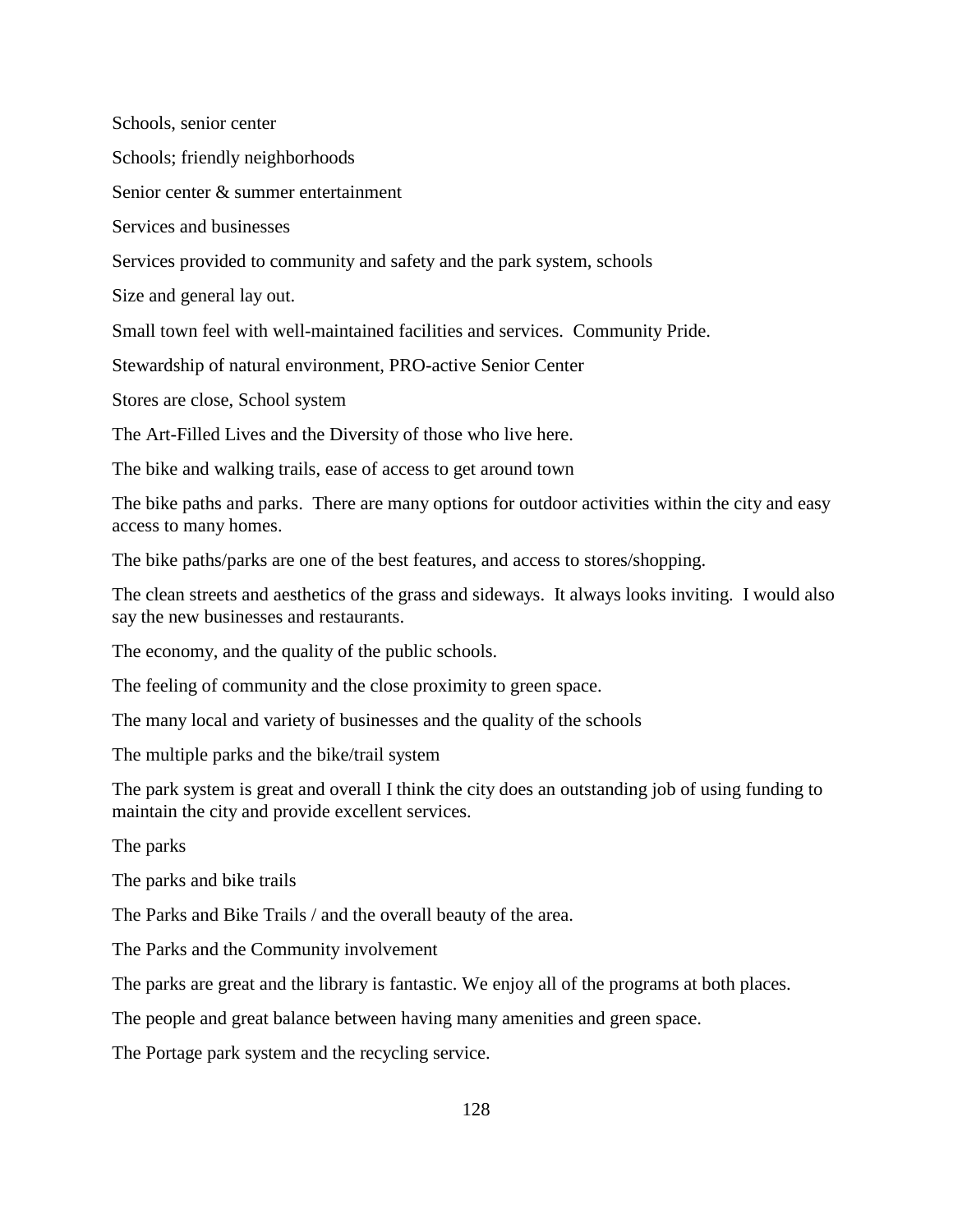Schools, senior center

Schools; friendly neighborhoods

Senior center & summer entertainment

Services and businesses

Services provided to community and safety and the park system, schools

Size and general lay out.

Small town feel with well-maintained facilities and services.  Community Pride.

Stewardship of natural environment, PRO-active Senior Center

Stores are close, School system

The Art-Filled Lives and the Diversity of those who live here.

The bike and walking trails, ease of access to get around town

The bike paths and parks.  There are many options for outdoor activities within the city and easy access to many homes.

The bike paths/parks are one of the best features, and access to stores/shopping.

The clean streets and aesthetics of the grass and sideways.  It always looks inviting.  I would also say the new businesses and restaurants.

The economy, and the quality of the public schools.

The feeling of community and the close proximity to green space.

The many local and variety of businesses and the quality of the schools

The multiple parks and the bike/trail system

The park system is great and overall I think the city does an outstanding job of using funding to maintain the city and provide excellent services.

The parks

The parks and bike trails

The Parks and Bike Trails / and the overall beauty of the area.

The Parks and the Community involvement

The parks are great and the library is fantastic. We enjoy all of the programs at both places.

The people and great balance between having many amenities and green space.

The Portage park system and the recycling service.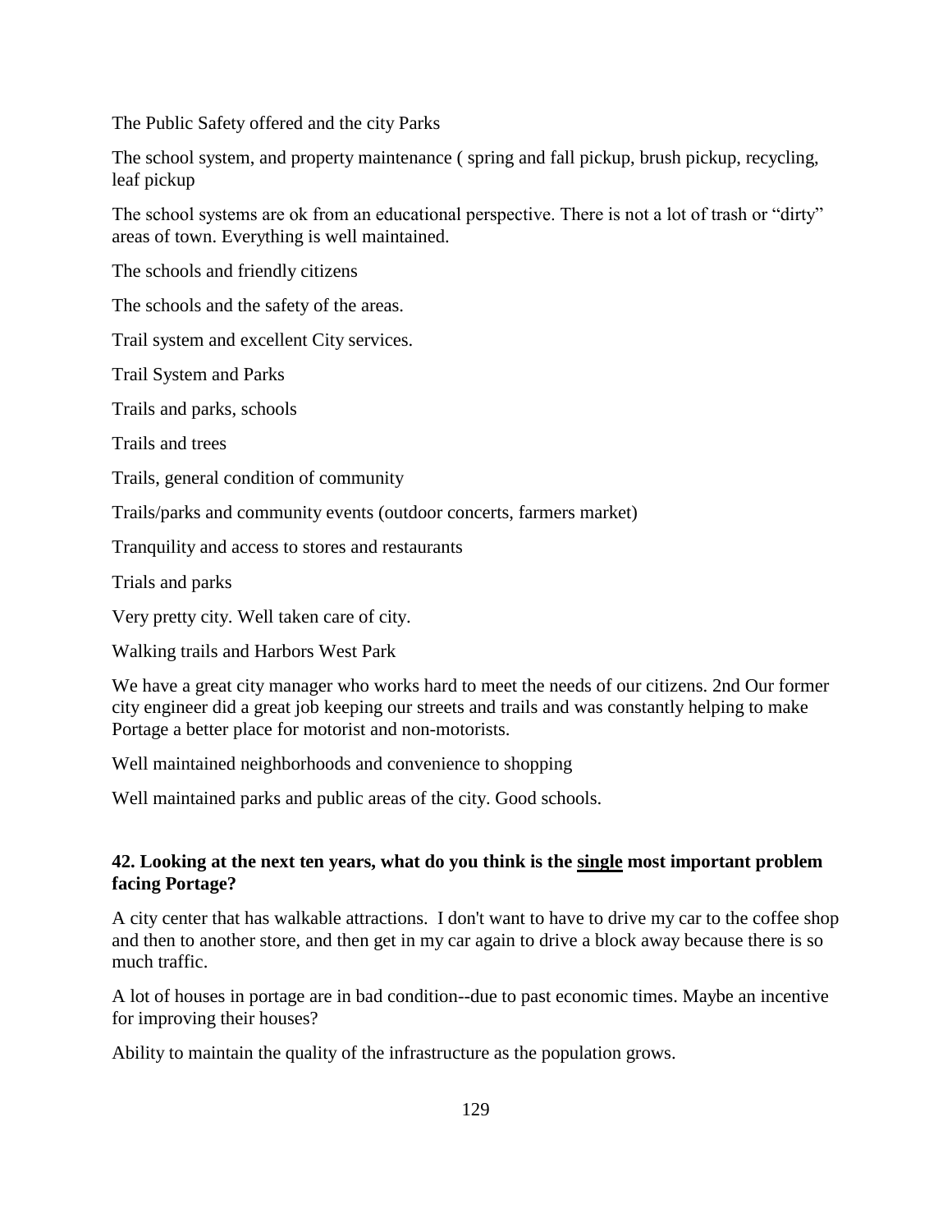The Public Safety offered and the city Parks

The school system, and property maintenance ( spring and fall pickup, brush pickup, recycling, leaf pickup

The school systems are ok from an educational perspective. There is not a lot of trash or "dirty" areas of town. Everything is well maintained.

The schools and friendly citizens

The schools and the safety of the areas.

Trail system and excellent City services.

Trail System and Parks

Trails and parks, schools

Trails and trees

Trails, general condition of community

Trails/parks and community events (outdoor concerts, farmers market)

Tranquility and access to stores and restaurants

Trials and parks

Very pretty city. Well taken care of city.

Walking trails and Harbors West Park

We have a great city manager who works hard to meet the needs of our citizens. 2nd Our former city engineer did a great job keeping our streets and trails and was constantly helping to make Portage a better place for motorist and non-motorists.

Well maintained neighborhoods and convenience to shopping

Well maintained parks and public areas of the city. Good schools.

**42. Looking at the next ten years, what do you think is the <u>single</u> most important problem facing Portage?**

A city center that has walkable attractions. I don't want to have to drive my car to the coffee shop and then to another store, and then get in my car again to drive a block away because there is so much traffic.

A lot of houses in portage are in bad condition--due to past economic times. Maybe an incentive for improving their houses?

Ability to maintain the quality of the infrastructure as the population grows.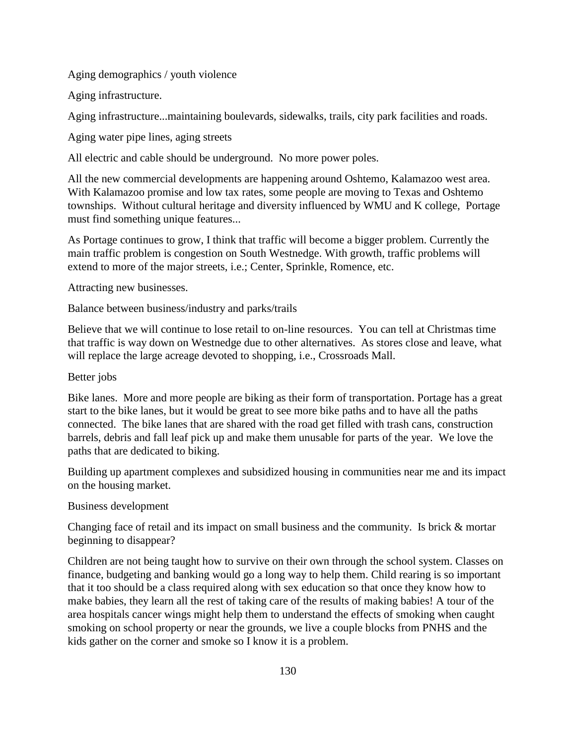Aging demographics / youth violence

Aging infrastructure.

Aging infrastructure...maintaining boulevards, sidewalks, trails, city park facilities and roads.

Aging water pipe lines, aging streets

All electric and cable should be underground.  No more power poles.

All the new commercial developments are happening around Oshtemo, Kalamazoo west area. With Kalamazoo promise and low tax rates, some people are moving to Texas and Oshtemo townships.  Without cultural heritage and diversity influenced by WMU and K college,  Portage must find something unique features...

As Portage continues to grow, I think that traffic will become a bigger problem. Currently the main traffic problem is congestion on South Westnedge. With growth, traffic problems will extend to more of the major streets, i.e.; Center, Sprinkle, Romence, etc.

Attracting new businesses.

Balance between business/industry and parks/trails

Believe that we will continue to lose retail to on-line resources.  You can tell at Christmas time that traffic is way down on Westnedge due to other alternatives.  As stores close and leave, what will replace the large acreage devoted to shopping, i.e., Crossroads Mall.

Better jobs

Bike lanes.  More and more people are biking as their form of transportation. Portage has a great start to the bike lanes, but it would be great to see more bike paths and to have all the paths connected.  The bike lanes that are shared with the road get filled with trash cans, construction barrels, debris and fall leaf pick up and make them unusable for parts of the year.  We love the paths that are dedicated to biking.

Building up apartment complexes and subsidized housing in communities near me and its impact on the housing market.

Business development

Changing face of retail and its impact on small business and the community.  Is brick & mortar beginning to disappear?

Children are not being taught how to survive on their own through the school system. Classes on finance, budgeting and banking would go a long way to help them. Child rearing is so important that it too should be a class required along with sex education so that once they know how to make babies, they learn all the rest of taking care of the results of making babies! A tour of the area hospitals cancer wings might help them to understand the effects of smoking when caught smoking on school property or near the grounds, we live a couple blocks from PNHS and the kids gather on the corner and smoke so I know it is a problem.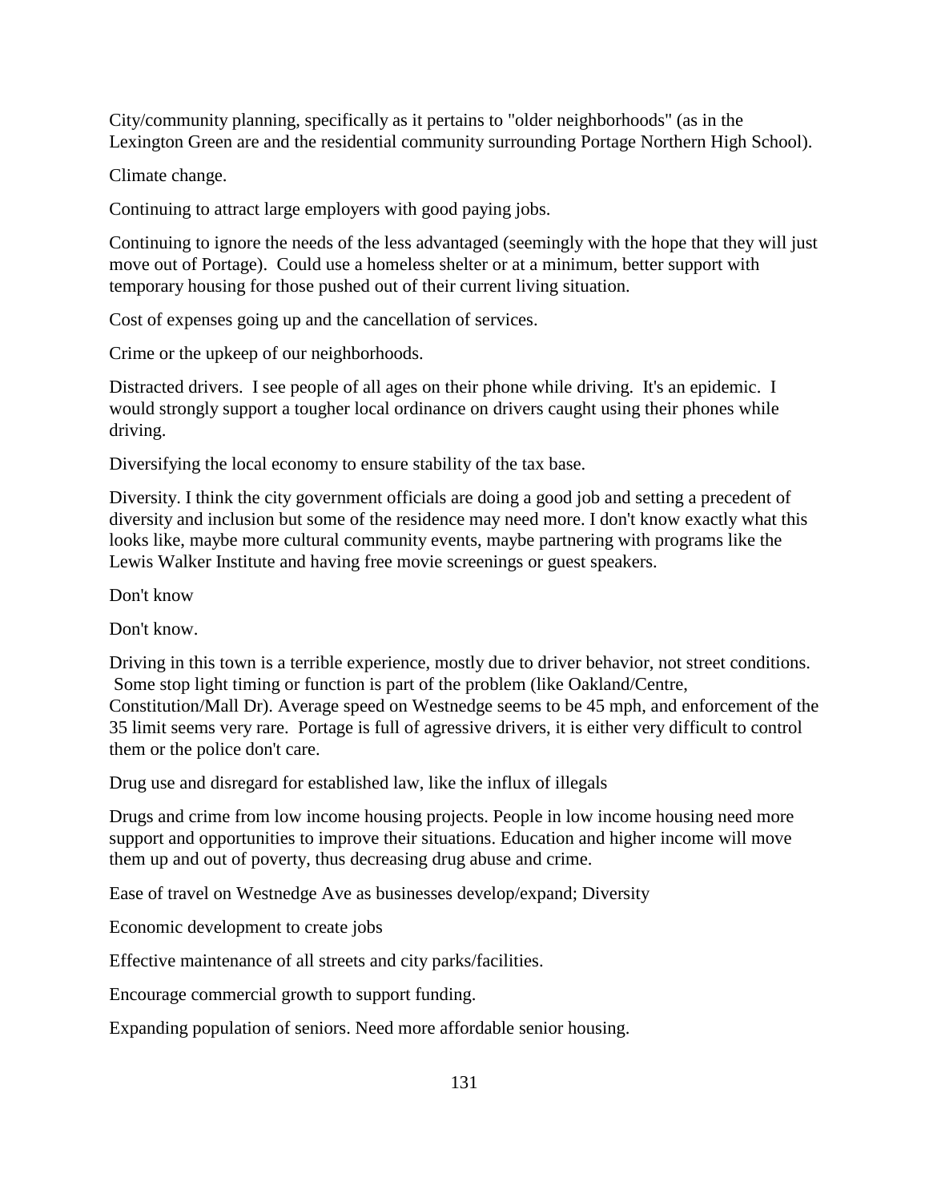City/community planning, specifically as it pertains to "older neighborhoods" (as in the Lexington Green are and the residential community surrounding Portage Northern High School).

Climate change.

Continuing to attract large employers with good paying jobs.

Continuing to ignore the needs of the less advantaged (seemingly with the hope that they will just move out of Portage). Could use a homeless shelter or at a minimum, better support with temporary housing for those pushed out of their current living situation.

Cost of expenses going up and the cancellation of services.

Crime or the upkeep of our neighborhoods.

Distracted drivers. I see people of all ages on their phone while driving. It's an epidemic. I would strongly support a tougher local ordinance on drivers caught using their phones while driving.

Diversifying the local economy to ensure stability of the tax base.

Diversity. I think the city government officials are doing a good job and setting a precedent of diversity and inclusion but some of the residence may need more. I don't know exactly what this looks like, maybe more cultural community events, maybe partnering with programs like the Lewis Walker Institute and having free movie screenings or guest speakers.

Don't know

Don't know.

Driving in this town is a terrible experience, mostly due to driver behavior, not street conditions. Some stop light timing or function is part of the problem (like Oakland/Centre, Constitution/Mall Dr). Average speed on Westnedge seems to be 45 mph, and enforcement of the 35 limit seems very rare. Portage is full of agressive drivers, it is either very difficult to control them or the police don't care.

Drug use and disregard for established law, like the influx of illegals

Drugs and crime from low income housing projects. People in low income housing need more support and opportunities to improve their situations. Education and higher income will move them up and out of poverty, thus decreasing drug abuse and crime.

Ease of travel on Westnedge Ave as businesses develop/expand; Diversity

Economic development to create jobs

Effective maintenance of all streets and city parks/facilities.

Encourage commercial growth to support funding.

Expanding population of seniors. Need more affordable senior housing.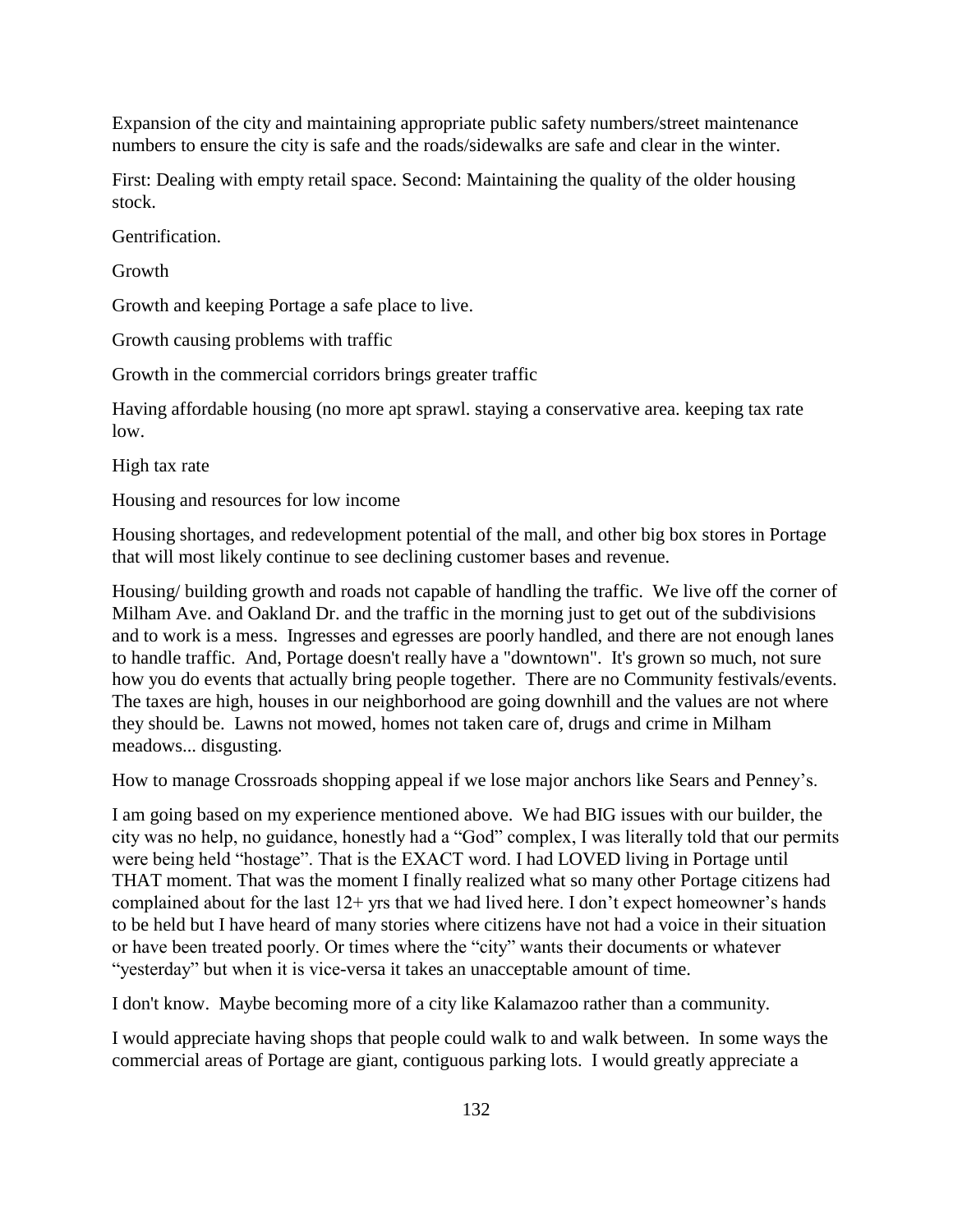Expansion of the city and maintaining appropriate public safety numbers/street maintenance numbers to ensure the city is safe and the roads/sidewalks are safe and clear in the winter.

First: Dealing with empty retail space. Second: Maintaining the quality of the older housing stock.

Gentrification.

Growth

Growth and keeping Portage a safe place to live.

Growth causing problems with traffic

Growth in the commercial corridors brings greater traffic

Having affordable housing (no more apt sprawl. staying a conservative area. keeping tax rate low.

High tax rate

Housing and resources for low income

Housing shortages, and redevelopment potential of the mall, and other big box stores in Portage that will most likely continue to see declining customer bases and revenue.

Housing/ building growth and roads not capable of handling the traffic.  We live off the corner of Milham Ave. and Oakland Dr. and the traffic in the morning just to get out of the subdivisions and to work is a mess.  Ingresses and egresses are poorly handled, and there are not enough lanes to handle traffic.  And, Portage doesn't really have a "downtown".  It's grown so much, not sure how you do events that actually bring people together.  There are no Community festivals/events.  The taxes are high, houses in our neighborhood are going downhill and the values are not where they should be.  Lawns not mowed, homes not taken care of, drugs and crime in Milham meadows... disgusting.

How to manage Crossroads shopping appeal if we lose major anchors like Sears and Penney's.

I am going based on my experience mentioned above.  We had BIG issues with our builder, the city was no help, no guidance, honestly had a "God" complex, I was literally told that our permits were being held "hostage". That is the EXACT word. I had LOVED living in Portage until THAT moment. That was the moment I finally realized what so many other Portage citizens had complained about for the last 12+ yrs that we had lived here. I don't expect homeowner's hands to be held but I have heard of many stories where citizens have not had a voice in their situation or have been treated poorly. Or times where the "city" wants their documents or whatever "yesterday" but when it is vice-versa it takes an unacceptable amount of time.

I don't know.  Maybe becoming more of a city like Kalamazoo rather than a community.

I would appreciate having shops that people could walk to and walk between.  In some ways the commercial areas of Portage are giant, contiguous parking lots.  I would greatly appreciate a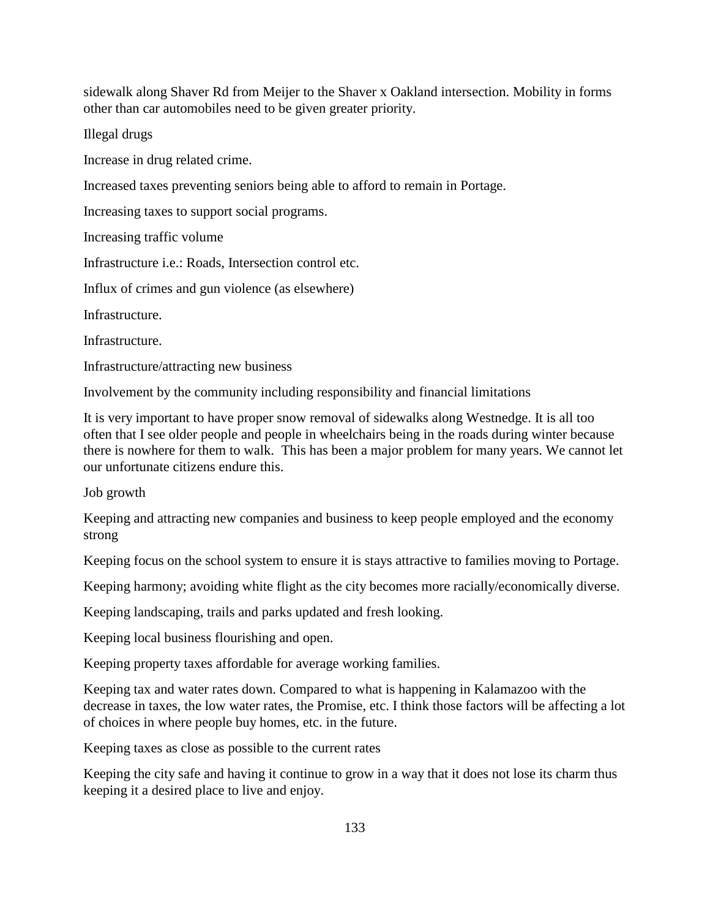sidewalk along Shaver Rd from Meijer to the Shaver x Oakland intersection. Mobility in forms other than car automobiles need to be given greater priority.

Illegal drugs

Increase in drug related crime.

Increased taxes preventing seniors being able to afford to remain in Portage.

Increasing taxes to support social programs.

Increasing traffic volume

Infrastructure i.e.: Roads, Intersection control etc.

Influx of crimes and gun violence (as elsewhere)

Infrastructure.

Infrastructure.

Infrastructure/attracting new business

Involvement by the community including responsibility and financial limitations

It is very important to have proper snow removal of sidewalks along Westnedge. It is all too often that I see older people and people in wheelchairs being in the roads during winter because there is nowhere for them to walk. This has been a major problem for many years. We cannot let our unfortunate citizens endure this.

Job growth

Keeping and attracting new companies and business to keep people employed and the economy strong

Keeping focus on the school system to ensure it is stays attractive to families moving to Portage.

Keeping harmony; avoiding white flight as the city becomes more racially/economically diverse.

Keeping landscaping, trails and parks updated and fresh looking.

Keeping local business flourishing and open.

Keeping property taxes affordable for average working families.

Keeping tax and water rates down. Compared to what is happening in Kalamazoo with the decrease in taxes, the low water rates, the Promise, etc. I think those factors will be affecting a lot of choices in where people buy homes, etc. in the future.

Keeping taxes as close as possible to the current rates

Keeping the city safe and having it continue to grow in a way that it does not lose its charm thus keeping it a desired place to live and enjoy.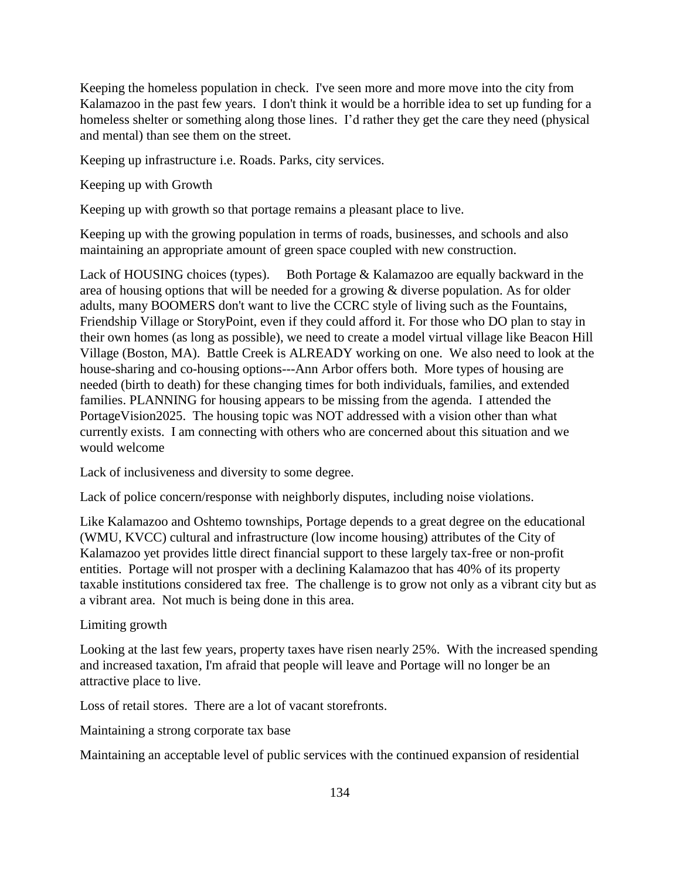Keeping the homeless population in check. I've seen more and more move into the city from Kalamazoo in the past few years. I don't think it would be a horrible idea to set up funding for a homeless shelter or something along those lines. I'd rather they get the care they need (physical and mental) than see them on the street.

Keeping up infrastructure i.e. Roads. Parks, city services.

Keeping up with Growth

Keeping up with growth so that portage remains a pleasant place to live.

Keeping up with the growing population in terms of roads, businesses, and schools and also maintaining an appropriate amount of green space coupled with new construction.

Lack of HOUSING choices (types). Both Portage & Kalamazoo are equally backward in the area of housing options that will be needed for a growing & diverse population. As for older adults, many BOOMERS don't want to live the CCRC style of living such as the Fountains, Friendship Village or StoryPoint, even if they could afford it. For those who DO plan to stay in their own homes (as long as possible), we need to create a model virtual village like Beacon Hill Village (Boston, MA). Battle Creek is ALREADY working on one. We also need to look at the house-sharing and co-housing options---Ann Arbor offers both. More types of housing are needed (birth to death) for these changing times for both individuals, families, and extended families. PLANNING for housing appears to be missing from the agenda. I attended the PortageVision2025. The housing topic was NOT addressed with a vision other than what currently exists. I am connecting with others who are concerned about this situation and we would welcome

Lack of inclusiveness and diversity to some degree.

Lack of police concern/response with neighborly disputes, including noise violations.

Like Kalamazoo and Oshtemo townships, Portage depends to a great degree on the educational (WMU, KVCC) cultural and infrastructure (low income housing) attributes of the City of Kalamazoo yet provides little direct financial support to these largely tax-free or non-profit entities. Portage will not prosper with a declining Kalamazoo that has 40% of its property taxable institutions considered tax free. The challenge is to grow not only as a vibrant city but as a vibrant area. Not much is being done in this area.

Limiting growth

Looking at the last few years, property taxes have risen nearly 25%. With the increased spending and increased taxation, I'm afraid that people will leave and Portage will no longer be an attractive place to live.

Loss of retail stores. There are a lot of vacant storefronts.

Maintaining a strong corporate tax base

Maintaining an acceptable level of public services with the continued expansion of residential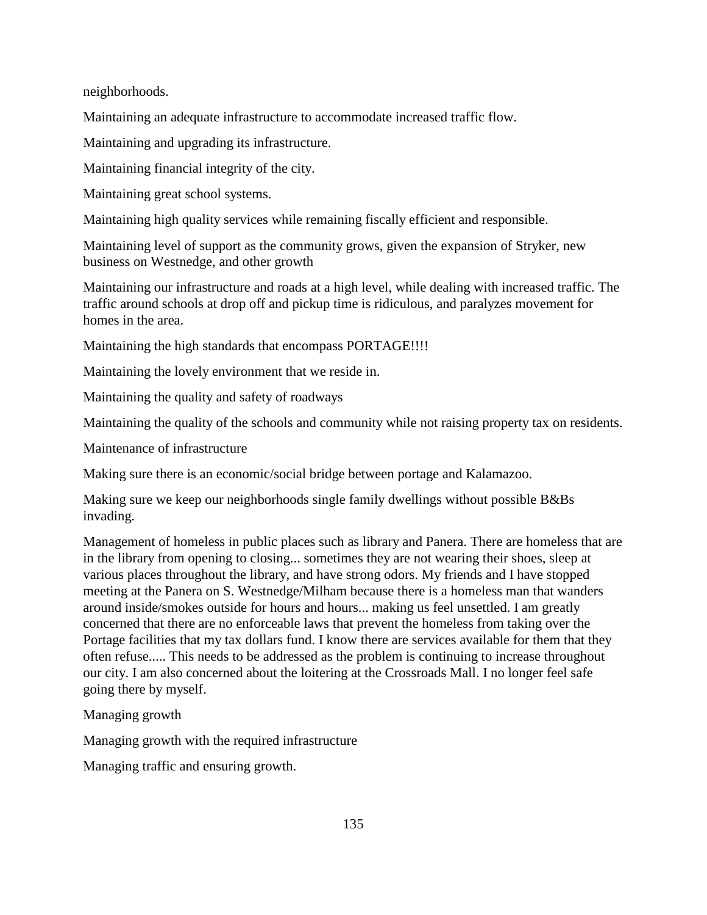neighborhoods.

Maintaining an adequate infrastructure to accommodate increased traffic flow.

Maintaining and upgrading its infrastructure.

Maintaining financial integrity of the city.

Maintaining great school systems.

Maintaining high quality services while remaining fiscally efficient and responsible.

Maintaining level of support as the community grows, given the expansion of Stryker, new business on Westnedge, and other growth

Maintaining our infrastructure and roads at a high level, while dealing with increased traffic. The traffic around schools at drop off and pickup time is ridiculous, and paralyzes movement for homes in the area.

Maintaining the high standards that encompass PORTAGE!!!!

Maintaining the lovely environment that we reside in.

Maintaining the quality and safety of roadways

Maintaining the quality of the schools and community while not raising property tax on residents.

Maintenance of infrastructure

Making sure there is an economic/social bridge between portage and Kalamazoo.

Making sure we keep our neighborhoods single family dwellings without possible B&Bs invading.

Management of homeless in public places such as library and Panera. There are homeless that are in the library from opening to closing... sometimes they are not wearing their shoes, sleep at various places throughout the library, and have strong odors. My friends and I have stopped meeting at the Panera on S. Westnedge/Milham because there is a homeless man that wanders around inside/smokes outside for hours and hours... making us feel unsettled. I am greatly concerned that there are no enforceable laws that prevent the homeless from taking over the Portage facilities that my tax dollars fund. I know there are services available for them that they often refuse..... This needs to be addressed as the problem is continuing to increase throughout our city. I am also concerned about the loitering at the Crossroads Mall. I no longer feel safe going there by myself.

Managing growth

Managing growth with the required infrastructure

Managing traffic and ensuring growth.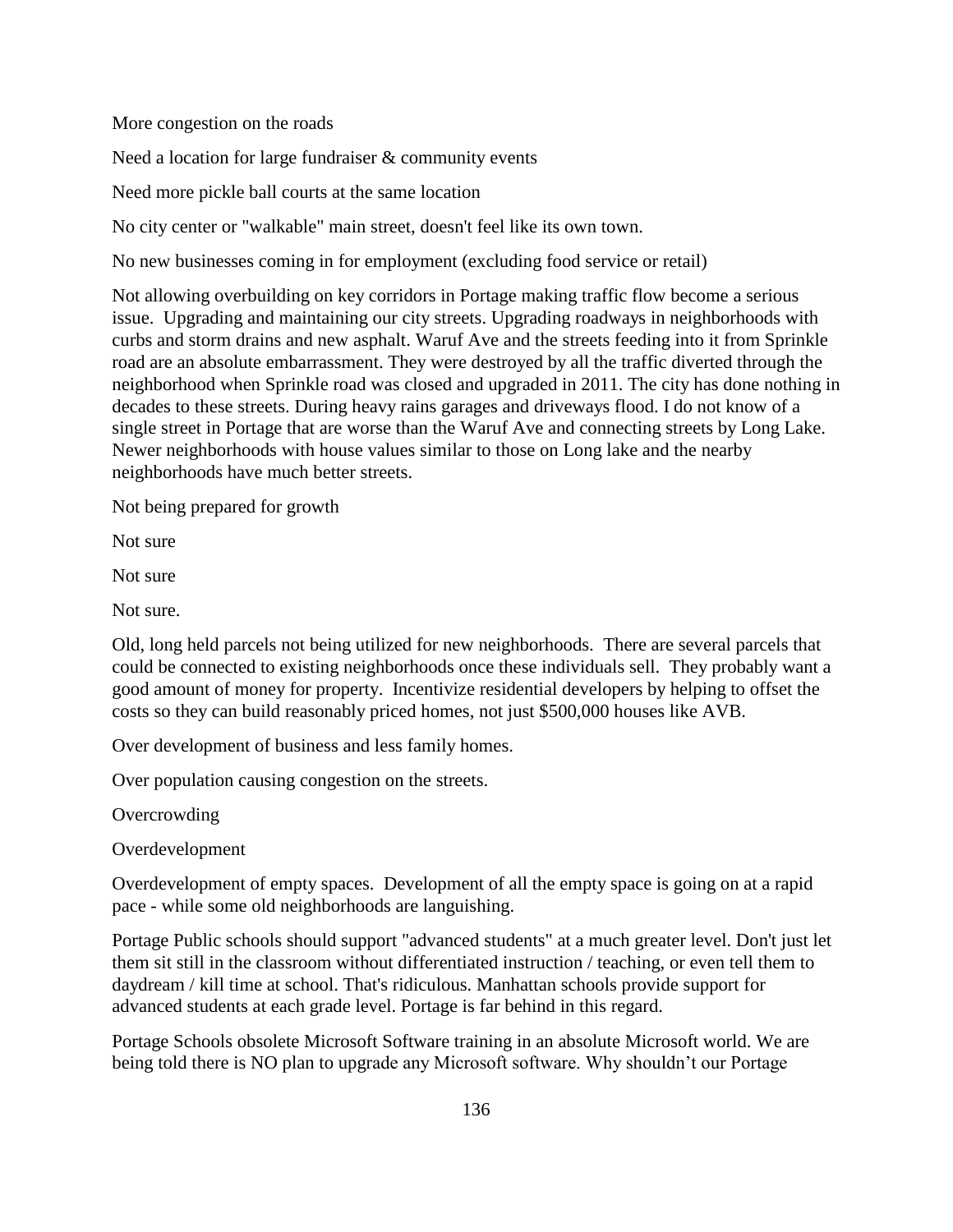More congestion on the roads

Need a location for large fundraiser & community events

Need more pickle ball courts at the same location

No city center or "walkable" main street, doesn't feel like its own town.

No new businesses coming in for employment (excluding food service or retail)

Not allowing overbuilding on key corridors in Portage making traffic flow become a serious issue.  Upgrading and maintaining our city streets. Upgrading roadways in neighborhoods with curbs and storm drains and new asphalt. Waruf Ave and the streets feeding into it from Sprinkle road are an absolute embarrassment. They were destroyed by all the traffic diverted through the neighborhood when Sprinkle road was closed and upgraded in 2011. The city has done nothing in decades to these streets. During heavy rains garages and driveways flood. I do not know of a single street in Portage that are worse than the Waruf Ave and connecting streets by Long Lake. Newer neighborhoods with house values similar to those on Long lake and the nearby neighborhoods have much better streets.

Not being prepared for growth

Not sure

Not sure

Not sure.

Old, long held parcels not being utilized for new neighborhoods.  There are several parcels that could be connected to existing neighborhoods once these individuals sell.  They probably want a good amount of money for property.  Incentivize residential developers by helping to offset the costs so they can build reasonably priced homes, not just $500,000 houses like AVB.

Over development of business and less family homes.

Over population causing congestion on the streets.

Overcrowding

Overdevelopment

Overdevelopment of empty spaces.  Development of all the empty space is going on at a rapid pace - while some old neighborhoods are languishing.

Portage Public schools should support "advanced students" at a much greater level. Don't just let them sit still in the classroom without differentiated instruction / teaching, or even tell them to daydream / kill time at school. That's ridiculous. Manhattan schools provide support for advanced students at each grade level. Portage is far behind in this regard.

Portage Schools obsolete Microsoft Software training in an absolute Microsoft world. We are being told there is NO plan to upgrade any Microsoft software. Why shouldn't our Portage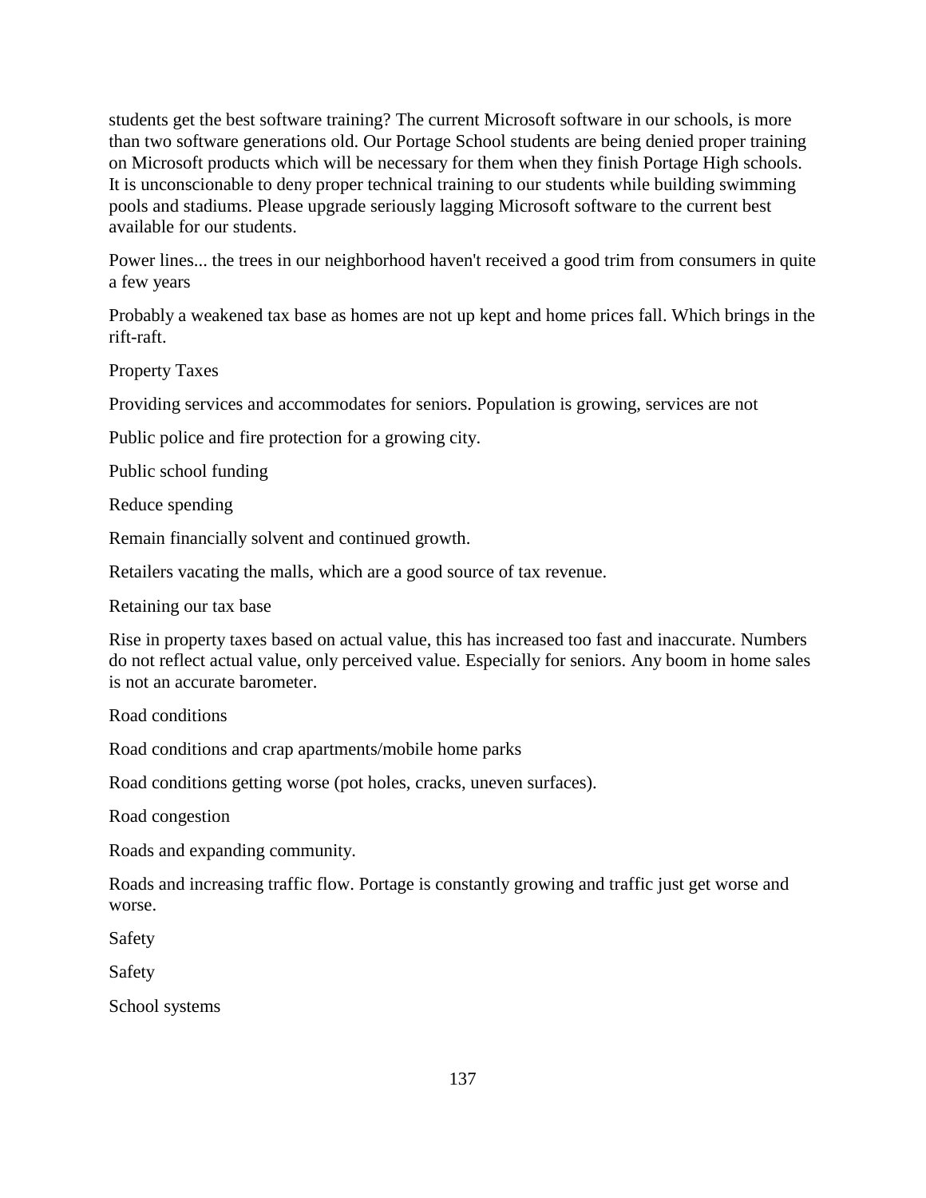students get the best software training? The current Microsoft software in our schools, is more than two software generations old. Our Portage School students are being denied proper training on Microsoft products which will be necessary for them when they finish Portage High schools. It is unconscionable to deny proper technical training to our students while building swimming pools and stadiums. Please upgrade seriously lagging Microsoft software to the current best available for our students.

Power lines... the trees in our neighborhood haven't received a good trim from consumers in quite a few years

Probably a weakened tax base as homes are not up kept and home prices fall. Which brings in the rift-raft.

Property Taxes

Providing services and accommodates for seniors. Population is growing, services are not

Public police and fire protection for a growing city.

Public school funding

Reduce spending

Remain financially solvent and continued growth.

Retailers vacating the malls, which are a good source of tax revenue.

Retaining our tax base

Rise in property taxes based on actual value, this has increased too fast and inaccurate. Numbers do not reflect actual value, only perceived value. Especially for seniors. Any boom in home sales is not an accurate barometer.

Road conditions

Road conditions and crap apartments/mobile home parks

Road conditions getting worse (pot holes, cracks, uneven surfaces).

Road congestion

Roads and expanding community.

Roads and increasing traffic flow. Portage is constantly growing and traffic just get worse and worse.

Safety

Safety

School systems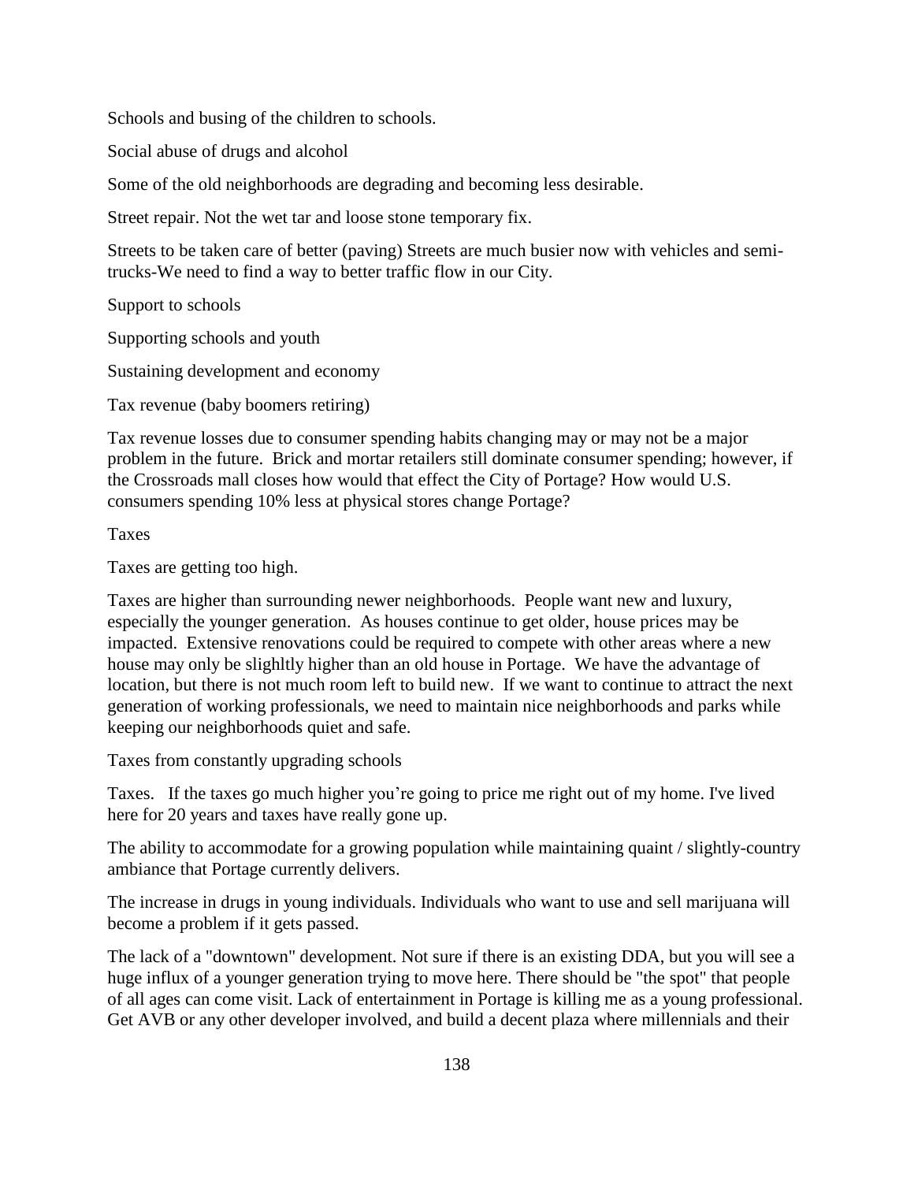Schools and busing of the children to schools.

Social abuse of drugs and alcohol

Some of the old neighborhoods are degrading and becoming less desirable.

Street repair. Not the wet tar and loose stone temporary fix.

Streets to be taken care of better (paving) Streets are much busier now with vehicles and semi-trucks-We need to find a way to better traffic flow in our City.

Support to schools

Supporting schools and youth

Sustaining development and economy

Tax revenue (baby boomers retiring)

Tax revenue losses due to consumer spending habits changing may or may not be a major problem in the future. Brick and mortar retailers still dominate consumer spending; however, if the Crossroads mall closes how would that effect the City of Portage? How would U.S. consumers spending 10% less at physical stores change Portage?

Taxes

Taxes are getting too high.

Taxes are higher than surrounding newer neighborhoods. People want new and luxury, especially the younger generation. As houses continue to get older, house prices may be impacted. Extensive renovations could be required to compete with other areas where a new house may only be slighltly higher than an old house in Portage. We have the advantage of location, but there is not much room left to build new. If we want to continue to attract the next generation of working professionals, we need to maintain nice neighborhoods and parks while keeping our neighborhoods quiet and safe.

Taxes from constantly upgrading schools

Taxes. If the taxes go much higher you're going to price me right out of my home. I've lived here for 20 years and taxes have really gone up.

The ability to accommodate for a growing population while maintaining quaint / slightly-country ambiance that Portage currently delivers.

The increase in drugs in young individuals. Individuals who want to use and sell marijuana will become a problem if it gets passed.

The lack of a "downtown" development. Not sure if there is an existing DDA, but you will see a huge influx of a younger generation trying to move here. There should be "the spot" that people of all ages can come visit. Lack of entertainment in Portage is killing me as a young professional. Get AVB or any other developer involved, and build a decent plaza where millennials and their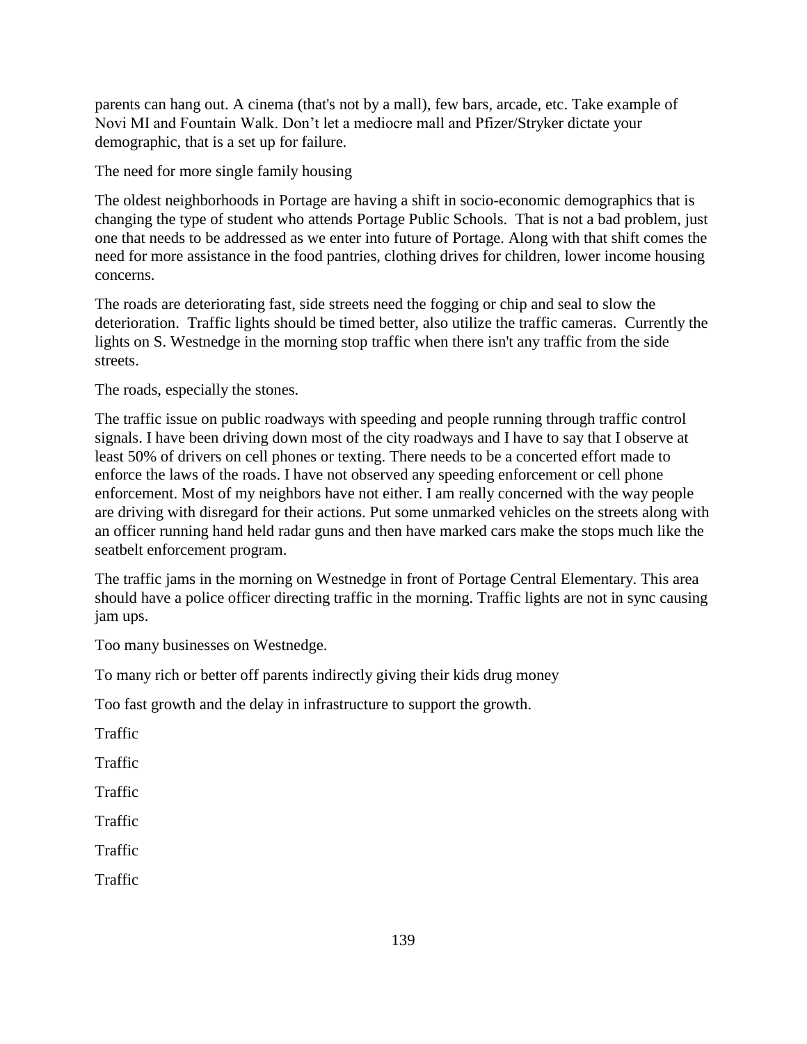parents can hang out. A cinema (that's not by a mall), few bars, arcade, etc. Take example of Novi MI and Fountain Walk. Don't let a mediocre mall and Pfizer/Stryker dictate your demographic, that is a set up for failure.

The need for more single family housing

The oldest neighborhoods in Portage are having a shift in socio-economic demographics that is changing the type of student who attends Portage Public Schools.  That is not a bad problem, just one that needs to be addressed as we enter into future of Portage. Along with that shift comes the need for more assistance in the food pantries, clothing drives for children, lower income housing concerns.

The roads are deteriorating fast, side streets need the fogging or chip and seal to slow the deterioration.  Traffic lights should be timed better, also utilize the traffic cameras.  Currently the lights on S. Westnedge in the morning stop traffic when there isn't any traffic from the side streets.

The roads, especially the stones.

The traffic issue on public roadways with speeding and people running through traffic control signals. I have been driving down most of the city roadways and I have to say that I observe at least 50% of drivers on cell phones or texting. There needs to be a concerted effort made to enforce the laws of the roads. I have not observed any speeding enforcement or cell phone enforcement. Most of my neighbors have not either. I am really concerned with the way people are driving with disregard for their actions. Put some unmarked vehicles on the streets along with an officer running hand held radar guns and then have marked cars make the stops much like the seatbelt enforcement program.

The traffic jams in the morning on Westnedge in front of Portage Central Elementary. This area should have a police officer directing traffic in the morning. Traffic lights are not in sync causing jam ups.

Too many businesses on Westnedge.

To many rich or better off parents indirectly giving their kids drug money

Too fast growth and the delay in infrastructure to support the growth.

Traffic

Traffic

Traffic

Traffic

Traffic

Traffic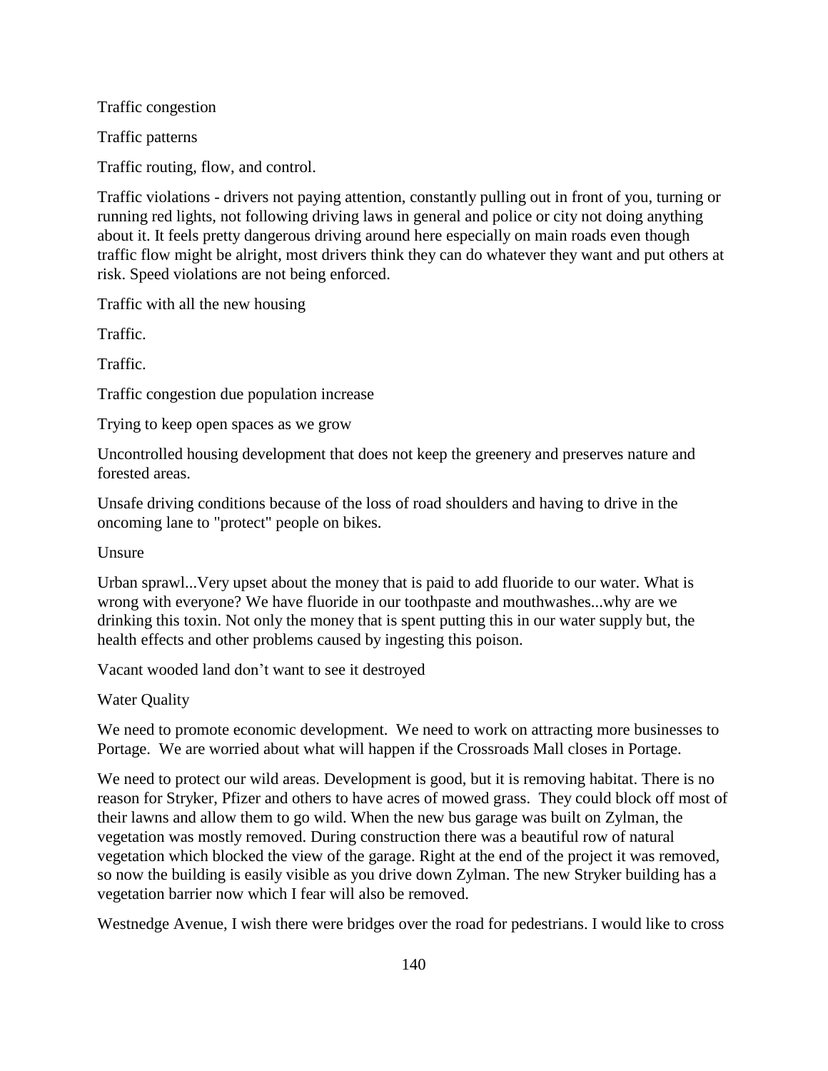Traffic congestion

Traffic patterns

Traffic routing, flow, and control.

Traffic violations - drivers not paying attention, constantly pulling out in front of you, turning or running red lights, not following driving laws in general and police or city not doing anything about it. It feels pretty dangerous driving around here especially on main roads even though traffic flow might be alright, most drivers think they can do whatever they want and put others at risk. Speed violations are not being enforced.

Traffic with all the new housing

Traffic.

Traffic.

Traffic congestion due population increase

Trying to keep open spaces as we grow

Uncontrolled housing development that does not keep the greenery and preserves nature and forested areas.

Unsafe driving conditions because of the loss of road shoulders and having to drive in the oncoming lane to "protect" people on bikes.

Unsure

Urban sprawl...Very upset about the money that is paid to add fluoride to our water. What is wrong with everyone? We have fluoride in our toothpaste and mouthwashes...why are we drinking this toxin. Not only the money that is spent putting this in our water supply but, the health effects and other problems caused by ingesting this poison.

Vacant wooded land don't want to see it destroyed

Water Quality

We need to promote economic development. We need to work on attracting more businesses to Portage. We are worried about what will happen if the Crossroads Mall closes in Portage.

We need to protect our wild areas. Development is good, but it is removing habitat. There is no reason for Stryker, Pfizer and others to have acres of mowed grass. They could block off most of their lawns and allow them to go wild. When the new bus garage was built on Zylman, the vegetation was mostly removed. During construction there was a beautiful row of natural vegetation which blocked the view of the garage. Right at the end of the project it was removed, so now the building is easily visible as you drive down Zylman. The new Stryker building has a vegetation barrier now which I fear will also be removed.

Westnedge Avenue, I wish there were bridges over the road for pedestrians. I would like to cross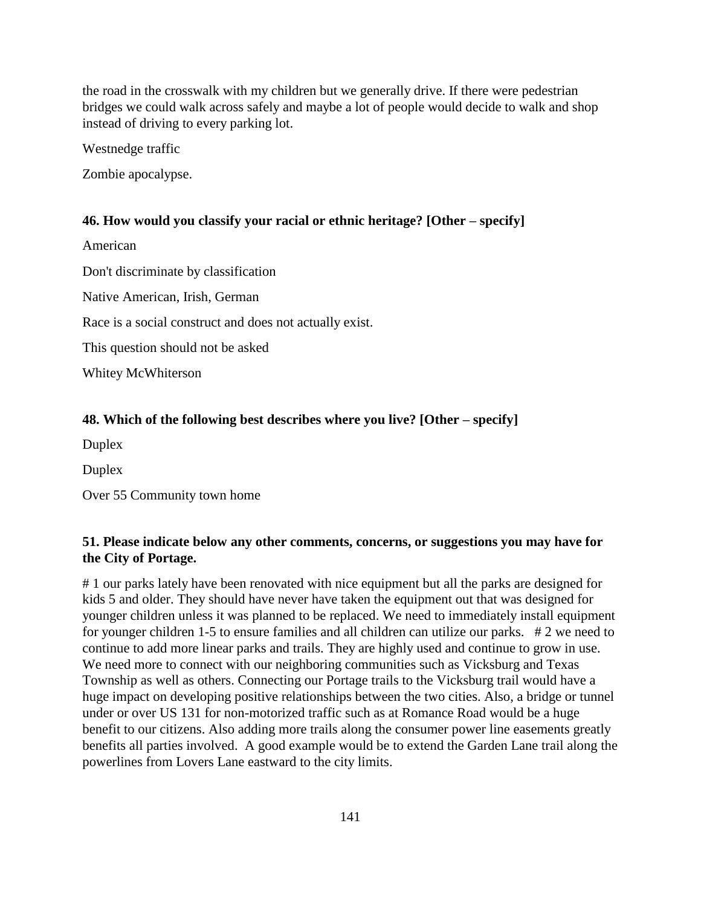the road in the crosswalk with my children but we generally drive. If there were pedestrian bridges we could walk across safely and maybe a lot of people would decide to walk and shop instead of driving to every parking lot.

Westnedge traffic

Zombie apocalypse.

**46. How would you classify your racial or ethnic heritage? [Other – specify]**

American

Don't discriminate by classification

Native American, Irish, German

Race is a social construct and does not actually exist.

This question should not be asked

Whitey McWhiterson

**48. Which of the following best describes where you live? [Other – specify]**

Duplex

Duplex

Over 55 Community town home

**51. Please indicate below any other comments, concerns, or suggestions you may have for the City of Portage.**

# 1 our parks lately have been renovated with nice equipment but all the parks are designed for kids 5 and older. They should have never have taken the equipment out that was designed for younger children unless it was planned to be replaced. We need to immediately install equipment for younger children 1-5 to ensure families and all children can utilize our parks.   # 2 we need to continue to add more linear parks and trails. They are highly used and continue to grow in use. We need more to connect with our neighboring communities such as Vicksburg and Texas Township as well as others. Connecting our Portage trails to the Vicksburg trail would have a huge impact on developing positive relationships between the two cities. Also, a bridge or tunnel under or over US 131 for non-motorized traffic such as at Romance Road would be a huge benefit to our citizens. Also adding more trails along the consumer power line easements greatly benefits all parties involved.  A good example would be to extend the Garden Lane trail along the powerlines from Lovers Lane eastward to the city limits.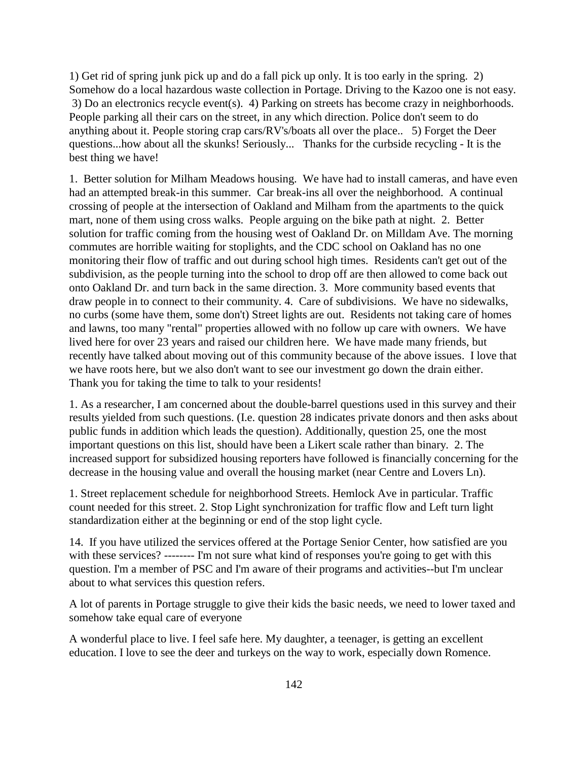1) Get rid of spring junk pick up and do a fall pick up only. It is too early in the spring. 2) Somehow do a local hazardous waste collection in Portage. Driving to the Kazoo one is not easy. 3) Do an electronics recycle event(s). 4) Parking on streets has become crazy in neighborhoods. People parking all their cars on the street, in any which direction. Police don't seem to do anything about it. People storing crap cars/RV's/boats all over the place.. 5) Forget the Deer questions...how about all the skunks! Seriously... Thanks for the curbside recycling - It is the best thing we have!

1. Better solution for Milham Meadows housing. We have had to install cameras, and have even had an attempted break-in this summer. Car break-ins all over the neighborhood. A continual crossing of people at the intersection of Oakland and Milham from the apartments to the quick mart, none of them using cross walks. People arguing on the bike path at night. 2. Better solution for traffic coming from the housing west of Oakland Dr. on Milldam Ave. The morning commutes are horrible waiting for stoplights, and the CDC school on Oakland has no one monitoring their flow of traffic and out during school high times. Residents can't get out of the subdivision, as the people turning into the school to drop off are then allowed to come back out onto Oakland Dr. and turn back in the same direction. 3. More community based events that draw people in to connect to their community. 4. Care of subdivisions. We have no sidewalks, no curbs (some have them, some don't) Street lights are out. Residents not taking care of homes and lawns, too many "rental" properties allowed with no follow up care with owners. We have lived here for over 23 years and raised our children here. We have made many friends, but recently have talked about moving out of this community because of the above issues. I love that we have roots here, but we also don't want to see our investment go down the drain either. Thank you for taking the time to talk to your residents!

1. As a researcher, I am concerned about the double-barrel questions used in this survey and their results yielded from such questions. (I.e. question 28 indicates private donors and then asks about public funds in addition which leads the question). Additionally, question 25, one the most important questions on this list, should have been a Likert scale rather than binary. 2. The increased support for subsidized housing reporters have followed is financially concerning for the decrease in the housing value and overall the housing market (near Centre and Lovers Ln).

1. Street replacement schedule for neighborhood Streets. Hemlock Ave in particular. Traffic count needed for this street. 2. Stop Light synchronization for traffic flow and Left turn light standardization either at the beginning or end of the stop light cycle.

14. If you have utilized the services offered at the Portage Senior Center, how satisfied are you with these services? -------- I'm not sure what kind of responses you're going to get with this question. I'm a member of PSC and I'm aware of their programs and activities--but I'm unclear about to what services this question refers.

A lot of parents in Portage struggle to give their kids the basic needs, we need to lower taxed and somehow take equal care of everyone

A wonderful place to live. I feel safe here. My daughter, a teenager, is getting an excellent education. I love to see the deer and turkeys on the way to work, especially down Romence.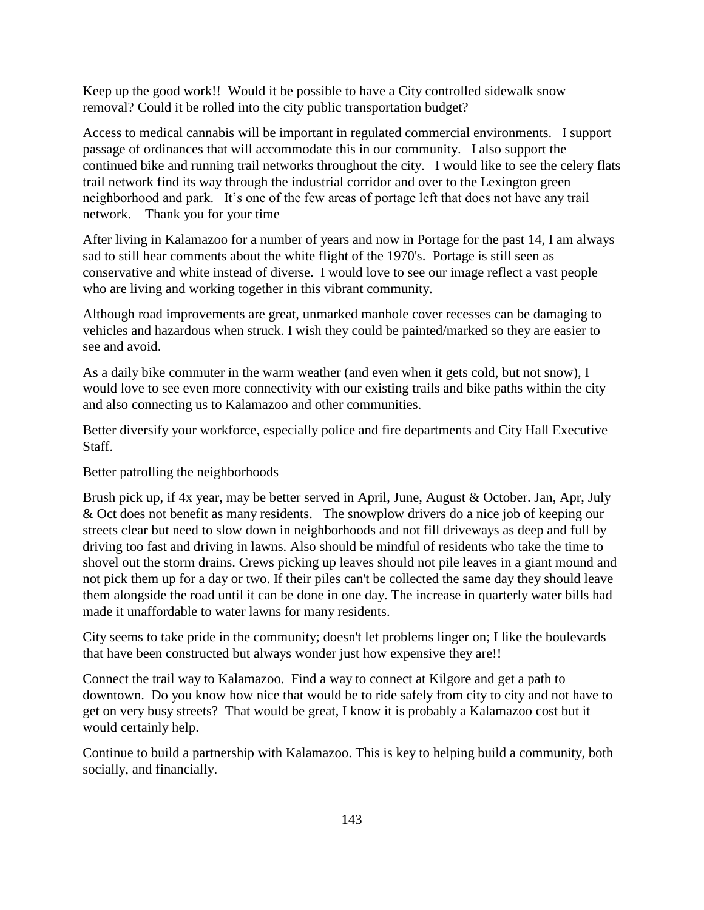Keep up the good work!! Would it be possible to have a City controlled sidewalk snow removal? Could it be rolled into the city public transportation budget?

Access to medical cannabis will be important in regulated commercial environments. I support passage of ordinances that will accommodate this in our community. I also support the continued bike and running trail networks throughout the city. I would like to see the celery flats trail network find its way through the industrial corridor and over to the Lexington green neighborhood and park. It's one of the few areas of portage left that does not have any trail network. Thank you for your time

After living in Kalamazoo for a number of years and now in Portage for the past 14, I am always sad to still hear comments about the white flight of the 1970's. Portage is still seen as conservative and white instead of diverse. I would love to see our image reflect a vast people who are living and working together in this vibrant community.

Although road improvements are great, unmarked manhole cover recesses can be damaging to vehicles and hazardous when struck. I wish they could be painted/marked so they are easier to see and avoid.

As a daily bike commuter in the warm weather (and even when it gets cold, but not snow), I would love to see even more connectivity with our existing trails and bike paths within the city and also connecting us to Kalamazoo and other communities.

Better diversify your workforce, especially police and fire departments and City Hall Executive Staff.

Better patrolling the neighborhoods

Brush pick up, if 4x year, may be better served in April, June, August & October. Jan, Apr, July & Oct does not benefit as many residents. The snowplow drivers do a nice job of keeping our streets clear but need to slow down in neighborhoods and not fill driveways as deep and full by driving too fast and driving in lawns. Also should be mindful of residents who take the time to shovel out the storm drains. Crews picking up leaves should not pile leaves in a giant mound and not pick them up for a day or two. If their piles can't be collected the same day they should leave them alongside the road until it can be done in one day. The increase in quarterly water bills had made it unaffordable to water lawns for many residents.

City seems to take pride in the community; doesn't let problems linger on; I like the boulevards that have been constructed but always wonder just how expensive they are!!

Connect the trail way to Kalamazoo. Find a way to connect at Kilgore and get a path to downtown. Do you know how nice that would be to ride safely from city to city and not have to get on very busy streets? That would be great, I know it is probably a Kalamazoo cost but it would certainly help.

Continue to build a partnership with Kalamazoo. This is key to helping build a community, both socially, and financially.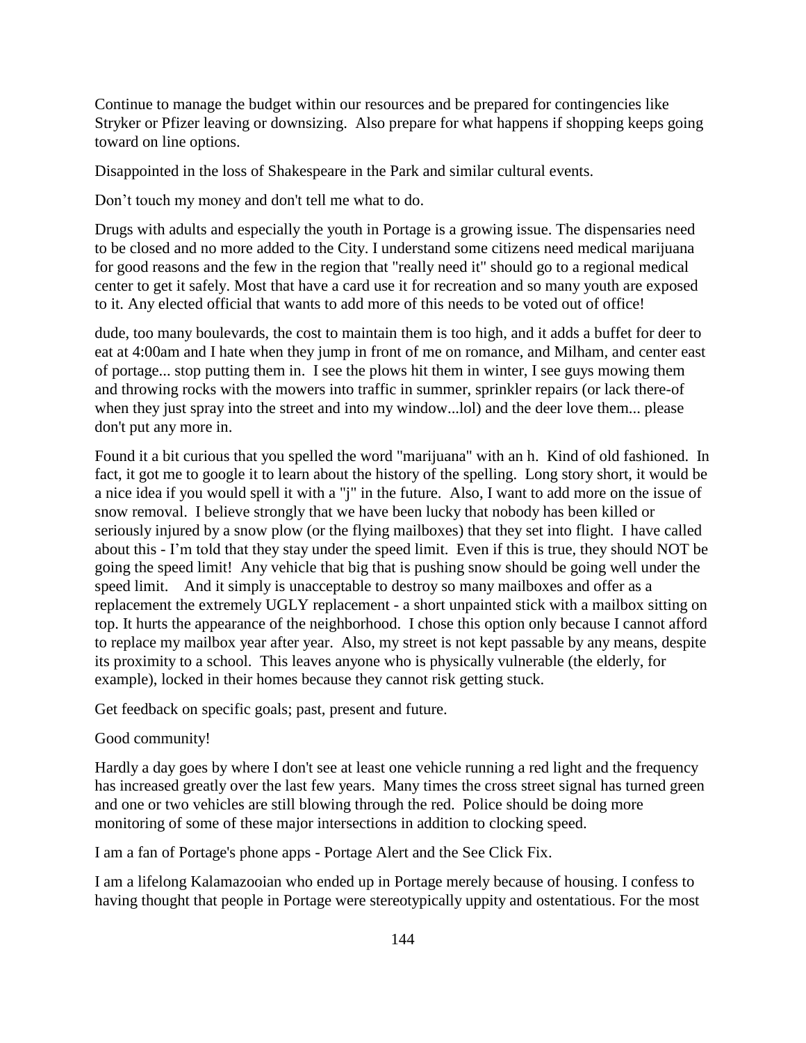Continue to manage the budget within our resources and be prepared for contingencies like Stryker or Pfizer leaving or downsizing. Also prepare for what happens if shopping keeps going toward on line options.

Disappointed in the loss of Shakespeare in the Park and similar cultural events.

Don't touch my money and don't tell me what to do.

Drugs with adults and especially the youth in Portage is a growing issue. The dispensaries need to be closed and no more added to the City. I understand some citizens need medical marijuana for good reasons and the few in the region that "really need it" should go to a regional medical center to get it safely. Most that have a card use it for recreation and so many youth are exposed to it. Any elected official that wants to add more of this needs to be voted out of office!

dude, too many boulevards, the cost to maintain them is too high, and it adds a buffet for deer to eat at 4:00am and I hate when they jump in front of me on romance, and Milham, and center east of portage... stop putting them in. I see the plows hit them in winter, I see guys mowing them and throwing rocks with the mowers into traffic in summer, sprinkler repairs (or lack there-of when they just spray into the street and into my window...lol) and the deer love them... please don't put any more in.

Found it a bit curious that you spelled the word "marijuana" with an h. Kind of old fashioned. In fact, it got me to google it to learn about the history of the spelling. Long story short, it would be a nice idea if you would spell it with a "j" in the future. Also, I want to add more on the issue of snow removal. I believe strongly that we have been lucky that nobody has been killed or seriously injured by a snow plow (or the flying mailboxes) that they set into flight. I have called about this - I'm told that they stay under the speed limit. Even if this is true, they should NOT be going the speed limit! Any vehicle that big that is pushing snow should be going well under the speed limit. And it simply is unacceptable to destroy so many mailboxes and offer as a replacement the extremely UGLY replacement - a short unpainted stick with a mailbox sitting on top. It hurts the appearance of the neighborhood. I chose this option only because I cannot afford to replace my mailbox year after year. Also, my street is not kept passable by any means, despite its proximity to a school. This leaves anyone who is physically vulnerable (the elderly, for example), locked in their homes because they cannot risk getting stuck.

Get feedback on specific goals; past, present and future.

Good community!

Hardly a day goes by where I don't see at least one vehicle running a red light and the frequency has increased greatly over the last few years. Many times the cross street signal has turned green and one or two vehicles are still blowing through the red. Police should be doing more monitoring of some of these major intersections in addition to clocking speed.

I am a fan of Portage's phone apps - Portage Alert and the See Click Fix.

I am a lifelong Kalamazooian who ended up in Portage merely because of housing. I confess to having thought that people in Portage were stereotypically uppity and ostentatious. For the most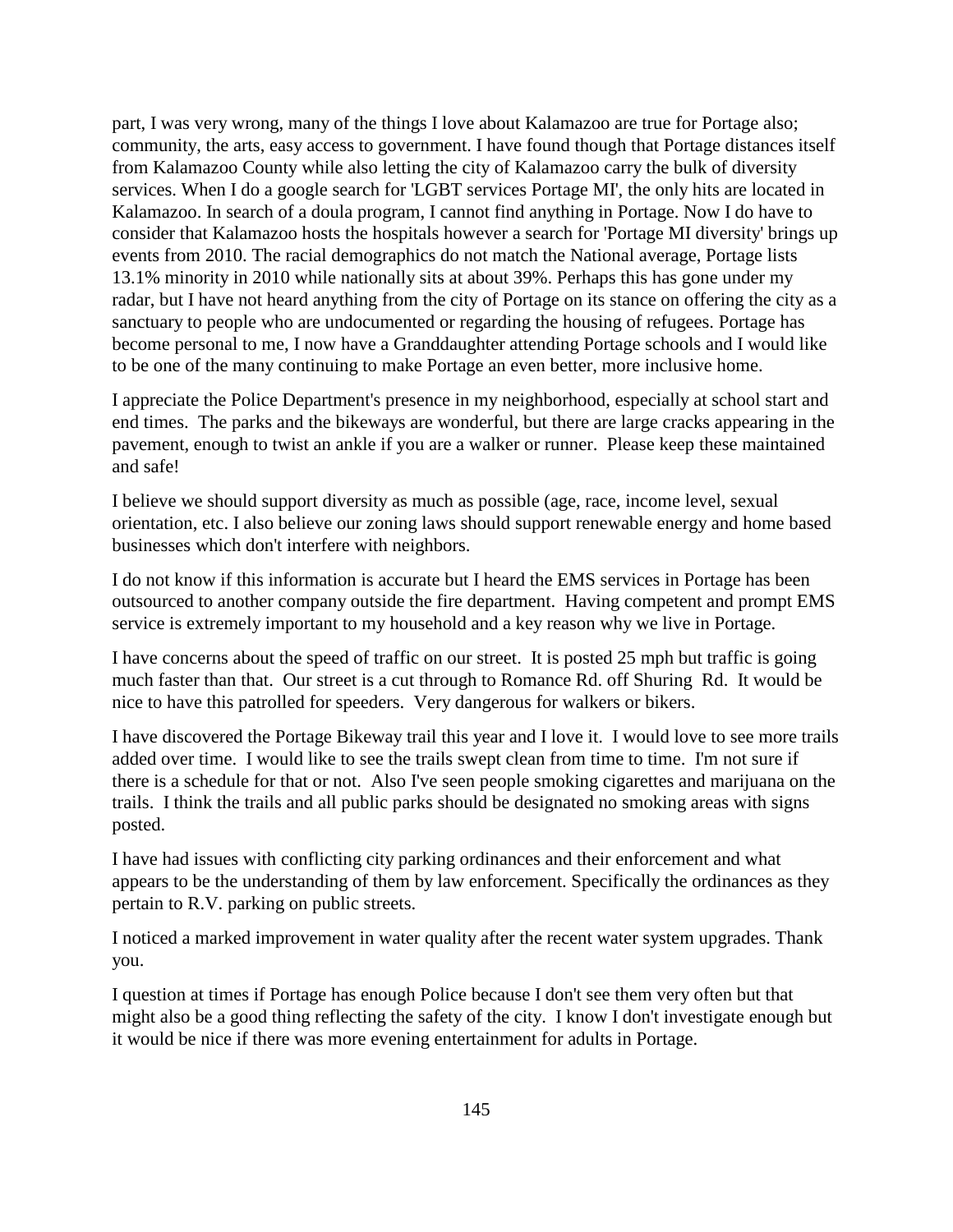part, I was very wrong, many of the things I love about Kalamazoo are true for Portage also; community, the arts, easy access to government. I have found though that Portage distances itself from Kalamazoo County while also letting the city of Kalamazoo carry the bulk of diversity services. When I do a google search for 'LGBT services Portage MI', the only hits are located in Kalamazoo. In search of a doula program, I cannot find anything in Portage. Now I do have to consider that Kalamazoo hosts the hospitals however a search for 'Portage MI diversity' brings up events from 2010. The racial demographics do not match the National average, Portage lists 13.1% minority in 2010 while nationally sits at about 39%. Perhaps this has gone under my radar, but I have not heard anything from the city of Portage on its stance on offering the city as a sanctuary to people who are undocumented or regarding the housing of refugees. Portage has become personal to me, I now have a Granddaughter attending Portage schools and I would like to be one of the many continuing to make Portage an even better, more inclusive home.

I appreciate the Police Department's presence in my neighborhood, especially at school start and end times. The parks and the bikeways are wonderful, but there are large cracks appearing in the pavement, enough to twist an ankle if you are a walker or runner. Please keep these maintained and safe!

I believe we should support diversity as much as possible (age, race, income level, sexual orientation, etc. I also believe our zoning laws should support renewable energy and home based businesses which don't interfere with neighbors.

I do not know if this information is accurate but I heard the EMS services in Portage has been outsourced to another company outside the fire department. Having competent and prompt EMS service is extremely important to my household and a key reason why we live in Portage.

I have concerns about the speed of traffic on our street. It is posted 25 mph but traffic is going much faster than that. Our street is a cut through to Romance Rd. off Shuring Rd. It would be nice to have this patrolled for speeders. Very dangerous for walkers or bikers.

I have discovered the Portage Bikeway trail this year and I love it. I would love to see more trails added over time. I would like to see the trails swept clean from time to time. I'm not sure if there is a schedule for that or not. Also I've seen people smoking cigarettes and marijuana on the trails. I think the trails and all public parks should be designated no smoking areas with signs posted.

I have had issues with conflicting city parking ordinances and their enforcement and what appears to be the understanding of them by law enforcement. Specifically the ordinances as they pertain to R.V. parking on public streets.

I noticed a marked improvement in water quality after the recent water system upgrades. Thank you.

I question at times if Portage has enough Police because I don't see them very often but that might also be a good thing reflecting the safety of the city. I know I don't investigate enough but it would be nice if there was more evening entertainment for adults in Portage.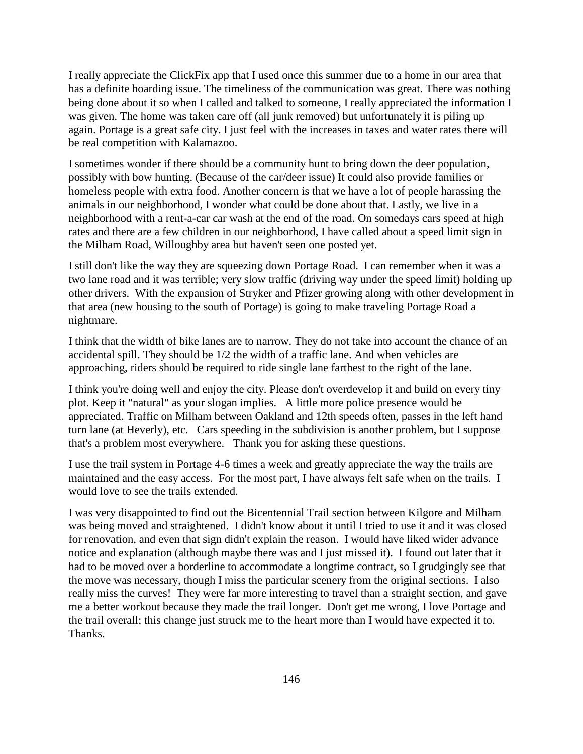I really appreciate the ClickFix app that I used once this summer due to a home in our area that has a definite hoarding issue. The timeliness of the communication was great. There was nothing being done about it so when I called and talked to someone, I really appreciated the information I was given. The home was taken care off (all junk removed) but unfortunately it is piling up again. Portage is a great safe city. I just feel with the increases in taxes and water rates there will be real competition with Kalamazoo.

I sometimes wonder if there should be a community hunt to bring down the deer population, possibly with bow hunting. (Because of the car/deer issue) It could also provide families or homeless people with extra food. Another concern is that we have a lot of people harassing the animals in our neighborhood, I wonder what could be done about that. Lastly, we live in a neighborhood with a rent-a-car car wash at the end of the road. On somedays cars speed at high rates and there are a few children in our neighborhood, I have called about a speed limit sign in the Milham Road, Willoughby area but haven't seen one posted yet.

I still don't like the way they are squeezing down Portage Road. I can remember when it was a two lane road and it was terrible; very slow traffic (driving way under the speed limit) holding up other drivers. With the expansion of Stryker and Pfizer growing along with other development in that area (new housing to the south of Portage) is going to make traveling Portage Road a nightmare.

I think that the width of bike lanes are to narrow. They do not take into account the chance of an accidental spill. They should be 1/2 the width of a traffic lane. And when vehicles are approaching, riders should be required to ride single lane farthest to the right of the lane.

I think you're doing well and enjoy the city. Please don't overdevelop it and build on every tiny plot. Keep it "natural" as your slogan implies. A little more police presence would be appreciated. Traffic on Milham between Oakland and 12th speeds often, passes in the left hand turn lane (at Heverly), etc. Cars speeding in the subdivision is another problem, but I suppose that's a problem most everywhere. Thank you for asking these questions.

I use the trail system in Portage 4-6 times a week and greatly appreciate the way the trails are maintained and the easy access. For the most part, I have always felt safe when on the trails. I would love to see the trails extended.

I was very disappointed to find out the Bicentennial Trail section between Kilgore and Milham was being moved and straightened. I didn't know about it until I tried to use it and it was closed for renovation, and even that sign didn't explain the reason. I would have liked wider advance notice and explanation (although maybe there was and I just missed it). I found out later that it had to be moved over a borderline to accommodate a longtime contract, so I grudgingly see that the move was necessary, though I miss the particular scenery from the original sections. I also really miss the curves! They were far more interesting to travel than a straight section, and gave me a better workout because they made the trail longer. Don't get me wrong, I love Portage and the trail overall; this change just struck me to the heart more than I would have expected it to. Thanks.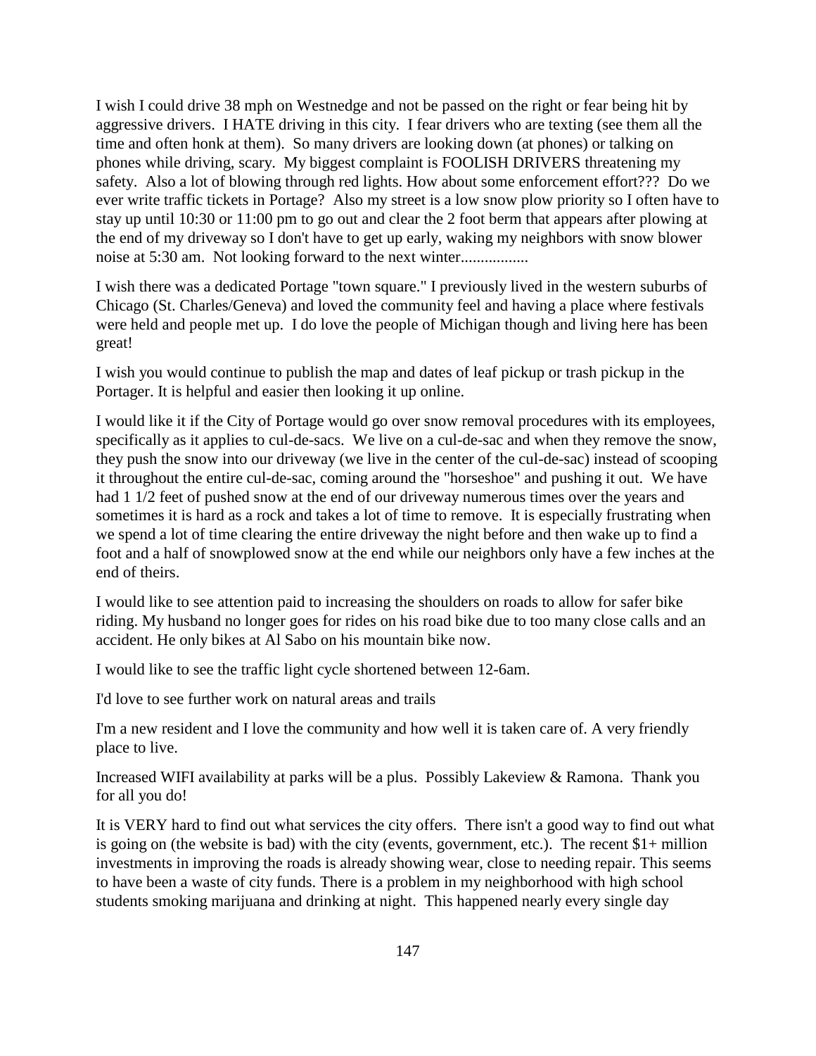I wish I could drive 38 mph on Westnedge and not be passed on the right or fear being hit by aggressive drivers. I HATE driving in this city. I fear drivers who are texting (see them all the time and often honk at them). So many drivers are looking down (at phones) or talking on phones while driving, scary. My biggest complaint is FOOLISH DRIVERS threatening my safety. Also a lot of blowing through red lights. How about some enforcement effort??? Do we ever write traffic tickets in Portage? Also my street is a low snow plow priority so I often have to stay up until 10:30 or 11:00 pm to go out and clear the 2 foot berm that appears after plowing at the end of my driveway so I don't have to get up early, waking my neighbors with snow blower noise at 5:30 am. Not looking forward to the next winter.................

I wish there was a dedicated Portage "town square." I previously lived in the western suburbs of Chicago (St. Charles/Geneva) and loved the community feel and having a place where festivals were held and people met up. I do love the people of Michigan though and living here has been great!

I wish you would continue to publish the map and dates of leaf pickup or trash pickup in the Portager. It is helpful and easier then looking it up online.

I would like it if the City of Portage would go over snow removal procedures with its employees, specifically as it applies to cul-de-sacs. We live on a cul-de-sac and when they remove the snow, they push the snow into our driveway (we live in the center of the cul-de-sac) instead of scooping it throughout the entire cul-de-sac, coming around the "horseshoe" and pushing it out. We have had 1 1/2 feet of pushed snow at the end of our driveway numerous times over the years and sometimes it is hard as a rock and takes a lot of time to remove. It is especially frustrating when we spend a lot of time clearing the entire driveway the night before and then wake up to find a foot and a half of snowplowed snow at the end while our neighbors only have a few inches at the end of theirs.

I would like to see attention paid to increasing the shoulders on roads to allow for safer bike riding. My husband no longer goes for rides on his road bike due to too many close calls and an accident. He only bikes at Al Sabo on his mountain bike now.

I would like to see the traffic light cycle shortened between 12-6am.

I'd love to see further work on natural areas and trails

I'm a new resident and I love the community and how well it is taken care of. A very friendly place to live.

Increased WIFI availability at parks will be a plus. Possibly Lakeview & Ramona. Thank you for all you do!

It is VERY hard to find out what services the city offers. There isn't a good way to find out what is going on (the website is bad) with the city (events, government, etc.). The recent $1+ million investments in improving the roads is already showing wear, close to needing repair. This seems to have been a waste of city funds. There is a problem in my neighborhood with high school students smoking marijuana and drinking at night. This happened nearly every single day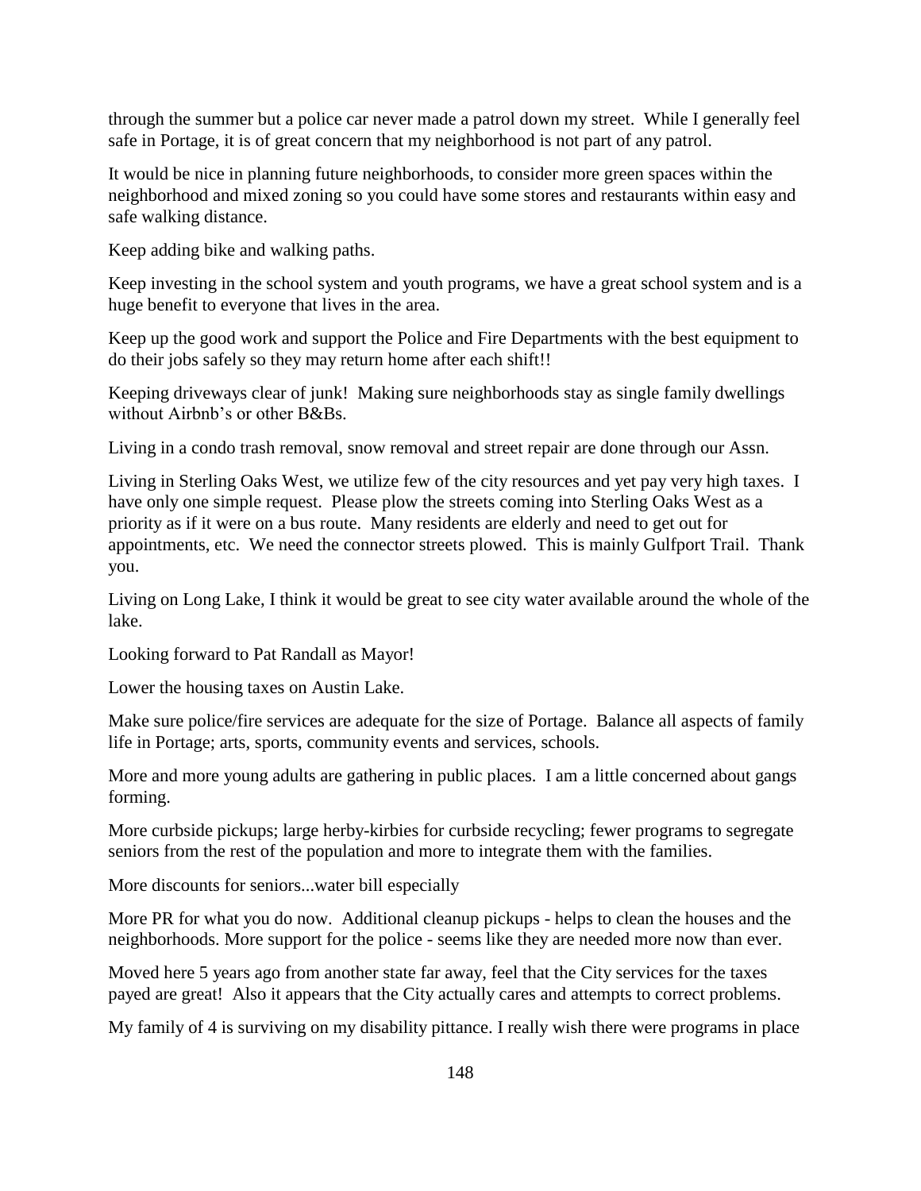through the summer but a police car never made a patrol down my street. While I generally feel safe in Portage, it is of great concern that my neighborhood is not part of any patrol.

It would be nice in planning future neighborhoods, to consider more green spaces within the neighborhood and mixed zoning so you could have some stores and restaurants within easy and safe walking distance.

Keep adding bike and walking paths.

Keep investing in the school system and youth programs, we have a great school system and is a huge benefit to everyone that lives in the area.

Keep up the good work and support the Police and Fire Departments with the best equipment to do their jobs safely so they may return home after each shift!!

Keeping driveways clear of junk! Making sure neighborhoods stay as single family dwellings without Airbnb's or other B&Bs.

Living in a condo trash removal, snow removal and street repair are done through our Assn.

Living in Sterling Oaks West, we utilize few of the city resources and yet pay very high taxes. I have only one simple request. Please plow the streets coming into Sterling Oaks West as a priority as if it were on a bus route. Many residents are elderly and need to get out for appointments, etc. We need the connector streets plowed. This is mainly Gulfport Trail. Thank you.

Living on Long Lake, I think it would be great to see city water available around the whole of the lake.

Looking forward to Pat Randall as Mayor!

Lower the housing taxes on Austin Lake.

Make sure police/fire services are adequate for the size of Portage. Balance all aspects of family life in Portage; arts, sports, community events and services, schools.

More and more young adults are gathering in public places. I am a little concerned about gangs forming.

More curbside pickups; large herby-kirbies for curbside recycling; fewer programs to segregate seniors from the rest of the population and more to integrate them with the families.

More discounts for seniors...water bill especially

More PR for what you do now. Additional cleanup pickups - helps to clean the houses and the neighborhoods. More support for the police - seems like they are needed more now than ever.

Moved here 5 years ago from another state far away, feel that the City services for the taxes payed are great! Also it appears that the City actually cares and attempts to correct problems.

My family of 4 is surviving on my disability pittance. I really wish there were programs in place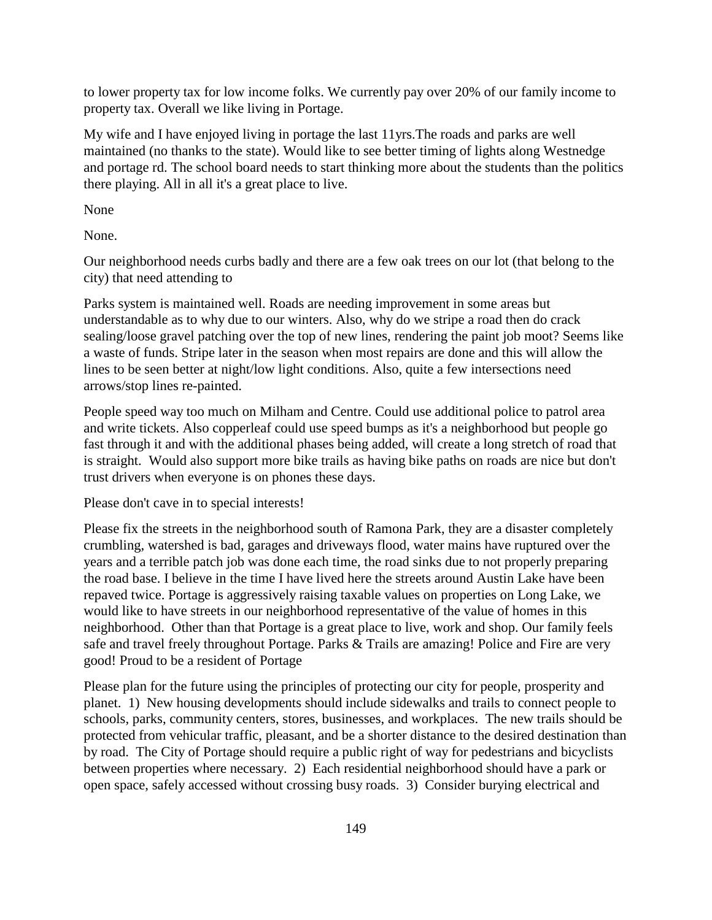to lower property tax for low income folks. We currently pay over 20% of our family income to property tax. Overall we like living in Portage.

My wife and I have enjoyed living in portage the last 11yrs.The roads and parks are well maintained (no thanks to the state). Would like to see better timing of lights along Westnedge and portage rd. The school board needs to start thinking more about the students than the politics there playing. All in all it's a great place to live.

None

None.

Our neighborhood needs curbs badly and there are a few oak trees on our lot (that belong to the city) that need attending to

Parks system is maintained well. Roads are needing improvement in some areas but understandable as to why due to our winters. Also, why do we stripe a road then do crack sealing/loose gravel patching over the top of new lines, rendering the paint job moot? Seems like a waste of funds. Stripe later in the season when most repairs are done and this will allow the lines to be seen better at night/low light conditions. Also, quite a few intersections need arrows/stop lines re-painted.

People speed way too much on Milham and Centre. Could use additional police to patrol area and write tickets. Also copperleaf could use speed bumps as it's a neighborhood but people go fast through it and with the additional phases being added, will create a long stretch of road that is straight.  Would also support more bike trails as having bike paths on roads are nice but don't trust drivers when everyone is on phones these days.

Please don't cave in to special interests!

Please fix the streets in the neighborhood south of Ramona Park, they are a disaster completely crumbling, watershed is bad, garages and driveways flood, water mains have ruptured over the years and a terrible patch job was done each time, the road sinks due to not properly preparing the road base. I believe in the time I have lived here the streets around Austin Lake have been repaved twice. Portage is aggressively raising taxable values on properties on Long Lake, we would like to have streets in our neighborhood representative of the value of homes in this neighborhood.  Other than that Portage is a great place to live, work and shop. Our family feels safe and travel freely throughout Portage. Parks & Trails are amazing! Police and Fire are very good! Proud to be a resident of Portage

Please plan for the future using the principles of protecting our city for people, prosperity and planet.  1)  New housing developments should include sidewalks and trails to connect people to schools, parks, community centers, stores, businesses, and workplaces.  The new trails should be protected from vehicular traffic, pleasant, and be a shorter distance to the desired destination than by road.  The City of Portage should require a public right of way for pedestrians and bicyclists between properties where necessary.  2)  Each residential neighborhood should have a park or open space, safely accessed without crossing busy roads.  3)  Consider burying electrical and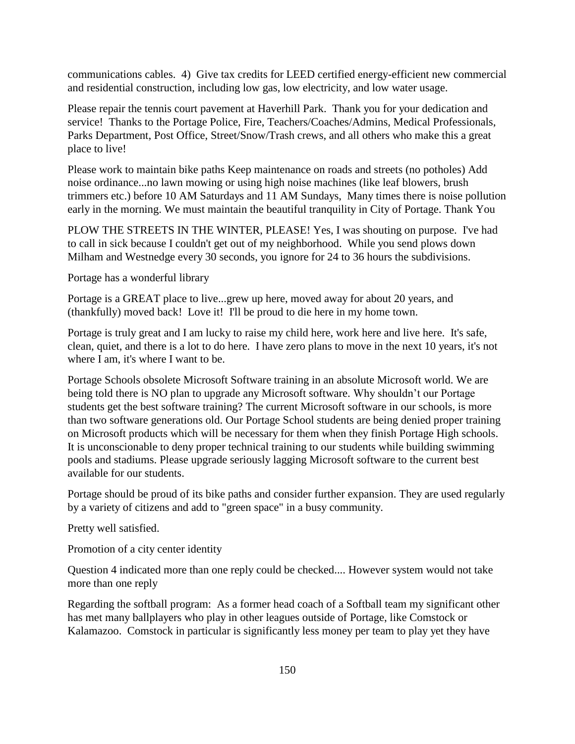communications cables. 4) Give tax credits for LEED certified energy-efficient new commercial and residential construction, including low gas, low electricity, and low water usage.

Please repair the tennis court pavement at Haverhill Park. Thank you for your dedication and service! Thanks to the Portage Police, Fire, Teachers/Coaches/Admins, Medical Professionals, Parks Department, Post Office, Street/Snow/Trash crews, and all others who make this a great place to live!

Please work to maintain bike paths Keep maintenance on roads and streets (no potholes) Add noise ordinance...no lawn mowing or using high noise machines (like leaf blowers, brush trimmers etc.) before 10 AM Saturdays and 11 AM Sundays, Many times there is noise pollution early in the morning. We must maintain the beautiful tranquility in City of Portage. Thank You

PLOW THE STREETS IN THE WINTER, PLEASE! Yes, I was shouting on purpose. I've had to call in sick because I couldn't get out of my neighborhood. While you send plows down Milham and Westnedge every 30 seconds, you ignore for 24 to 36 hours the subdivisions.

Portage has a wonderful library

Portage is a GREAT place to live...grew up here, moved away for about 20 years, and (thankfully) moved back! Love it! I'll be proud to die here in my home town.

Portage is truly great and I am lucky to raise my child here, work here and live here. It's safe, clean, quiet, and there is a lot to do here. I have zero plans to move in the next 10 years, it's not where I am, it's where I want to be.

Portage Schools obsolete Microsoft Software training in an absolute Microsoft world. We are being told there is NO plan to upgrade any Microsoft software. Why shouldn't our Portage students get the best software training? The current Microsoft software in our schools, is more than two software generations old. Our Portage School students are being denied proper training on Microsoft products which will be necessary for them when they finish Portage High schools. It is unconscionable to deny proper technical training to our students while building swimming pools and stadiums. Please upgrade seriously lagging Microsoft software to the current best available for our students.

Portage should be proud of its bike paths and consider further expansion. They are used regularly by a variety of citizens and add to "green space" in a busy community.

Pretty well satisfied.

Promotion of a city center identity

Question 4 indicated more than one reply could be checked.... However system would not take more than one reply

Regarding the softball program: As a former head coach of a Softball team my significant other has met many ballplayers who play in other leagues outside of Portage, like Comstock or Kalamazoo. Comstock in particular is significantly less money per team to play yet they have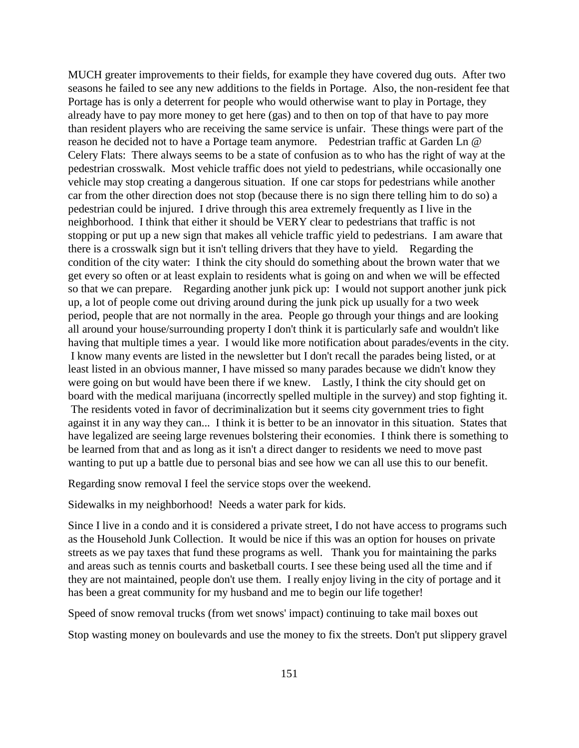MUCH greater improvements to their fields, for example they have covered dug outs. After two seasons he failed to see any new additions to the fields in Portage. Also, the non-resident fee that Portage has is only a deterrent for people who would otherwise want to play in Portage, they already have to pay more money to get here (gas) and to then on top of that have to pay more than resident players who are receiving the same service is unfair. These things were part of the reason he decided not to have a Portage team anymore. Pedestrian traffic at Garden Ln @ Celery Flats: There always seems to be a state of confusion as to who has the right of way at the pedestrian crosswalk. Most vehicle traffic does not yield to pedestrians, while occasionally one vehicle may stop creating a dangerous situation. If one car stops for pedestrians while another car from the other direction does not stop (because there is no sign there telling him to do so) a pedestrian could be injured. I drive through this area extremely frequently as I live in the neighborhood. I think that either it should be VERY clear to pedestrians that traffic is not stopping or put up a new sign that makes all vehicle traffic yield to pedestrians. I am aware that there is a crosswalk sign but it isn't telling drivers that they have to yield. Regarding the condition of the city water: I think the city should do something about the brown water that we get every so often or at least explain to residents what is going on and when we will be effected so that we can prepare. Regarding another junk pick up: I would not support another junk pick up, a lot of people come out driving around during the junk pick up usually for a two week period, people that are not normally in the area. People go through your things and are looking all around your house/surrounding property I don't think it is particularly safe and wouldn't like having that multiple times a year. I would like more notification about parades/events in the city. I know many events are listed in the newsletter but I don't recall the parades being listed, or at least listed in an obvious manner, I have missed so many parades because we didn't know they were going on but would have been there if we knew. Lastly, I think the city should get on board with the medical marijuana (incorrectly spelled multiple in the survey) and stop fighting it. The residents voted in favor of decriminalization but it seems city government tries to fight against it in any way they can... I think it is better to be an innovator in this situation. States that have legalized are seeing large revenues bolstering their economies. I think there is something to be learned from that and as long as it isn't a direct danger to residents we need to move past wanting to put up a battle due to personal bias and see how we can all use this to our benefit.

Regarding snow removal I feel the service stops over the weekend.

Sidewalks in my neighborhood! Needs a water park for kids.

Since I live in a condo and it is considered a private street, I do not have access to programs such as the Household Junk Collection. It would be nice if this was an option for houses on private streets as we pay taxes that fund these programs as well. Thank you for maintaining the parks and areas such as tennis courts and basketball courts. I see these being used all the time and if they are not maintained, people don't use them. I really enjoy living in the city of portage and it has been a great community for my husband and me to begin our life together!

Speed of snow removal trucks (from wet snows' impact) continuing to take mail boxes out

Stop wasting money on boulevards and use the money to fix the streets. Don't put slippery gravel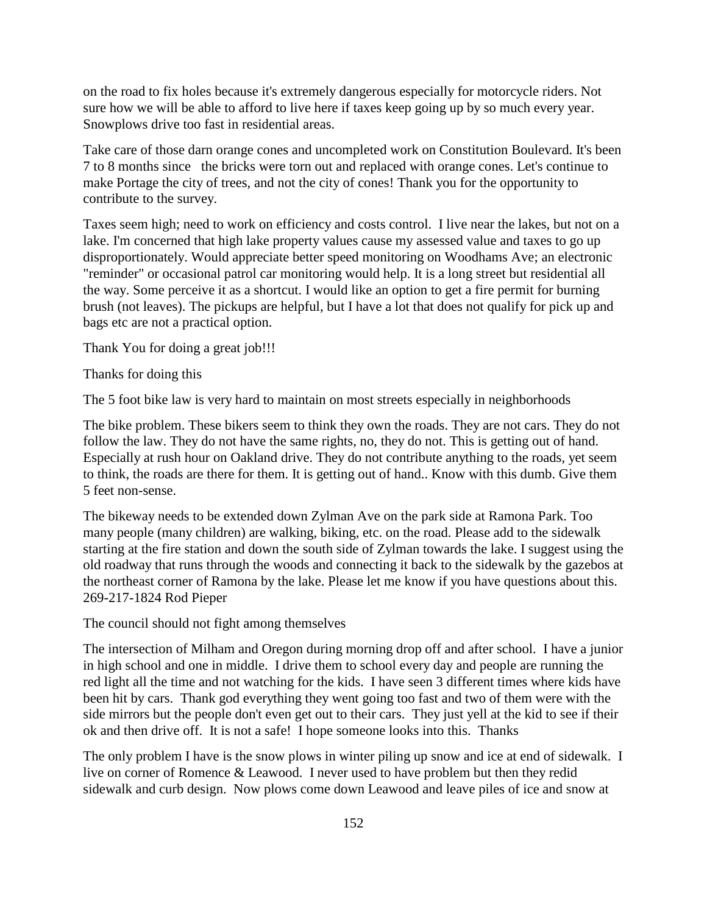on the road to fix holes because it's extremely dangerous especially for motorcycle riders. Not sure how we will be able to afford to live here if taxes keep going up by so much every year. Snowplows drive too fast in residential areas.

Take care of those darn orange cones and uncompleted work on Constitution Boulevard. It's been 7 to 8 months since  the bricks were torn out and replaced with orange cones. Let's continue to make Portage the city of trees, and not the city of cones! Thank you for the opportunity to contribute to the survey.

Taxes seem high; need to work on efficiency and costs control.  I live near the lakes, but not on a lake. I'm concerned that high lake property values cause my assessed value and taxes to go up disproportionately. Would appreciate better speed monitoring on Woodhams Ave; an electronic "reminder" or occasional patrol car monitoring would help. It is a long street but residential all the way. Some perceive it as a shortcut. I would like an option to get a fire permit for burning brush (not leaves). The pickups are helpful, but I have a lot that does not qualify for pick up and bags etc are not a practical option.

Thank You for doing a great job!!!

Thanks for doing this

The 5 foot bike law is very hard to maintain on most streets especially in neighborhoods

The bike problem. These bikers seem to think they own the roads. They are not cars. They do not follow the law. They do not have the same rights, no, they do not. This is getting out of hand. Especially at rush hour on Oakland drive. They do not contribute anything to the roads, yet seem to think, the roads are there for them. It is getting out of hand.. Know with this dumb. Give them 5 feet non-sense.

The bikeway needs to be extended down Zylman Ave on the park side at Ramona Park. Too many people (many children) are walking, biking, etc. on the road. Please add to the sidewalk starting at the fire station and down the south side of Zylman towards the lake. I suggest using the old roadway that runs through the woods and connecting it back to the sidewalk by the gazebos at the northeast corner of Ramona by the lake. Please let me know if you have questions about this. 269-217-1824 Rod Pieper

The council should not fight among themselves

The intersection of Milham and Oregon during morning drop off and after school.  I have a junior in high school and one in middle.  I drive them to school every day and people are running the red light all the time and not watching for the kids.  I have seen 3 different times where kids have been hit by cars.  Thank god everything they went going too fast and two of them were with the side mirrors but the people don't even get out to their cars.  They just yell at the kid to see if their ok and then drive off.  It is not a safe!  I hope someone looks into this.  Thanks

The only problem I have is the snow plows in winter piling up snow and ice at end of sidewalk.  I live on corner of Romence & Leawood.  I never used to have problem but then they redid sidewalk and curb design.  Now plows come down Leawood and leave piles of ice and snow at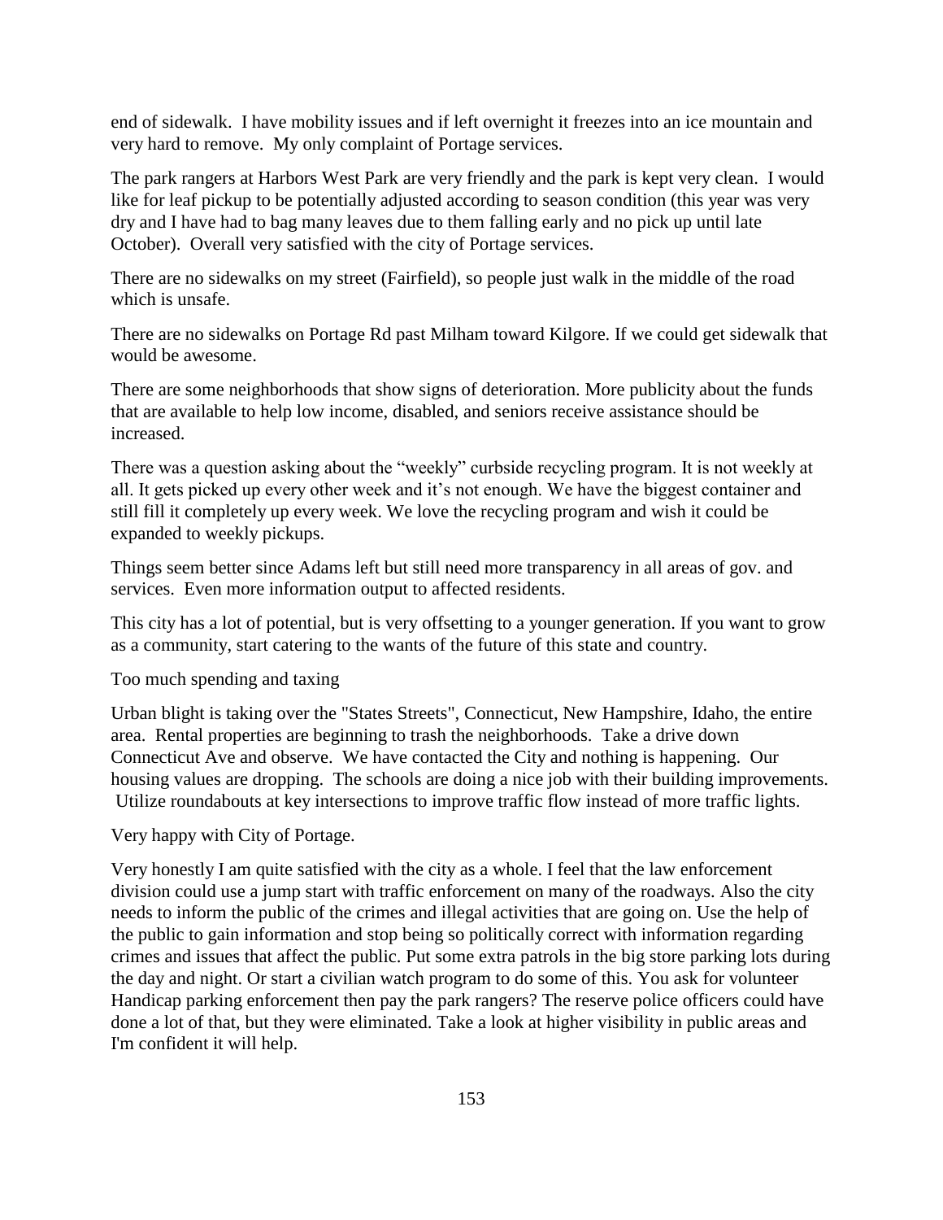end of sidewalk. I have mobility issues and if left overnight it freezes into an ice mountain and very hard to remove. My only complaint of Portage services.

The park rangers at Harbors West Park are very friendly and the park is kept very clean. I would like for leaf pickup to be potentially adjusted according to season condition (this year was very dry and I have had to bag many leaves due to them falling early and no pick up until late October). Overall very satisfied with the city of Portage services.

There are no sidewalks on my street (Fairfield), so people just walk in the middle of the road which is unsafe.

There are no sidewalks on Portage Rd past Milham toward Kilgore. If we could get sidewalk that would be awesome.

There are some neighborhoods that show signs of deterioration. More publicity about the funds that are available to help low income, disabled, and seniors receive assistance should be increased.

There was a question asking about the "weekly" curbside recycling program. It is not weekly at all. It gets picked up every other week and it's not enough. We have the biggest container and still fill it completely up every week. We love the recycling program and wish it could be expanded to weekly pickups.

Things seem better since Adams left but still need more transparency in all areas of gov. and services. Even more information output to affected residents.

This city has a lot of potential, but is very offsetting to a younger generation. If you want to grow as a community, start catering to the wants of the future of this state and country.

Too much spending and taxing

Urban blight is taking over the "States Streets", Connecticut, New Hampshire, Idaho, the entire area. Rental properties are beginning to trash the neighborhoods. Take a drive down Connecticut Ave and observe. We have contacted the City and nothing is happening. Our housing values are dropping. The schools are doing a nice job with their building improvements. Utilize roundabouts at key intersections to improve traffic flow instead of more traffic lights.

Very happy with City of Portage.

Very honestly I am quite satisfied with the city as a whole. I feel that the law enforcement division could use a jump start with traffic enforcement on many of the roadways. Also the city needs to inform the public of the crimes and illegal activities that are going on. Use the help of the public to gain information and stop being so politically correct with information regarding crimes and issues that affect the public. Put some extra patrols in the big store parking lots during the day and night. Or start a civilian watch program to do some of this. You ask for volunteer Handicap parking enforcement then pay the park rangers? The reserve police officers could have done a lot of that, but they were eliminated. Take a look at higher visibility in public areas and I'm confident it will help.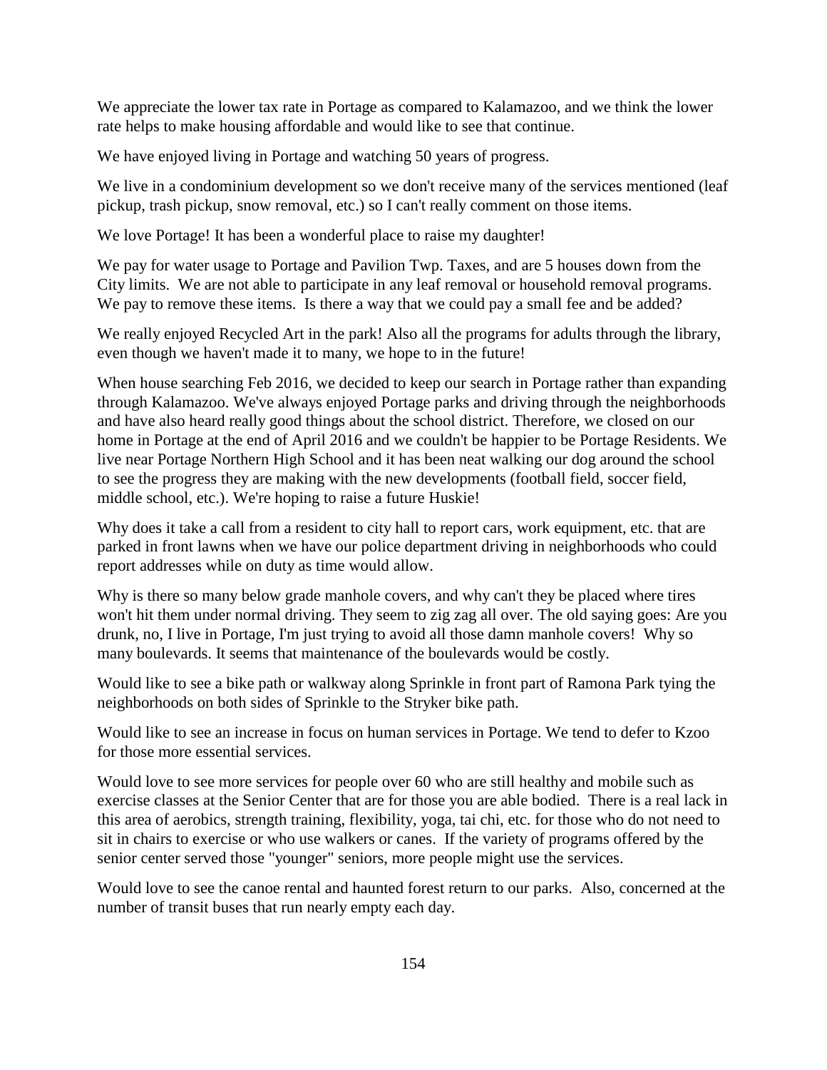We appreciate the lower tax rate in Portage as compared to Kalamazoo, and we think the lower rate helps to make housing affordable and would like to see that continue.

We have enjoyed living in Portage and watching 50 years of progress.

We live in a condominium development so we don't receive many of the services mentioned (leaf pickup, trash pickup, snow removal, etc.) so I can't really comment on those items.

We love Portage! It has been a wonderful place to raise my daughter!

We pay for water usage to Portage and Pavilion Twp. Taxes, and are 5 houses down from the City limits. We are not able to participate in any leaf removal or household removal programs. We pay to remove these items. Is there a way that we could pay a small fee and be added?

We really enjoyed Recycled Art in the park! Also all the programs for adults through the library, even though we haven't made it to many, we hope to in the future!

When house searching Feb 2016, we decided to keep our search in Portage rather than expanding through Kalamazoo. We've always enjoyed Portage parks and driving through the neighborhoods and have also heard really good things about the school district. Therefore, we closed on our home in Portage at the end of April 2016 and we couldn't be happier to be Portage Residents. We live near Portage Northern High School and it has been neat walking our dog around the school to see the progress they are making with the new developments (football field, soccer field, middle school, etc.). We're hoping to raise a future Huskie!

Why does it take a call from a resident to city hall to report cars, work equipment, etc. that are parked in front lawns when we have our police department driving in neighborhoods who could report addresses while on duty as time would allow.

Why is there so many below grade manhole covers, and why can't they be placed where tires won't hit them under normal driving. They seem to zig zag all over. The old saying goes: Are you drunk, no, I live in Portage, I'm just trying to avoid all those damn manhole covers! Why so many boulevards. It seems that maintenance of the boulevards would be costly.

Would like to see a bike path or walkway along Sprinkle in front part of Ramona Park tying the neighborhoods on both sides of Sprinkle to the Stryker bike path.

Would like to see an increase in focus on human services in Portage. We tend to defer to Kzoo for those more essential services.

Would love to see more services for people over 60 who are still healthy and mobile such as exercise classes at the Senior Center that are for those you are able bodied. There is a real lack in this area of aerobics, strength training, flexibility, yoga, tai chi, etc. for those who do not need to sit in chairs to exercise or who use walkers or canes. If the variety of programs offered by the senior center served those "younger" seniors, more people might use the services.

Would love to see the canoe rental and haunted forest return to our parks. Also, concerned at the number of transit buses that run nearly empty each day.